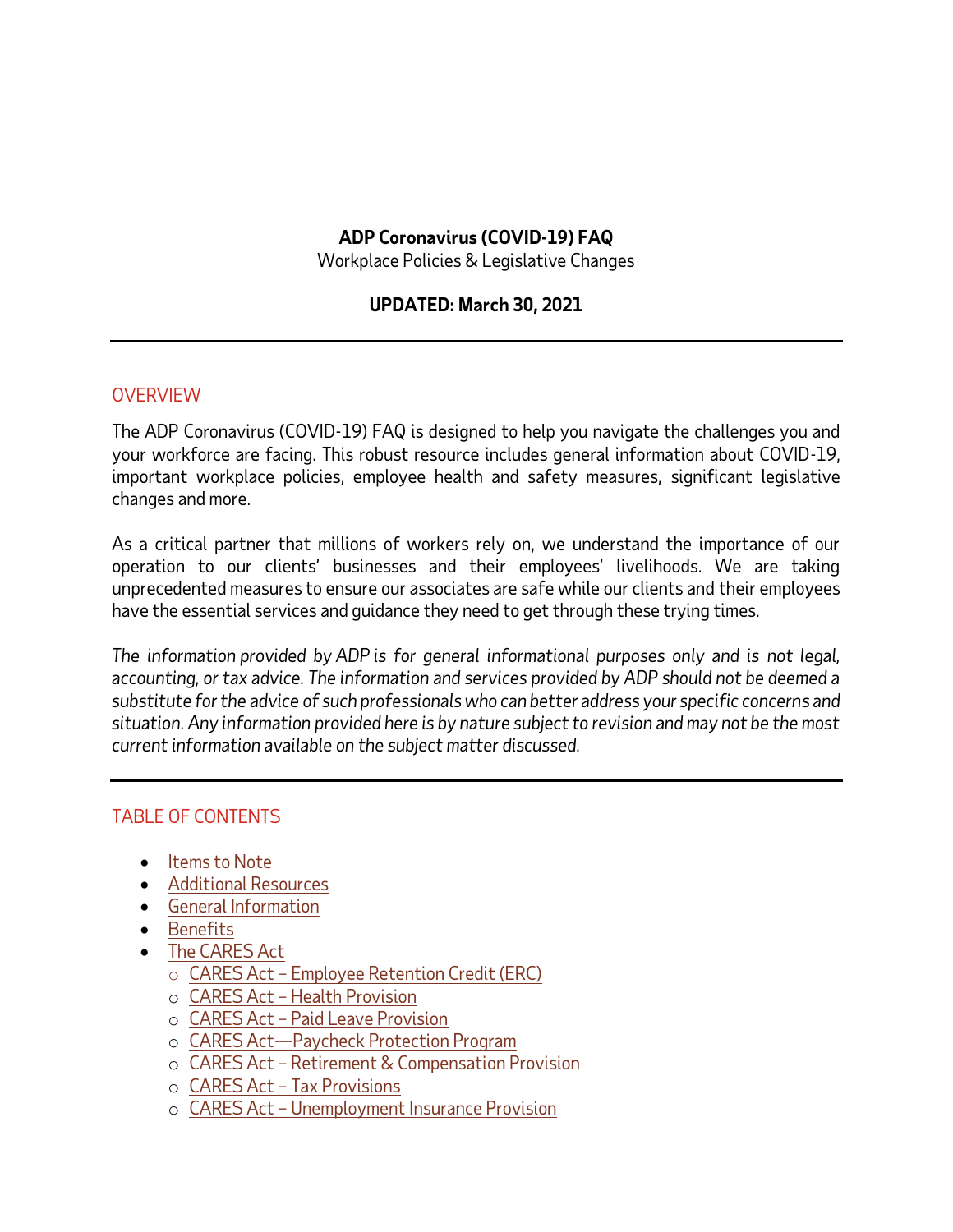# ADP Coronavirus (COVID-19) FAQ

Workplace Policies & Legislative Changes

**UPDATED: March 30, 2021**

---

## OVERVIEW

The ADP Coronavirus (COVID-19) FAQ is designed to help you navigate the challenges you and your workforce are facing. This robust resource includes general information about COVID-19, important workplace policies, employee health and safety measures, significant legislative changes and more.

As a critical partner that millions of workers rely on, we understand the importance of our operation to our clients' businesses and their employees' livelihoods. We are taking unprecedented measures to ensure our associates are safe while our clients and their employees have the essential services and guidance they need to get through these trying times.

*The information provided by ADP is for general informational purposes only and is not legal, accounting, or tax advice. The information and services provided by ADP should not be deemed a substitute for the advice of such professionals who can better address your specific concerns and situation. Any information provided here is by nature subject to revision and may not be the most current information available on the subject matter discussed.*

---

## TABLE OF CONTENTS

- Items to Note
- Additional Resources
- General Information
- Benefits
- The CARES Act
  - CARES Act – Employee Retention Credit (ERC)
  - CARES Act – Health Provision
  - CARES Act – Paid Leave Provision
  - CARES Act—Paycheck Protection Program
  - CARES Act – Retirement & Compensation Provision
  - CARES Act – Tax Provisions
  - CARES Act – Unemployment Insurance Provision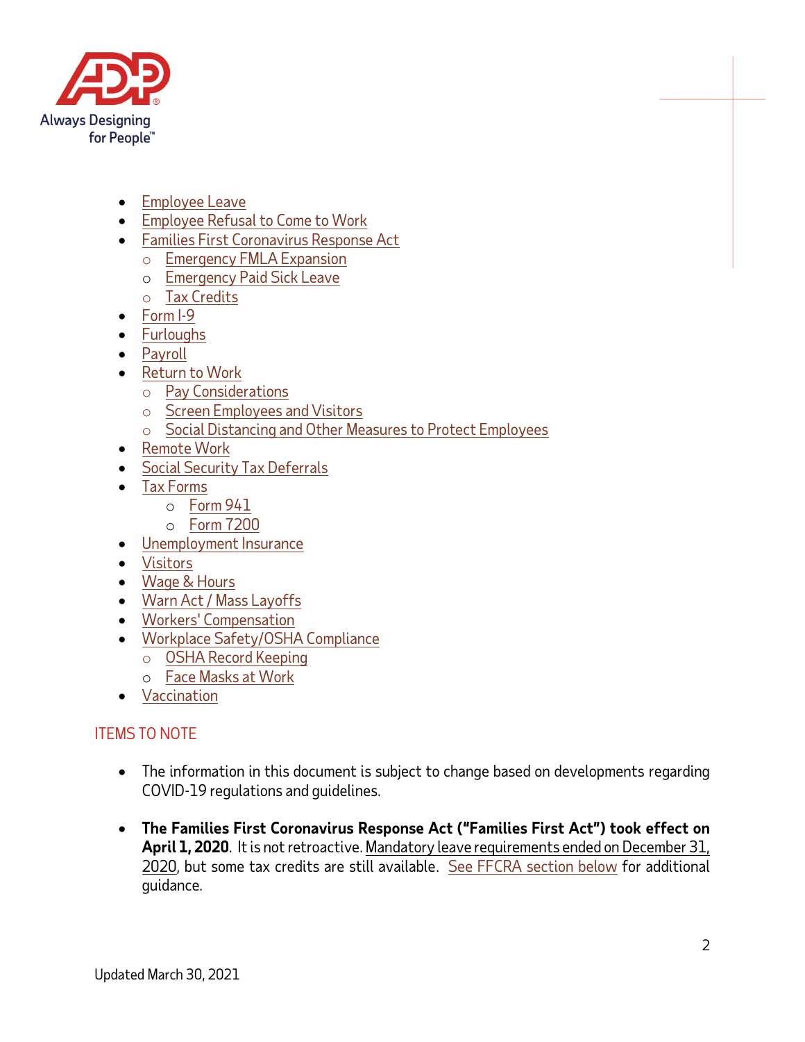- Employee Leave
- Employee Refusal to Come to Work
- Families First Coronavirus Response Act
  - Emergency FMLA Expansion
  - Emergency Paid Sick Leave
  - Tax Credits
- Form I-9
- Furloughs
- Payroll
- Return to Work
  - Pay Considerations
  - Screen Employees and Visitors
  - Social Distancing and Other Measures to Protect Employees
- Remote Work
- Social Security Tax Deferrals
- Tax Forms
  - Form 941
  - Form 7200
- Unemployment Insurance
- Visitors
- Wage & Hours
- Warn Act / Mass Layoffs
- Workers' Compensation
- Workplace Safety/OSHA Compliance
  - OSHA Record Keeping
  - Face Masks at Work
- Vaccination

## ITEMS TO NOTE

- The information in this document is subject to change based on developments regarding COVID-19 regulations and guidelines.

- **The Families First Coronavirus Response Act ("Families First Act") took effect on April 1, 2020**. It is not retroactive. Mandatory leave requirements ended on December 31, 2020, but some tax credits are still available. See FFCRA section below for additional guidance.

Updated March 30, 2021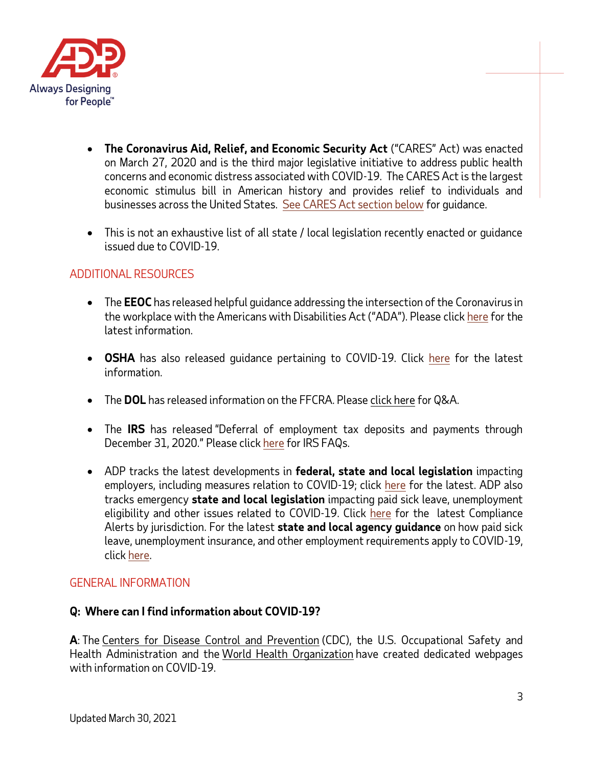- **The Coronavirus Aid, Relief, and Economic Security Act** ("CARES" Act) was enacted on March 27, 2020 and is the third major legislative initiative to address public health concerns and economic distress associated with COVID-19. The CARES Act is the largest economic stimulus bill in American history and provides relief to individuals and businesses across the United States. See CARES Act section below for guidance.

- This is not an exhaustive list of all state / local legislation recently enacted or guidance issued due to COVID-19.

## ADDITIONAL RESOURCES

- The **EEOC** has released helpful guidance addressing the intersection of the Coronavirus in the workplace with the Americans with Disabilities Act ("ADA"). Please click here for the latest information.

- **OSHA** has also released guidance pertaining to COVID-19. Click here for the latest information.

- The **DOL** has released information on the FFCRA. Please click here for Q&A.

- The **IRS** has released "Deferral of employment tax deposits and payments through December 31, 2020." Please click here for IRS FAQs.

- ADP tracks the latest developments in **federal, state and local legislation** impacting employers, including measures relation to COVID-19; click here for the latest. ADP also tracks emergency **state and local legislation** impacting paid sick leave, unemployment eligibility and other issues related to COVID-19. Click here for the latest Compliance Alerts by jurisdiction. For the latest **state and local agency guidance** on how paid sick leave, unemployment insurance, and other employment requirements apply to COVID-19, click here.

## GENERAL INFORMATION

**Q: Where can I find information about COVID-19?**

**A**: The Centers for Disease Control and Prevention (CDC), the U.S. Occupational Safety and Health Administration and the World Health Organization have created dedicated webpages with information on COVID-19.

Updated March 30, 2021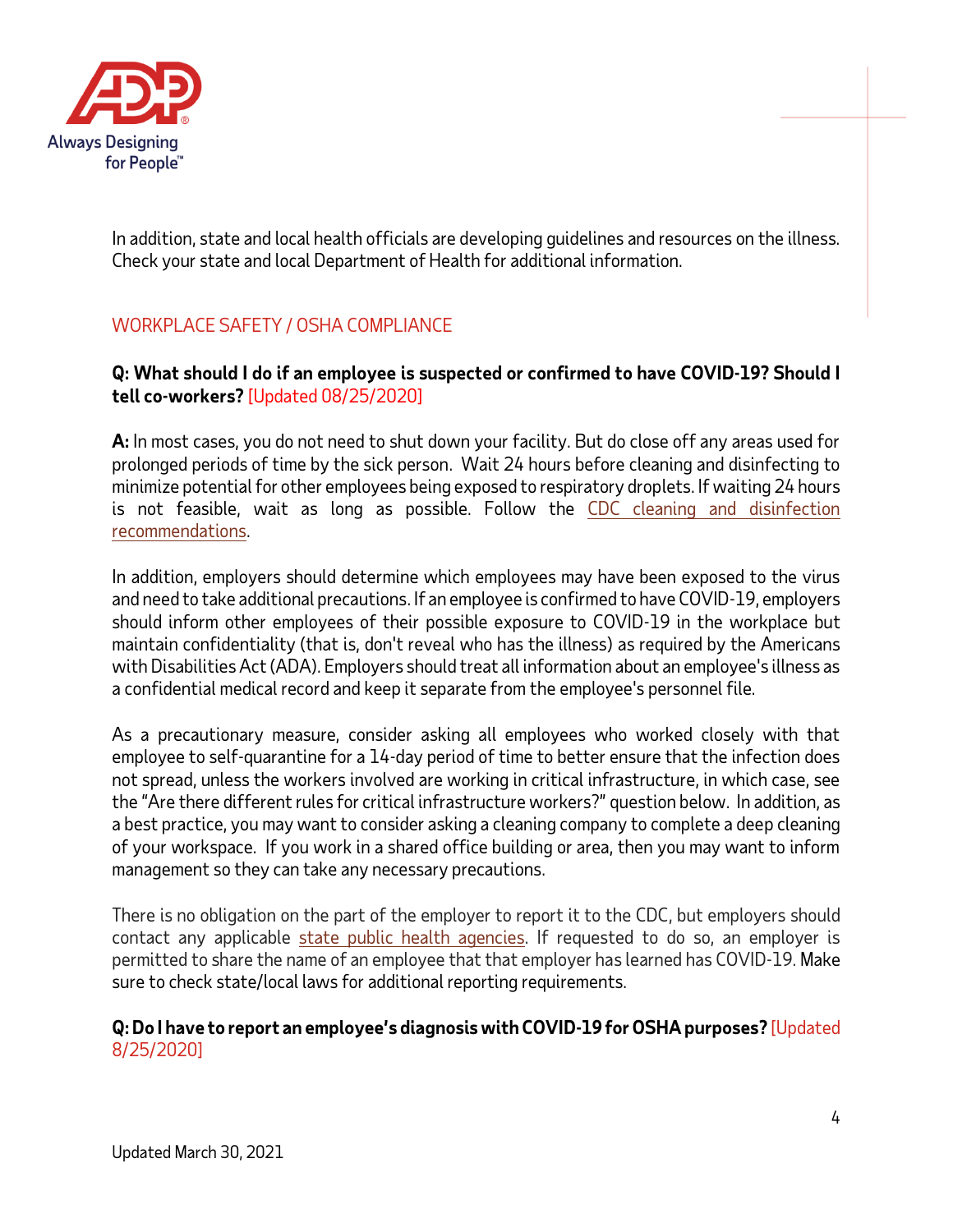In addition, state and local health officials are developing guidelines and resources on the illness. Check your state and local Department of Health for additional information.

## WORKPLACE SAFETY / OSHA COMPLIANCE

**Q: What should I do if an employee is suspected or confirmed to have COVID-19? Should I tell co-workers?** [Updated 08/25/2020]

**A:** In most cases, you do not need to shut down your facility. But do close off any areas used for prolonged periods of time by the sick person. Wait 24 hours before cleaning and disinfecting to minimize potential for other employees being exposed to respiratory droplets. If waiting 24 hours is not feasible, wait as long as possible. Follow the CDC cleaning and disinfection recommendations.

In addition, employers should determine which employees may have been exposed to the virus and need to take additional precautions. If an employee is confirmed to have COVID-19, employers should inform other employees of their possible exposure to COVID-19 in the workplace but maintain confidentiality (that is, don't reveal who has the illness) as required by the Americans with Disabilities Act (ADA). Employers should treat all information about an employee's illness as a confidential medical record and keep it separate from the employee's personnel file.

As a precautionary measure, consider asking all employees who worked closely with that employee to self-quarantine for a 14-day period of time to better ensure that the infection does not spread, unless the workers involved are working in critical infrastructure, in which case, see the "Are there different rules for critical infrastructure workers?" question below. In addition, as a best practice, you may want to consider asking a cleaning company to complete a deep cleaning of your workspace. If you work in a shared office building or area, then you may want to inform management so they can take any necessary precautions.

There is no obligation on the part of the employer to report it to the CDC, but employers should contact any applicable state public health agencies. If requested to do so, an employer is permitted to share the name of an employee that that employer has learned has COVID-19. Make sure to check state/local laws for additional reporting requirements.

**Q: Do I have to report an employee's diagnosis with COVID-19 for OSHA purposes?** [Updated 8/25/2020]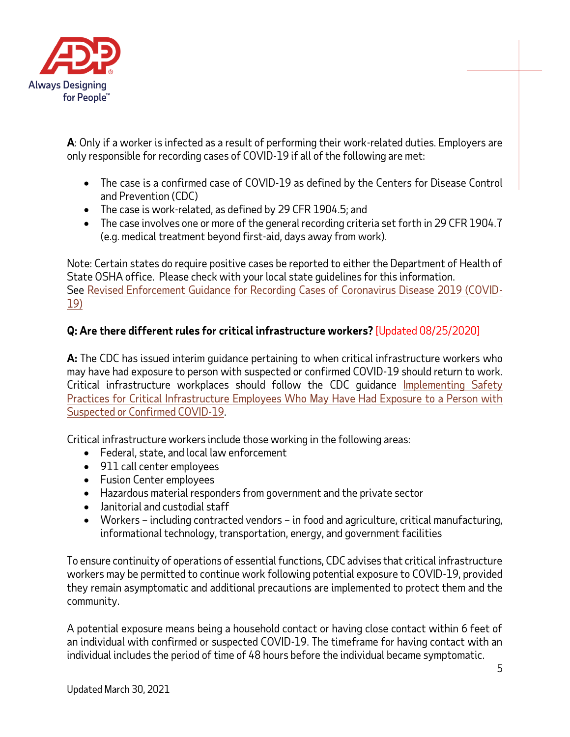**A**: Only if a worker is infected as a result of performing their work-related duties. Employers are only responsible for recording cases of COVID-19 if all of the following are met:

- The case is a confirmed case of COVID-19 as defined by the Centers for Disease Control and Prevention (CDC)
- The case is work-related, as defined by 29 CFR 1904.5; and
- The case involves one or more of the general recording criteria set forth in 29 CFR 1904.7 (e.g. medical treatment beyond first-aid, days away from work).

Note: Certain states do require positive cases be reported to either the Department of Health of State OSHA office. Please check with your local state guidelines for this information.
See Revised Enforcement Guidance for Recording Cases of Coronavirus Disease 2019 (COVID-19)

**Q: Are there different rules for critical infrastructure workers?** [Updated 08/25/2020]

**A:** The CDC has issued interim guidance pertaining to when critical infrastructure workers who may have had exposure to person with suspected or confirmed COVID-19 should return to work. Critical infrastructure workplaces should follow the CDC guidance Implementing Safety Practices for Critical Infrastructure Employees Who May Have Had Exposure to a Person with Suspected or Confirmed COVID-19.

Critical infrastructure workers include those working in the following areas:

- Federal, state, and local law enforcement
- 911 call center employees
- Fusion Center employees
- Hazardous material responders from government and the private sector
- Janitorial and custodial staff
- Workers – including contracted vendors – in food and agriculture, critical manufacturing, informational technology, transportation, energy, and government facilities

To ensure continuity of operations of essential functions, CDC advises that critical infrastructure workers may be permitted to continue work following potential exposure to COVID-19, provided they remain asymptomatic and additional precautions are implemented to protect them and the community.

A potential exposure means being a household contact or having close contact within 6 feet of an individual with confirmed or suspected COVID-19. The timeframe for having contact with an individual includes the period of time of 48 hours before the individual became symptomatic.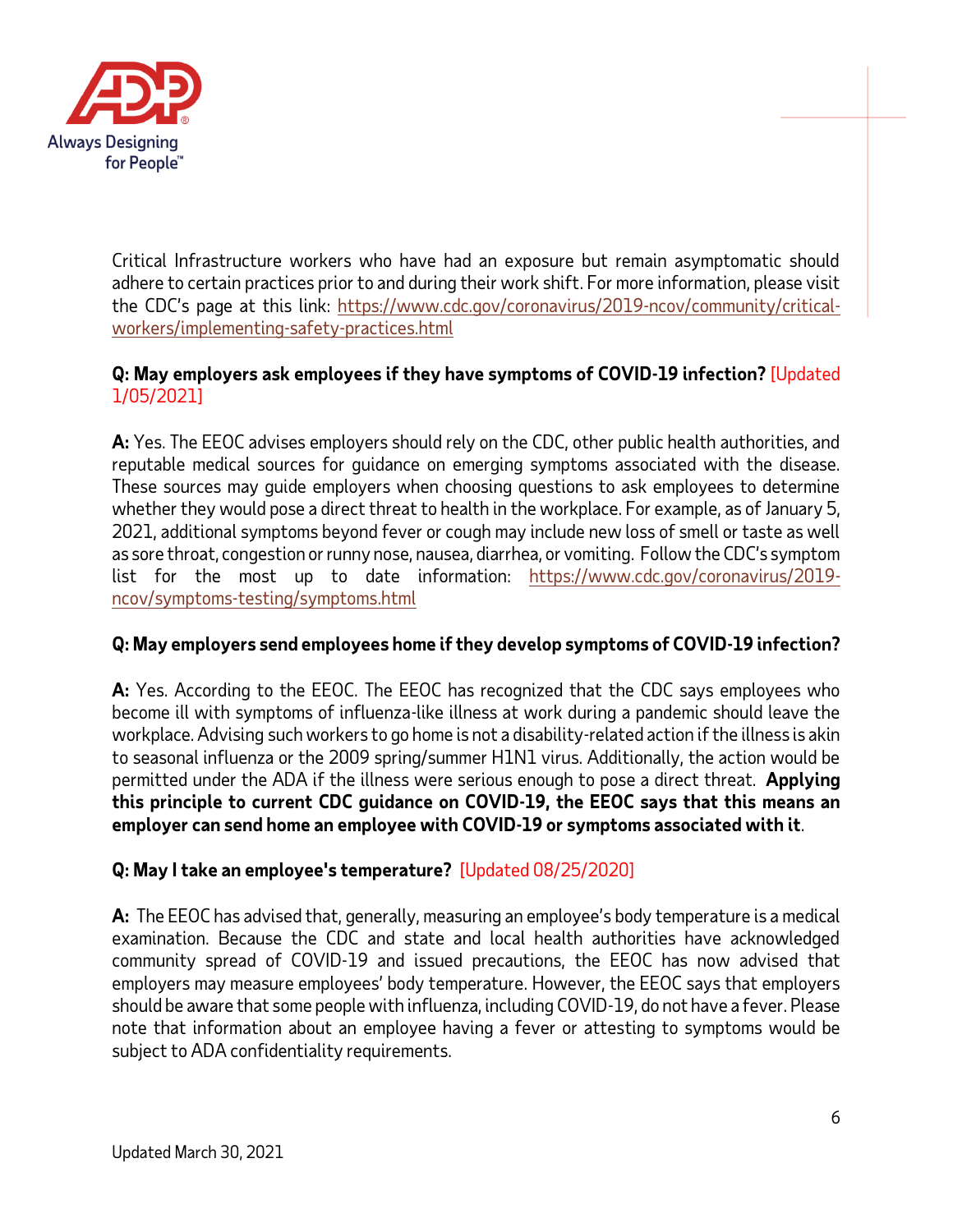Critical Infrastructure workers who have had an exposure but remain asymptomatic should adhere to certain practices prior to and during their work shift. For more information, please visit the CDC's page at this link: https://www.cdc.gov/coronavirus/2019-ncov/community/critical-workers/implementing-safety-practices.html

**Q: May employers ask employees if they have symptoms of COVID-19 infection?** [Updated 1/05/2021]

**A:** Yes. The EEOC advises employers should rely on the CDC, other public health authorities, and reputable medical sources for guidance on emerging symptoms associated with the disease. These sources may guide employers when choosing questions to ask employees to determine whether they would pose a direct threat to health in the workplace. For example, as of January 5, 2021, additional symptoms beyond fever or cough may include new loss of smell or taste as well as sore throat, congestion or runny nose, nausea, diarrhea, or vomiting. Follow the CDC's symptom list for the most up to date information: https://www.cdc.gov/coronavirus/2019-ncov/symptoms-testing/symptoms.html

**Q: May employers send employees home if they develop symptoms of COVID-19 infection?**

**A:** Yes. According to the EEOC. The EEOC has recognized that the CDC says employees who become ill with symptoms of influenza-like illness at work during a pandemic should leave the workplace. Advising such workers to go home is not a disability-related action if the illness is akin to seasonal influenza or the 2009 spring/summer H1N1 virus. Additionally, the action would be permitted under the ADA if the illness were serious enough to pose a direct threat. **Applying this principle to current CDC guidance on COVID-19, the EEOC says that this means an employer can send home an employee with COVID-19 or symptoms associated with it**.

**Q: May I take an employee's temperature?** [Updated 08/25/2020]

**A:** The EEOC has advised that, generally, measuring an employee's body temperature is a medical examination. Because the CDC and state and local health authorities have acknowledged community spread of COVID-19 and issued precautions, the EEOC has now advised that employers may measure employees' body temperature. However, the EEOC says that employers should be aware that some people with influenza, including COVID-19, do not have a fever. Please note that information about an employee having a fever or attesting to symptoms would be subject to ADA confidentiality requirements.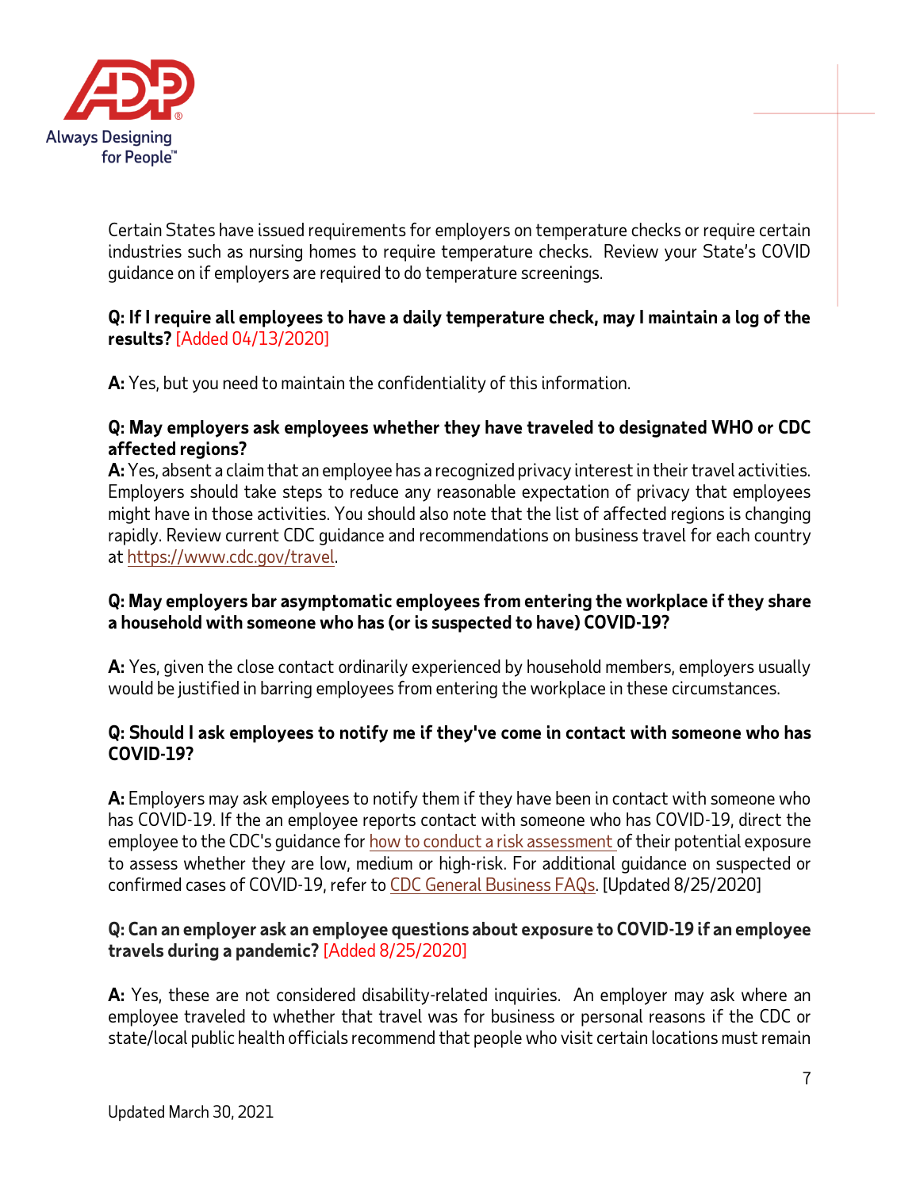Certain States have issued requirements for employers on temperature checks or require certain industries such as nursing homes to require temperature checks. Review your State's COVID guidance on if employers are required to do temperature screenings.

**Q: If I require all employees to have a daily temperature check, may I maintain a log of the results?** [Added 04/13/2020]

**A:** Yes, but you need to maintain the confidentiality of this information.

**Q: May employers ask employees whether they have traveled to designated WHO or CDC affected regions?**

**A:** Yes, absent a claim that an employee has a recognized privacy interest in their travel activities. Employers should take steps to reduce any reasonable expectation of privacy that employees might have in those activities. You should also note that the list of affected regions is changing rapidly. Review current CDC guidance and recommendations on business travel for each country at https://www.cdc.gov/travel.

**Q: May employers bar asymptomatic employees from entering the workplace if they share a household with someone who has (or is suspected to have) COVID-19?**

**A:** Yes, given the close contact ordinarily experienced by household members, employers usually would be justified in barring employees from entering the workplace in these circumstances.

**Q: Should I ask employees to notify me if they've come in contact with someone who has COVID-19?**

**A:** Employers may ask employees to notify them if they have been in contact with someone who has COVID-19. If the an employee reports contact with someone who has COVID-19, direct the employee to the CDC's guidance for how to conduct a risk assessment of their potential exposure to assess whether they are low, medium or high-risk. For additional guidance on suspected or confirmed cases of COVID-19, refer to CDC General Business FAQs. [Updated 8/25/2020]

**Q: Can an employer ask an employee questions about exposure to COVID-19 if an employee travels during a pandemic?** [Added 8/25/2020]

**A:** Yes, these are not considered disability-related inquiries. An employer may ask where an employee traveled to whether that travel was for business or personal reasons if the CDC or state/local public health officials recommend that people who visit certain locations must remain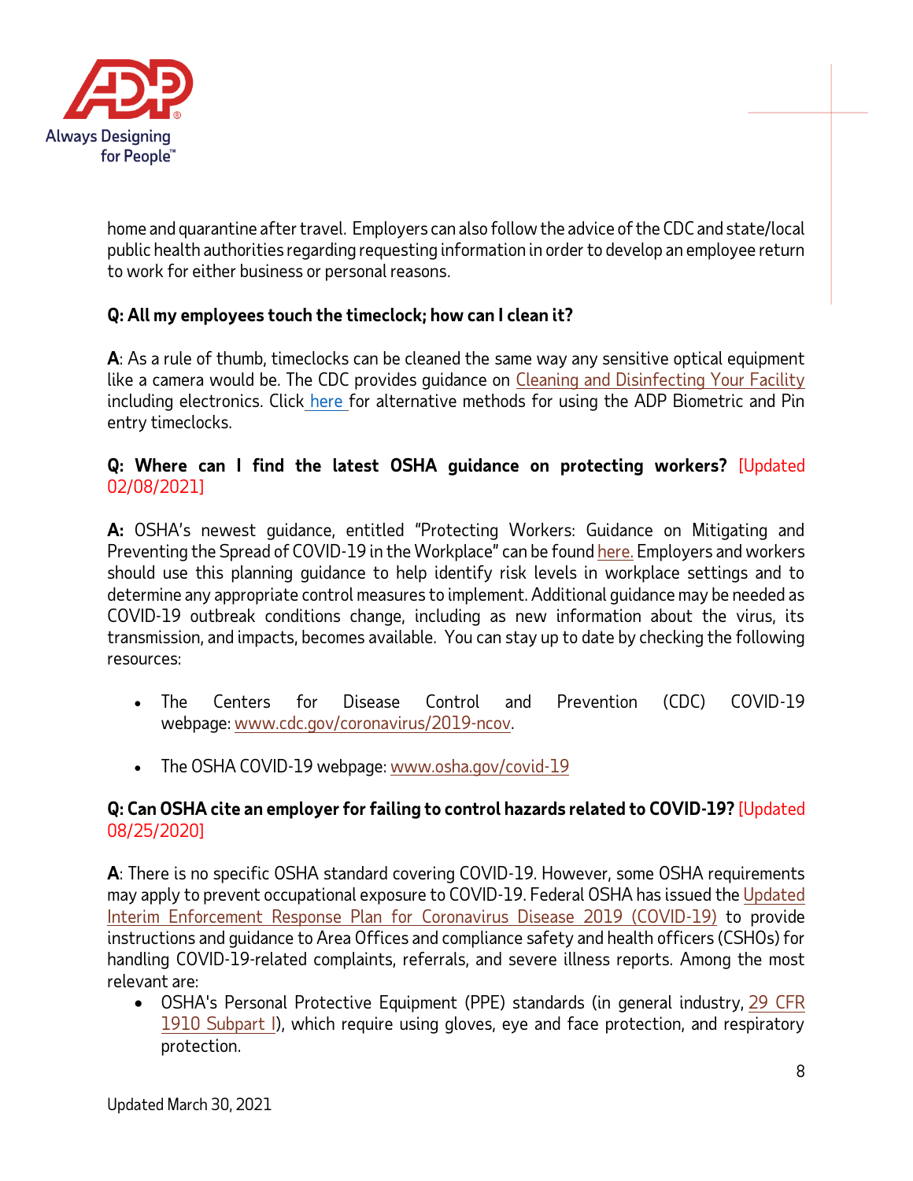home and quarantine after travel. Employers can also follow the advice of the CDC and state/local public health authorities regarding requesting information in order to develop an employee return to work for either business or personal reasons.

**Q: All my employees touch the timeclock; how can I clean it?**

**A**: As a rule of thumb, timeclocks can be cleaned the same way any sensitive optical equipment like a camera would be. The CDC provides guidance on Cleaning and Disinfecting Your Facility including electronics. Click here for alternative methods for using the ADP Biometric and Pin entry timeclocks.

**Q: Where can I find the latest OSHA guidance on protecting workers?** [Updated 02/08/2021]

**A:** OSHA's newest guidance, entitled "Protecting Workers: Guidance on Mitigating and Preventing the Spread of COVID-19 in the Workplace" can be found here. Employers and workers should use this planning guidance to help identify risk levels in workplace settings and to determine any appropriate control measures to implement. Additional guidance may be needed as COVID-19 outbreak conditions change, including as new information about the virus, its transmission, and impacts, becomes available. You can stay up to date by checking the following resources:

- The Centers for Disease Control and Prevention (CDC) COVID-19 webpage: www.cdc.gov/coronavirus/2019-ncov.
- The OSHA COVID-19 webpage: www.osha.gov/covid-19

**Q: Can OSHA cite an employer for failing to control hazards related to COVID-19?** [Updated 08/25/2020]

**A**: There is no specific OSHA standard covering COVID-19. However, some OSHA requirements may apply to prevent occupational exposure to COVID-19. Federal OSHA has issued the Updated Interim Enforcement Response Plan for Coronavirus Disease 2019 (COVID-19) to provide instructions and guidance to Area Offices and compliance safety and health officers (CSHOs) for handling COVID-19-related complaints, referrals, and severe illness reports. Among the most relevant are:

- OSHA's Personal Protective Equipment (PPE) standards (in general industry, 29 CFR 1910 Subpart I), which require using gloves, eye and face protection, and respiratory protection.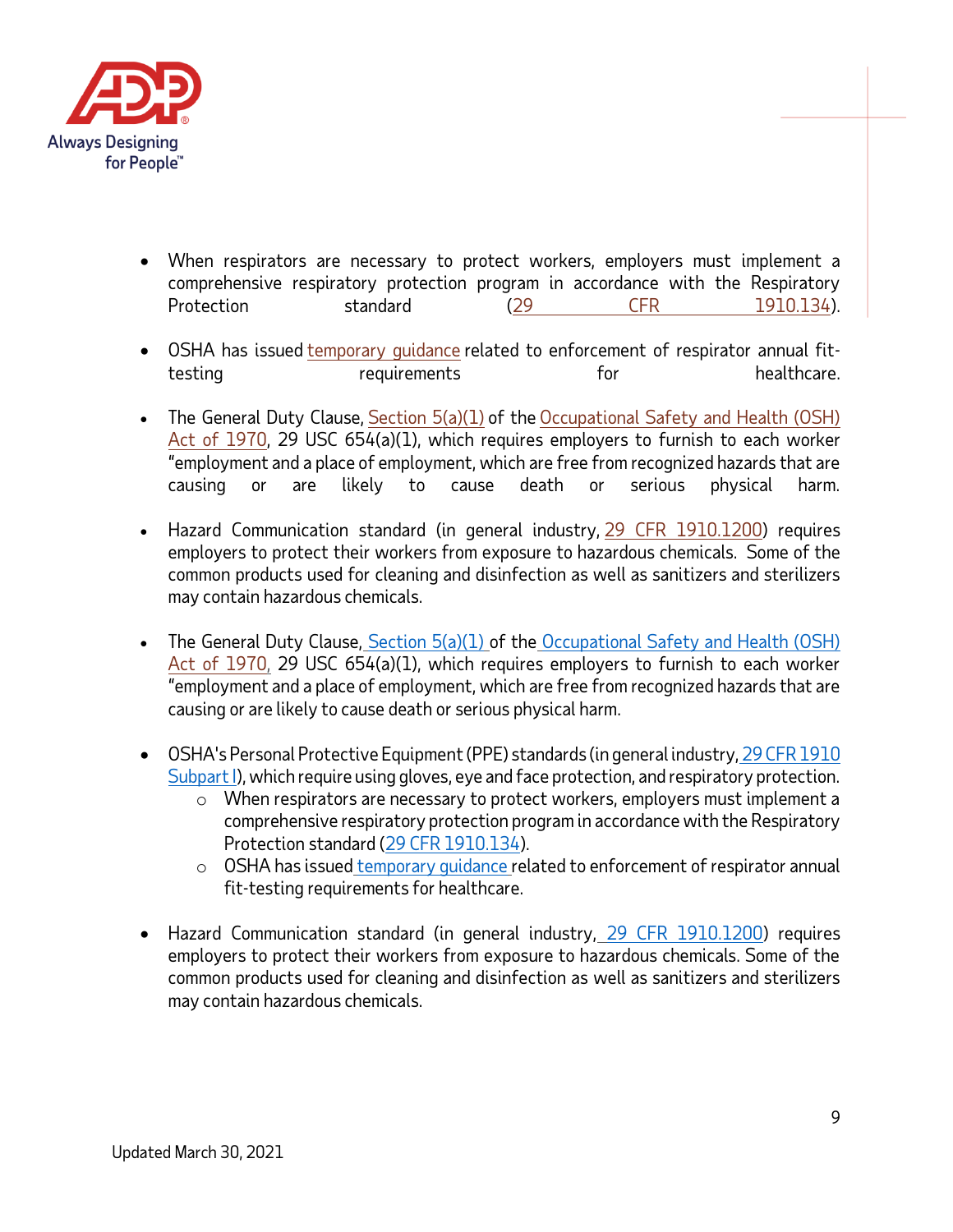- When respirators are necessary to protect workers, employers must implement a comprehensive respiratory protection program in accordance with the Respiratory Protection standard (29 CFR 1910.134).

- OSHA has issued temporary guidance related to enforcement of respirator annual fit-testing requirements for healthcare.

- The General Duty Clause, Section 5(a)(1) of the Occupational Safety and Health (OSH) Act of 1970, 29 USC 654(a)(1), which requires employers to furnish to each worker "employment and a place of employment, which are free from recognized hazards that are causing or are likely to cause death or serious physical harm.

- Hazard Communication standard (in general industry, 29 CFR 1910.1200) requires employers to protect their workers from exposure to hazardous chemicals. Some of the common products used for cleaning and disinfection as well as sanitizers and sterilizers may contain hazardous chemicals.

- The General Duty Clause, Section 5(a)(1) of the Occupational Safety and Health (OSH) Act of 1970, 29 USC 654(a)(1), which requires employers to furnish to each worker "employment and a place of employment, which are free from recognized hazards that are causing or are likely to cause death or serious physical harm.

- OSHA's Personal Protective Equipment (PPE) standards (in general industry, 29 CFR 1910 Subpart I), which require using gloves, eye and face protection, and respiratory protection.
  - When respirators are necessary to protect workers, employers must implement a comprehensive respiratory protection program in accordance with the Respiratory Protection standard (29 CFR 1910.134).
  - OSHA has issued temporary guidance related to enforcement of respirator annual fit-testing requirements for healthcare.

- Hazard Communication standard (in general industry, 29 CFR 1910.1200) requires employers to protect their workers from exposure to hazardous chemicals. Some of the common products used for cleaning and disinfection as well as sanitizers and sterilizers may contain hazardous chemicals.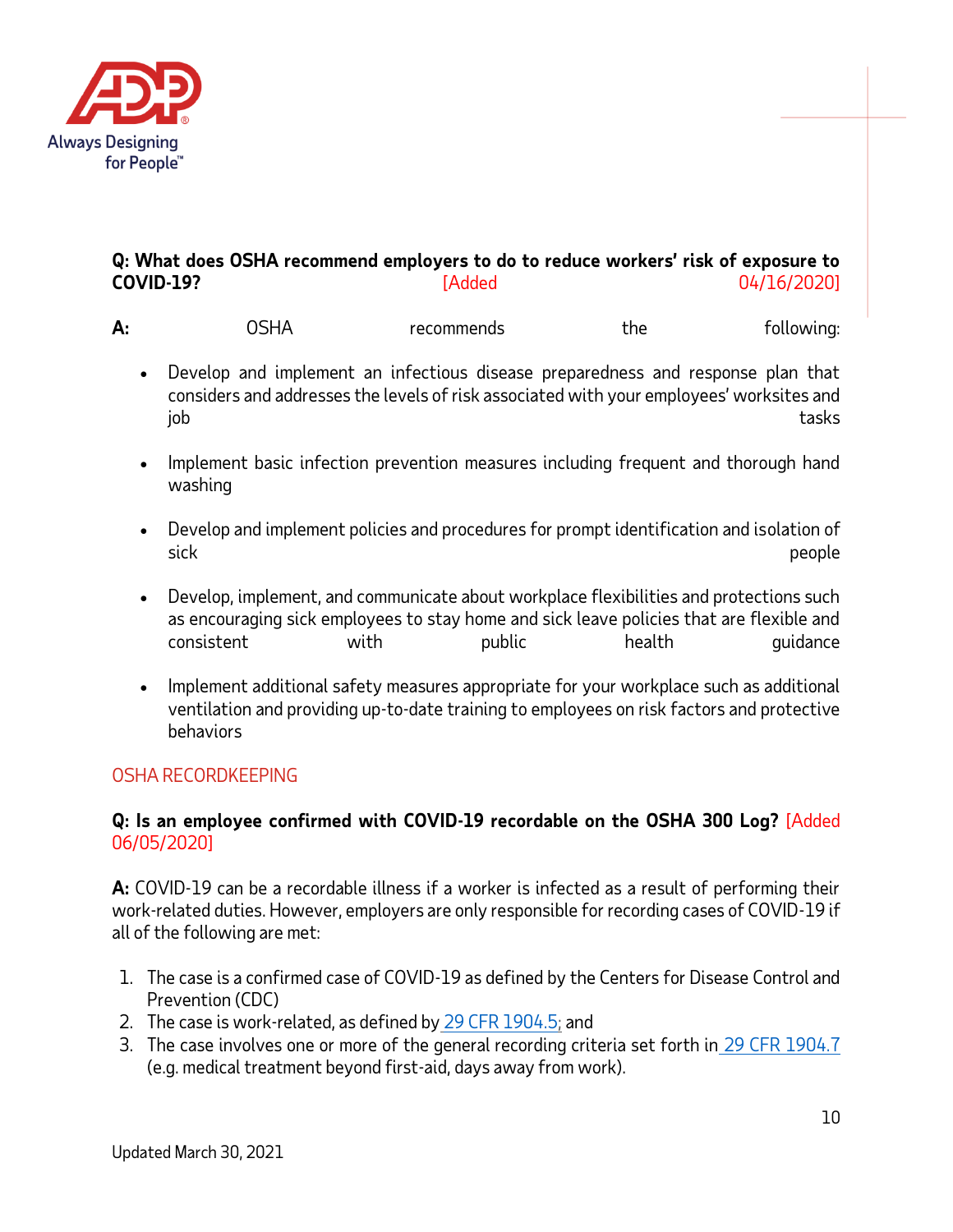**Q: What does OSHA recommend employers to do to reduce workers' risk of exposure to COVID-19?** [Added 04/16/2020]

**A:** OSHA recommends the following:

- Develop and implement an infectious disease preparedness and response plan that considers and addresses the levels of risk associated with your employees' worksites and job tasks
- Implement basic infection prevention measures including frequent and thorough hand washing
- Develop and implement policies and procedures for prompt identification and isolation of sick people
- Develop, implement, and communicate about workplace flexibilities and protections such as encouraging sick employees to stay home and sick leave policies that are flexible and consistent with public health guidance
- Implement additional safety measures appropriate for your workplace such as additional ventilation and providing up-to-date training to employees on risk factors and protective behaviors

## OSHA RECORDKEEPING

**Q: Is an employee confirmed with COVID-19 recordable on the OSHA 300 Log?** [Added 06/05/2020]

**A:** COVID-19 can be a recordable illness if a worker is infected as a result of performing their work-related duties. However, employers are only responsible for recording cases of COVID-19 if all of the following are met:

1. The case is a confirmed case of COVID-19 as defined by the Centers for Disease Control and Prevention (CDC)
2. The case is work-related, as defined by 29 CFR 1904.5; and
3. The case involves one or more of the general recording criteria set forth in 29 CFR 1904.7 (e.g. medical treatment beyond first-aid, days away from work).

Updated March 30, 2021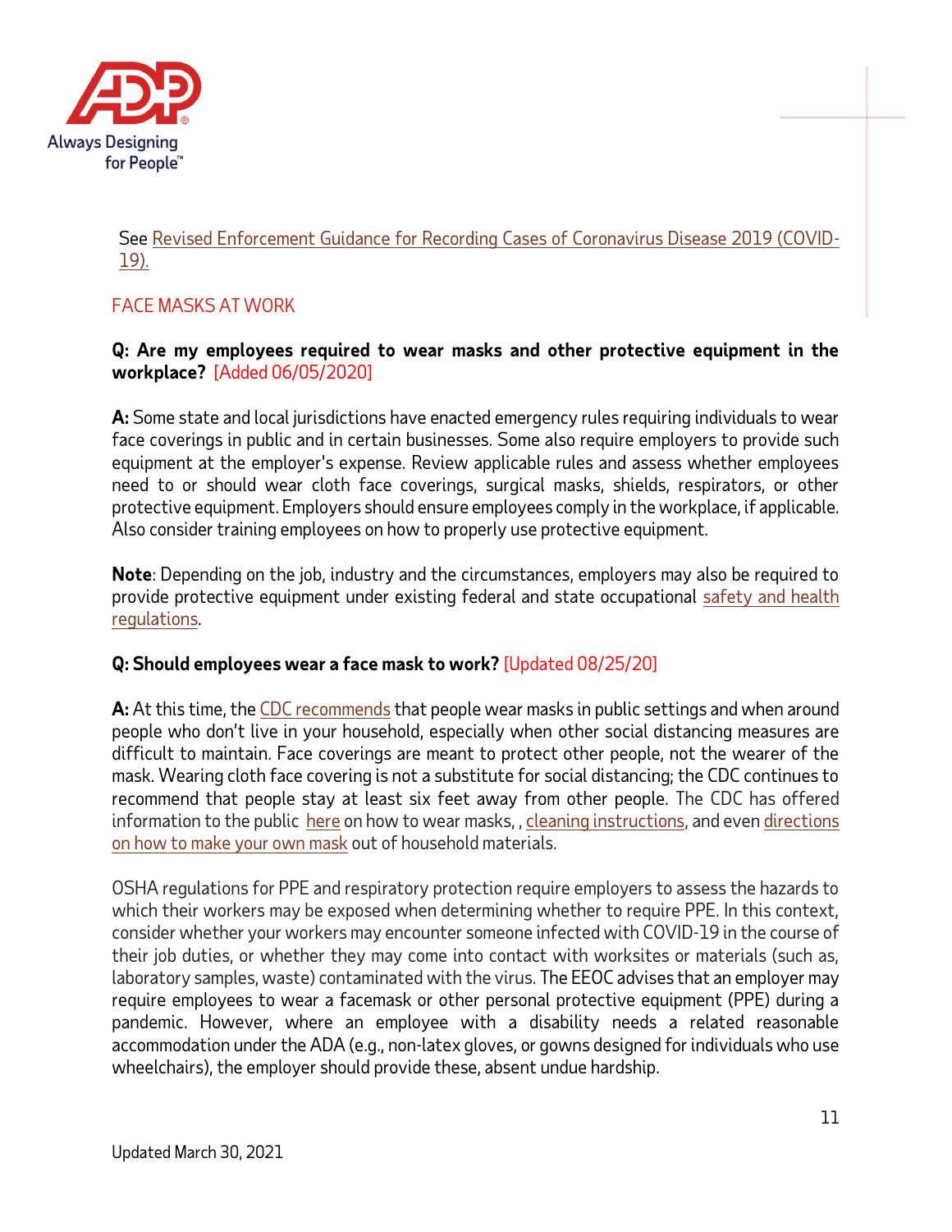See Revised Enforcement Guidance for Recording Cases of Coronavirus Disease 2019 (COVID-19).

## FACE MASKS AT WORK

**Q: Are my employees required to wear masks and other protective equipment in the workplace?** [Added 06/05/2020]

**A:** Some state and local jurisdictions have enacted emergency rules requiring individuals to wear face coverings in public and in certain businesses. Some also require employers to provide such equipment at the employer's expense. Review applicable rules and assess whether employees need to or should wear cloth face coverings, surgical masks, shields, respirators, or other protective equipment. Employers should ensure employees comply in the workplace, if applicable. Also consider training employees on how to properly use protective equipment.

**Note**: Depending on the job, industry and the circumstances, employers may also be required to provide protective equipment under existing federal and state occupational safety and health regulations.

**Q: Should employees wear a face mask to work?** [Updated 08/25/20]

**A:** At this time, the CDC recommends that people wear masks in public settings and when around people who don't live in your household, especially when other social distancing measures are difficult to maintain. Face coverings are meant to protect other people, not the wearer of the mask. Wearing cloth face covering is not a substitute for social distancing; the CDC continues to recommend that people stay at least six feet away from other people. The CDC has offered information to the public here on how to wear masks, , cleaning instructions, and even directions on how to make your own mask out of household materials.

OSHA regulations for PPE and respiratory protection require employers to assess the hazards to which their workers may be exposed when determining whether to require PPE. In this context, consider whether your workers may encounter someone infected with COVID-19 in the course of their job duties, or whether they may come into contact with worksites or materials (such as, laboratory samples, waste) contaminated with the virus. The EEOC advises that an employer may require employees to wear a facemask or other personal protective equipment (PPE) during a pandemic. However, where an employee with a disability needs a related reasonable accommodation under the ADA (e.g., non-latex gloves, or gowns designed for individuals who use wheelchairs), the employer should provide these, absent undue hardship.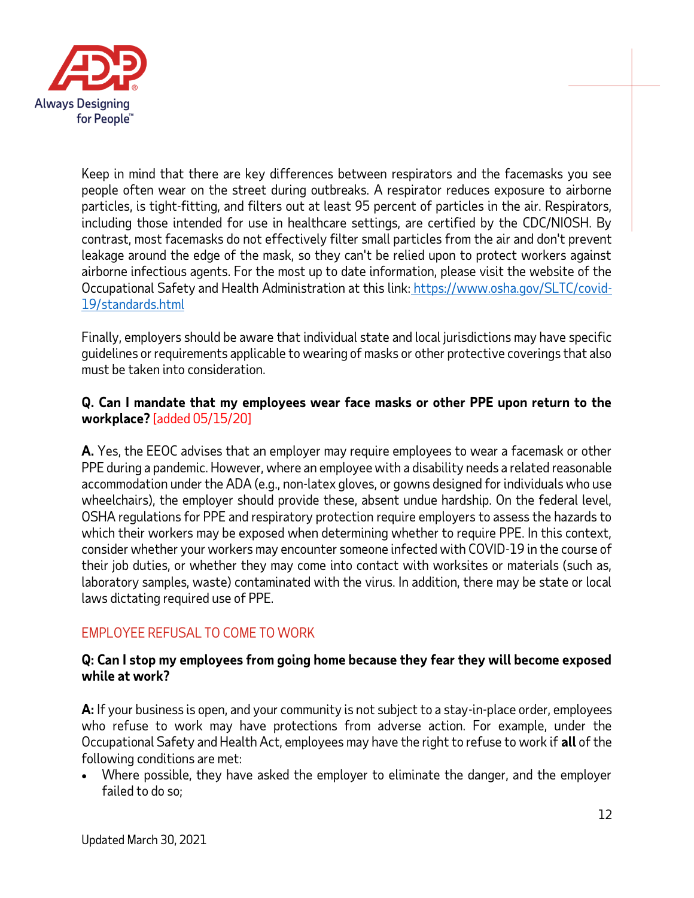Keep in mind that there are key differences between respirators and the facemasks you see people often wear on the street during outbreaks. A respirator reduces exposure to airborne particles, is tight-fitting, and filters out at least 95 percent of particles in the air. Respirators, including those intended for use in healthcare settings, are certified by the CDC/NIOSH. By contrast, most facemasks do not effectively filter small particles from the air and don't prevent leakage around the edge of the mask, so they can't be relied upon to protect workers against airborne infectious agents. For the most up to date information, please visit the website of the Occupational Safety and Health Administration at this link: [https://www.osha.gov/SLTC/covid-19/standards.html](https://www.osha.gov/SLTC/covid-19/standards.html)

Finally, employers should be aware that individual state and local jurisdictions may have specific guidelines or requirements applicable to wearing of masks or other protective coverings that also must be taken into consideration.

**Q. Can I mandate that my employees wear face masks or other PPE upon return to the workplace?** [added 05/15/20]

**A.** Yes, the EEOC advises that an employer may require employees to wear a facemask or other PPE during a pandemic. However, where an employee with a disability needs a related reasonable accommodation under the ADA (e.g., non-latex gloves, or gowns designed for individuals who use wheelchairs), the employer should provide these, absent undue hardship. On the federal level, OSHA regulations for PPE and respiratory protection require employers to assess the hazards to which their workers may be exposed when determining whether to require PPE. In this context, consider whether your workers may encounter someone infected with COVID-19 in the course of their job duties, or whether they may come into contact with worksites or materials (such as, laboratory samples, waste) contaminated with the virus. In addition, there may be state or local laws dictating required use of PPE.

## EMPLOYEE REFUSAL TO COME TO WORK

**Q: Can I stop my employees from going home because they fear they will become exposed while at work?**

**A:** If your business is open, and your community is not subject to a stay-in-place order, employees who refuse to work may have protections from adverse action. For example, under the Occupational Safety and Health Act, employees may have the right to refuse to work if **all** of the following conditions are met:

- Where possible, they have asked the employer to eliminate the danger, and the employer failed to do so;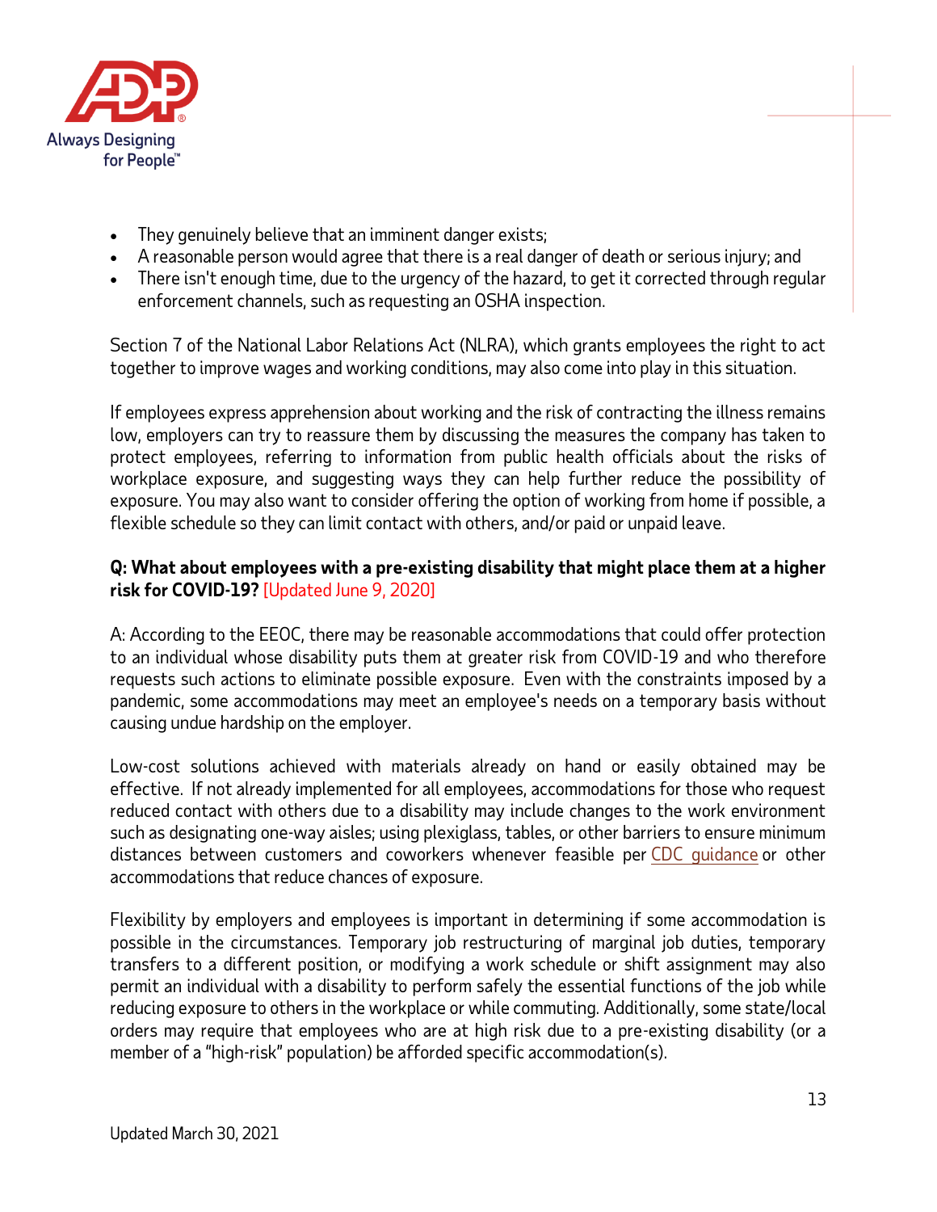- They genuinely believe that an imminent danger exists;
- A reasonable person would agree that there is a real danger of death or serious injury; and
- There isn't enough time, due to the urgency of the hazard, to get it corrected through regular enforcement channels, such as requesting an OSHA inspection.

Section 7 of the National Labor Relations Act (NLRA), which grants employees the right to act together to improve wages and working conditions, may also come into play in this situation.

If employees express apprehension about working and the risk of contracting the illness remains low, employers can try to reassure them by discussing the measures the company has taken to protect employees, referring to information from public health officials about the risks of workplace exposure, and suggesting ways they can help further reduce the possibility of exposure. You may also want to consider offering the option of working from home if possible, a flexible schedule so they can limit contact with others, and/or paid or unpaid leave.

**Q: What about employees with a pre-existing disability that might place them at a higher risk for COVID-19?** [Updated June 9, 2020]

A: According to the EEOC, there may be reasonable accommodations that could offer protection to an individual whose disability puts them at greater risk from COVID-19 and who therefore requests such actions to eliminate possible exposure. Even with the constraints imposed by a pandemic, some accommodations may meet an employee's needs on a temporary basis without causing undue hardship on the employer.

Low-cost solutions achieved with materials already on hand or easily obtained may be effective. If not already implemented for all employees, accommodations for those who request reduced contact with others due to a disability may include changes to the work environment such as designating one-way aisles; using plexiglass, tables, or other barriers to ensure minimum distances between customers and coworkers whenever feasible per CDC guidance or other accommodations that reduce chances of exposure.

Flexibility by employers and employees is important in determining if some accommodation is possible in the circumstances. Temporary job restructuring of marginal job duties, temporary transfers to a different position, or modifying a work schedule or shift assignment may also permit an individual with a disability to perform safely the essential functions of the job while reducing exposure to others in the workplace or while commuting. Additionally, some state/local orders may require that employees who are at high risk due to a pre-existing disability (or a member of a "high-risk" population) be afforded specific accommodation(s).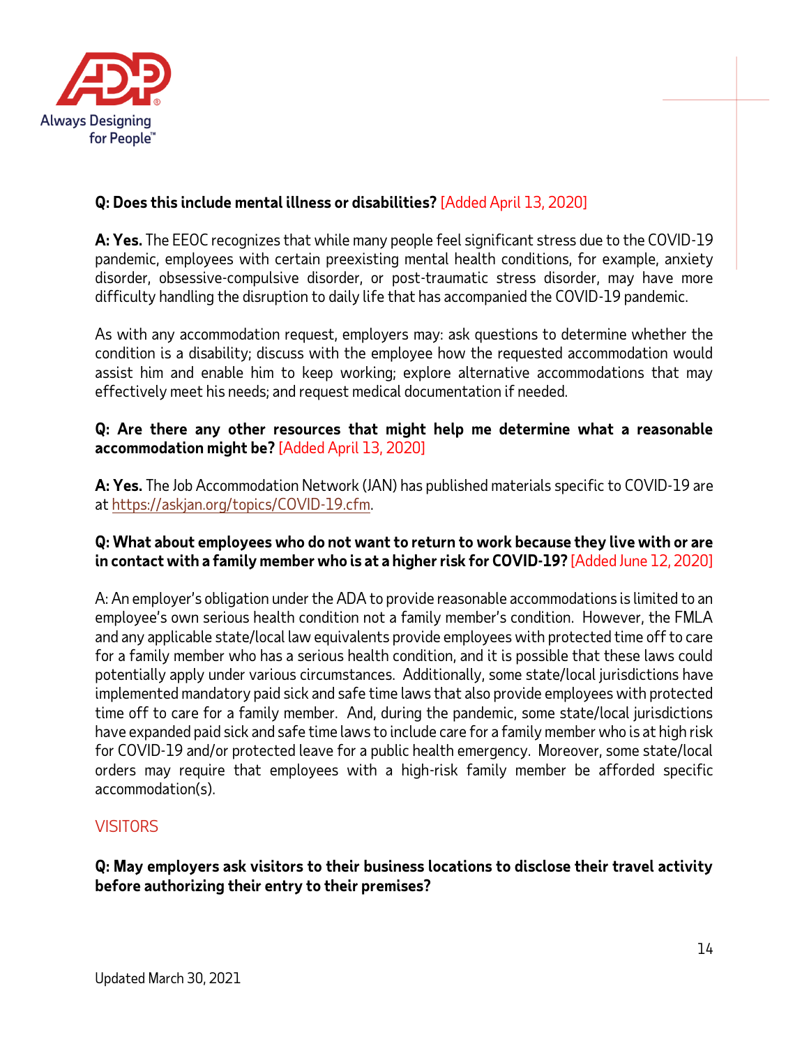**Q: Does this include mental illness or disabilities?** [Added April 13, 2020]

**A: Yes.** The EEOC recognizes that while many people feel significant stress due to the COVID-19 pandemic, employees with certain preexisting mental health conditions, for example, anxiety disorder, obsessive-compulsive disorder, or post-traumatic stress disorder, may have more difficulty handling the disruption to daily life that has accompanied the COVID-19 pandemic.

As with any accommodation request, employers may: ask questions to determine whether the condition is a disability; discuss with the employee how the requested accommodation would assist him and enable him to keep working; explore alternative accommodations that may effectively meet his needs; and request medical documentation if needed.

**Q: Are there any other resources that might help me determine what a reasonable accommodation might be?** [Added April 13, 2020]

**A: Yes.** The Job Accommodation Network (JAN) has published materials specific to COVID-19 are at https://askjan.org/topics/COVID-19.cfm.

**Q: What about employees who do not want to return to work because they live with or are in contact with a family member who is at a higher risk for COVID-19?** [Added June 12, 2020]

A: An employer's obligation under the ADA to provide reasonable accommodations is limited to an employee's own serious health condition not a family member's condition. However, the FMLA and any applicable state/local law equivalents provide employees with protected time off to care for a family member who has a serious health condition, and it is possible that these laws could potentially apply under various circumstances. Additionally, some state/local jurisdictions have implemented mandatory paid sick and safe time laws that also provide employees with protected time off to care for a family member. And, during the pandemic, some state/local jurisdictions have expanded paid sick and safe time laws to include care for a family member who is at high risk for COVID-19 and/or protected leave for a public health emergency. Moreover, some state/local orders may require that employees with a high-risk family member be afforded specific accommodation(s).

## VISITORS

**Q: May employers ask visitors to their business locations to disclose their travel activity before authorizing their entry to their premises?**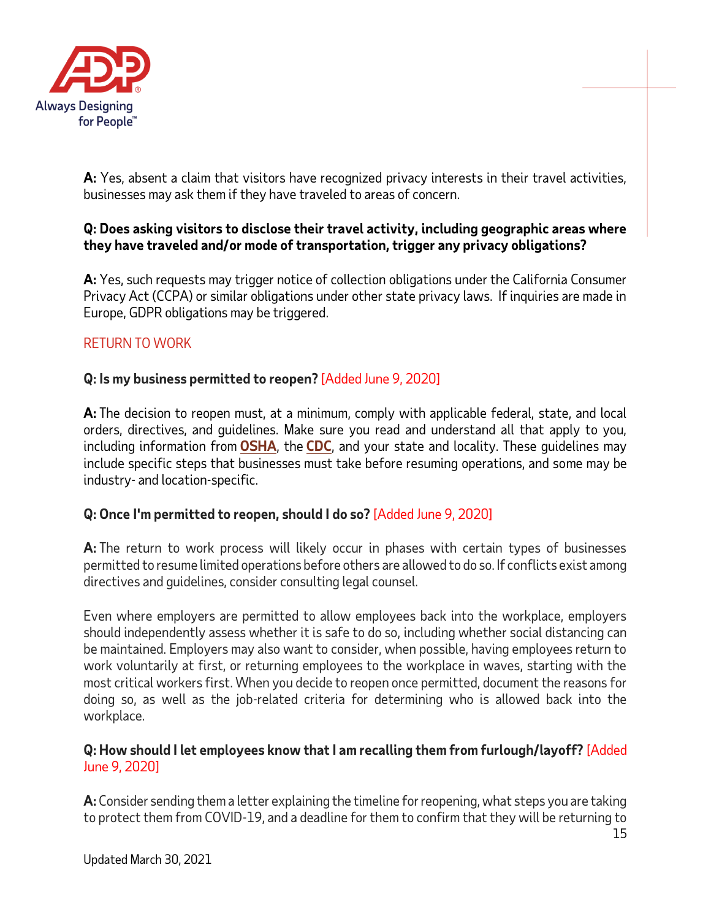**A:** Yes, absent a claim that visitors have recognized privacy interests in their travel activities, businesses may ask them if they have traveled to areas of concern.

**Q: Does asking visitors to disclose their travel activity, including geographic areas where they have traveled and/or mode of transportation, trigger any privacy obligations?**

**A:** Yes, such requests may trigger notice of collection obligations under the California Consumer Privacy Act (CCPA) or similar obligations under other state privacy laws. If inquiries are made in Europe, GDPR obligations may be triggered.

## RETURN TO WORK

**Q: Is my business permitted to reopen?** [Added June 9, 2020]

**A:** The decision to reopen must, at a minimum, comply with applicable federal, state, and local orders, directives, and guidelines. Make sure you read and understand all that apply to you, including information from **OSHA**, the **CDC**, and your state and locality. These guidelines may include specific steps that businesses must take before resuming operations, and some may be industry- and location-specific.

**Q: Once I'm permitted to reopen, should I do so?** [Added June 9, 2020]

**A:** The return to work process will likely occur in phases with certain types of businesses permitted to resume limited operations before others are allowed to do so. If conflicts exist among directives and guidelines, consider consulting legal counsel.

Even where employers are permitted to allow employees back into the workplace, employers should independently assess whether it is safe to do so, including whether social distancing can be maintained. Employers may also want to consider, when possible, having employees return to work voluntarily at first, or returning employees to the workplace in waves, starting with the most critical workers first. When you decide to reopen once permitted, document the reasons for doing so, as well as the job-related criteria for determining who is allowed back into the workplace.

**Q: How should I let employees know that I am recalling them from furlough/layoff?** [Added June 9, 2020]

**A:** Consider sending them a letter explaining the timeline for reopening, what steps you are taking to protect them from COVID-19, and a deadline for them to confirm that they will be returning to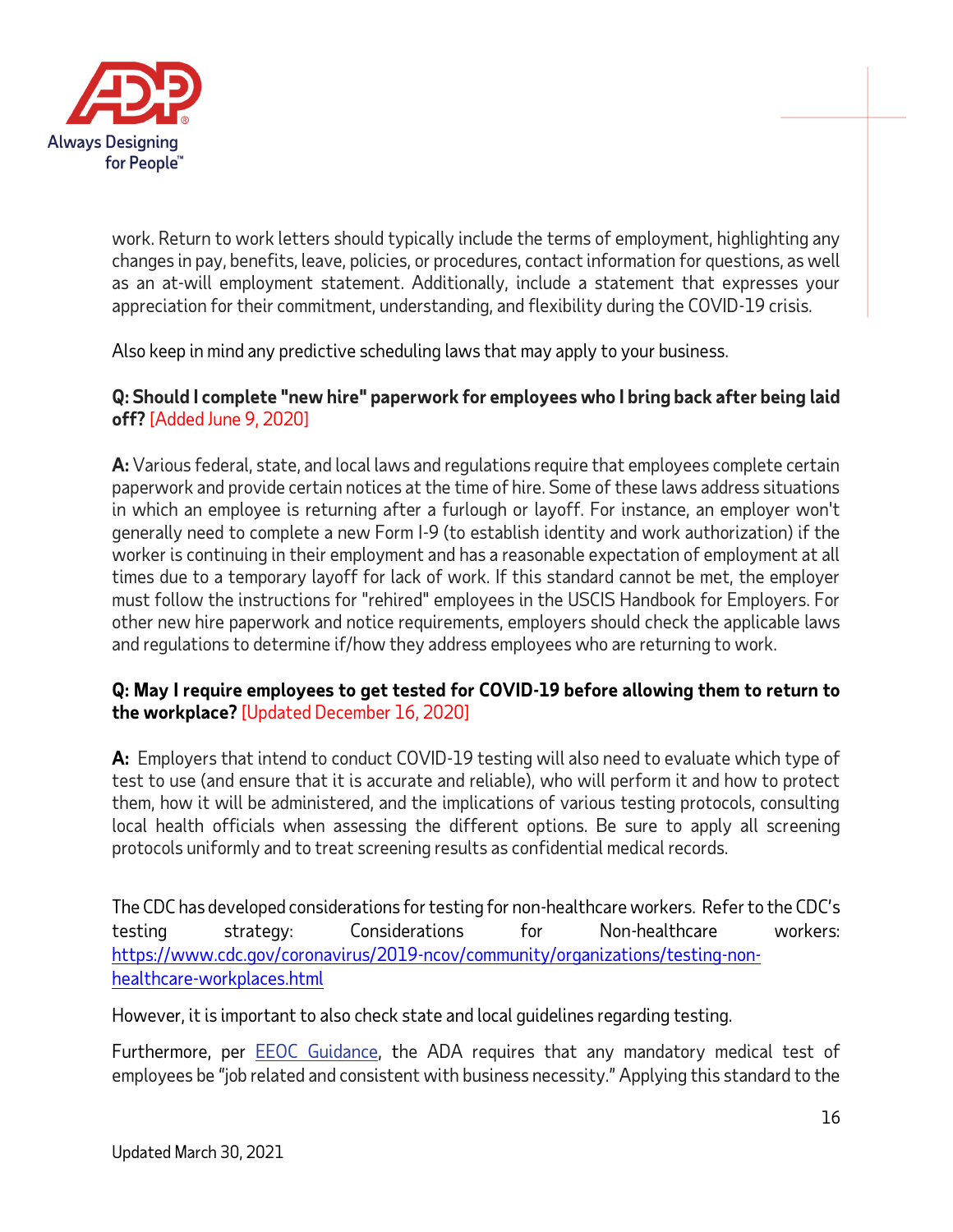work. Return to work letters should typically include the terms of employment, highlighting any changes in pay, benefits, leave, policies, or procedures, contact information for questions, as well as an at-will employment statement. Additionally, include a statement that expresses your appreciation for their commitment, understanding, and flexibility during the COVID-19 crisis.

Also keep in mind any predictive scheduling laws that may apply to your business.

**Q: Should I complete "new hire" paperwork for employees who I bring back after being laid off?** [Added June 9, 2020]

**A:** Various federal, state, and local laws and regulations require that employees complete certain paperwork and provide certain notices at the time of hire. Some of these laws address situations in which an employee is returning after a furlough or layoff. For instance, an employer won't generally need to complete a new Form I-9 (to establish identity and work authorization) if the worker is continuing in their employment and has a reasonable expectation of employment at all times due to a temporary layoff for lack of work. If this standard cannot be met, the employer must follow the instructions for "rehired" employees in the USCIS Handbook for Employers. For other new hire paperwork and notice requirements, employers should check the applicable laws and regulations to determine if/how they address employees who are returning to work.

**Q: May I require employees to get tested for COVID-19 before allowing them to return to the workplace?** [Updated December 16, 2020]

**A:** Employers that intend to conduct COVID-19 testing will also need to evaluate which type of test to use (and ensure that it is accurate and reliable), who will perform it and how to protect them, how it will be administered, and the implications of various testing protocols, consulting local health officials when assessing the different options. Be sure to apply all screening protocols uniformly and to treat screening results as confidential medical records.

The CDC has developed considerations for testing for non-healthcare workers. Refer to the CDC's testing strategy: Considerations for Non-healthcare workers: https://www.cdc.gov/coronavirus/2019-ncov/community/organizations/testing-non-healthcare-workplaces.html

However, it is important to also check state and local guidelines regarding testing.

Furthermore, per EEOC Guidance, the ADA requires that any mandatory medical test of employees be "job related and consistent with business necessity." Applying this standard to the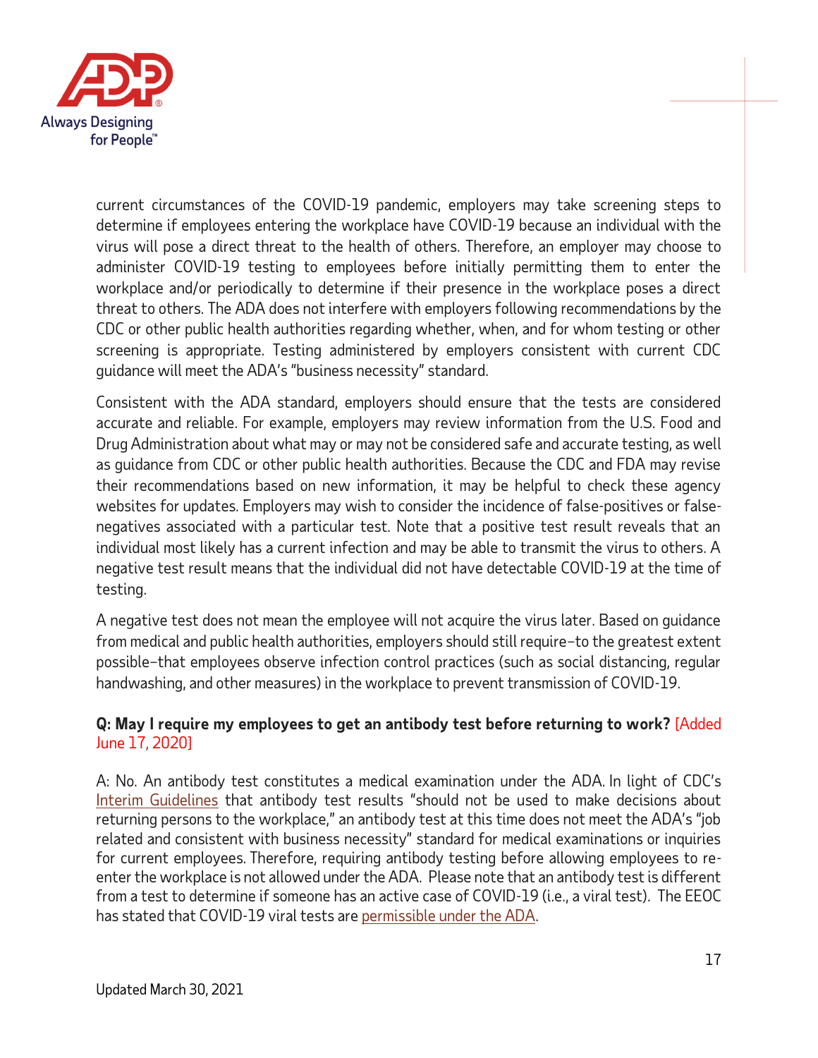current circumstances of the COVID-19 pandemic, employers may take screening steps to determine if employees entering the workplace have COVID-19 because an individual with the virus will pose a direct threat to the health of others. Therefore, an employer may choose to administer COVID-19 testing to employees before initially permitting them to enter the workplace and/or periodically to determine if their presence in the workplace poses a direct threat to others. The ADA does not interfere with employers following recommendations by the CDC or other public health authorities regarding whether, when, and for whom testing or other screening is appropriate. Testing administered by employers consistent with current CDC guidance will meet the ADA's "business necessity" standard.

Consistent with the ADA standard, employers should ensure that the tests are considered accurate and reliable. For example, employers may review information from the U.S. Food and Drug Administration about what may or may not be considered safe and accurate testing, as well as guidance from CDC or other public health authorities. Because the CDC and FDA may revise their recommendations based on new information, it may be helpful to check these agency websites for updates. Employers may wish to consider the incidence of false-positives or false-negatives associated with a particular test. Note that a positive test result reveals that an individual most likely has a current infection and may be able to transmit the virus to others. A negative test result means that the individual did not have detectable COVID-19 at the time of testing.

A negative test does not mean the employee will not acquire the virus later. Based on guidance from medical and public health authorities, employers should still require–to the greatest extent possible–that employees observe infection control practices (such as social distancing, regular handwashing, and other measures) in the workplace to prevent transmission of COVID-19.

**Q: May I require my employees to get an antibody test before returning to work?** [Added June 17, 2020]

A: No. An antibody test constitutes a medical examination under the ADA. In light of CDC's Interim Guidelines that antibody test results "should not be used to make decisions about returning persons to the workplace," an antibody test at this time does not meet the ADA's "job related and consistent with business necessity" standard for medical examinations or inquiries for current employees. Therefore, requiring antibody testing before allowing employees to re-enter the workplace is not allowed under the ADA. Please note that an antibody test is different from a test to determine if someone has an active case of COVID-19 (i.e., a viral test). The EEOC has stated that COVID-19 viral tests are permissible under the ADA.

Updated March 30, 2021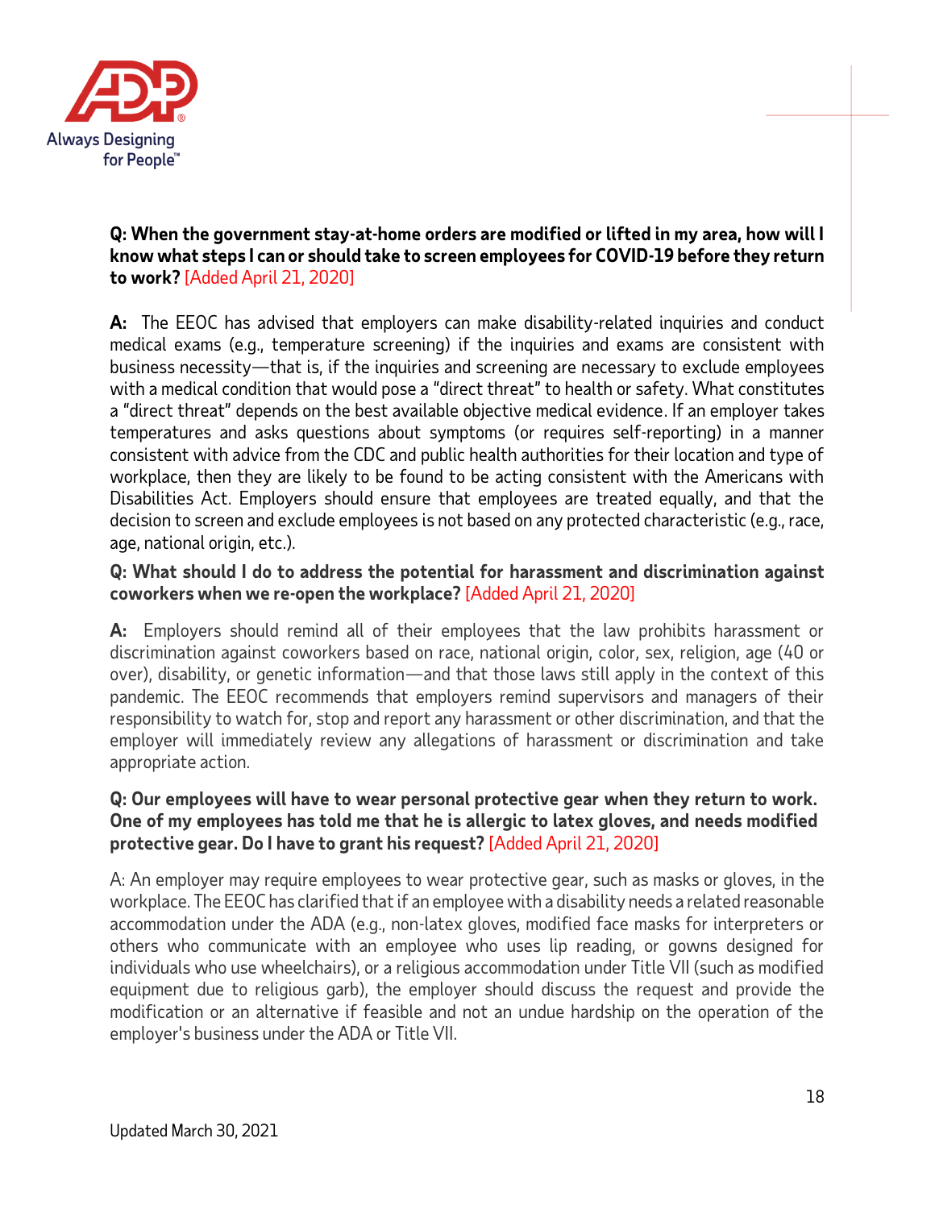**Q: When the government stay-at-home orders are modified or lifted in my area, how will I know what steps I can or should take to screen employees for COVID-19 before they return to work?** [Added April 21, 2020]

**A:** The EEOC has advised that employers can make disability-related inquiries and conduct medical exams (e.g., temperature screening) if the inquiries and exams are consistent with business necessity—that is, if the inquiries and screening are necessary to exclude employees with a medical condition that would pose a "direct threat" to health or safety. What constitutes a "direct threat" depends on the best available objective medical evidence. If an employer takes temperatures and asks questions about symptoms (or requires self-reporting) in a manner consistent with advice from the CDC and public health authorities for their location and type of workplace, then they are likely to be found to be acting consistent with the Americans with Disabilities Act. Employers should ensure that employees are treated equally, and that the decision to screen and exclude employees is not based on any protected characteristic (e.g., race, age, national origin, etc.).

**Q: What should I do to address the potential for harassment and discrimination against coworkers when we re-open the workplace?** [Added April 21, 2020]

**A:** Employers should remind all of their employees that the law prohibits harassment or discrimination against coworkers based on race, national origin, color, sex, religion, age (40 or over), disability, or genetic information—and that those laws still apply in the context of this pandemic. The EEOC recommends that employers remind supervisors and managers of their responsibility to watch for, stop and report any harassment or other discrimination, and that the employer will immediately review any allegations of harassment or discrimination and take appropriate action.

**Q: Our employees will have to wear personal protective gear when they return to work. One of my employees has told me that he is allergic to latex gloves, and needs modified protective gear. Do I have to grant his request?** [Added April 21, 2020]

A: An employer may require employees to wear protective gear, such as masks or gloves, in the workplace. The EEOC has clarified that if an employee with a disability needs a related reasonable accommodation under the ADA (e.g., non-latex gloves, modified face masks for interpreters or others who communicate with an employee who uses lip reading, or gowns designed for individuals who use wheelchairs), or a religious accommodation under Title VII (such as modified equipment due to religious garb), the employer should discuss the request and provide the modification or an alternative if feasible and not an undue hardship on the operation of the employer's business under the ADA or Title VII.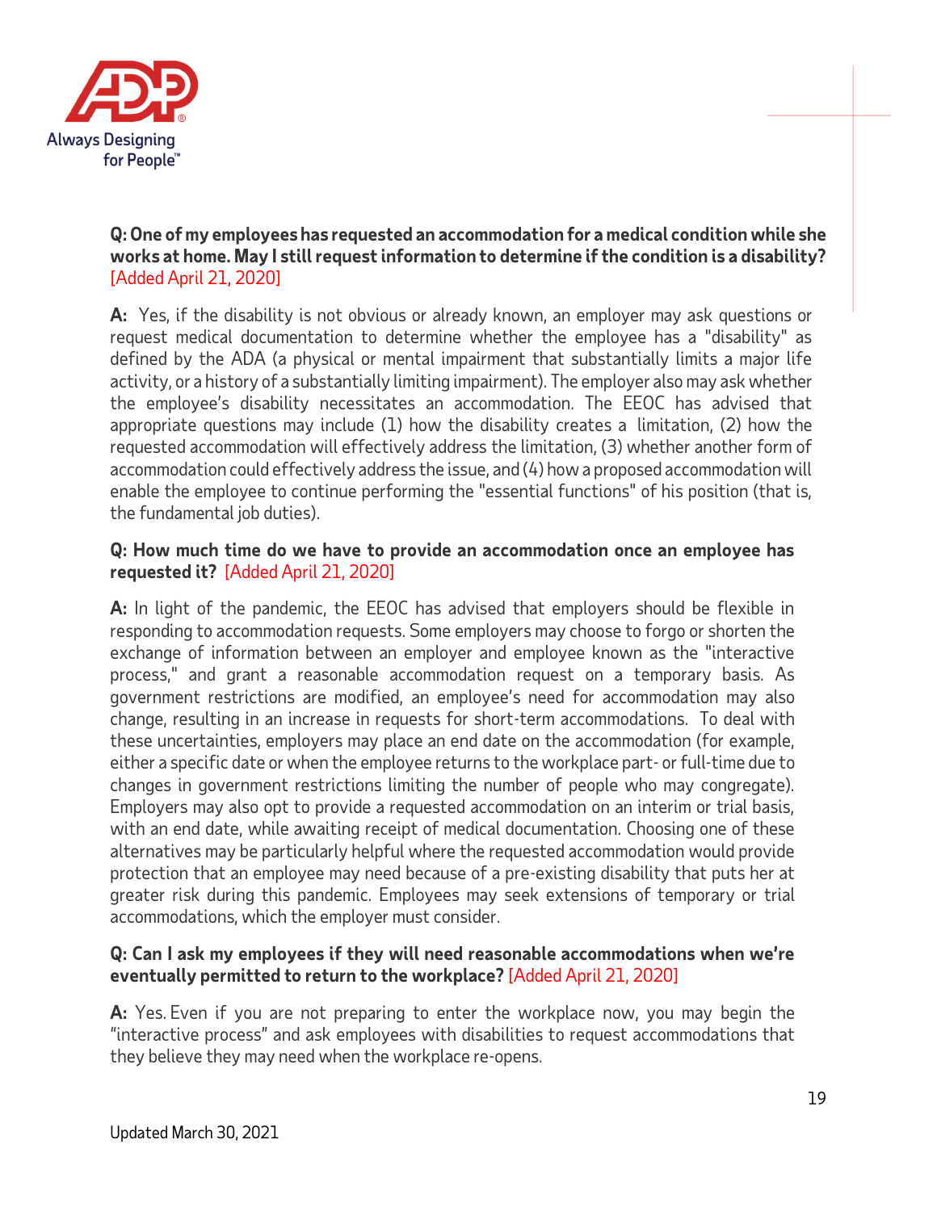**Q: One of my employees has requested an accommodation for a medical condition while she works at home. May I still request information to determine if the condition is a disability?** [Added April 21, 2020]

**A:** Yes, if the disability is not obvious or already known, an employer may ask questions or request medical documentation to determine whether the employee has a "disability" as defined by the ADA (a physical or mental impairment that substantially limits a major life activity, or a history of a substantially limiting impairment). The employer also may ask whether the employee's disability necessitates an accommodation. The EEOC has advised that appropriate questions may include (1) how the disability creates a limitation, (2) how the requested accommodation will effectively address the limitation, (3) whether another form of accommodation could effectively address the issue, and (4) how a proposed accommodation will enable the employee to continue performing the "essential functions" of his position (that is, the fundamental job duties).

**Q: How much time do we have to provide an accommodation once an employee has requested it?** [Added April 21, 2020]

**A:** In light of the pandemic, the EEOC has advised that employers should be flexible in responding to accommodation requests. Some employers may choose to forgo or shorten the exchange of information between an employer and employee known as the "interactive process," and grant a reasonable accommodation request on a temporary basis. As government restrictions are modified, an employee's need for accommodation may also change, resulting in an increase in requests for short-term accommodations. To deal with these uncertainties, employers may place an end date on the accommodation (for example, either a specific date or when the employee returns to the workplace part- or full-time due to changes in government restrictions limiting the number of people who may congregate). Employers may also opt to provide a requested accommodation on an interim or trial basis, with an end date, while awaiting receipt of medical documentation. Choosing one of these alternatives may be particularly helpful where the requested accommodation would provide protection that an employee may need because of a pre-existing disability that puts her at greater risk during this pandemic. Employees may seek extensions of temporary or trial accommodations, which the employer must consider.

**Q: Can I ask my employees if they will need reasonable accommodations when we're eventually permitted to return to the workplace?** [Added April 21, 2020]

**A:** Yes. Even if you are not preparing to enter the workplace now, you may begin the "interactive process" and ask employees with disabilities to request accommodations that they believe they may need when the workplace re-opens.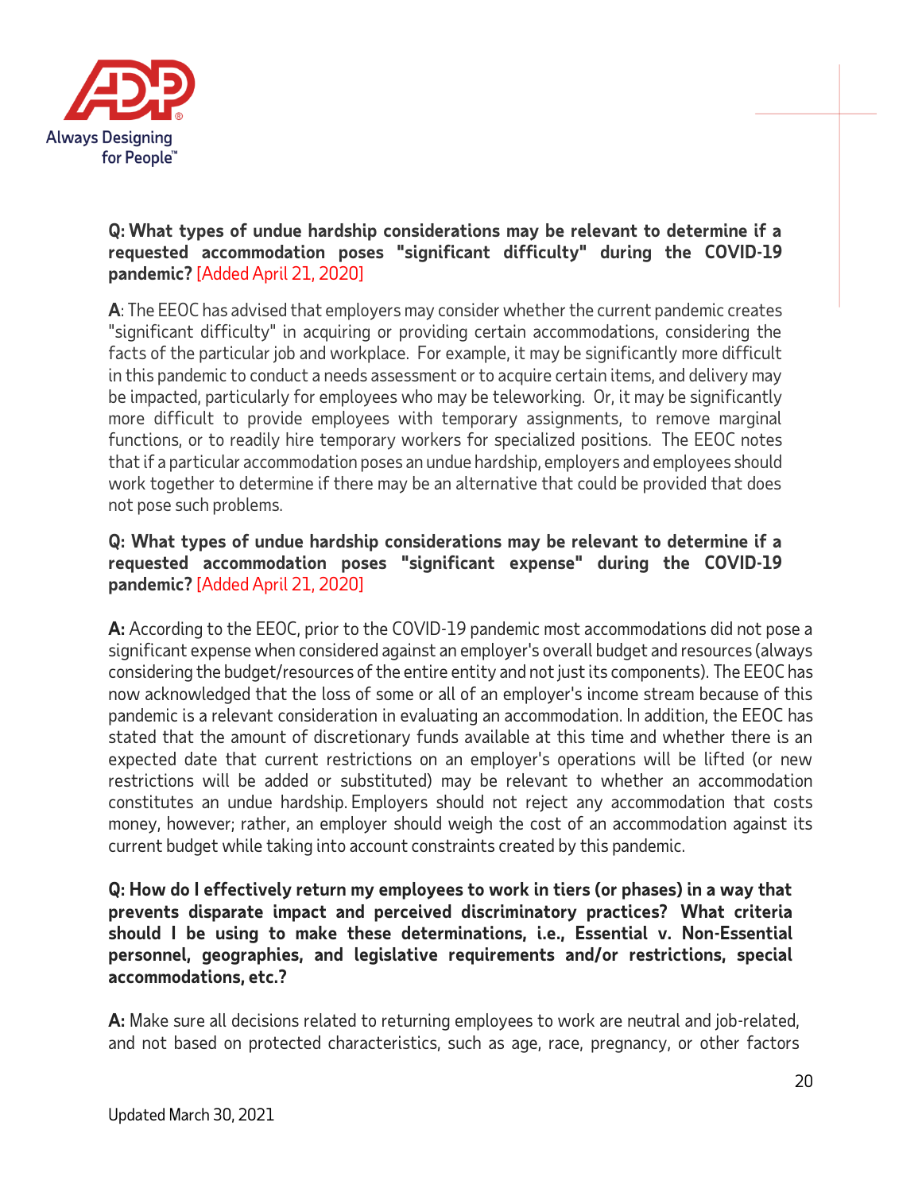**Q: What types of undue hardship considerations may be relevant to determine if a requested accommodation poses "significant difficulty" during the COVID-19 pandemic?** [Added April 21, 2020]

**A**: The EEOC has advised that employers may consider whether the current pandemic creates "significant difficulty" in acquiring or providing certain accommodations, considering the facts of the particular job and workplace. For example, it may be significantly more difficult in this pandemic to conduct a needs assessment or to acquire certain items, and delivery may be impacted, particularly for employees who may be teleworking. Or, it may be significantly more difficult to provide employees with temporary assignments, to remove marginal functions, or to readily hire temporary workers for specialized positions. The EEOC notes that if a particular accommodation poses an undue hardship, employers and employees should work together to determine if there may be an alternative that could be provided that does not pose such problems.

**Q: What types of undue hardship considerations may be relevant to determine if a requested accommodation poses "significant expense" during the COVID-19 pandemic?** [Added April 21, 2020]

**A:** According to the EEOC, prior to the COVID-19 pandemic most accommodations did not pose a significant expense when considered against an employer's overall budget and resources (always considering the budget/resources of the entire entity and not just its components). The EEOC has now acknowledged that the loss of some or all of an employer's income stream because of this pandemic is a relevant consideration in evaluating an accommodation. In addition, the EEOC has stated that the amount of discretionary funds available at this time and whether there is an expected date that current restrictions on an employer's operations will be lifted (or new restrictions will be added or substituted) may be relevant to whether an accommodation constitutes an undue hardship. Employers should not reject any accommodation that costs money, however; rather, an employer should weigh the cost of an accommodation against its current budget while taking into account constraints created by this pandemic.

**Q: How do I effectively return my employees to work in tiers (or phases) in a way that prevents disparate impact and perceived discriminatory practices? What criteria should I be using to make these determinations, i.e., Essential v. Non-Essential personnel, geographies, and legislative requirements and/or restrictions, special accommodations, etc.?**

**A:** Make sure all decisions related to returning employees to work are neutral and job-related, and not based on protected characteristics, such as age, race, pregnancy, or other factors

Updated March 30, 2021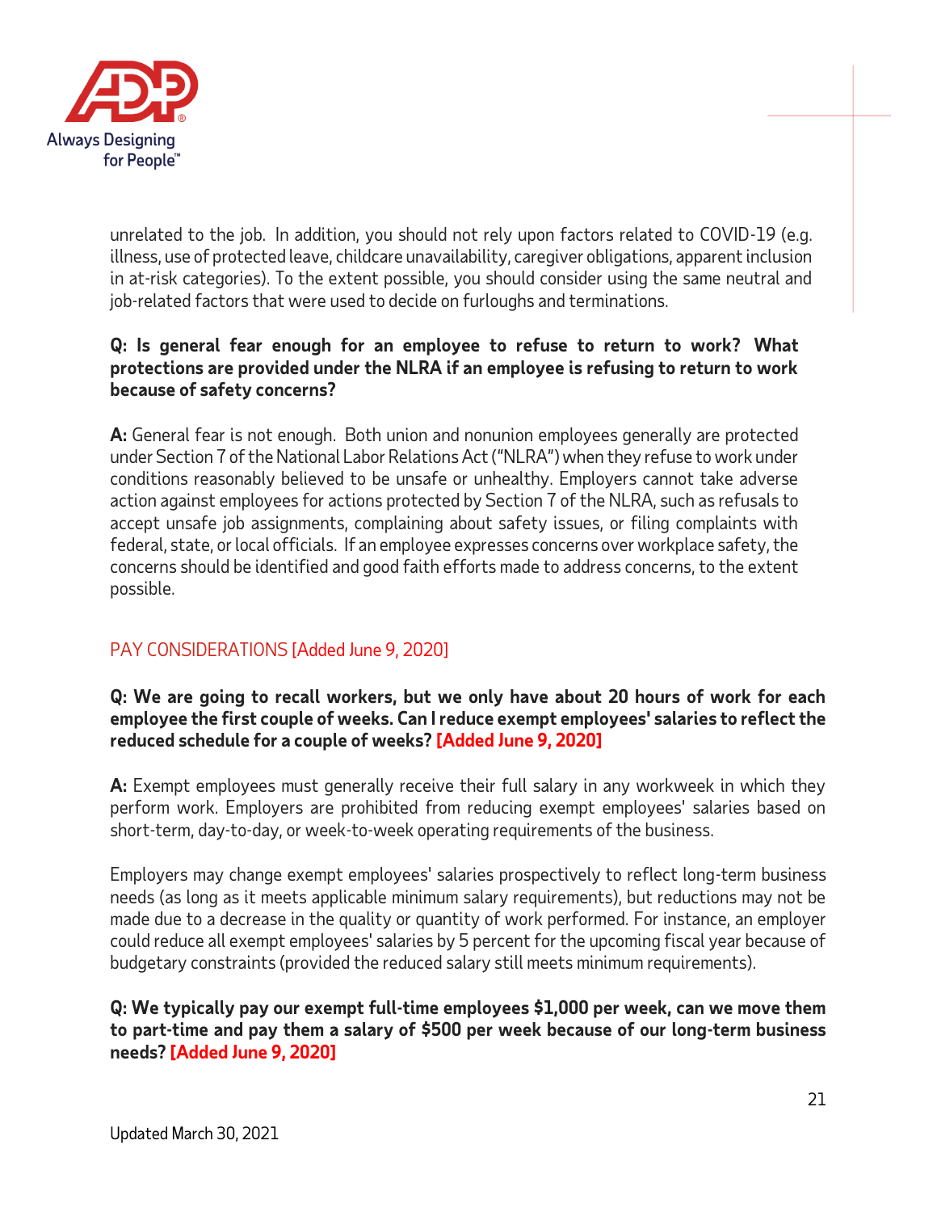unrelated to the job. In addition, you should not rely upon factors related to COVID-19 (e.g. illness, use of protected leave, childcare unavailability, caregiver obligations, apparent inclusion in at-risk categories). To the extent possible, you should consider using the same neutral and job-related factors that were used to decide on furloughs and terminations.

**Q: Is general fear enough for an employee to refuse to return to work? What protections are provided under the NLRA if an employee is refusing to return to work because of safety concerns?**

**A:** General fear is not enough. Both union and nonunion employees generally are protected under Section 7 of the National Labor Relations Act ("NLRA") when they refuse to work under conditions reasonably believed to be unsafe or unhealthy. Employers cannot take adverse action against employees for actions protected by Section 7 of the NLRA, such as refusals to accept unsafe job assignments, complaining about safety issues, or filing complaints with federal, state, or local officials. If an employee expresses concerns over workplace safety, the concerns should be identified and good faith efforts made to address concerns, to the extent possible.

## PAY CONSIDERATIONS [Added June 9, 2020]

**Q: We are going to recall workers, but we only have about 20 hours of work for each employee the first couple of weeks. Can I reduce exempt employees' salaries to reflect the reduced schedule for a couple of weeks? [Added June 9, 2020]**

**A:** Exempt employees must generally receive their full salary in any workweek in which they perform work. Employers are prohibited from reducing exempt employees' salaries based on short-term, day-to-day, or week-to-week operating requirements of the business.

Employers may change exempt employees' salaries prospectively to reflect long-term business needs (as long as it meets applicable minimum salary requirements), but reductions may not be made due to a decrease in the quality or quantity of work performed. For instance, an employer could reduce all exempt employees' salaries by 5 percent for the upcoming fiscal year because of budgetary constraints (provided the reduced salary still meets minimum requirements).

**Q: We typically pay our exempt full-time employees $1,000 per week, can we move them to part-time and pay them a salary of $500 per week because of our long-term business needs? [Added June 9, 2020]**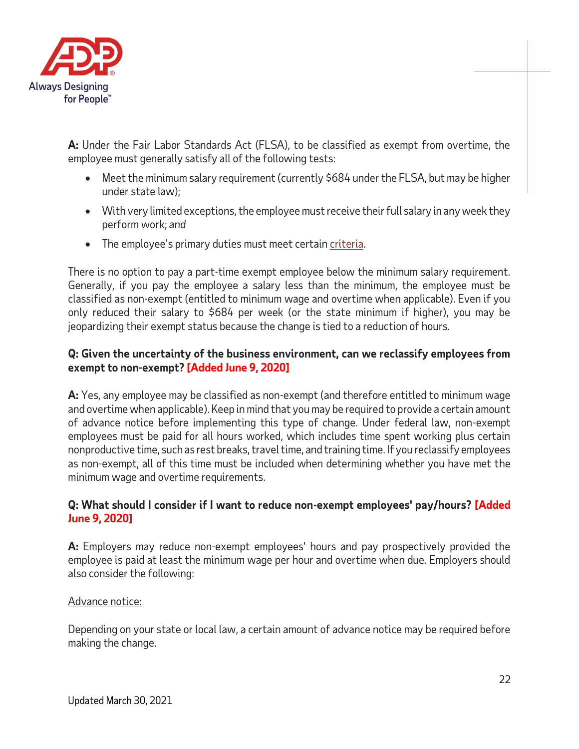**A:** Under the Fair Labor Standards Act (FLSA), to be classified as exempt from overtime, the employee must generally satisfy all of the following tests:

- Meet the minimum salary requirement (currently $684 under the FLSA, but may be higher under state law);
- With very limited exceptions, the employee must receive their full salary in any week they perform work; *and*
- The employee's primary duties must meet certain criteria.

There is no option to pay a part-time exempt employee below the minimum salary requirement. Generally, if you pay the employee a salary less than the minimum, the employee must be classified as non-exempt (entitled to minimum wage and overtime when applicable). Even if you only reduced their salary to $684 per week (or the state minimum if higher), you may be jeopardizing their exempt status because the change is tied to a reduction of hours.

**Q: Given the uncertainty of the business environment, can we reclassify employees from exempt to non-exempt? [Added June 9, 2020]**

**A:** Yes, any employee may be classified as non-exempt (and therefore entitled to minimum wage and overtime when applicable). Keep in mind that you may be required to provide a certain amount of advance notice before implementing this type of change. Under federal law, non-exempt employees must be paid for all hours worked, which includes time spent working plus certain nonproductive time, such as rest breaks, travel time, and training time. If you reclassify employees as non-exempt, all of this time must be included when determining whether you have met the minimum wage and overtime requirements.

**Q: What should I consider if I want to reduce non-exempt employees' pay/hours? [Added June 9, 2020]**

**A:** Employers may reduce non-exempt employees' hours and pay prospectively provided the employee is paid at least the minimum wage per hour and overtime when due. Employers should also consider the following:

Advance notice:

Depending on your state or local law, a certain amount of advance notice may be required before making the change.

Updated March 30, 2021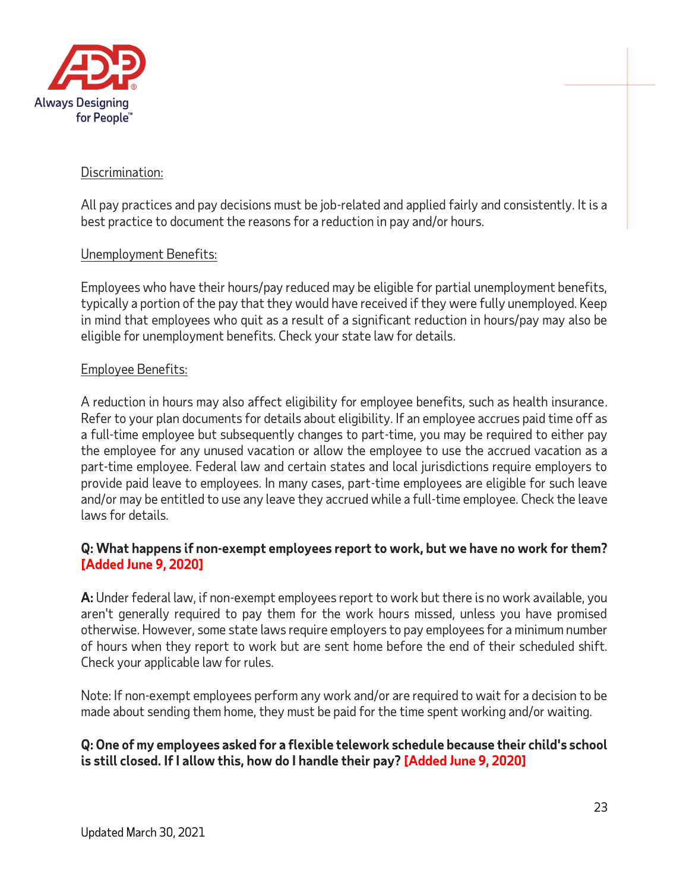Discrimination:

All pay practices and pay decisions must be job-related and applied fairly and consistently. It is a best practice to document the reasons for a reduction in pay and/or hours.

Unemployment Benefits:

Employees who have their hours/pay reduced may be eligible for partial unemployment benefits, typically a portion of the pay that they would have received if they were fully unemployed. Keep in mind that employees who quit as a result of a significant reduction in hours/pay may also be eligible for unemployment benefits. Check your state law for details.

Employee Benefits:

A reduction in hours may also affect eligibility for employee benefits, such as health insurance. Refer to your plan documents for details about eligibility. If an employee accrues paid time off as a full-time employee but subsequently changes to part-time, you may be required to either pay the employee for any unused vacation or allow the employee to use the accrued vacation as a part-time employee. Federal law and certain states and local jurisdictions require employers to provide paid leave to employees. In many cases, part-time employees are eligible for such leave and/or may be entitled to use any leave they accrued while a full-time employee. Check the leave laws for details.

**Q: What happens if non-exempt employees report to work, but we have no work for them? [Added June 9, 2020]**

**A:** Under federal law, if non-exempt employees report to work but there is no work available, you aren't generally required to pay them for the work hours missed, unless you have promised otherwise. However, some state laws require employers to pay employees for a minimum number of hours when they report to work but are sent home before the end of their scheduled shift. Check your applicable law for rules.

Note: If non-exempt employees perform any work and/or are required to wait for a decision to be made about sending them home, they must be paid for the time spent working and/or waiting.

**Q: One of my employees asked for a flexible telework schedule because their child's school is still closed. If I allow this, how do I handle their pay? [Added June 9, 2020]**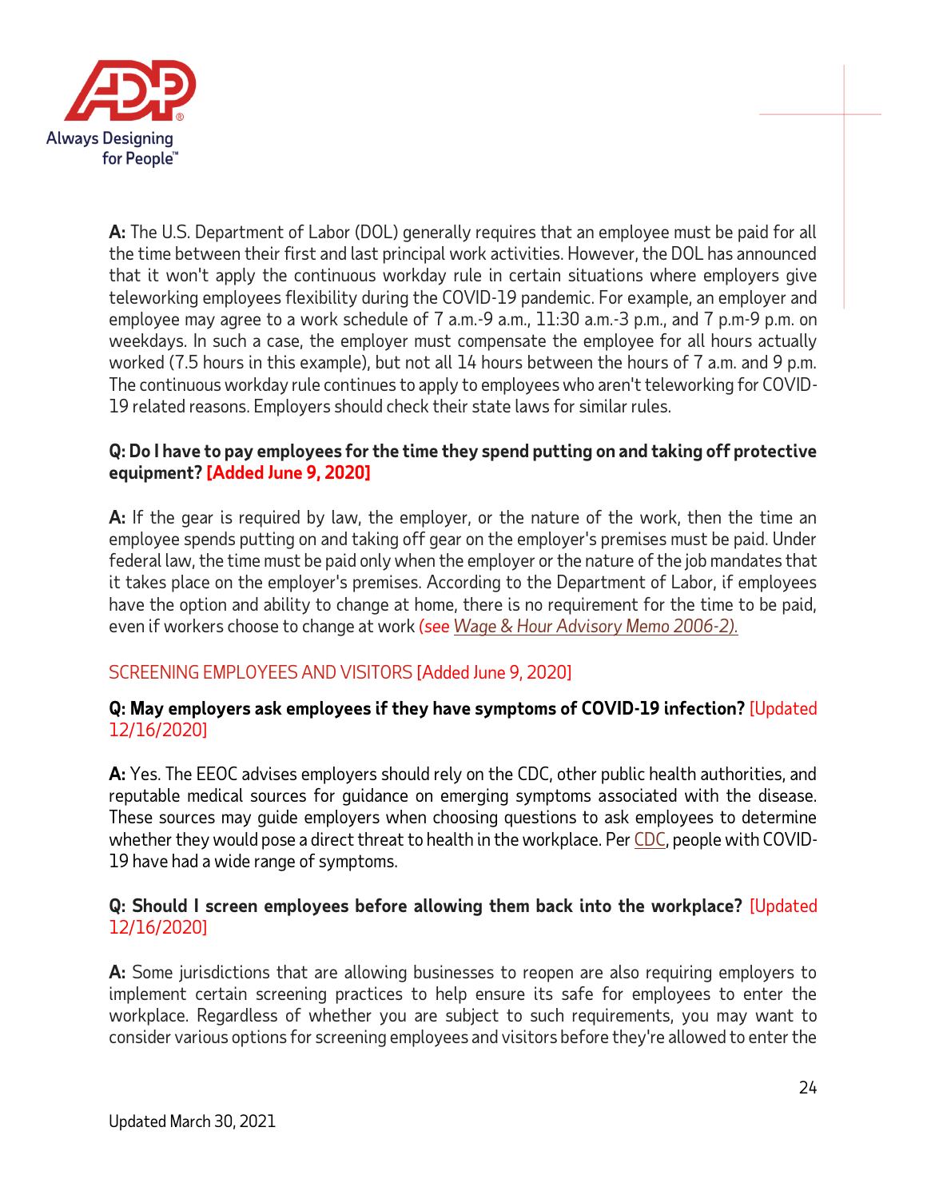**A:** The U.S. Department of Labor (DOL) generally requires that an employee must be paid for all the time between their first and last principal work activities. However, the DOL has announced that it won't apply the continuous workday rule in certain situations where employers give teleworking employees flexibility during the COVID-19 pandemic. For example, an employer and employee may agree to a work schedule of 7 a.m.-9 a.m., 11:30 a.m.-3 p.m., and 7 p.m-9 p.m. on weekdays. In such a case, the employer must compensate the employee for all hours actually worked (7.5 hours in this example), but not all 14 hours between the hours of 7 a.m. and 9 p.m. The continuous workday rule continues to apply to employees who aren't teleworking for COVID-19 related reasons. Employers should check their state laws for similar rules.

**Q: Do I have to pay employees for the time they spend putting on and taking off protective equipment? [Added June 9, 2020]**

**A:** If the gear is required by law, the employer, or the nature of the work, then the time an employee spends putting on and taking off gear on the employer's premises must be paid. Under federal law, the time must be paid only when the employer or the nature of the job mandates that it takes place on the employer's premises. According to the Department of Labor, if employees have the option and ability to change at home, there is no requirement for the time to be paid, even if workers choose to change at work *(see Wage & Hour Advisory Memo 2006-2).*

## SCREENING EMPLOYEES AND VISITORS [Added June 9, 2020]

**Q: May employers ask employees if they have symptoms of COVID-19 infection?** [Updated 12/16/2020]

**A:** Yes. The EEOC advises employers should rely on the CDC, other public health authorities, and reputable medical sources for guidance on emerging symptoms associated with the disease. These sources may guide employers when choosing questions to ask employees to determine whether they would pose a direct threat to health in the workplace. Per CDC, people with COVID-19 have had a wide range of symptoms.

**Q: Should I screen employees before allowing them back into the workplace?** [Updated 12/16/2020]

**A:** Some jurisdictions that are allowing businesses to reopen are also requiring employers to implement certain screening practices to help ensure its safe for employees to enter the workplace. Regardless of whether you are subject to such requirements, you may want to consider various options for screening employees and visitors before they're allowed to enter the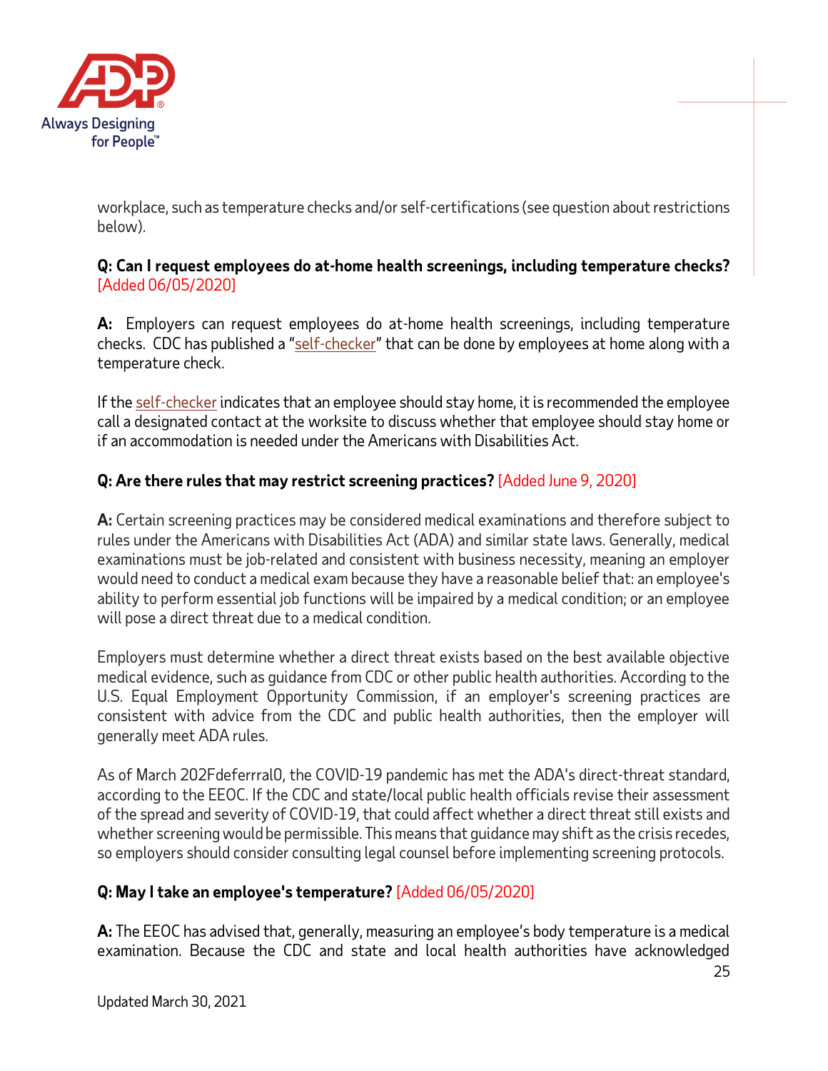workplace, such as temperature checks and/or self-certifications (see question about restrictions below).

**Q: Can I request employees do at-home health screenings, including temperature checks?** [Added 06/05/2020]

**A:** Employers can request employees do at-home health screenings, including temperature checks. CDC has published a "self-checker" that can be done by employees at home along with a temperature check.

If the self-checker indicates that an employee should stay home, it is recommended the employee call a designated contact at the worksite to discuss whether that employee should stay home or if an accommodation is needed under the Americans with Disabilities Act.

**Q: Are there rules that may restrict screening practices?** [Added June 9, 2020]

**A:** Certain screening practices may be considered medical examinations and therefore subject to rules under the Americans with Disabilities Act (ADA) and similar state laws. Generally, medical examinations must be job-related and consistent with business necessity, meaning an employer would need to conduct a medical exam because they have a reasonable belief that: an employee's ability to perform essential job functions will be impaired by a medical condition; or an employee will pose a direct threat due to a medical condition.

Employers must determine whether a direct threat exists based on the best available objective medical evidence, such as guidance from CDC or other public health authorities. According to the U.S. Equal Employment Opportunity Commission, if an employer's screening practices are consistent with advice from the CDC and public health authorities, then the employer will generally meet ADA rules.

As of March 202Fdeferral0, the COVID-19 pandemic has met the ADA's direct-threat standard, according to the EEOC. If the CDC and state/local public health officials revise their assessment of the spread and severity of COVID-19, that could affect whether a direct threat still exists and whether screening would be permissible. This means that guidance may shift as the crisis recedes, so employers should consider consulting legal counsel before implementing screening protocols.

**Q: May I take an employee's temperature?** [Added 06/05/2020]

**A:** The EEOC has advised that, generally, measuring an employee's body temperature is a medical examination. Because the CDC and state and local health authorities have acknowledged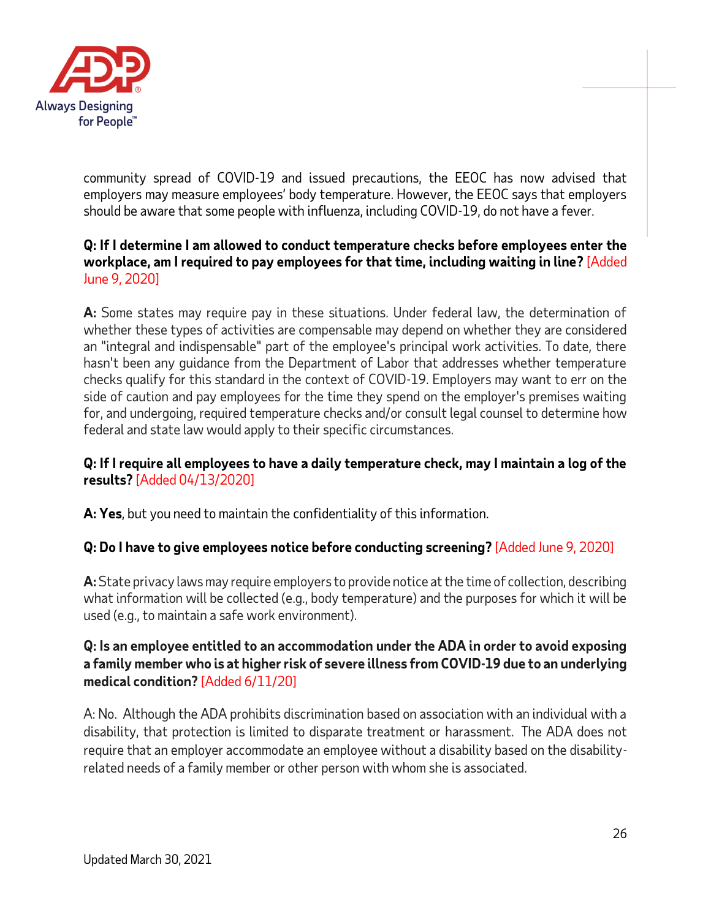community spread of COVID-19 and issued precautions, the EEOC has now advised that employers may measure employees' body temperature. However, the EEOC says that employers should be aware that some people with influenza, including COVID-19, do not have a fever.

**Q: If I determine I am allowed to conduct temperature checks before employees enter the workplace, am I required to pay employees for that time, including waiting in line?** [Added June 9, 2020]

**A:** Some states may require pay in these situations. Under federal law, the determination of whether these types of activities are compensable may depend on whether they are considered an "integral and indispensable" part of the employee's principal work activities. To date, there hasn't been any guidance from the Department of Labor that addresses whether temperature checks qualify for this standard in the context of COVID-19. Employers may want to err on the side of caution and pay employees for the time they spend on the employer's premises waiting for, and undergoing, required temperature checks and/or consult legal counsel to determine how federal and state law would apply to their specific circumstances.

**Q: If I require all employees to have a daily temperature check, may I maintain a log of the results?** [Added 04/13/2020]

**A: Yes**, but you need to maintain the confidentiality of this information.

**Q: Do I have to give employees notice before conducting screening?** [Added June 9, 2020]

**A:** State privacy laws may require employers to provide notice at the time of collection, describing what information will be collected (e.g., body temperature) and the purposes for which it will be used (e.g., to maintain a safe work environment).

**Q: Is an employee entitled to an accommodation under the ADA in order to avoid exposing a family member who is at higher risk of severe illness from COVID-19 due to an underlying medical condition?** [Added 6/11/20]

A: No. Although the ADA prohibits discrimination based on association with an individual with a disability, that protection is limited to disparate treatment or harassment. The ADA does not require that an employer accommodate an employee without a disability based on the disability-related needs of a family member or other person with whom she is associated.

Updated March 30, 2021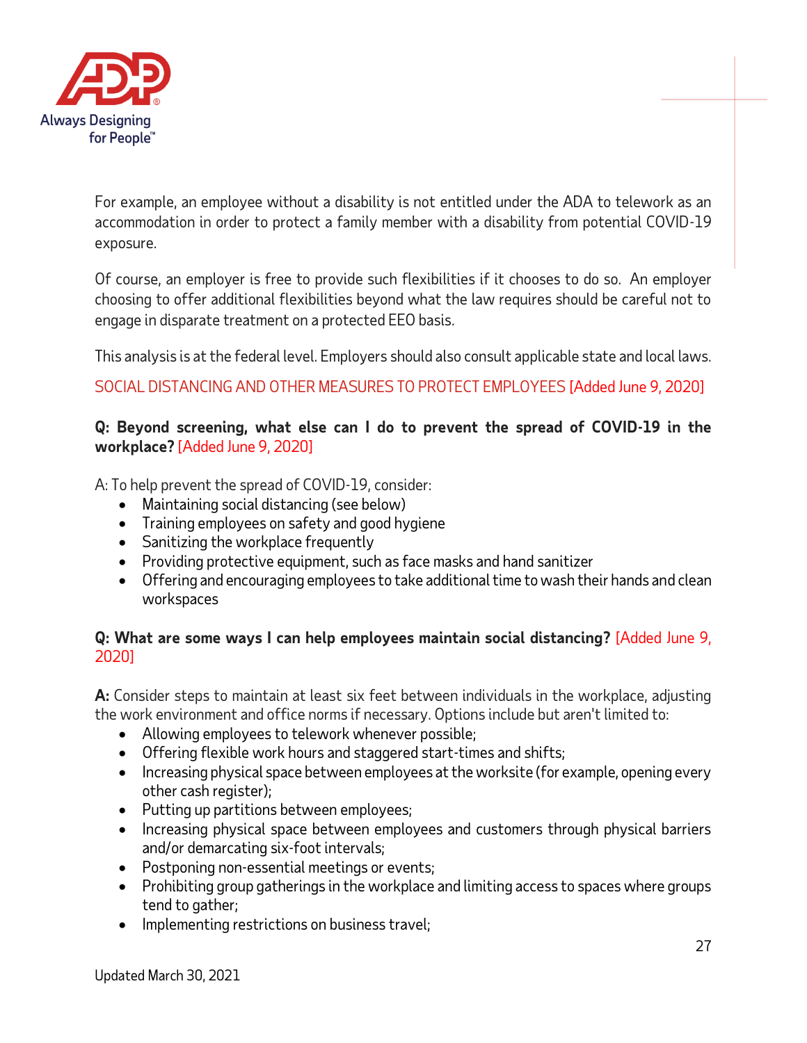For example, an employee without a disability is not entitled under the ADA to telework as an accommodation in order to protect a family member with a disability from potential COVID-19 exposure.

Of course, an employer is free to provide such flexibilities if it chooses to do so. An employer choosing to offer additional flexibilities beyond what the law requires should be careful not to engage in disparate treatment on a protected EEO basis.

This analysis is at the federal level. Employers should also consult applicable state and local laws.

## SOCIAL DISTANCING AND OTHER MEASURES TO PROTECT EMPLOYEES [Added June 9, 2020]

**Q: Beyond screening, what else can I do to prevent the spread of COVID-19 in the workplace?** [Added June 9, 2020]

A: To help prevent the spread of COVID-19, consider:

- Maintaining social distancing (see below)
- Training employees on safety and good hygiene
- Sanitizing the workplace frequently
- Providing protective equipment, such as face masks and hand sanitizer
- Offering and encouraging employees to take additional time to wash their hands and clean workspaces

**Q: What are some ways I can help employees maintain social distancing?** [Added June 9, 2020]

**A:** Consider steps to maintain at least six feet between individuals in the workplace, adjusting the work environment and office norms if necessary. Options include but aren't limited to:

- Allowing employees to telework whenever possible;
- Offering flexible work hours and staggered start-times and shifts;
- Increasing physical space between employees at the worksite (for example, opening every other cash register);
- Putting up partitions between employees;
- Increasing physical space between employees and customers through physical barriers and/or demarcating six-foot intervals;
- Postponing non-essential meetings or events;
- Prohibiting group gatherings in the workplace and limiting access to spaces where groups tend to gather;
- Implementing restrictions on business travel;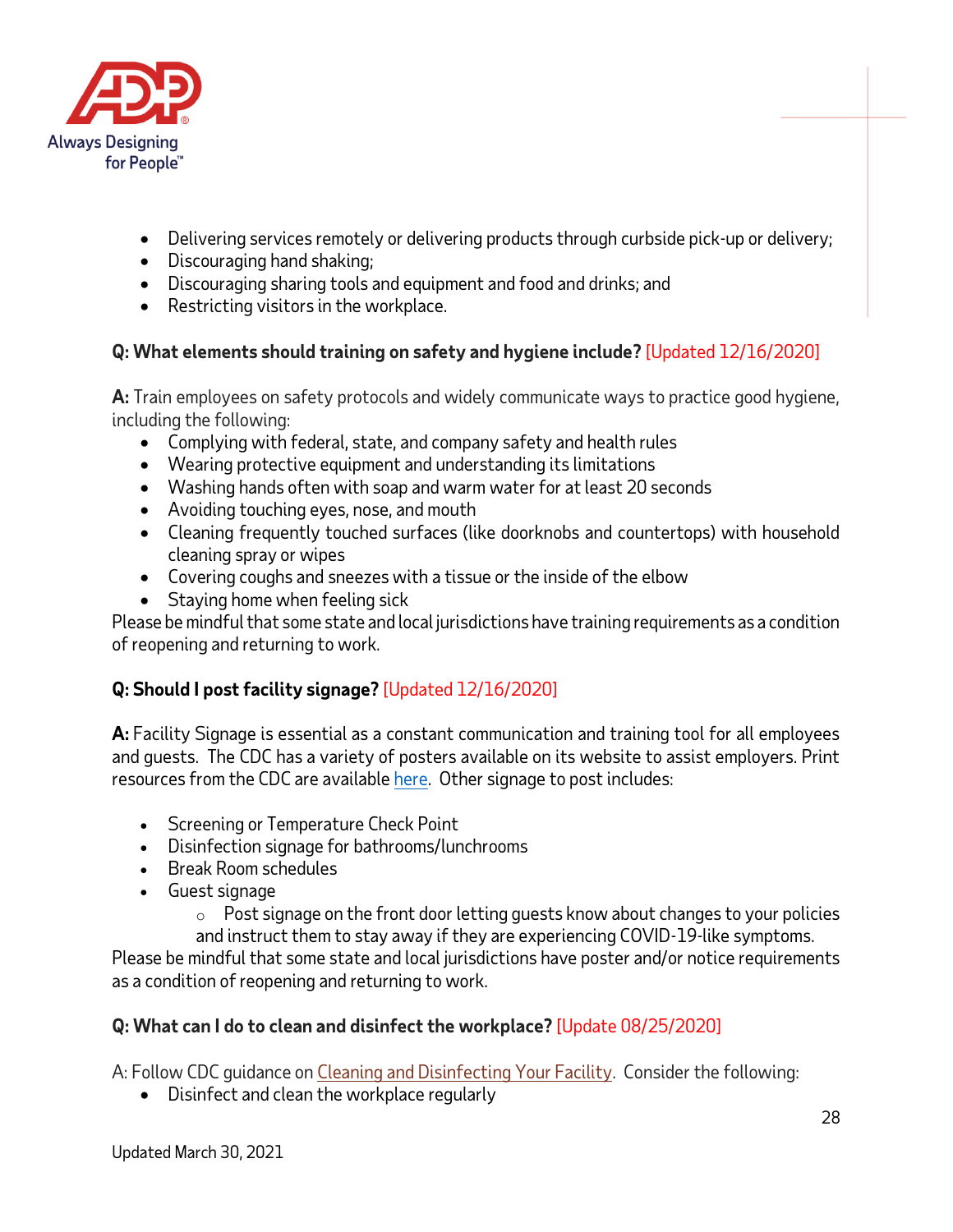- Delivering services remotely or delivering products through curbside pick-up or delivery;
- Discouraging hand shaking;
- Discouraging sharing tools and equipment and food and drinks; and
- Restricting visitors in the workplace.

**Q: What elements should training on safety and hygiene include?** [Updated 12/16/2020]

**A:** Train employees on safety protocols and widely communicate ways to practice good hygiene, including the following:

- Complying with federal, state, and company safety and health rules
- Wearing protective equipment and understanding its limitations
- Washing hands often with soap and warm water for at least 20 seconds
- Avoiding touching eyes, nose, and mouth
- Cleaning frequently touched surfaces (like doorknobs and countertops) with household cleaning spray or wipes
- Covering coughs and sneezes with a tissue or the inside of the elbow
- Staying home when feeling sick

Please be mindful that some state and local jurisdictions have training requirements as a condition of reopening and returning to work.

**Q: Should I post facility signage?** [Updated 12/16/2020]

**A:** Facility Signage is essential as a constant communication and training tool for all employees and guests. The CDC has a variety of posters available on its website to assist employers. Print resources from the CDC are available here. Other signage to post includes:

- Screening or Temperature Check Point
- Disinfection signage for bathrooms/lunchrooms
- Break Room schedules
- Guest signage
  - Post signage on the front door letting guests know about changes to your policies and instruct them to stay away if they are experiencing COVID-19-like symptoms.

Please be mindful that some state and local jurisdictions have poster and/or notice requirements as a condition of reopening and returning to work.

**Q: What can I do to clean and disinfect the workplace?** [Update 08/25/2020]

A: Follow CDC guidance on Cleaning and Disinfecting Your Facility. Consider the following:

- Disinfect and clean the workplace regularly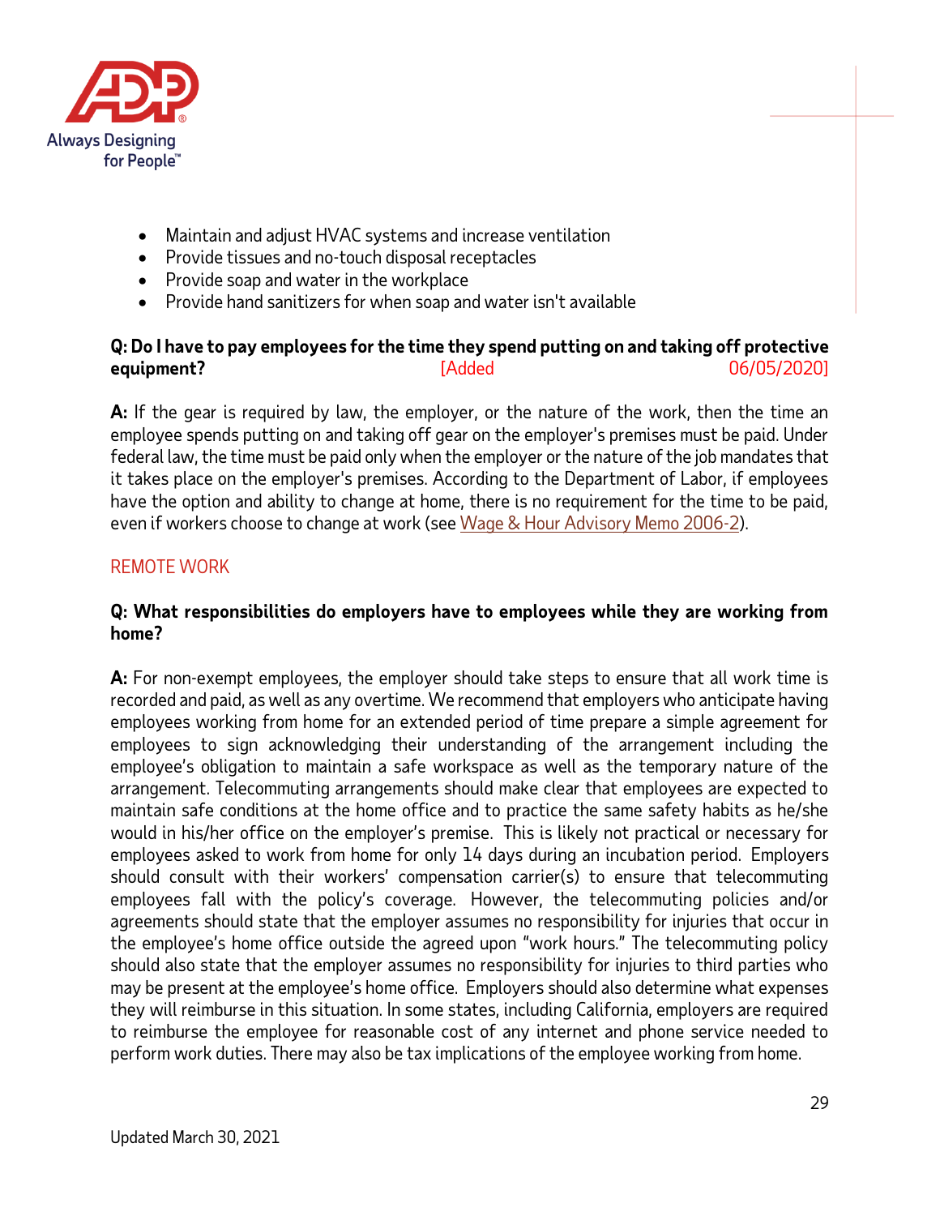- Maintain and adjust HVAC systems and increase ventilation
- Provide tissues and no-touch disposal receptacles
- Provide soap and water in the workplace
- Provide hand sanitizers for when soap and water isn't available

**Q: Do I have to pay employees for the time they spend putting on and taking off protective equipment?** [Added 06/05/2020]

**A:** If the gear is required by law, the employer, or the nature of the work, then the time an employee spends putting on and taking off gear on the employer's premises must be paid. Under federal law, the time must be paid only when the employer or the nature of the job mandates that it takes place on the employer's premises. According to the Department of Labor, if employees have the option and ability to change at home, there is no requirement for the time to be paid, even if workers choose to change at work (see Wage & Hour Advisory Memo 2006-2).

## REMOTE WORK

**Q: What responsibilities do employers have to employees while they are working from home?**

**A:** For non-exempt employees, the employer should take steps to ensure that all work time is recorded and paid, as well as any overtime. We recommend that employers who anticipate having employees working from home for an extended period of time prepare a simple agreement for employees to sign acknowledging their understanding of the arrangement including the employee's obligation to maintain a safe workspace as well as the temporary nature of the arrangement. Telecommuting arrangements should make clear that employees are expected to maintain safe conditions at the home office and to practice the same safety habits as he/she would in his/her office on the employer's premise. This is likely not practical or necessary for employees asked to work from home for only 14 days during an incubation period. Employers should consult with their workers' compensation carrier(s) to ensure that telecommuting employees fall with the policy's coverage. However, the telecommuting policies and/or agreements should state that the employer assumes no responsibility for injuries that occur in the employee's home office outside the agreed upon "work hours." The telecommuting policy should also state that the employer assumes no responsibility for injuries to third parties who may be present at the employee's home office. Employers should also determine what expenses they will reimburse in this situation. In some states, including California, employers are required to reimburse the employee for reasonable cost of any internet and phone service needed to perform work duties. There may also be tax implications of the employee working from home.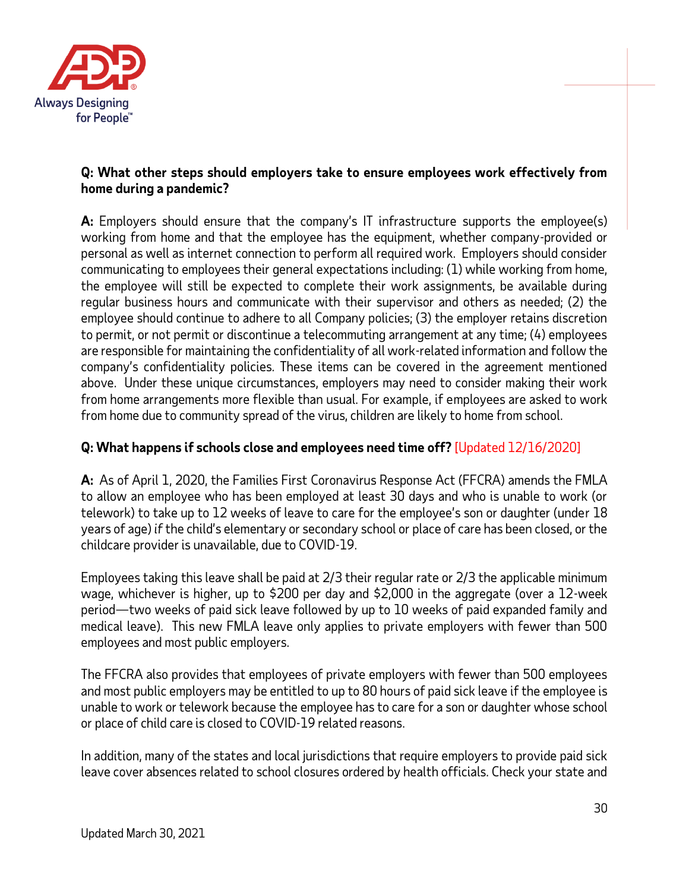**Q: What other steps should employers take to ensure employees work effectively from home during a pandemic?**

**A:** Employers should ensure that the company's IT infrastructure supports the employee(s) working from home and that the employee has the equipment, whether company-provided or personal as well as internet connection to perform all required work. Employers should consider communicating to employees their general expectations including: (1) while working from home, the employee will still be expected to complete their work assignments, be available during regular business hours and communicate with their supervisor and others as needed; (2) the employee should continue to adhere to all Company policies; (3) the employer retains discretion to permit, or not permit or discontinue a telecommuting arrangement at any time; (4) employees are responsible for maintaining the confidentiality of all work-related information and follow the company's confidentiality policies. These items can be covered in the agreement mentioned above. Under these unique circumstances, employers may need to consider making their work from home arrangements more flexible than usual. For example, if employees are asked to work from home due to community spread of the virus, children are likely to home from school.

**Q: What happens if schools close and employees need time off?** [Updated 12/16/2020]

**A:** As of April 1, 2020, the Families First Coronavirus Response Act (FFCRA) amends the FMLA to allow an employee who has been employed at least 30 days and who is unable to work (or telework) to take up to 12 weeks of leave to care for the employee's son or daughter (under 18 years of age) *if* the child's elementary or secondary school or place of care has been closed, or the childcare provider is unavailable, due to COVID-19.

Employees taking this leave shall be paid at 2/3 their regular rate or 2/3 the applicable minimum wage, whichever is higher, up to $200 per day and $2,000 in the aggregate (over a 12-week period—two weeks of paid sick leave followed by up to 10 weeks of paid expanded family and medical leave). This new FMLA leave only applies to private employers with fewer than 500 employees and most public employers.

The FFCRA also provides that employees of private employers with fewer than 500 employees and most public employers may be entitled to up to 80 hours of paid sick leave if the employee is unable to work or telework because the employee has to care for a son or daughter whose school or place of child care is closed to COVID-19 related reasons.

In addition, many of the states and local jurisdictions that require employers to provide paid sick leave cover absences related to school closures ordered by health officials. Check your state and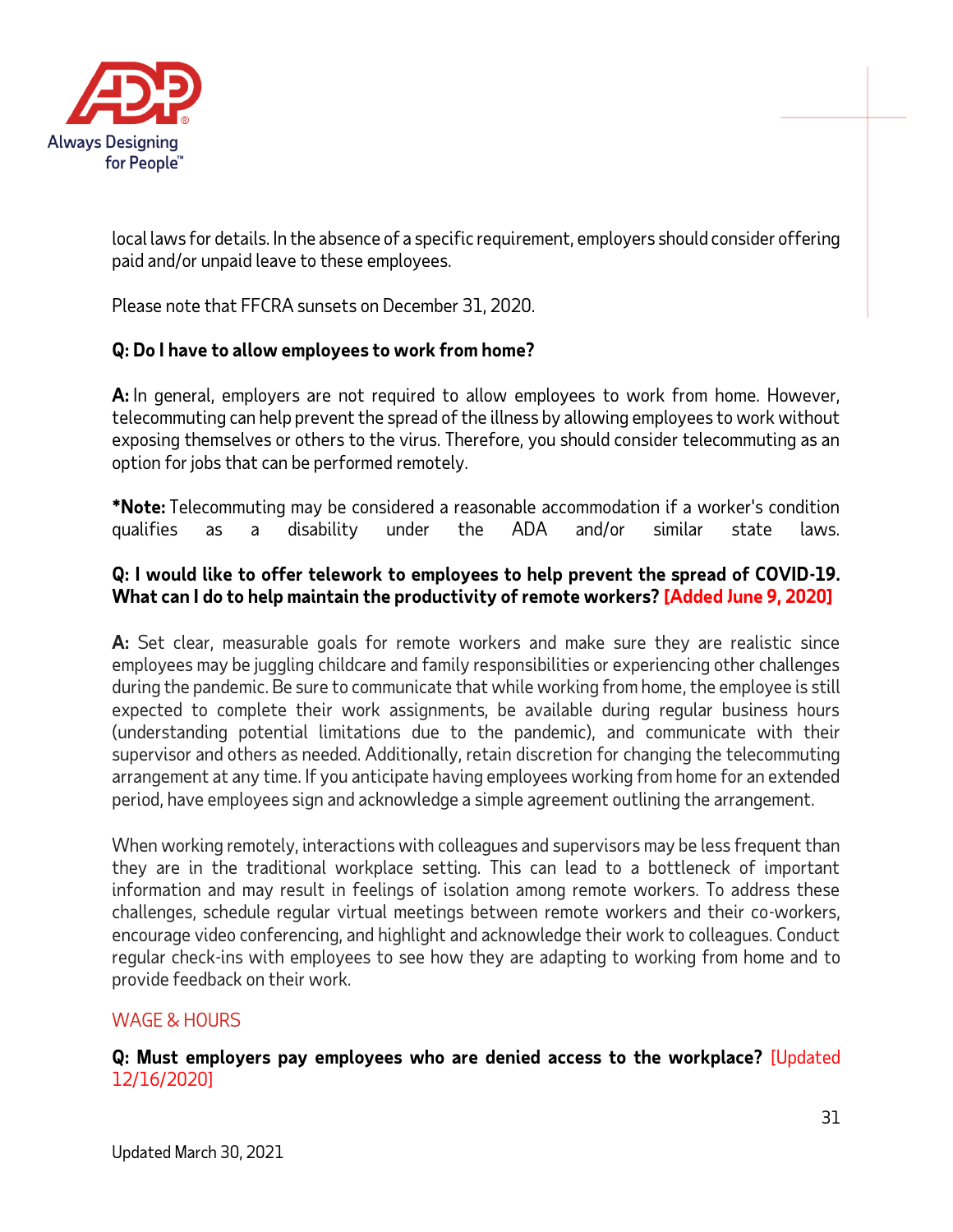local laws for details. In the absence of a specific requirement, employers should consider offering paid and/or unpaid leave to these employees.

Please note that FFCRA sunsets on December 31, 2020.

**Q: Do I have to allow employees to work from home?**

**A:** In general, employers are not required to allow employees to work from home. However, telecommuting can help prevent the spread of the illness by allowing employees to work without exposing themselves or others to the virus. Therefore, you should consider telecommuting as an option for jobs that can be performed remotely.

***Note:** Telecommuting may be considered a reasonable accommodation if a worker's condition qualifies as a disability under the ADA and/or similar state laws.

**Q: I would like to offer telework to employees to help prevent the spread of COVID-19. What can I do to help maintain the productivity of remote workers? [Added June 9, 2020]**

**A:** Set clear, measurable goals for remote workers and make sure they are realistic since employees may be juggling childcare and family responsibilities or experiencing other challenges during the pandemic. Be sure to communicate that while working from home, the employee is still expected to complete their work assignments, be available during regular business hours (understanding potential limitations due to the pandemic), and communicate with their supervisor and others as needed. Additionally, retain discretion for changing the telecommuting arrangement at any time. If you anticipate having employees working from home for an extended period, have employees sign and acknowledge a simple agreement outlining the arrangement.

When working remotely, interactions with colleagues and supervisors may be less frequent than they are in the traditional workplace setting. This can lead to a bottleneck of important information and may result in feelings of isolation among remote workers. To address these challenges, schedule regular virtual meetings between remote workers and their co-workers, encourage video conferencing, and highlight and acknowledge their work to colleagues. Conduct regular check-ins with employees to see how they are adapting to working from home and to provide feedback on their work.

## WAGE & HOURS

**Q: Must employers pay employees who are denied access to the workplace?** [Updated 12/16/2020]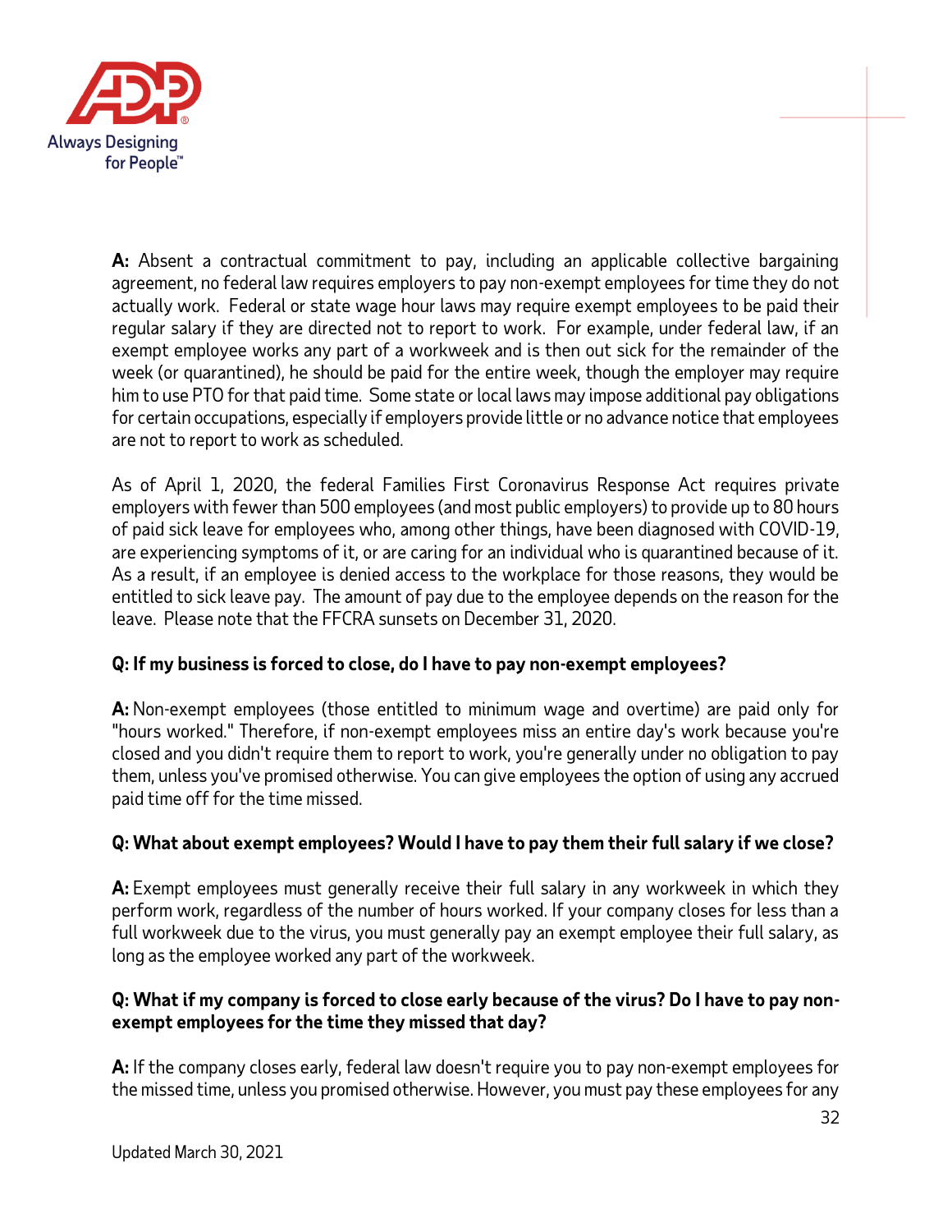**A:** Absent a contractual commitment to pay, including an applicable collective bargaining agreement, no federal law requires employers to pay non-exempt employees for time they do not actually work. Federal or state wage hour laws may require exempt employees to be paid their regular salary if they are directed not to report to work. For example, under federal law, if an exempt employee works any part of a workweek and is then out sick for the remainder of the week (or quarantined), he should be paid for the entire week, though the employer may require him to use PTO for that paid time. Some state or local laws may impose additional pay obligations for certain occupations, especially if employers provide little or no advance notice that employees are not to report to work as scheduled.

As of April 1, 2020, the federal Families First Coronavirus Response Act requires private employers with fewer than 500 employees (and most public employers) to provide up to 80 hours of paid sick leave for employees who, among other things, have been diagnosed with COVID-19, are experiencing symptoms of it, or are caring for an individual who is quarantined because of it. As a result, if an employee is denied access to the workplace for those reasons, they would be entitled to sick leave pay. The amount of pay due to the employee depends on the reason for the leave. Please note that the FFCRA sunsets on December 31, 2020.

**Q: If my business is forced to close, do I have to pay non-exempt employees?**

**A:** Non-exempt employees (those entitled to minimum wage and overtime) are paid only for "hours worked." Therefore, if non-exempt employees miss an entire day's work because you're closed and you didn't require them to report to work, you're generally under no obligation to pay them, unless you've promised otherwise. You can give employees the option of using any accrued paid time off for the time missed.

**Q: What about exempt employees? Would I have to pay them their full salary if we close?**

**A:** Exempt employees must generally receive their full salary in any workweek in which they perform work, regardless of the number of hours worked. If your company closes for less than a full workweek due to the virus, you must generally pay an exempt employee their full salary, as long as the employee worked any part of the workweek.

**Q: What if my company is forced to close early because of the virus? Do I have to pay non-exempt employees for the time they missed that day?**

**A:** If the company closes early, federal law doesn't require you to pay non-exempt employees for the missed time, unless you promised otherwise. However, you must pay these employees for any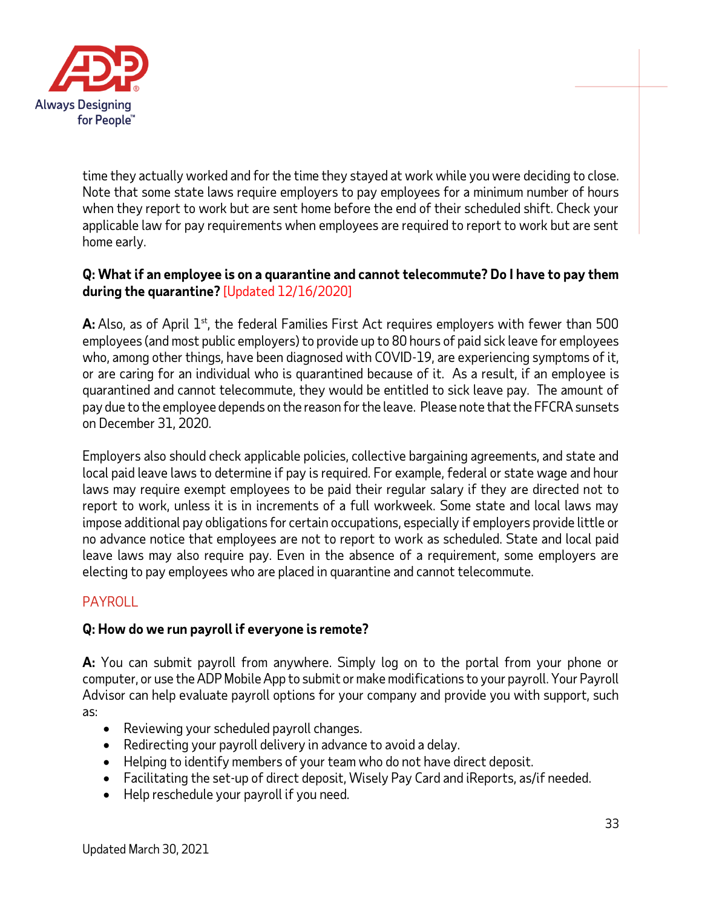time they actually worked and for the time they stayed at work while you were deciding to close. Note that some state laws require employers to pay employees for a minimum number of hours when they report to work but are sent home before the end of their scheduled shift. Check your applicable law for pay requirements when employees are required to report to work but are sent home early.

**Q: What if an employee is on a quarantine and cannot telecommute? Do I have to pay them during the quarantine?** [Updated 12/16/2020]

**A:** Also, as of April 1st, the federal Families First Act requires employers with fewer than 500 employees (and most public employers) to provide up to 80 hours of paid sick leave for employees who, among other things, have been diagnosed with COVID-19, are experiencing symptoms of it, or are caring for an individual who is quarantined because of it. As a result, if an employee is quarantined and cannot telecommute, they would be entitled to sick leave pay. The amount of pay due to the employee depends on the reason for the leave. Please note that the FFCRA sunsets on December 31, 2020.

Employers also should check applicable policies, collective bargaining agreements, and state and local paid leave laws to determine if pay is required. For example, federal or state wage and hour laws may require exempt employees to be paid their regular salary if they are directed not to report to work, unless it is in increments of a full workweek. Some state and local laws may impose additional pay obligations for certain occupations, especially if employers provide little or no advance notice that employees are not to report to work as scheduled. State and local paid leave laws may also require pay. Even in the absence of a requirement, some employers are electing to pay employees who are placed in quarantine and cannot telecommute.

## PAYROLL

**Q: How do we run payroll if everyone is remote?**

**A:** You can submit payroll from anywhere. Simply log on to the portal from your phone or computer, or use the ADP Mobile App to submit or make modifications to your payroll. Your Payroll Advisor can help evaluate payroll options for your company and provide you with support, such as:

- Reviewing your scheduled payroll changes.
- Redirecting your payroll delivery in advance to avoid a delay.
- Helping to identify members of your team who do not have direct deposit.
- Facilitating the set-up of direct deposit, Wisely Pay Card and iReports, as/if needed.
- Help reschedule your payroll if you need.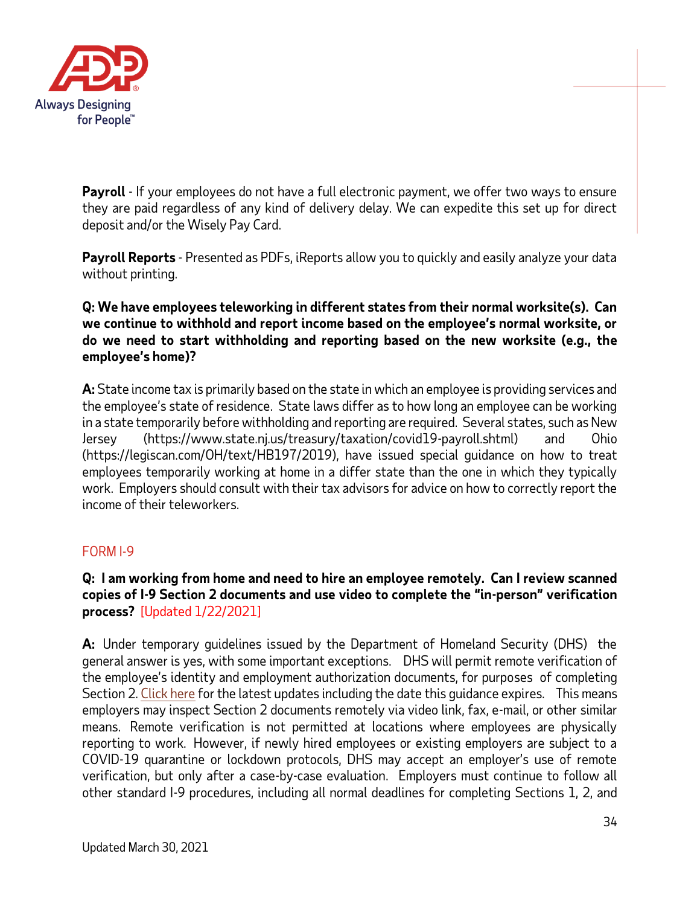**Payroll** - If your employees do not have a full electronic payment, we offer two ways to ensure they are paid regardless of any kind of delivery delay. We can expedite this set up for direct deposit and/or the Wisely Pay Card.

**Payroll Reports** - Presented as PDFs, iReports allow you to quickly and easily analyze your data without printing.

**Q: We have employees teleworking in different states from their normal worksite(s). Can we continue to withhold and report income based on the employee's normal worksite, or do we need to start withholding and reporting based on the new worksite (e.g., the employee's home)?**

**A:** State income tax is primarily based on the state in which an employee is providing services and the employee's state of residence. State laws differ as to how long an employee can be working in a state temporarily before withholding and reporting are required. Several states, such as New Jersey (https://www.state.nj.us/treasury/taxation/covid19-payroll.shtml) and Ohio (https://legiscan.com/OH/text/HB197/2019), have issued special guidance on how to treat employees temporarily working at home in a differ state than the one in which they typically work. Employers should consult with their tax advisors for advice on how to correctly report the income of their teleworkers.

## FORM I-9

**Q: I am working from home and need to hire an employee remotely. Can I review scanned copies of I-9 Section 2 documents and use video to complete the "in-person" verification process?** [Updated 1/22/2021]

**A:** Under temporary guidelines issued by the Department of Homeland Security (DHS) the general answer is yes, with some important exceptions. DHS will permit remote verification of the employee's identity and employment authorization documents, for purposes of completing Section 2. Click here for the latest updates including the date this guidance expires. This means employers may inspect Section 2 documents remotely via video link, fax, e-mail, or other similar means. Remote verification is not permitted at locations where employees are physically reporting to work. However, if newly hired employees or existing employers are subject to a COVID-19 quarantine or lockdown protocols, DHS may accept an employer's use of remote verification, but only after a case-by-case evaluation. Employers must continue to follow all other standard I-9 procedures, including all normal deadlines for completing Sections 1, 2, and

Updated March 30, 2021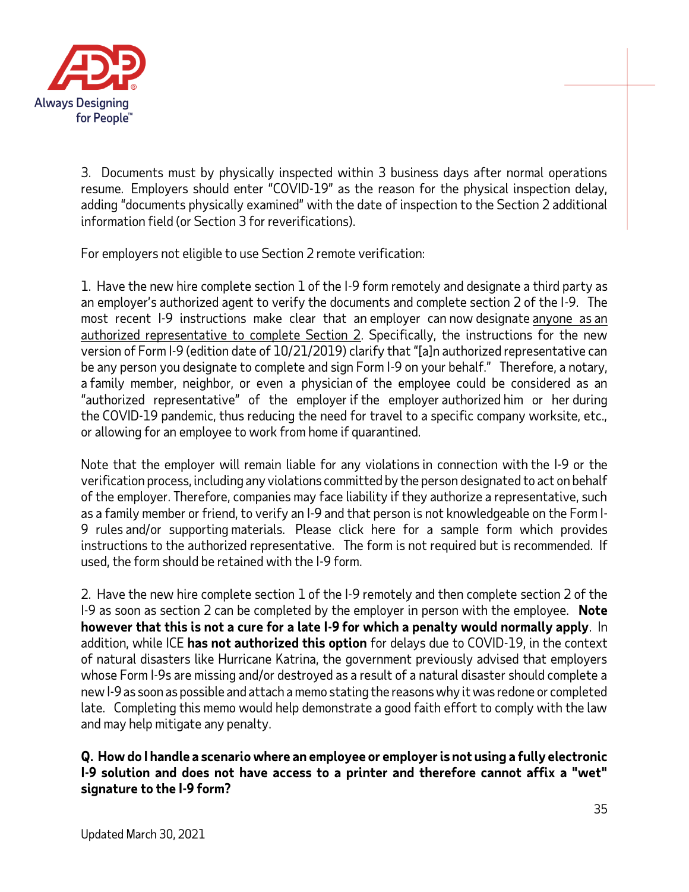3. Documents must by physically inspected within 3 business days after normal operations resume. Employers should enter "COVID-19" as the reason for the physical inspection delay, adding "documents physically examined" with the date of inspection to the Section 2 additional information field (or Section 3 for reverifications).

For employers not eligible to use Section 2 remote verification:

1. Have the new hire complete section 1 of the I-9 form remotely and designate a third party as an employer's authorized agent to verify the documents and complete section 2 of the I-9. The most recent I-9 instructions make clear that an employer can now designate anyone as an authorized representative to complete Section 2. Specifically, the instructions for the new version of Form I-9 (edition date of 10/21/2019) clarify that "[a]n authorized representative can be any person you designate to complete and sign Form I-9 on your behalf." Therefore, a notary, a family member, neighbor, or even a physician of the employee could be considered as an "authorized representative" of the employer if the employer authorized him or her during the COVID-19 pandemic, thus reducing the need for travel to a specific company worksite, etc., or allowing for an employee to work from home if quarantined.

Note that the employer will remain liable for any violations in connection with the I-9 or the verification process, including any violations committed by the person designated to act on behalf of the employer. Therefore, companies may face liability if they authorize a representative, such as a family member or friend, to verify an I-9 and that person is not knowledgeable on the Form I-9 rules and/or supporting materials. Please click here for a sample form which provides instructions to the authorized representative. The form is not required but is recommended. If used, the form should be retained with the I-9 form.

2. Have the new hire complete section 1 of the I-9 remotely and then complete section 2 of the I-9 as soon as section 2 can be completed by the employer in person with the employee. **Note however that this is not a cure for a late I-9 for which a penalty would normally apply**. In addition, while ICE **has not authorized this option** for delays due to COVID-19, in the context of natural disasters like Hurricane Katrina, the government previously advised that employers whose Form I-9s are missing and/or destroyed as a result of a natural disaster should complete a new I-9 as soon as possible and attach a memo stating the reasons why it was redone or completed late. Completing this memo would help demonstrate a good faith effort to comply with the law and may help mitigate any penalty.

**Q. How do I handle a scenario where an employee or employer is not using a fully electronic I-9 solution and does not have access to a printer and therefore cannot affix a "wet" signature to the I-9 form?**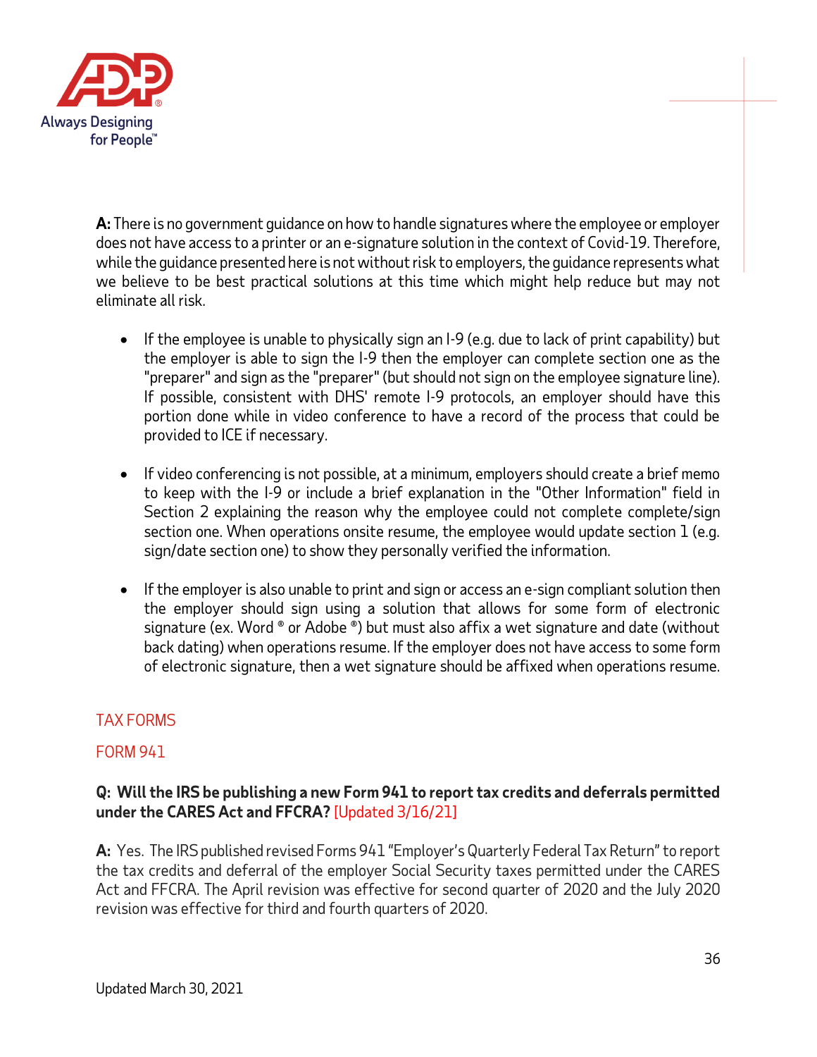**A:** There is no government guidance on how to handle signatures where the employee or employer does not have access to a printer or an e-signature solution in the context of Covid-19. Therefore, while the guidance presented here is not without risk to employers, the guidance represents what we believe to be best practical solutions at this time which might help reduce but may not eliminate all risk.

- If the employee is unable to physically sign an I-9 (e.g. due to lack of print capability) but the employer is able to sign the I-9 then the employer can complete section one as the "preparer" and sign as the "preparer" (but should not sign on the employee signature line). If possible, consistent with DHS' remote I-9 protocols, an employer should have this portion done while in video conference to have a record of the process that could be provided to ICE if necessary.

- If video conferencing is not possible, at a minimum, employers should create a brief memo to keep with the I-9 or include a brief explanation in the "Other Information" field in Section 2 explaining the reason why the employee could not complete complete/sign section one. When operations onsite resume, the employee would update section 1 (e.g. sign/date section one) to show they personally verified the information.

- If the employer is also unable to print and sign or access an e-sign compliant solution then the employer should sign using a solution that allows for some form of electronic signature (ex. Word ® or Adobe ®) but must also affix a wet signature and date (without back dating) when operations resume. If the employer does not have access to some form of electronic signature, then a wet signature should be affixed when operations resume.

## TAX FORMS

### FORM 941

**Q: Will the IRS be publishing a new Form 941 to report tax credits and deferrals permitted under the CARES Act and FFCRA?** [Updated 3/16/21]

**A:** Yes. The IRS published revised Forms 941 "Employer's Quarterly Federal Tax Return" to report the tax credits and deferral of the employer Social Security taxes permitted under the CARES Act and FFCRA. The April revision was effective for second quarter of 2020 and the July 2020 revision was effective for third and fourth quarters of 2020.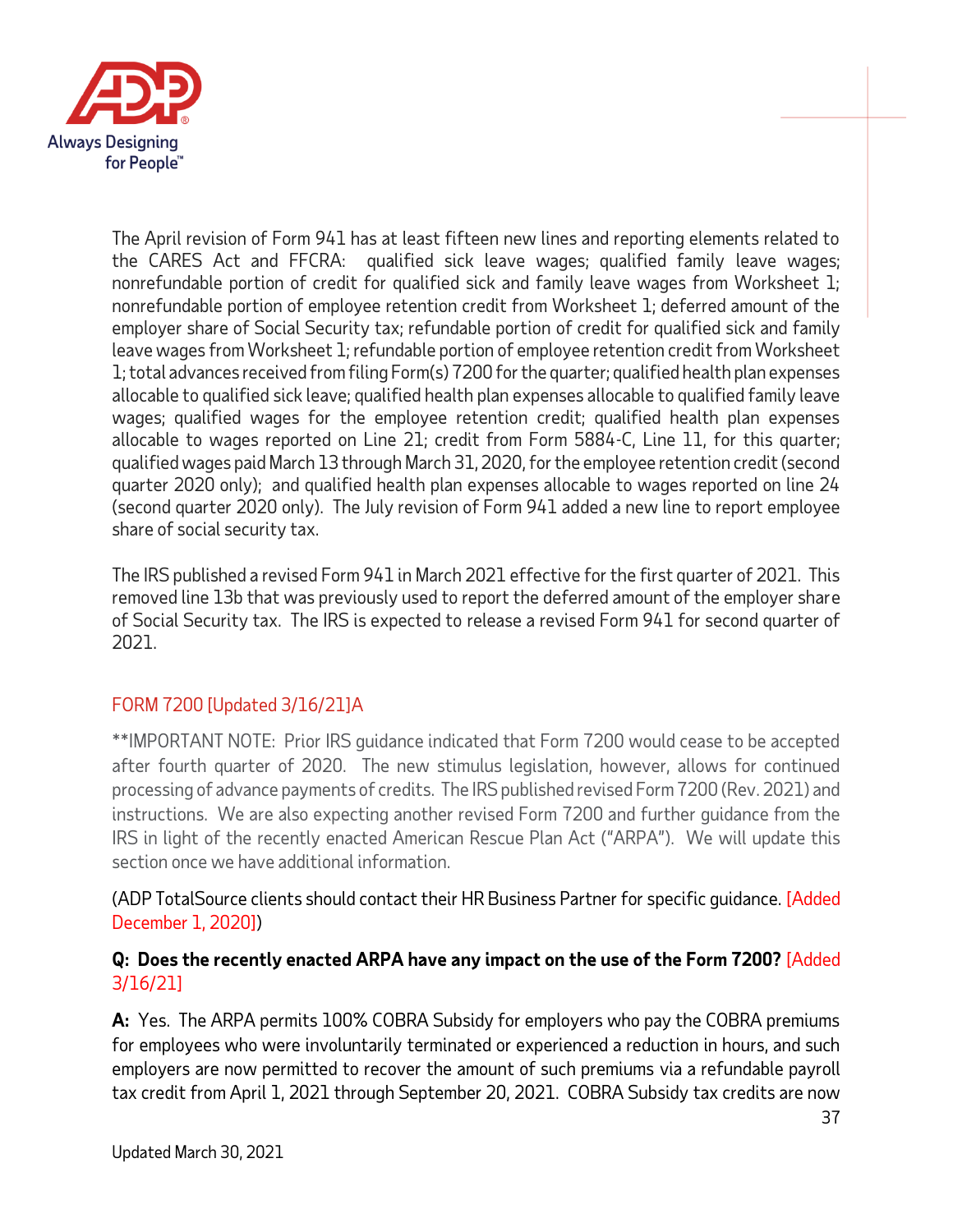The April revision of Form 941 has at least fifteen new lines and reporting elements related to the CARES Act and FFCRA: qualified sick leave wages; qualified family leave wages; nonrefundable portion of credit for qualified sick and family leave wages from Worksheet 1; nonrefundable portion of employee retention credit from Worksheet 1; deferred amount of the employer share of Social Security tax; refundable portion of credit for qualified sick and family leave wages from Worksheet 1; refundable portion of employee retention credit from Worksheet 1; total advances received from filing Form(s) 7200 for the quarter; qualified health plan expenses allocable to qualified sick leave; qualified health plan expenses allocable to qualified family leave wages; qualified wages for the employee retention credit; qualified health plan expenses allocable to wages reported on Line 21; credit from Form 5884-C, Line 11, for this quarter; qualified wages paid March 13 through March 31, 2020, for the employee retention credit (second quarter 2020 only); and qualified health plan expenses allocable to wages reported on line 24 (second quarter 2020 only). The July revision of Form 941 added a new line to report employee share of social security tax.

The IRS published a revised Form 941 in March 2021 effective for the first quarter of 2021. This removed line 13b that was previously used to report the deferred amount of the employer share of Social Security tax. The IRS is expected to release a revised Form 941 for second quarter of 2021.

## FORM 7200 [Updated 3/16/21]A

**IMPORTANT NOTE: Prior IRS guidance indicated that Form 7200 would cease to be accepted after fourth quarter of 2020. The new stimulus legislation, however, allows for continued processing of advance payments of credits. The IRS published revised Form 7200 (Rev. 2021) and instructions. We are also expecting another revised Form 7200 and further guidance from the IRS in light of the recently enacted American Rescue Plan Act ("ARPA"). We will update this section once we have additional information.

(ADP TotalSource clients should contact their HR Business Partner for specific guidance. [Added December 1, 2020])

**Q: Does the recently enacted ARPA have any impact on the use of the Form 7200?** [Added 3/16/21]

**A:** Yes. The ARPA permits 100% COBRA Subsidy for employers who pay the COBRA premiums for employees who were involuntarily terminated or experienced a reduction in hours, and such employers are now permitted to recover the amount of such premiums via a refundable payroll tax credit from April 1, 2021 through September 20, 2021. COBRA Subsidy tax credits are now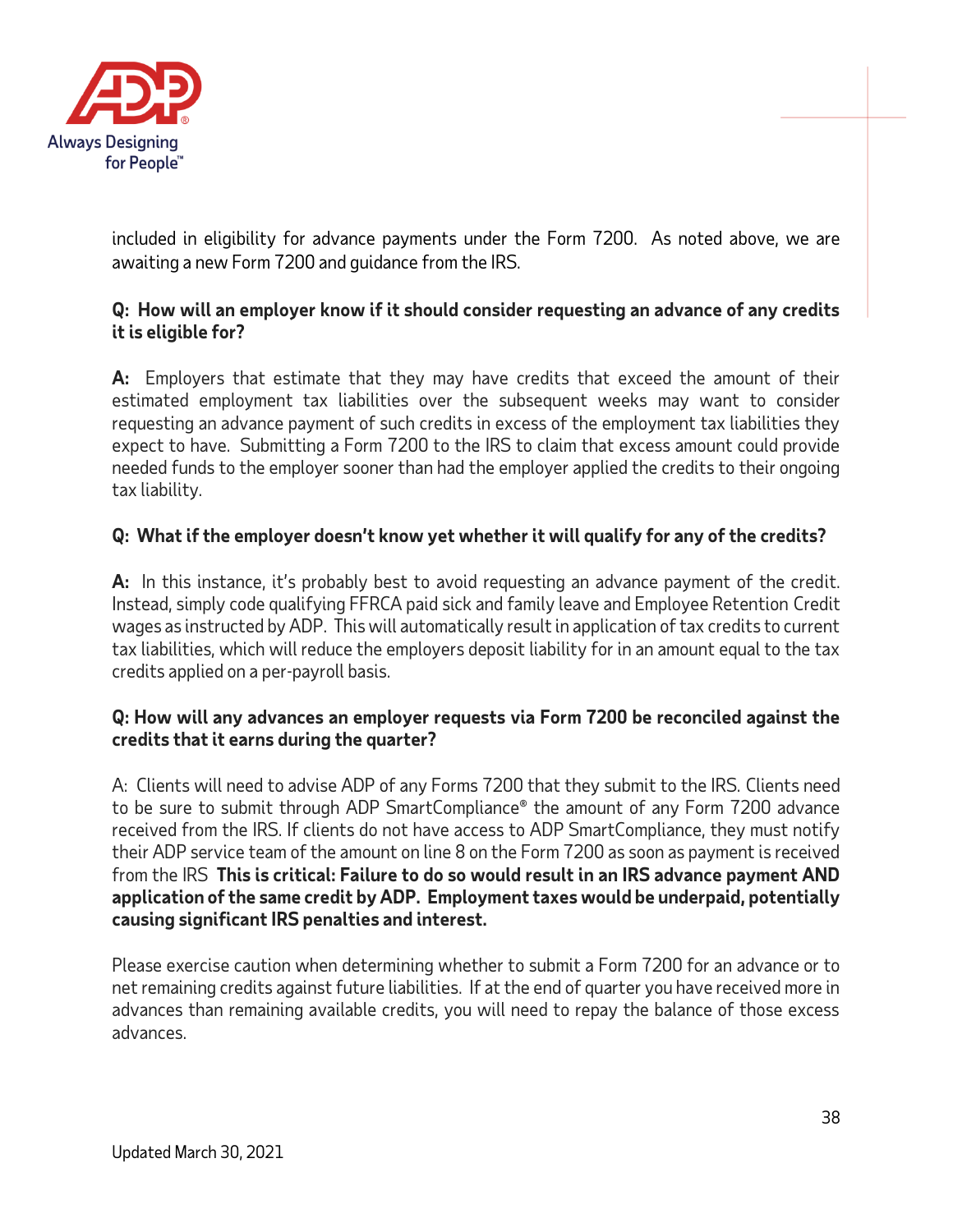included in eligibility for advance payments under the Form 7200. As noted above, we are awaiting a new Form 7200 and guidance from the IRS.

**Q: How will an employer know if it should consider requesting an advance of any credits it is eligible for?**

**A:** Employers that estimate that they may have credits that exceed the amount of their estimated employment tax liabilities over the subsequent weeks may want to consider requesting an advance payment of such credits in excess of the employment tax liabilities they expect to have. Submitting a Form 7200 to the IRS to claim that excess amount could provide needed funds to the employer sooner than had the employer applied the credits to their ongoing tax liability.

**Q: What if the employer doesn't know yet whether it will qualify for any of the credits?**

**A:** In this instance, it's probably best to avoid requesting an advance payment of the credit. Instead, simply code qualifying FFRCA paid sick and family leave and Employee Retention Credit wages as instructed by ADP. This will automatically result in application of tax credits to current tax liabilities, which will reduce the employers deposit liability for in an amount equal to the tax credits applied on a per-payroll basis.

**Q: How will any advances an employer requests via Form 7200 be reconciled against the credits that it earns during the quarter?**

A: Clients will need to advise ADP of any Forms 7200 that they submit to the IRS. Clients need to be sure to submit through ADP SmartCompliance® the amount of any Form 7200 advance received from the IRS. If clients do not have access to ADP SmartCompliance, they must notify their ADP service team of the amount on line 8 on the Form 7200 as soon as payment is received from the IRS **This is critical: Failure to do so would result in an IRS advance payment AND application of the same credit by ADP. Employment taxes would be underpaid, potentially causing significant IRS penalties and interest.**

Please exercise caution when determining whether to submit a Form 7200 for an advance or to net remaining credits against future liabilities. If at the end of quarter you have received more in advances than remaining available credits, you will need to repay the balance of those excess advances.

Updated March 30, 2021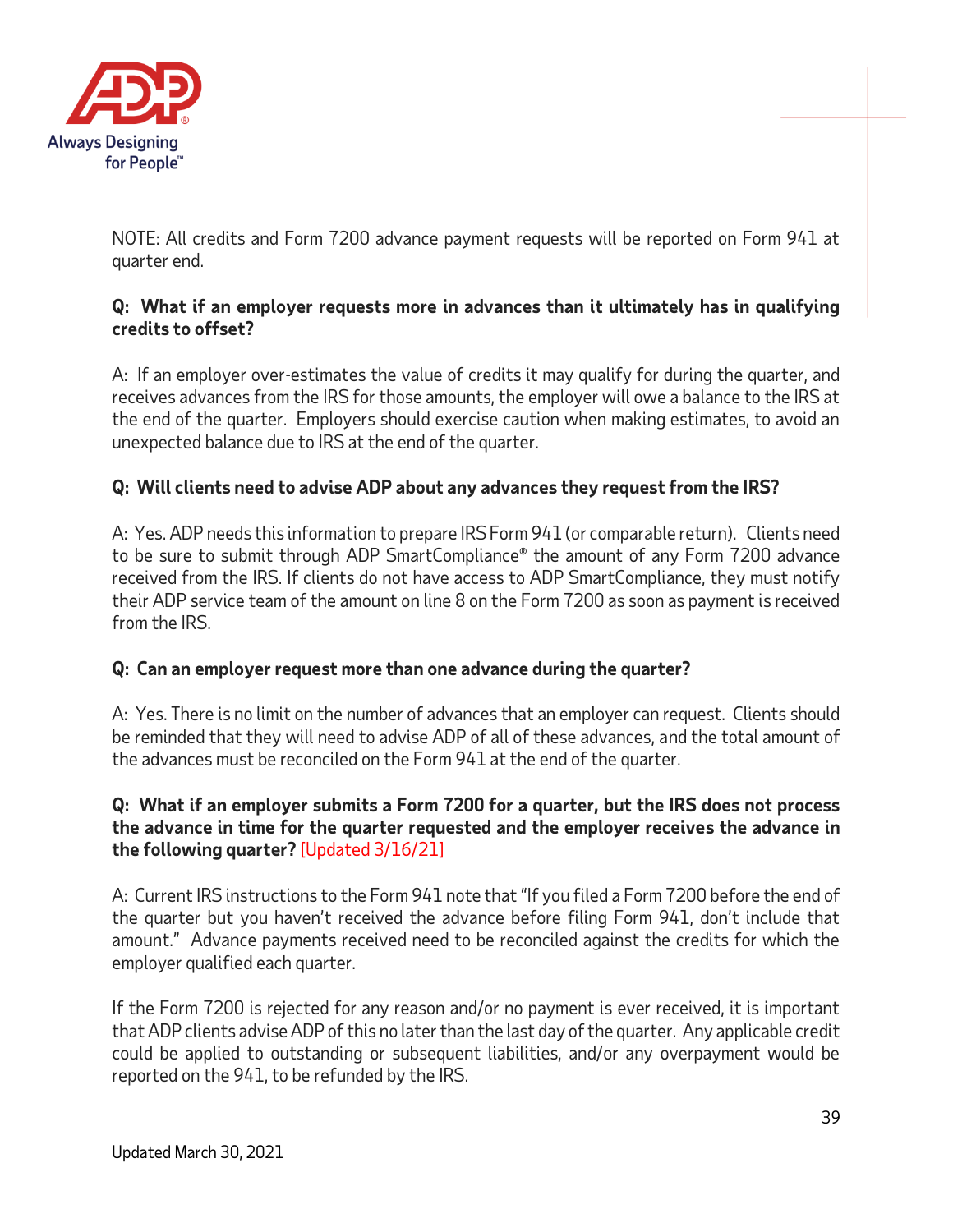NOTE: All credits and Form 7200 advance payment requests will be reported on Form 941 at quarter end.

**Q: What if an employer requests more in advances than it ultimately has in qualifying credits to offset?**

A: If an employer over-estimates the value of credits it may qualify for during the quarter, and receives advances from the IRS for those amounts, the employer will owe a balance to the IRS at the end of the quarter. Employers should exercise caution when making estimates, to avoid an unexpected balance due to IRS at the end of the quarter.

**Q: Will clients need to advise ADP about any advances they request from the IRS?**

A: Yes. ADP needs this information to prepare IRS Form 941 (or comparable return). Clients need to be sure to submit through ADP SmartCompliance® the amount of any Form 7200 advance received from the IRS. If clients do not have access to ADP SmartCompliance, they must notify their ADP service team of the amount on line 8 on the Form 7200 as soon as payment is received from the IRS.

**Q: Can an employer request more than one advance during the quarter?**

A: Yes. There is no limit on the number of advances that an employer can request. Clients should be reminded that they will need to advise ADP of all of these advances, and the total amount of the advances must be reconciled on the Form 941 at the end of the quarter.

**Q: What if an employer submits a Form 7200 for a quarter, but the IRS does not process the advance in time for the quarter requested and the employer receives the advance in the following quarter?** [Updated 3/16/21]

A: Current IRS instructions to the Form 941 note that "If you filed a Form 7200 before the end of the quarter but you haven't received the advance before filing Form 941, don't include that amount." Advance payments received need to be reconciled against the credits for which the employer qualified each quarter.

If the Form 7200 is rejected for any reason and/or no payment is ever received, it is important that ADP clients advise ADP of this no later than the last day of the quarter. Any applicable credit could be applied to outstanding or subsequent liabilities, and/or any overpayment would be reported on the 941, to be refunded by the IRS.

Updated March 30, 2021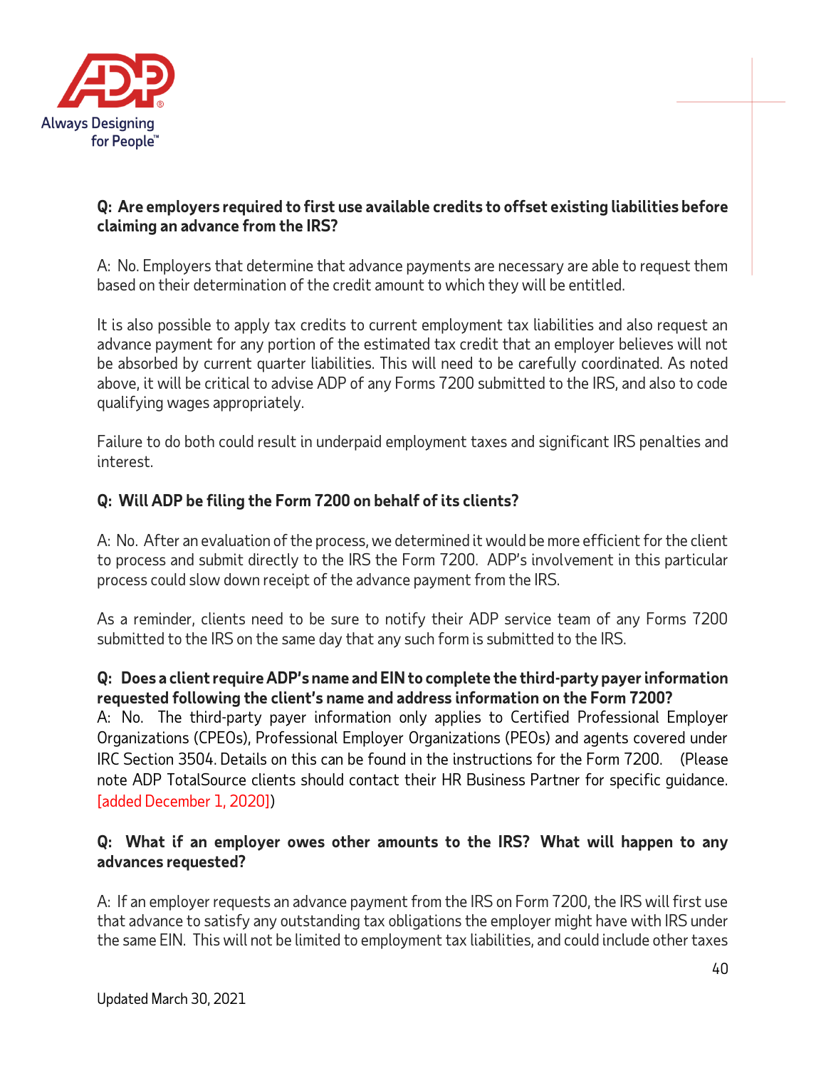**Q: Are employers required to first use available credits to offset existing liabilities before claiming an advance from the IRS?**

A: No. Employers that determine that advance payments are necessary are able to request them based on their determination of the credit amount to which they will be entitled.

It is also possible to apply tax credits to current employment tax liabilities and also request an advance payment for any portion of the estimated tax credit that an employer believes will not be absorbed by current quarter liabilities. This will need to be carefully coordinated. As noted above, it will be critical to advise ADP of any Forms 7200 submitted to the IRS, and also to code qualifying wages appropriately.

Failure to do both could result in underpaid employment taxes and significant IRS penalties and interest.

**Q: Will ADP be filing the Form 7200 on behalf of its clients?**

A: No. After an evaluation of the process, we determined it would be more efficient for the client to process and submit directly to the IRS the Form 7200. ADP's involvement in this particular process could slow down receipt of the advance payment from the IRS.

As a reminder, clients need to be sure to notify their ADP service team of any Forms 7200 submitted to the IRS on the same day that any such form is submitted to the IRS.

**Q: Does a client require ADP's name and EIN to complete the third-party payer information requested following the client's name and address information on the Form 7200?**

A: No. The third-party payer information only applies to Certified Professional Employer Organizations (CPEOs), Professional Employer Organizations (PEOs) and agents covered under IRC Section 3504. Details on this can be found in the instructions for the Form 7200. (Please note ADP TotalSource clients should contact their HR Business Partner for specific guidance. [added December 1, 2020])

**Q: What if an employer owes other amounts to the IRS? What will happen to any advances requested?**

A: If an employer requests an advance payment from the IRS on Form 7200, the IRS will first use that advance to satisfy any outstanding tax obligations the employer might have with IRS under the same EIN. This will not be limited to employment tax liabilities, and could include other taxes

Updated March 30, 2021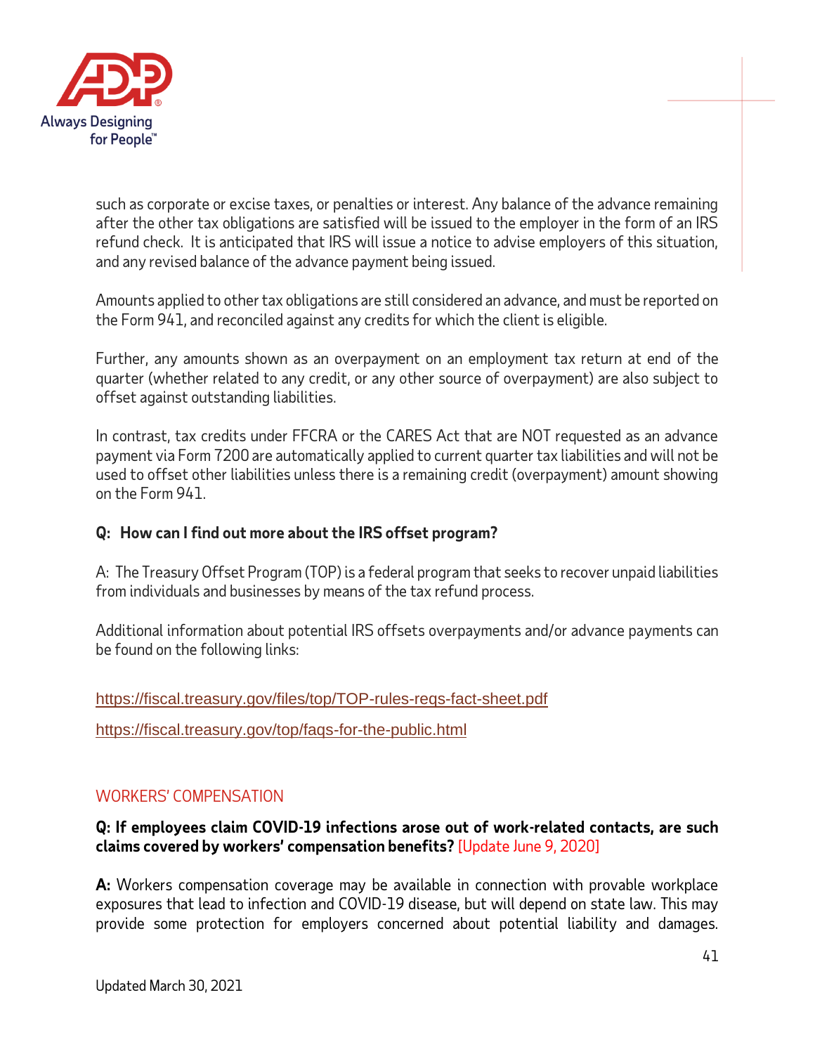such as corporate or excise taxes, or penalties or interest. Any balance of the advance remaining after the other tax obligations are satisfied will be issued to the employer in the form of an IRS refund check. It is anticipated that IRS will issue a notice to advise employers of this situation, and any revised balance of the advance payment being issued.

Amounts applied to other tax obligations are still considered an advance, and must be reported on the Form 941, and reconciled against any credits for which the client is eligible.

Further, any amounts shown as an overpayment on an employment tax return at end of the quarter (whether related to any credit, or any other source of overpayment) are also subject to offset against outstanding liabilities.

In contrast, tax credits under FFCRA or the CARES Act that are NOT requested as an advance payment via Form 7200 are automatically applied to current quarter tax liabilities and will not be used to offset other liabilities unless there is a remaining credit (overpayment) amount showing on the Form 941.

**Q: How can I find out more about the IRS offset program?**

A: The Treasury Offset Program (TOP) is a federal program that seeks to recover unpaid liabilities from individuals and businesses by means of the tax refund process.

Additional information about potential IRS offsets overpayments and/or advance payments can be found on the following links:

https://fiscal.treasury.gov/files/top/TOP-rules-regs-fact-sheet.pdf

https://fiscal.treasury.gov/top/faqs-for-the-public.html

## WORKERS' COMPENSATION

**Q: If employees claim COVID-19 infections arose out of work-related contacts, are such claims covered by workers' compensation benefits?** [Update June 9, 2020]

**A:** Workers compensation coverage may be available in connection with provable workplace exposures that lead to infection and COVID-19 disease, but will depend on state law. This may provide some protection for employers concerned about potential liability and damages.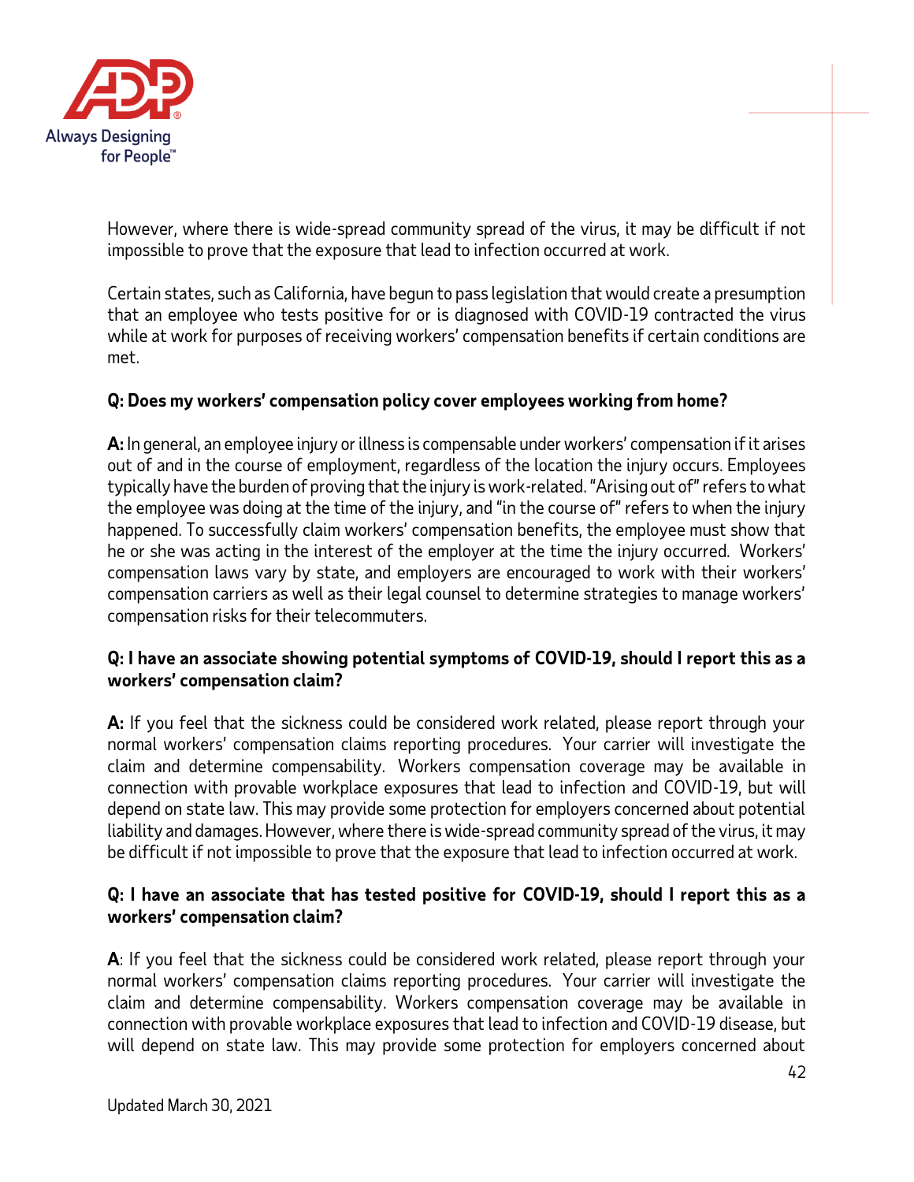However, where there is wide-spread community spread of the virus, it may be difficult if not impossible to prove that the exposure that lead to infection occurred at work.

Certain states, such as California, have begun to pass legislation that would create a presumption that an employee who tests positive for or is diagnosed with COVID-19 contracted the virus while at work for purposes of receiving workers' compensation benefits if certain conditions are met.

**Q: Does my workers' compensation policy cover employees working from home?**

**A:** In general, an employee injury or illness is compensable under workers' compensation if it arises out of and in the course of employment, regardless of the location the injury occurs. Employees typically have the burden of proving that the injury is work-related. "Arising out of" refers to what the employee was doing at the time of the injury, and "in the course of" refers to when the injury happened. To successfully claim workers' compensation benefits, the employee must show that he or she was acting in the interest of the employer at the time the injury occurred. Workers' compensation laws vary by state, and employers are encouraged to work with their workers' compensation carriers as well as their legal counsel to determine strategies to manage workers' compensation risks for their telecommuters.

**Q: I have an associate showing potential symptoms of COVID-19, should I report this as a workers' compensation claim?**

**A:** If you feel that the sickness could be considered work related, please report through your normal workers' compensation claims reporting procedures. Your carrier will investigate the claim and determine compensability. Workers compensation coverage may be available in connection with provable workplace exposures that lead to infection and COVID-19, but will depend on state law. This may provide some protection for employers concerned about potential liability and damages. However, where there is wide-spread community spread of the virus, it may be difficult if not impossible to prove that the exposure that lead to infection occurred at work.

**Q: I have an associate that has tested positive for COVID-19, should I report this as a workers' compensation claim?**

**A**: If you feel that the sickness could be considered work related, please report through your normal workers' compensation claims reporting procedures. Your carrier will investigate the claim and determine compensability. Workers compensation coverage may be available in connection with provable workplace exposures that lead to infection and COVID-19 disease, but will depend on state law. This may provide some protection for employers concerned about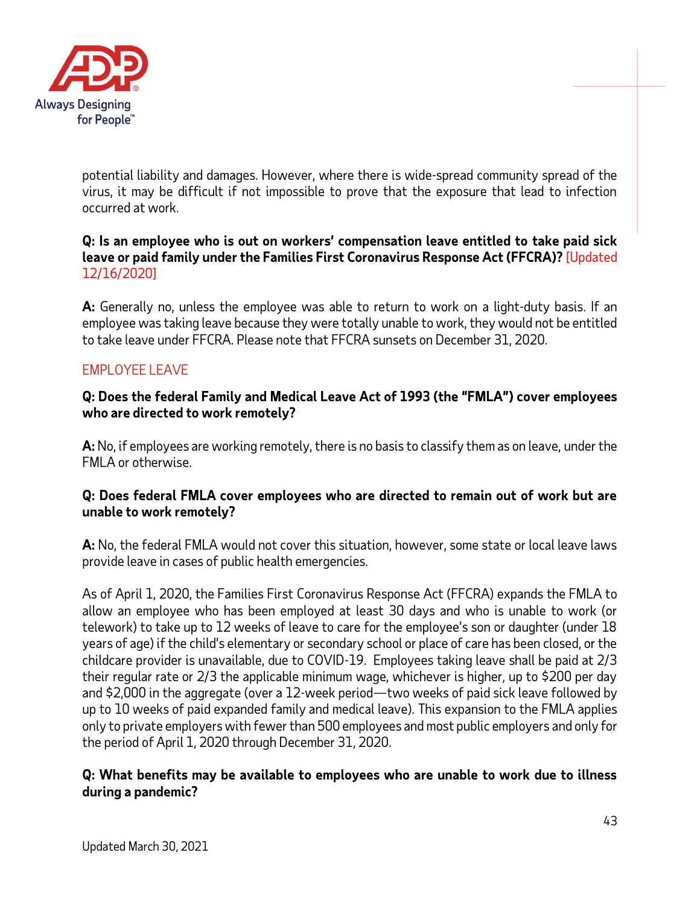potential liability and damages. However, where there is wide-spread community spread of the virus, it may be difficult if not impossible to prove that the exposure that lead to infection occurred at work.

**Q: Is an employee who is out on workers' compensation leave entitled to take paid sick leave or paid family under the Families First Coronavirus Response Act (FFCRA)?** [Updated 12/16/2020]

**A:** Generally no, unless the employee was able to return to work on a light-duty basis. If an employee was taking leave because they were totally unable to work, they would not be entitled to take leave under FFCRA. Please note that FFCRA sunsets on December 31, 2020.

## EMPLOYEE LEAVE

**Q: Does the federal Family and Medical Leave Act of 1993 (the "FMLA") cover employees who are directed to work remotely?**

**A:** No, if employees are working remotely, there is no basis to classify them as on leave, under the FMLA or otherwise.

**Q: Does federal FMLA cover employees who are directed to remain out of work but are unable to work remotely?**

**A:** No, the federal FMLA would not cover this situation, however, some state or local leave laws provide leave in cases of public health emergencies.

As of April 1, 2020, the Families First Coronavirus Response Act (FFCRA) expands the FMLA to allow an employee who has been employed at least 30 days and who is unable to work (or telework) to take up to 12 weeks of leave to care for the employee's son or daughter (under 18 years of age) if the child's elementary or secondary school or place of care has been closed, or the childcare provider is unavailable, due to COVID-19. Employees taking leave shall be paid at 2/3 their regular rate or 2/3 the applicable minimum wage, whichever is higher, up to $200 per day and $2,000 in the aggregate (over a 12-week period—two weeks of paid sick leave followed by up to 10 weeks of paid expanded family and medical leave). This expansion to the FMLA applies only to private employers with fewer than 500 employees and most public employers and only for the period of April 1, 2020 through December 31, 2020.

**Q: What benefits may be available to employees who are unable to work due to illness during a pandemic?**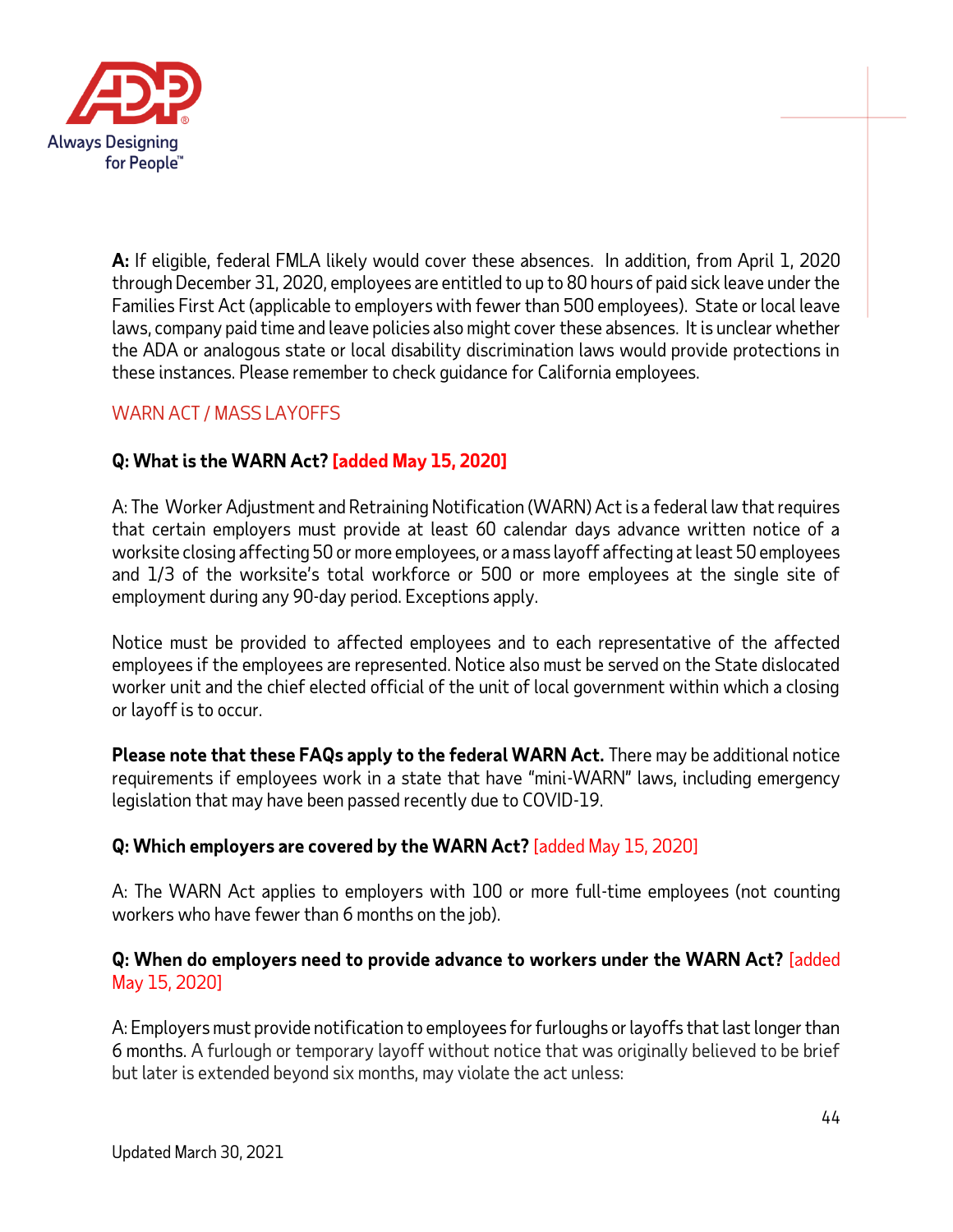**A:** If eligible, federal FMLA likely would cover these absences. In addition, from April 1, 2020 through December 31, 2020, employees are entitled to up to 80 hours of paid sick leave under the Families First Act (applicable to employers with fewer than 500 employees). State or local leave laws, company paid time and leave policies also might cover these absences. It is unclear whether the ADA or analogous state or local disability discrimination laws would provide protections in these instances. Please remember to check guidance for California employees.

## WARN ACT / MASS LAYOFFS

**Q: What is the WARN Act? [added May 15, 2020]**

A: The Worker Adjustment and Retraining Notification (WARN) Act is a federal law that requires that certain employers must provide at least 60 calendar days advance written notice of a worksite closing affecting 50 or more employees, or a mass layoff affecting at least 50 employees and 1/3 of the worksite's total workforce or 500 or more employees at the single site of employment during any 90-day period. Exceptions apply.

Notice must be provided to affected employees and to each representative of the affected employees if the employees are represented. Notice also must be served on the State dislocated worker unit and the chief elected official of the unit of local government within which a closing or layoff is to occur.

**Please note that these FAQs apply to the federal WARN Act.** There may be additional notice requirements if employees work in a state that have "mini-WARN" laws, including emergency legislation that may have been passed recently due to COVID-19.

**Q: Which employers are covered by the WARN Act?** [added May 15, 2020]

A: The WARN Act applies to employers with 100 or more full-time employees (not counting workers who have fewer than 6 months on the job).

**Q: When do employers need to provide advance to workers under the WARN Act?** [added May 15, 2020]

A: Employers must provide notification to employees for furloughs or layoffs that last longer than 6 months. A furlough or temporary layoff without notice that was originally believed to be brief but later is extended beyond six months, may violate the act unless:

Updated March 30, 2021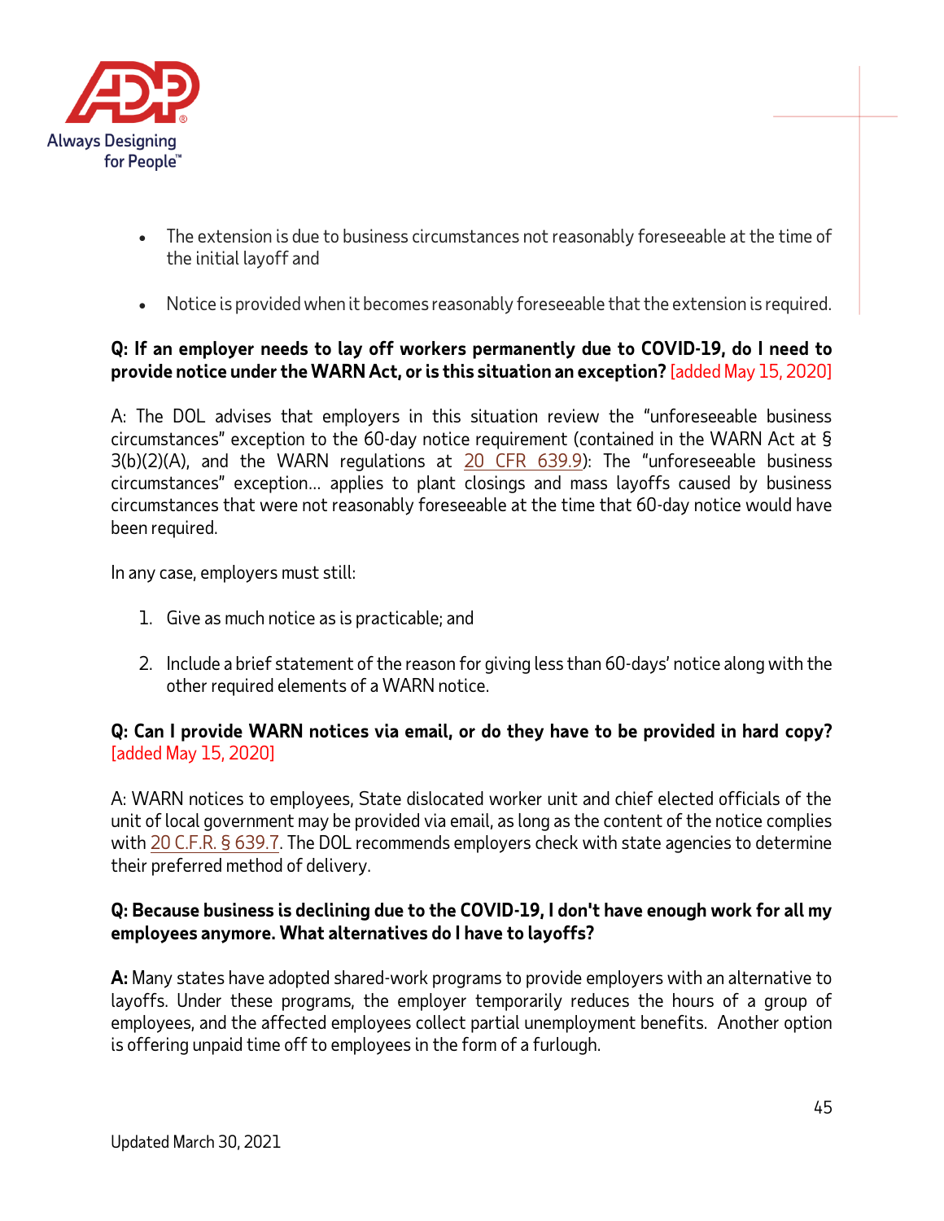- The extension is due to business circumstances not reasonably foreseeable at the time of the initial layoff and
- Notice is provided when it becomes reasonably foreseeable that the extension is required.

**Q: If an employer needs to lay off workers permanently due to COVID-19, do I need to provide notice under the WARN Act, or is this situation an exception?** [added May 15, 2020]

A: The DOL advises that employers in this situation review the "unforeseeable business circumstances" exception to the 60-day notice requirement (contained in the WARN Act at § 3(b)(2)(A), and the WARN regulations at 20 CFR 639.9): The "unforeseeable business circumstances" exception… applies to plant closings and mass layoffs caused by business circumstances that were not reasonably foreseeable at the time that 60-day notice would have been required.

In any case, employers must still:

1. Give as much notice as is practicable; and
2. Include a brief statement of the reason for giving less than 60-days' notice along with the other required elements of a WARN notice.

**Q: Can I provide WARN notices via email, or do they have to be provided in hard copy?** [added May 15, 2020]

A: WARN notices to employees, State dislocated worker unit and chief elected officials of the unit of local government may be provided via email, as long as the content of the notice complies with 20 C.F.R. § 639.7. The DOL recommends employers check with state agencies to determine their preferred method of delivery.

**Q: Because business is declining due to the COVID-19, I don't have enough work for all my employees anymore. What alternatives do I have to layoffs?**

**A:** Many states have adopted shared-work programs to provide employers with an alternative to layoffs. Under these programs, the employer temporarily reduces the hours of a group of employees, and the affected employees collect partial unemployment benefits. Another option is offering unpaid time off to employees in the form of a furlough.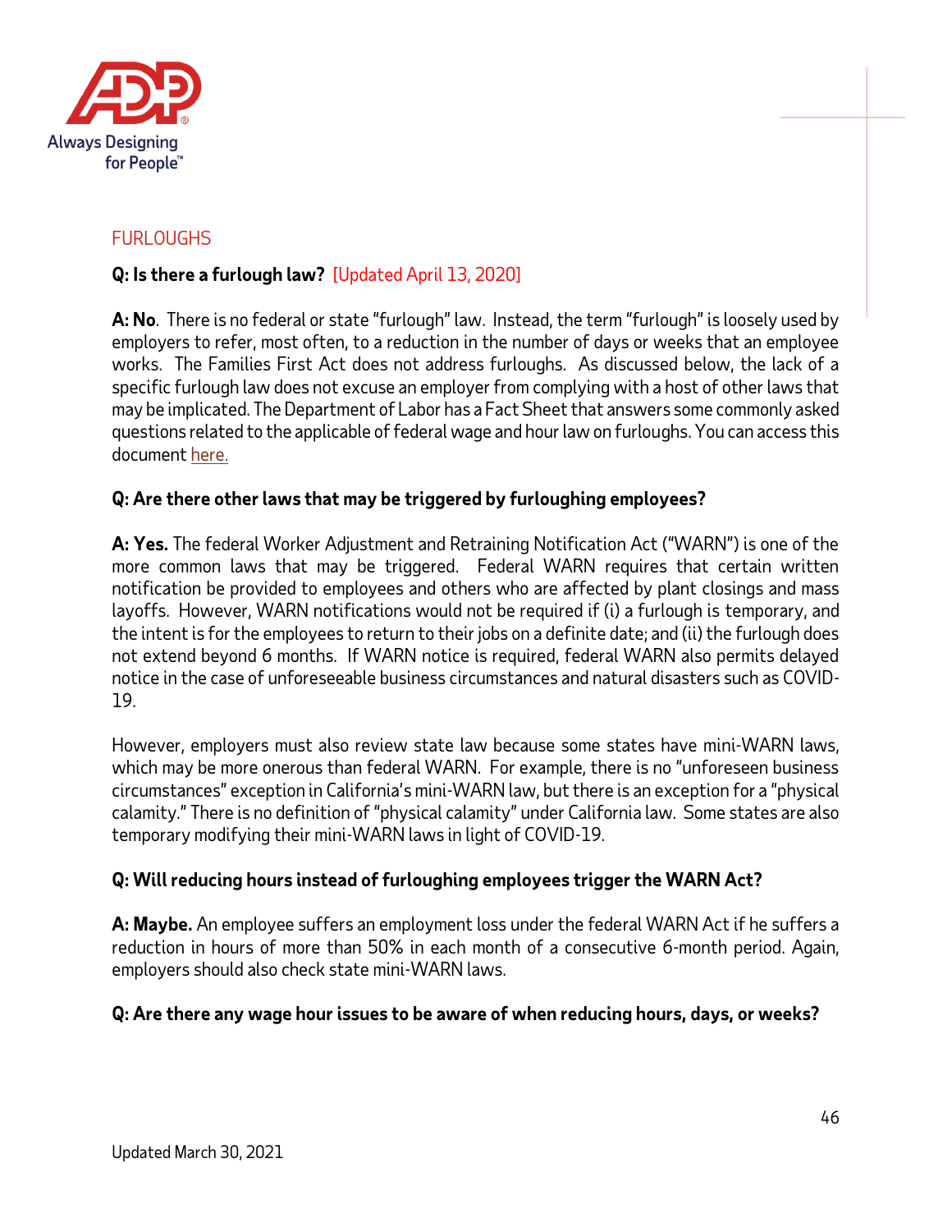## FURLOUGHS

**Q: Is there a furlough law?** [Updated April 13, 2020]

**A: No**. There is no federal or state "furlough" law. Instead, the term "furlough" is loosely used by employers to refer, most often, to a reduction in the number of days or weeks that an employee works. The Families First Act does not address furloughs. As discussed below, the lack of a specific furlough law does not excuse an employer from complying with a host of other laws that may be implicated. The Department of Labor has a Fact Sheet that answers some commonly asked questions related to the applicable of federal wage and hour law on furloughs. You can access this document here.

**Q: Are there other laws that may be triggered by furloughing employees?**

**A: Yes.** The federal Worker Adjustment and Retraining Notification Act ("WARN") is one of the more common laws that may be triggered. Federal WARN requires that certain written notification be provided to employees and others who are affected by plant closings and mass layoffs. However, WARN notifications would not be required if (i) a furlough is temporary, and the intent is for the employees to return to their jobs on a definite date; and (ii) the furlough does not extend beyond 6 months. If WARN notice is required, federal WARN also permits delayed notice in the case of unforeseeable business circumstances and natural disasters such as COVID-19.

However, employers must also review state law because some states have mini-WARN laws, which may be more onerous than federal WARN. For example, there is no "unforeseen business circumstances" exception in California's mini-WARN law, but there is an exception for a "physical calamity." There is no definition of "physical calamity" under California law. Some states are also temporary modifying their mini-WARN laws in light of COVID-19.

**Q: Will reducing hours instead of furloughing employees trigger the WARN Act?**

**A: Maybe.** An employee suffers an employment loss under the federal WARN Act if he suffers a reduction in hours of more than 50% in each month of a consecutive 6-month period. Again, employers should also check state mini-WARN laws.

**Q: Are there any wage hour issues to be aware of when reducing hours, days, or weeks?**

Updated March 30, 2021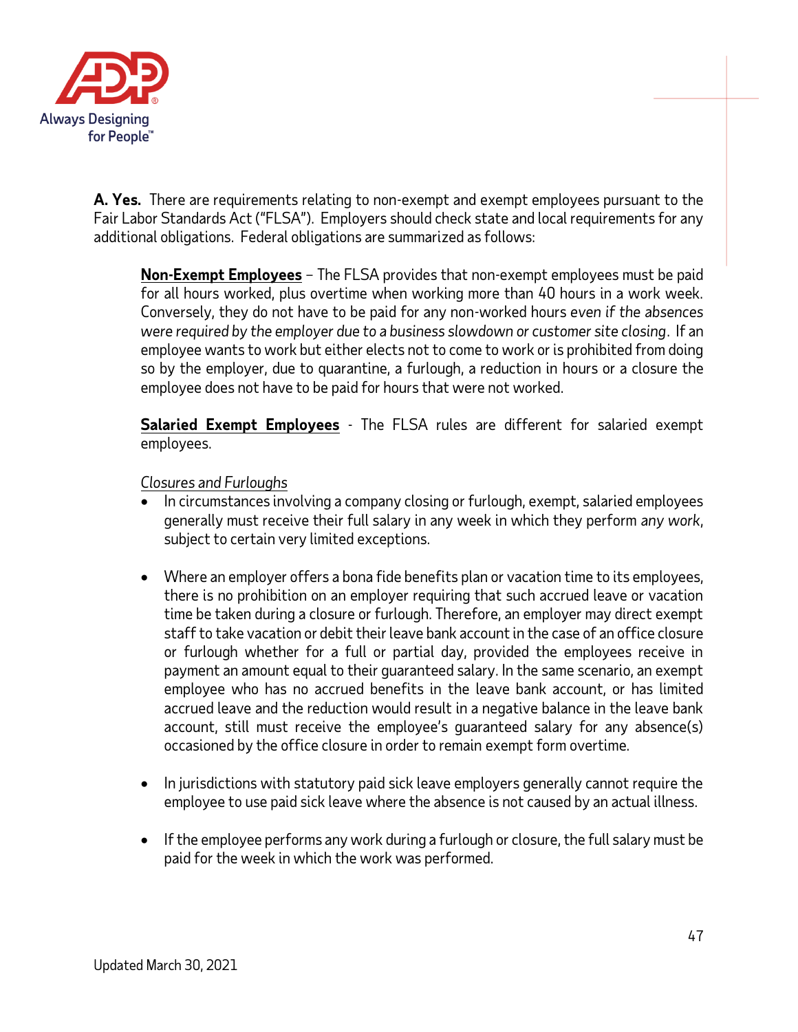**A. Yes.** There are requirements relating to non-exempt and exempt employees pursuant to the Fair Labor Standards Act ("FLSA"). Employers should check state and local requirements for any additional obligations. Federal obligations are summarized as follows:

**Non-Exempt Employees** – The FLSA provides that non-exempt employees must be paid for all hours worked, plus overtime when working more than 40 hours in a work week. Conversely, they do not have to be paid for any non-worked hours *even if the absences were required by the employer due to a business slowdown or customer site closing*. If an employee wants to work but either elects not to come to work or is prohibited from doing so by the employer, due to quarantine, a furlough, a reduction in hours or a closure the employee does not have to be paid for hours that were not worked.

**Salaried Exempt Employees** - The FLSA rules are different for salaried exempt employees.

*Closures and Furloughs*

- In circumstances involving a company closing or furlough, exempt, salaried employees generally must receive their full salary in any week in which they perform *any work*, subject to certain very limited exceptions.

- Where an employer offers a bona fide benefits plan or vacation time to its employees, there is no prohibition on an employer requiring that such accrued leave or vacation time be taken during a closure or furlough. Therefore, an employer may direct exempt staff to take vacation or debit their leave bank account in the case of an office closure or furlough whether for a full or partial day, provided the employees receive in payment an amount equal to their guaranteed salary. In the same scenario, an exempt employee who has no accrued benefits in the leave bank account, or has limited accrued leave and the reduction would result in a negative balance in the leave bank account, still must receive the employee's guaranteed salary for any absence(s) occasioned by the office closure in order to remain exempt form overtime.

- In jurisdictions with statutory paid sick leave employers generally cannot require the employee to use paid sick leave where the absence is not caused by an actual illness.

- If the employee performs any work during a furlough or closure, the full salary must be paid for the week in which the work was performed.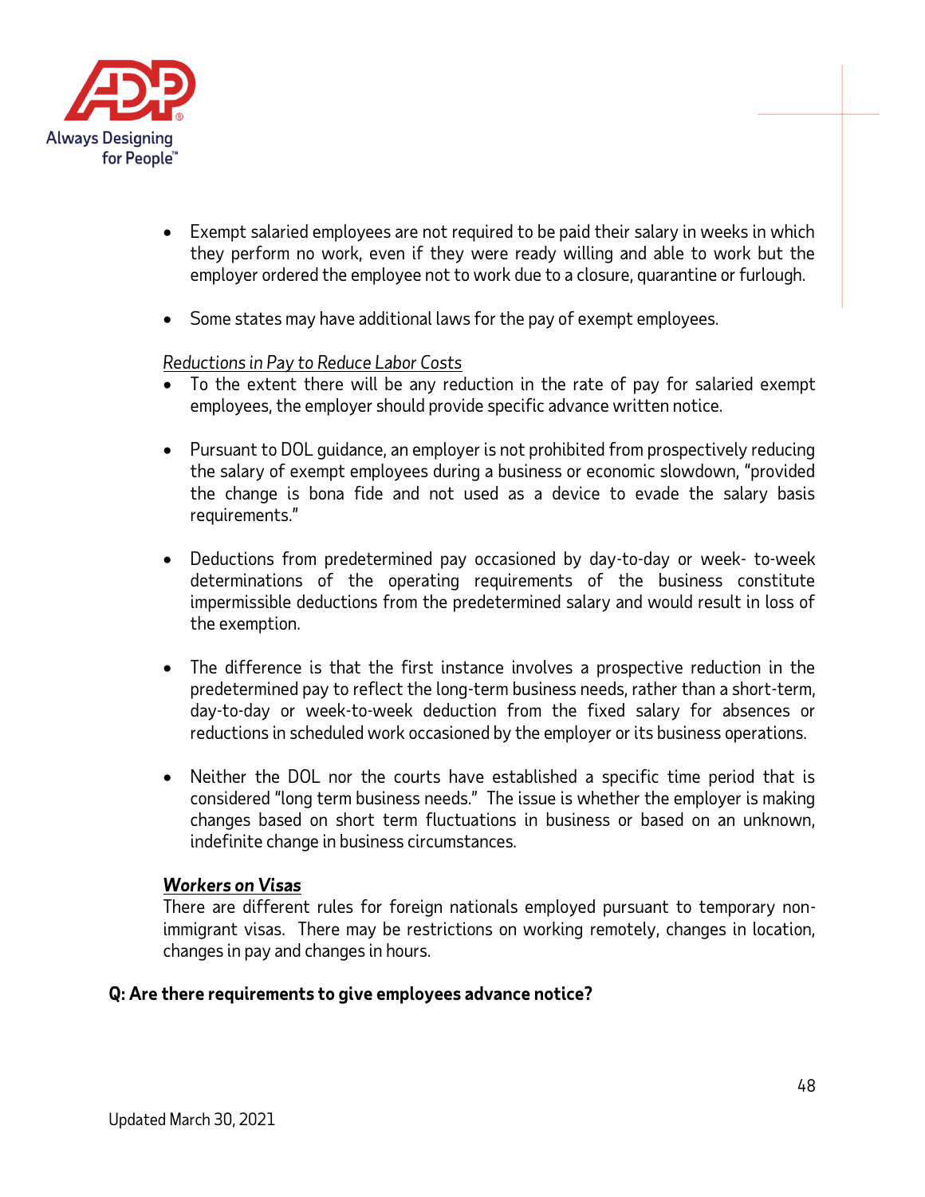- Exempt salaried employees are not required to be paid their salary in weeks in which they perform no work, even if they were ready willing and able to work but the employer ordered the employee not to work due to a closure, quarantine or furlough.

- Some states may have additional laws for the pay of exempt employees.

*Reductions in Pay to Reduce Labor Costs*

- To the extent there will be any reduction in the rate of pay for salaried exempt employees, the employer should provide specific advance written notice.

- Pursuant to DOL guidance, an employer is not prohibited from prospectively reducing the salary of exempt employees during a business or economic slowdown, "provided the change is bona fide and not used as a device to evade the salary basis requirements."

- Deductions from predetermined pay occasioned by day-to-day or week- to-week determinations of the operating requirements of the business constitute impermissible deductions from the predetermined salary and would result in loss of the exemption.

- The difference is that the first instance involves a prospective reduction in the predetermined pay to reflect the long-term business needs, rather than a short-term, day-to-day or week-to-week deduction from the fixed salary for absences or reductions in scheduled work occasioned by the employer or its business operations.

- Neither the DOL nor the courts have established a specific time period that is considered "long term business needs." The issue is whether the employer is making changes based on short term fluctuations in business or based on an unknown, indefinite change in business circumstances.

***Workers on Visas***

There are different rules for foreign nationals employed pursuant to temporary non-immigrant visas. There may be restrictions on working remotely, changes in location, changes in pay and changes in hours.

**Q: Are there requirements to give employees advance notice?**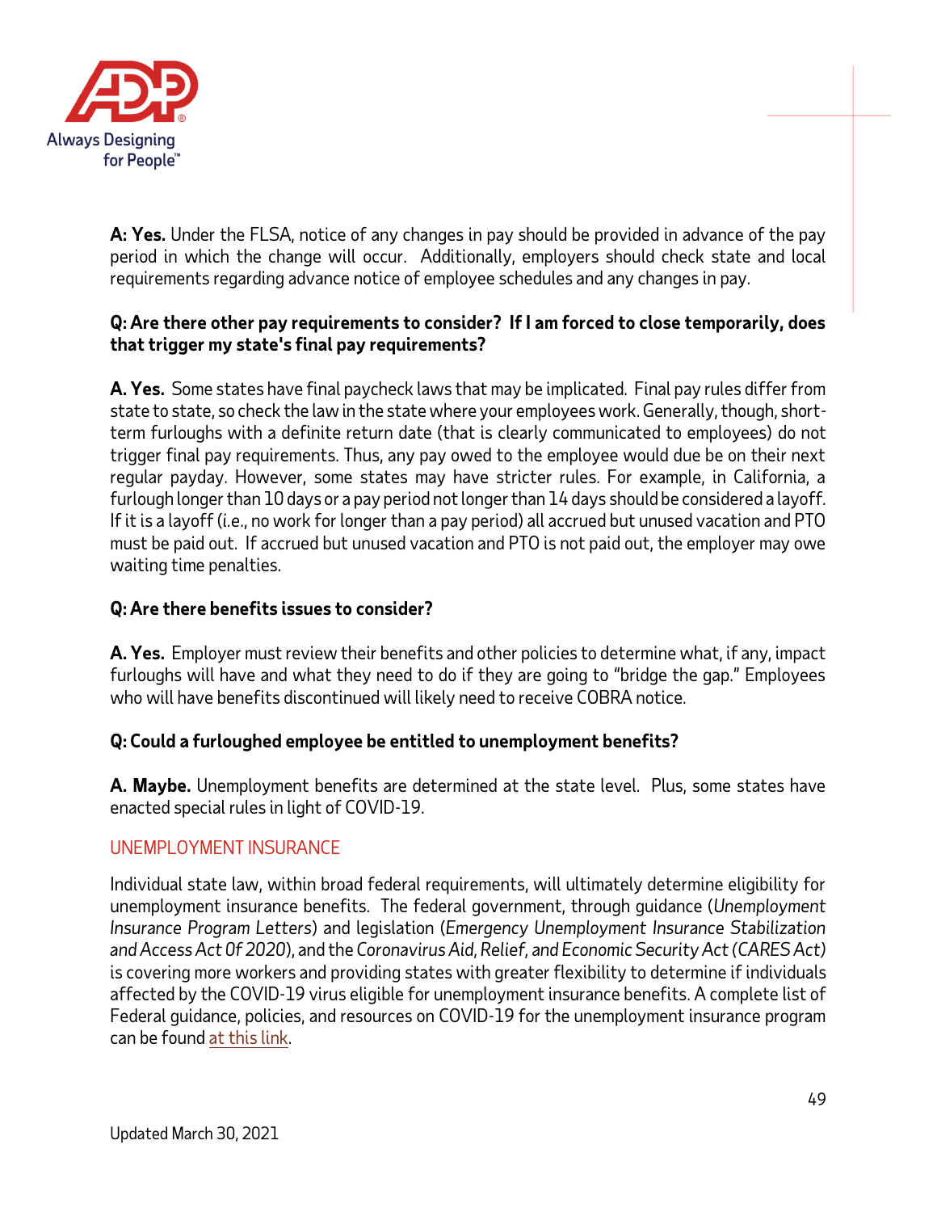**A: Yes.** Under the FLSA, notice of any changes in pay should be provided in advance of the pay period in which the change will occur. Additionally, employers should check state and local requirements regarding advance notice of employee schedules and any changes in pay.

**Q: Are there other pay requirements to consider? If I am forced to close temporarily, does that trigger my state's final pay requirements?**

**A. Yes.** Some states have final paycheck laws that may be implicated. Final pay rules differ from state to state, so check the law in the state where your employees work. Generally, though, short-term furloughs with a definite return date (that is clearly communicated to employees) do not trigger final pay requirements. Thus, any pay owed to the employee would due be on their next regular payday. However, some states may have stricter rules. For example, in California, a furlough longer than 10 days or a pay period not longer than 14 days should be considered a layoff. If it is a layoff (i.e., no work for longer than a pay period) all accrued but unused vacation and PTO must be paid out. If accrued but unused vacation and PTO is not paid out, the employer may owe waiting time penalties.

**Q: Are there benefits issues to consider?**

**A. Yes.** Employer must review their benefits and other policies to determine what, if any, impact furloughs will have and what they need to do if they are going to "bridge the gap." Employees who will have benefits discontinued will likely need to receive COBRA notice.

**Q: Could a furloughed employee be entitled to unemployment benefits?**

**A. Maybe.** Unemployment benefits are determined at the state level. Plus, some states have enacted special rules in light of COVID-19.

## UNEMPLOYMENT INSURANCE

Individual state law, within broad federal requirements, will ultimately determine eligibility for unemployment insurance benefits. The federal government, through guidance (*Unemployment Insurance Program Letters*) and legislation (*Emergency Unemployment Insurance Stabilization and Access Act Of 2020*), and the *Coronavirus Aid, Relief, and Economic Security Act (CARES Act)* is covering more workers and providing states with greater flexibility to determine if individuals affected by the COVID-19 virus eligible for unemployment insurance benefits. A complete list of Federal guidance, policies, and resources on COVID-19 for the unemployment insurance program can be found at this link.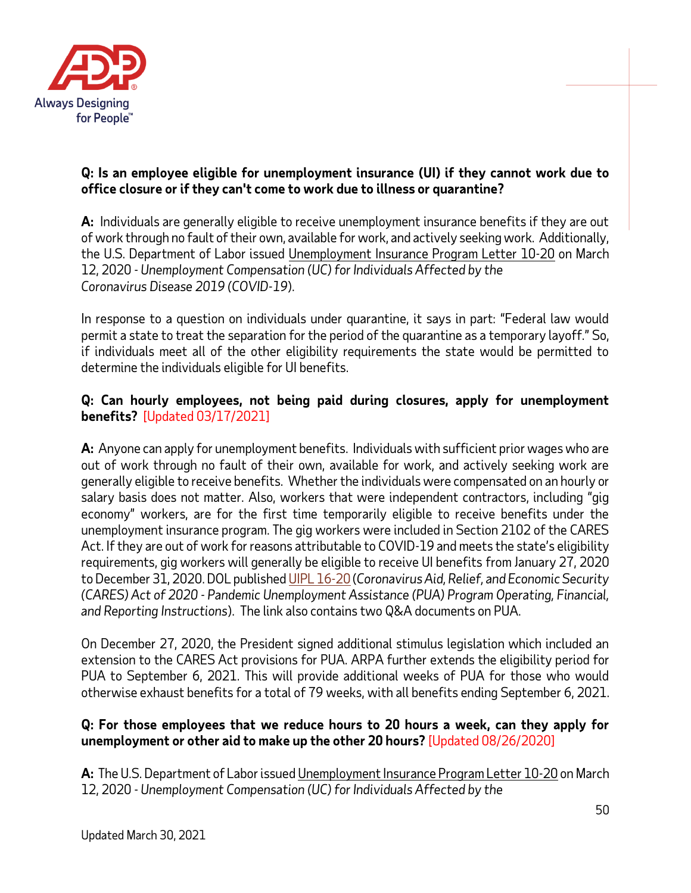**Q: Is an employee eligible for unemployment insurance (UI) if they cannot work due to office closure or if they can't come to work due to illness or quarantine?**

**A:** Individuals are generally eligible to receive unemployment insurance benefits if they are out of work through no fault of their own, available for work, and actively seeking work. Additionally, the U.S. Department of Labor issued Unemployment Insurance Program Letter 10-20 on March 12, 2020 - *Unemployment Compensation (UC) for Individuals Affected by the Coronavirus Disease 2019 (COVID-19)*.

In response to a question on individuals under quarantine, it says in part: "Federal law would permit a state to treat the separation for the period of the quarantine as a temporary layoff." So, if individuals meet all of the other eligibility requirements the state would be permitted to determine the individuals eligible for UI benefits.

**Q: Can hourly employees, not being paid during closures, apply for unemployment benefits?** [Updated 03/17/2021]

**A:** Anyone can apply for unemployment benefits. Individuals with sufficient prior wages who are out of work through no fault of their own, available for work, and actively seeking work are generally eligible to receive benefits. Whether the individuals were compensated on an hourly or salary basis does not matter. Also, workers that were independent contractors, including "gig economy" workers, are for the first time temporarily eligible to receive benefits under the unemployment insurance program. The gig workers were included in Section 2102 of the CARES Act. If they are out of work for reasons attributable to COVID-19 and meets the state's eligibility requirements, gig workers will generally be eligible to receive UI benefits from January 27, 2020 to December 31, 2020. DOL published UIPL 16-20 (*Coronavirus Aid, Relief, and Economic Security (CARES) Act of 2020 - Pandemic Unemployment Assistance (PUA) Program Operating, Financial, and Reporting Instructions*). The link also contains two Q&A documents on PUA.

On December 27, 2020, the President signed additional stimulus legislation which included an extension to the CARES Act provisions for PUA. ARPA further extends the eligibility period for PUA to September 6, 2021. This will provide additional weeks of PUA for those who would otherwise exhaust benefits for a total of 79 weeks, with all benefits ending September 6, 2021.

**Q: For those employees that we reduce hours to 20 hours a week, can they apply for unemployment or other aid to make up the other 20 hours?** [Updated 08/26/2020]

**A:** The U.S. Department of Labor issued Unemployment Insurance Program Letter 10-20 on March 12, 2020 - *Unemployment Compensation (UC) for Individuals Affected by the*

Updated March 30, 2021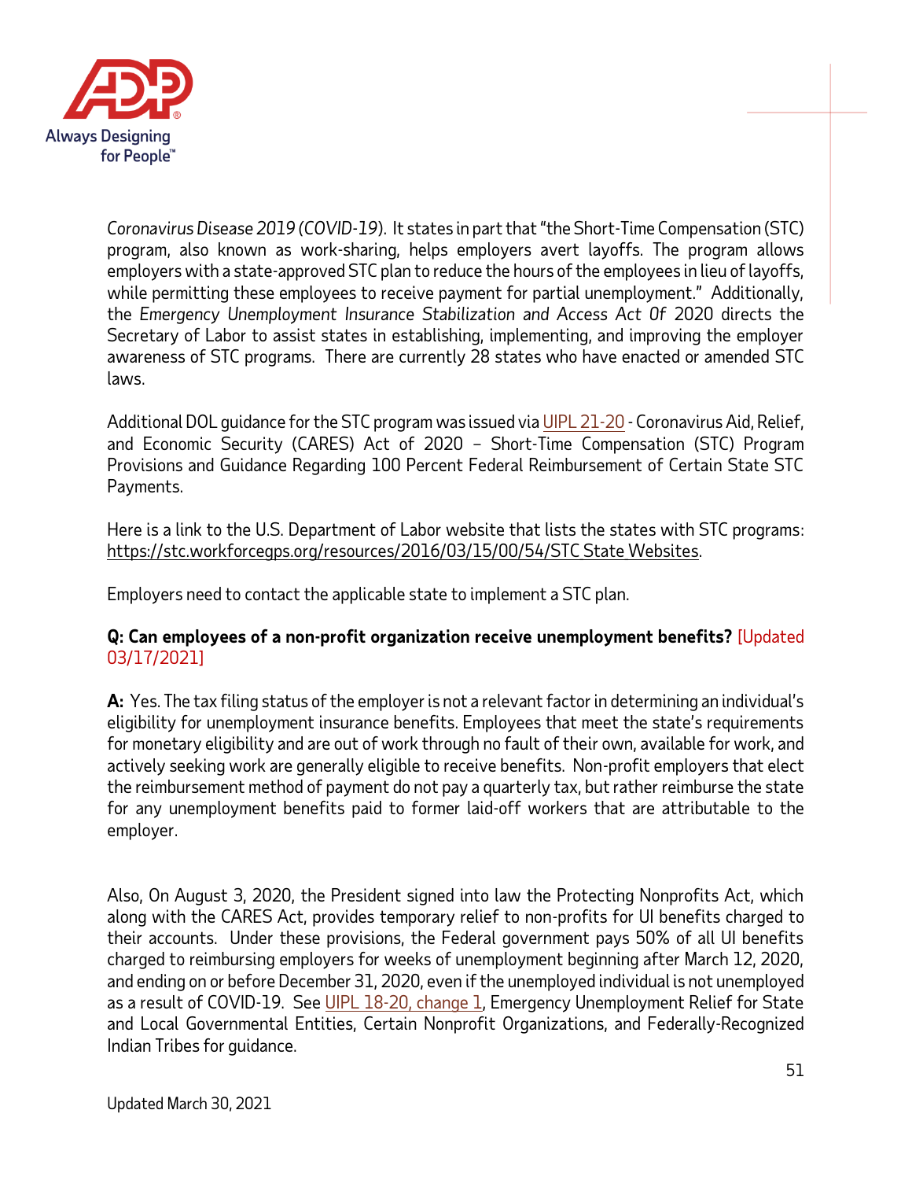*Coronavirus Disease 2019 (COVID-19)*. It states in part that "the Short-Time Compensation (STC) program, also known as work-sharing, helps employers avert layoffs. The program allows employers with a state-approved STC plan to reduce the hours of the employees in lieu of layoffs, while permitting these employees to receive payment for partial unemployment." Additionally, the *Emergency Unemployment Insurance Stabilization and Access Act Of* 2020 directs the Secretary of Labor to assist states in establishing, implementing, and improving the employer awareness of STC programs. There are currently 28 states who have enacted or amended STC laws.

Additional DOL guidance for the STC program was issued via UIPL 21-20 - Coronavirus Aid, Relief, and Economic Security (CARES) Act of 2020 – Short-Time Compensation (STC) Program Provisions and Guidance Regarding 100 Percent Federal Reimbursement of Certain State STC Payments.

Here is a link to the U.S. Department of Labor website that lists the states with STC programs: https://stc.workforcegps.org/resources/2016/03/15/00/54/STC State Websites.

Employers need to contact the applicable state to implement a STC plan.

**Q: Can employees of a non-profit organization receive unemployment benefits?** [Updated 03/17/2021]

**A:** Yes. The tax filing status of the employer is not a relevant factor in determining an individual's eligibility for unemployment insurance benefits. Employees that meet the state's requirements for monetary eligibility and are out of work through no fault of their own, available for work, and actively seeking work are generally eligible to receive benefits. Non-profit employers that elect the reimbursement method of payment do not pay a quarterly tax, but rather reimburse the state for any unemployment benefits paid to former laid-off workers that are attributable to the employer.

Also, On August 3, 2020, the President signed into law the Protecting Nonprofits Act, which along with the CARES Act, provides temporary relief to non-profits for UI benefits charged to their accounts. Under these provisions, the Federal government pays 50% of all UI benefits charged to reimbursing employers for weeks of unemployment beginning after March 12, 2020, and ending on or before December 31, 2020, even if the unemployed individual is not unemployed as a result of COVID-19. See UIPL 18-20, change 1, Emergency Unemployment Relief for State and Local Governmental Entities, Certain Nonprofit Organizations, and Federally-Recognized Indian Tribes for guidance.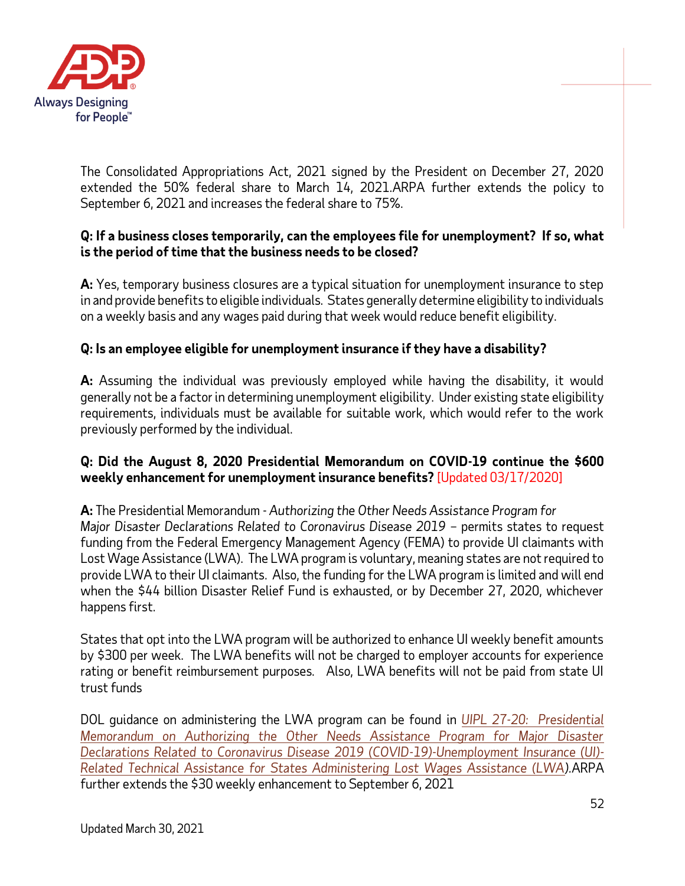The Consolidated Appropriations Act, 2021 signed by the President on December 27, 2020 extended the 50% federal share to March 14, 2021.ARPA further extends the policy to September 6, 2021 and increases the federal share to 75%.

**Q: If a business closes temporarily, can the employees file for unemployment? If so, what is the period of time that the business needs to be closed?**

**A:** Yes, temporary business closures are a typical situation for unemployment insurance to step in and provide benefits to eligible individuals. States generally determine eligibility to individuals on a weekly basis and any wages paid during that week would reduce benefit eligibility.

**Q: Is an employee eligible for unemployment insurance if they have a disability?**

**A:** Assuming the individual was previously employed while having the disability, it would generally not be a factor in determining unemployment eligibility. Under existing state eligibility requirements, individuals must be available for suitable work, which would refer to the work previously performed by the individual.

**Q: Did the August 8, 2020 Presidential Memorandum on COVID-19 continue the $600 weekly enhancement for unemployment insurance benefits?** [Updated 03/17/2020]

**A:** The Presidential Memorandum - *Authorizing the Other Needs Assistance Program for Major Disaster Declarations Related to Coronavirus Disease 2019* – permits states to request funding from the Federal Emergency Management Agency (FEMA) to provide UI claimants with Lost Wage Assistance (LWA). The LWA program is voluntary, meaning states are not required to provide LWA to their UI claimants. Also, the funding for the LWA program is limited and will end when the $44 billion Disaster Relief Fund is exhausted, or by December 27, 2020, whichever happens first.

States that opt into the LWA program will be authorized to enhance UI weekly benefit amounts by $300 per week. The LWA benefits will not be charged to employer accounts for experience rating or benefit reimbursement purposes. Also, LWA benefits will not be paid from state UI trust funds

DOL guidance on administering the LWA program can be found in *UIPL 27-20: Presidential Memorandum on Authorizing the Other Needs Assistance Program for Major Disaster Declarations Related to Coronavirus Disease 2019 (COVID-19)-Unemployment Insurance (UI)-Related Technical Assistance for States Administering Lost Wages Assistance (LWA)*.ARPA further extends the $30 weekly enhancement to September 6, 2021

Updated March 30, 2021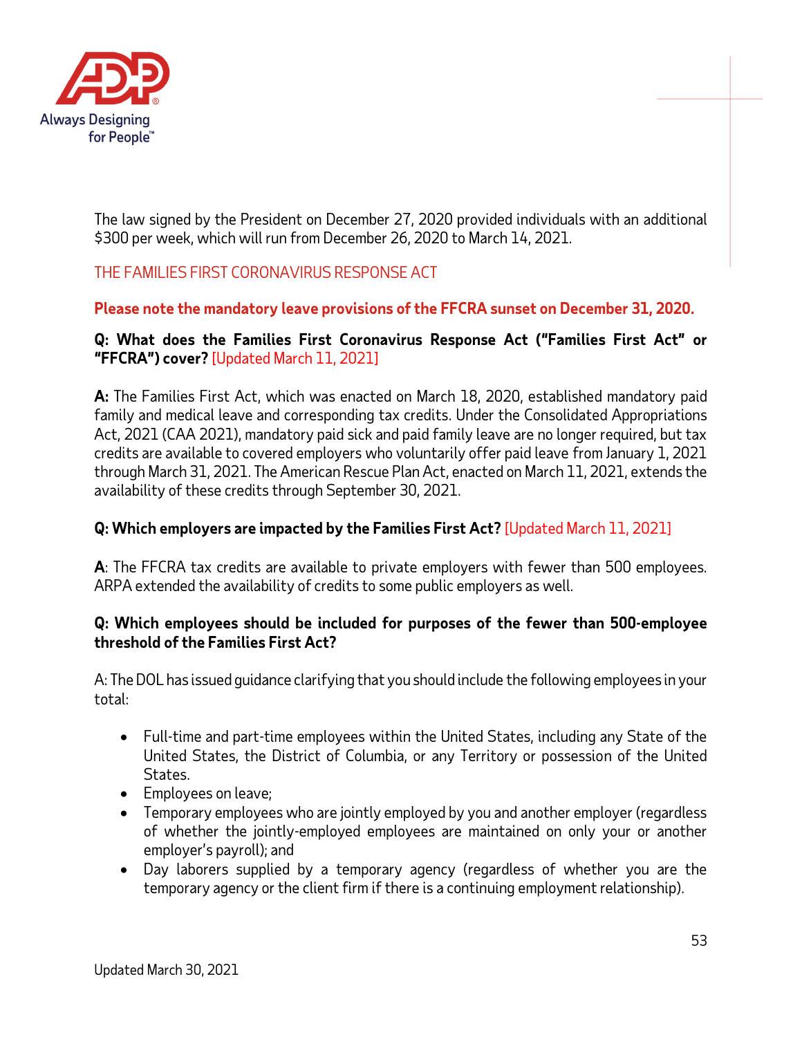The law signed by the President on December 27, 2020 provided individuals with an additional $300 per week, which will run from December 26, 2020 to March 14, 2021.

## THE FAMILIES FIRST CORONAVIRUS RESPONSE ACT

**Please note the mandatory leave provisions of the FFCRA sunset on December 31, 2020.**

**Q: What does the Families First Coronavirus Response Act ("Families First" or "FFCRA") cover?** [Updated March 11, 2021]

**A:** The Families First Act, which was enacted on March 18, 2020, established mandatory paid family and medical leave and corresponding tax credits. Under the Consolidated Appropriations Act, 2021 (CAA 2021), mandatory paid sick and paid family leave are no longer required, but tax credits are available to covered employers who voluntarily offer paid leave from January 1, 2021 through March 31, 2021. The American Rescue Plan Act, enacted on March 11, 2021, extends the availability of these credits through September 30, 2021.

**Q: Which employers are impacted by the Families First Act?** [Updated March 11, 2021]

**A**: The FFCRA tax credits are available to private employers with fewer than 500 employees. ARPA extended the availability of credits to some public employers as well.

**Q: Which employees should be included for purposes of the fewer than 500-employee threshold of the Families First Act?**

A: The DOL has issued guidance clarifying that you should include the following employees in your total:

- Full-time and part-time employees within the United States, including any State of the United States, the District of Columbia, or any Territory or possession of the United States.
- Employees on leave;
- Temporary employees who are jointly employed by you and another employer (regardless of whether the jointly-employed employees are maintained on only your or another employer's payroll); and
- Day laborers supplied by a temporary agency (regardless of whether you are the temporary agency or the client firm if there is a continuing employment relationship).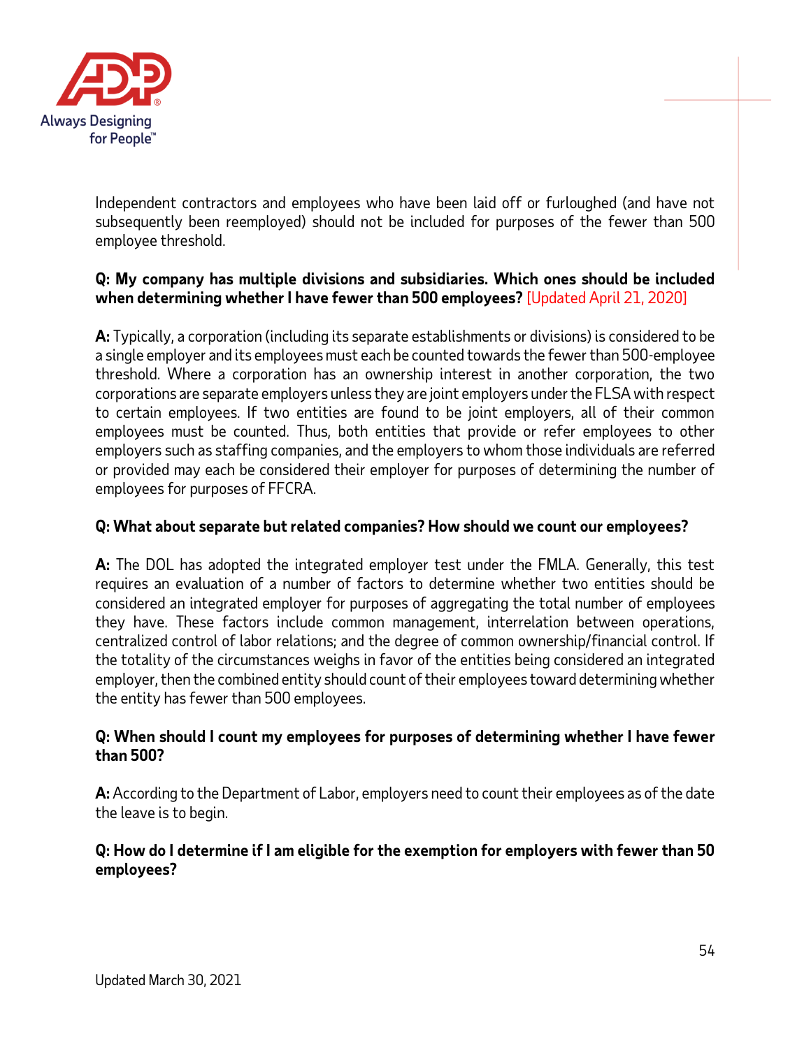Independent contractors and employees who have been laid off or furloughed (and have not subsequently been reemployed) should not be included for purposes of the fewer than 500 employee threshold.

**Q: My company has multiple divisions and subsidiaries. Which ones should be included when determining whether I have fewer than 500 employees?** [Updated April 21, 2020]

**A:** Typically, a corporation (including its separate establishments or divisions) is considered to be a single employer and its employees must each be counted towards the fewer than 500-employee threshold. Where a corporation has an ownership interest in another corporation, the two corporations are separate employers unless they are joint employers under the FLSA with respect to certain employees. If two entities are found to be joint employers, all of their common employees must be counted. Thus, both entities that provide or refer employees to other employers such as staffing companies, and the employers to whom those individuals are referred or provided may each be considered their employer for purposes of determining the number of employees for purposes of FFCRA.

**Q: What about separate but related companies? How should we count our employees?**

**A:** The DOL has adopted the integrated employer test under the FMLA. Generally, this test requires an evaluation of a number of factors to determine whether two entities should be considered an integrated employer for purposes of aggregating the total number of employees they have. These factors include common management, interrelation between operations, centralized control of labor relations; and the degree of common ownership/financial control. If the totality of the circumstances weighs in favor of the entities being considered an integrated employer, then the combined entity should count of their employees toward determining whether the entity has fewer than 500 employees.

**Q: When should I count my employees for purposes of determining whether I have fewer than 500?**

**A:** According to the Department of Labor, employers need to count their employees as of the date the leave is to begin.

**Q: How do I determine if I am eligible for the exemption for employers with fewer than 50 employees?**

Updated March 30, 2021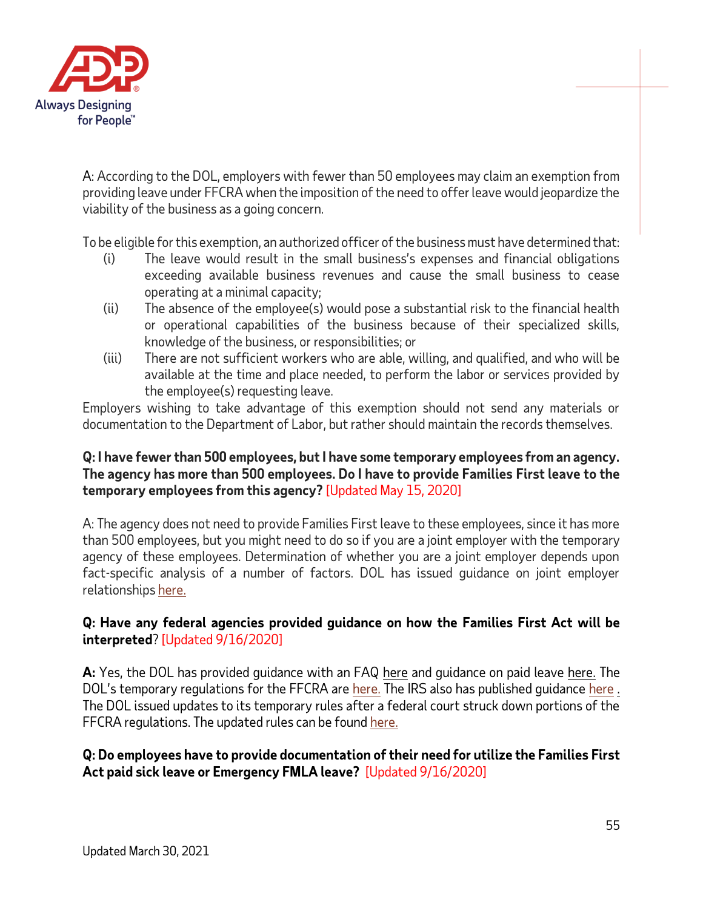A: According to the DOL, employers with fewer than 50 employees may claim an exemption from providing leave under FFCRA when the imposition of the need to offer leave would jeopardize the viability of the business as a going concern.

To be eligible for this exemption, an authorized officer of the business must have determined that:

(i) The leave would result in the small business's expenses and financial obligations exceeding available business revenues and cause the small business to cease operating at a minimal capacity;

(ii) The absence of the employee(s) would pose a substantial risk to the financial health or operational capabilities of the business because of their specialized skills, knowledge of the business, or responsibilities; or

(iii) There are not sufficient workers who are able, willing, and qualified, and who will be available at the time and place needed, to perform the labor or services provided by the employee(s) requesting leave.

Employers wishing to take advantage of this exemption should not send any materials or documentation to the Department of Labor, but rather should maintain the records themselves.

**Q: I have fewer than 500 employees, but I have some temporary employees from an agency. The agency has more than 500 employees. Do I have to provide Families First leave to the temporary employees from this agency?** [Updated May 15, 2020]

A: The agency does not need to provide Families First leave to these employees, since it has more than 500 employees, but you might need to do so if you are a joint employer with the temporary agency of these employees. Determination of whether you are a joint employer depends upon fact-specific analysis of a number of factors. DOL has issued guidance on joint employer relationships here.

**Q: Have any federal agencies provided guidance on how the Families First Act will be interpreted**? [Updated 9/16/2020]

**A:** Yes, the DOL has provided guidance with an FAQ here and guidance on paid leave here. The DOL's temporary regulations for the FFCRA are here. The IRS also has published guidance here . The DOL issued updates to its temporary rules after a federal court struck down portions of the FFCRA regulations. The updated rules can be found here.

**Q: Do employees have to provide documentation of their need for utilize the Families First Act paid sick leave or Emergency FMLA leave?** [Updated 9/16/2020]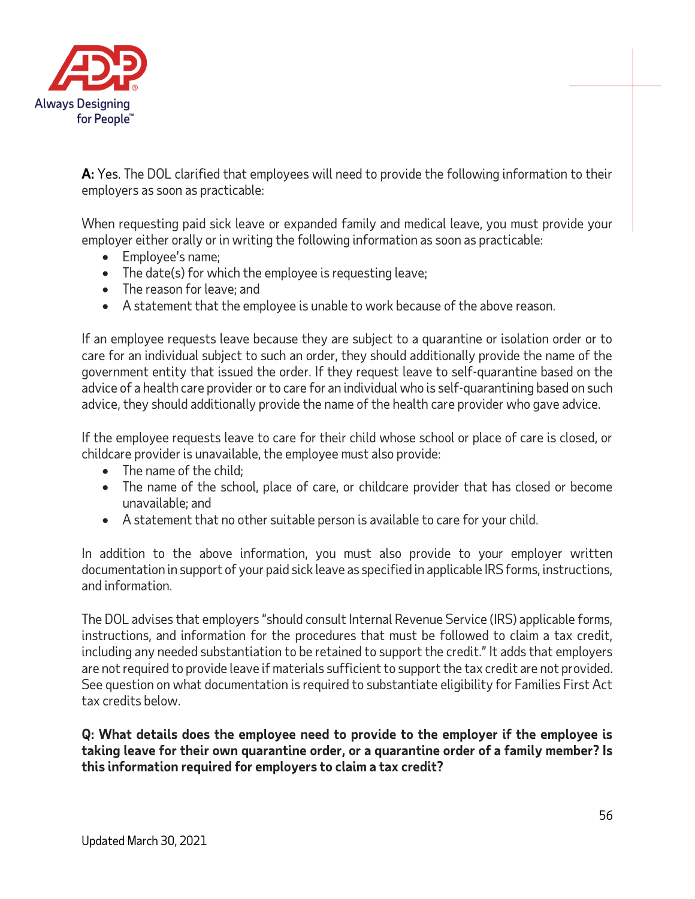**A:** Yes. The DOL clarified that employees will need to provide the following information to their employers as soon as practicable:

When requesting paid sick leave or expanded family and medical leave, you must provide your employer either orally or in writing the following information as soon as practicable:

- Employee's name;
- The date(s) for which the employee is requesting leave;
- The reason for leave; and
- A statement that the employee is unable to work because of the above reason.

If an employee requests leave because they are subject to a quarantine or isolation order or to care for an individual subject to such an order, they should additionally provide the name of the government entity that issued the order. If they request leave to self-quarantine based on the advice of a health care provider or to care for an individual who is self-quarantining based on such advice, they should additionally provide the name of the health care provider who gave advice.

If the employee requests leave to care for their child whose school or place of care is closed, or childcare provider is unavailable, the employee must also provide:

- The name of the child;
- The name of the school, place of care, or childcare provider that has closed or become unavailable; and
- A statement that no other suitable person is available to care for your child.

In addition to the above information, you must also provide to your employer written documentation in support of your paid sick leave as specified in applicable IRS forms, instructions, and information.

The DOL advises that employers "should consult Internal Revenue Service (IRS) applicable forms, instructions, and information for the procedures that must be followed to claim a tax credit, including any needed substantiation to be retained to support the credit." It adds that employers are not required to provide leave if materials sufficient to support the tax credit are not provided. See question on what documentation is required to substantiate eligibility for Families First Act tax credits below.

**Q: What details does the employee need to provide to the employer if the employee is taking leave for their own quarantine order, or a quarantine order of a family member? Is this information required for employers to claim a tax credit?**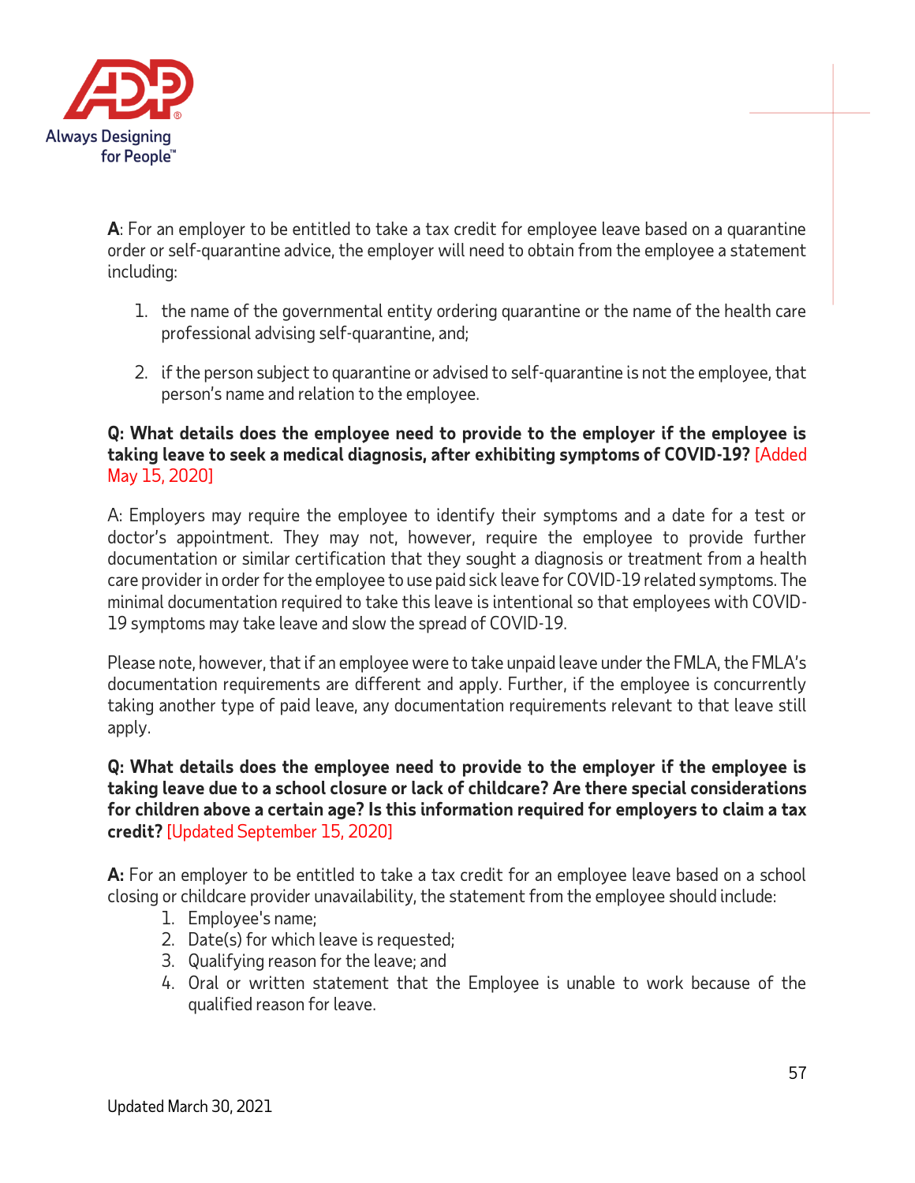**A**: For an employer to be entitled to take a tax credit for employee leave based on a quarantine order or self-quarantine advice, the employer will need to obtain from the employee a statement including:

1. the name of the governmental entity ordering quarantine or the name of the health care professional advising self-quarantine, and;
2. if the person subject to quarantine or advised to self-quarantine is not the employee, that person's name and relation to the employee.

**Q: What details does the employee need to provide to the employer if the employee is taking leave to seek a medical diagnosis, after exhibiting symptoms of COVID-19?** [Added May 15, 2020]

A: Employers may require the employee to identify their symptoms and a date for a test or doctor's appointment. They may not, however, require the employee to provide further documentation or similar certification that they sought a diagnosis or treatment from a health care provider in order for the employee to use paid sick leave for COVID-19 related symptoms. The minimal documentation required to take this leave is intentional so that employees with COVID-19 symptoms may take leave and slow the spread of COVID-19.

Please note, however, that if an employee were to take unpaid leave under the FMLA, the FMLA's documentation requirements are different and apply. Further, if the employee is concurrently taking another type of paid leave, any documentation requirements relevant to that leave still apply.

**Q: What details does the employee need to provide to the employer if the employee is taking leave due to a school closure or lack of childcare? Are there special considerations for children above a certain age? Is this information required for employers to claim a tax credit?** [Updated September 15, 2020]

**A:** For an employer to be entitled to take a tax credit for an employee leave based on a school closing or childcare provider unavailability, the statement from the employee should include:

1. Employee's name;
2. Date(s) for which leave is requested;
3. Qualifying reason for the leave; and
4. Oral or written statement that the Employee is unable to work because of the qualified reason for leave.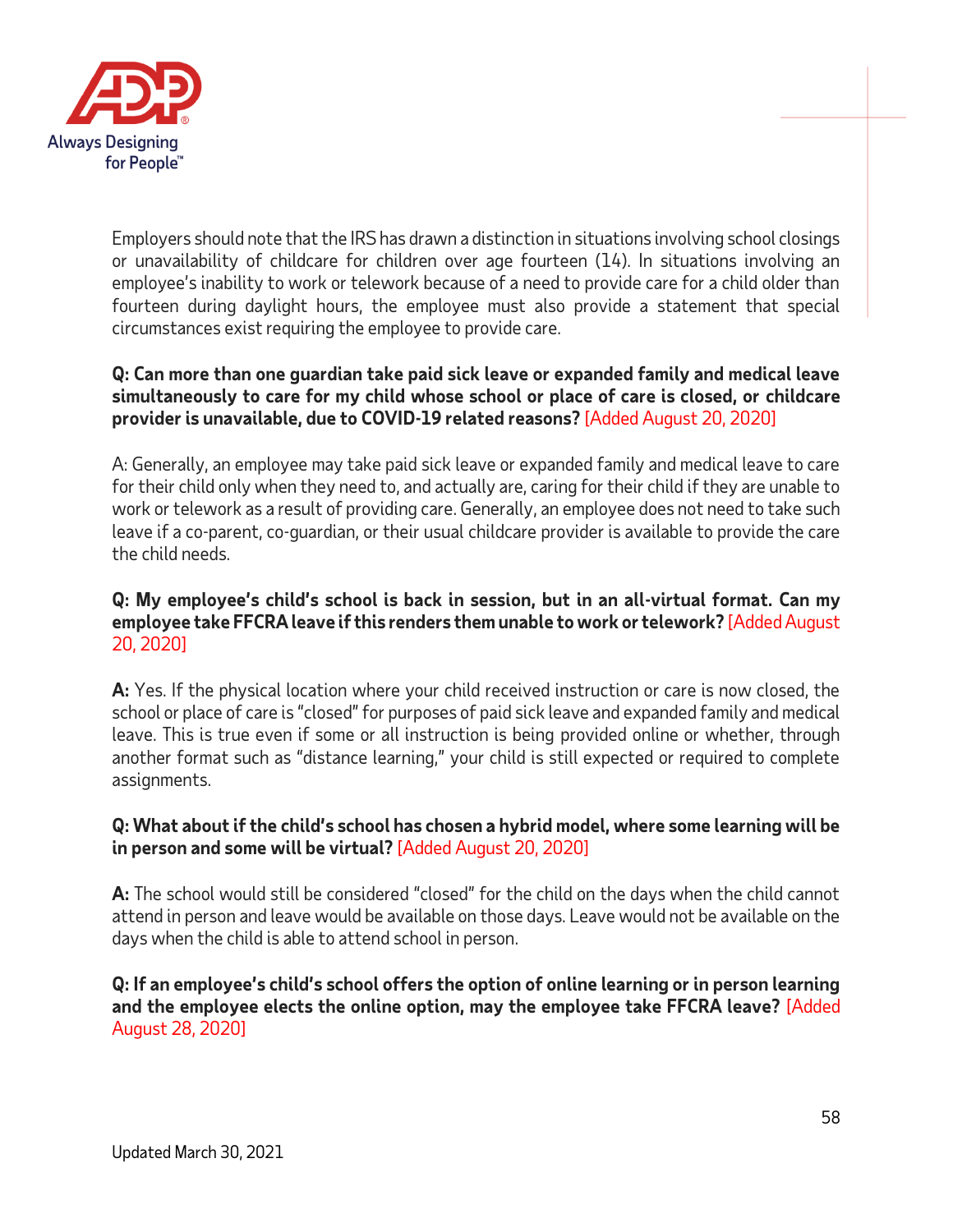Employers should note that the IRS has drawn a distinction in situations involving school closings or unavailability of childcare for children over age fourteen (14). In situations involving an employee's inability to work or telework because of a need to provide care for a child older than fourteen during daylight hours, the employee must also provide a statement that special circumstances exist requiring the employee to provide care.

**Q: Can more than one guardian take paid sick leave or expanded family and medical leave simultaneously to care for my child whose school or place of care is closed, or childcare provider is unavailable, due to COVID-19 related reasons?** [Added August 20, 2020]

A: Generally, an employee may take paid sick leave or expanded family and medical leave to care for their child only when they need to, and actually are, caring for their child if they are unable to work or telework as a result of providing care. Generally, an employee does not need to take such leave if a co-parent, co-guardian, or their usual childcare provider is available to provide the care the child needs.

**Q: My employee's child's school is back in session, but in an all-virtual format. Can my employee take FFCRA leave if this renders them unable to work or telework?** [Added August 20, 2020]

**A:** Yes. If the physical location where your child received instruction or care is now closed, the school or place of care is "closed" for purposes of paid sick leave and expanded family and medical leave. This is true even if some or all instruction is being provided online or whether, through another format such as "distance learning," your child is still expected or required to complete assignments.

**Q: What about if the child's school has chosen a hybrid model, where some learning will be in person and some will be virtual?** [Added August 20, 2020]

**A:** The school would still be considered "closed" for the child on the days when the child cannot attend in person and leave would be available on those days. Leave would not be available on the days when the child is able to attend school in person.

**Q: If an employee's child's school offers the option of online learning or in person learning and the employee elects the online option, may the employee take FFCRA leave?** [Added August 28, 2020]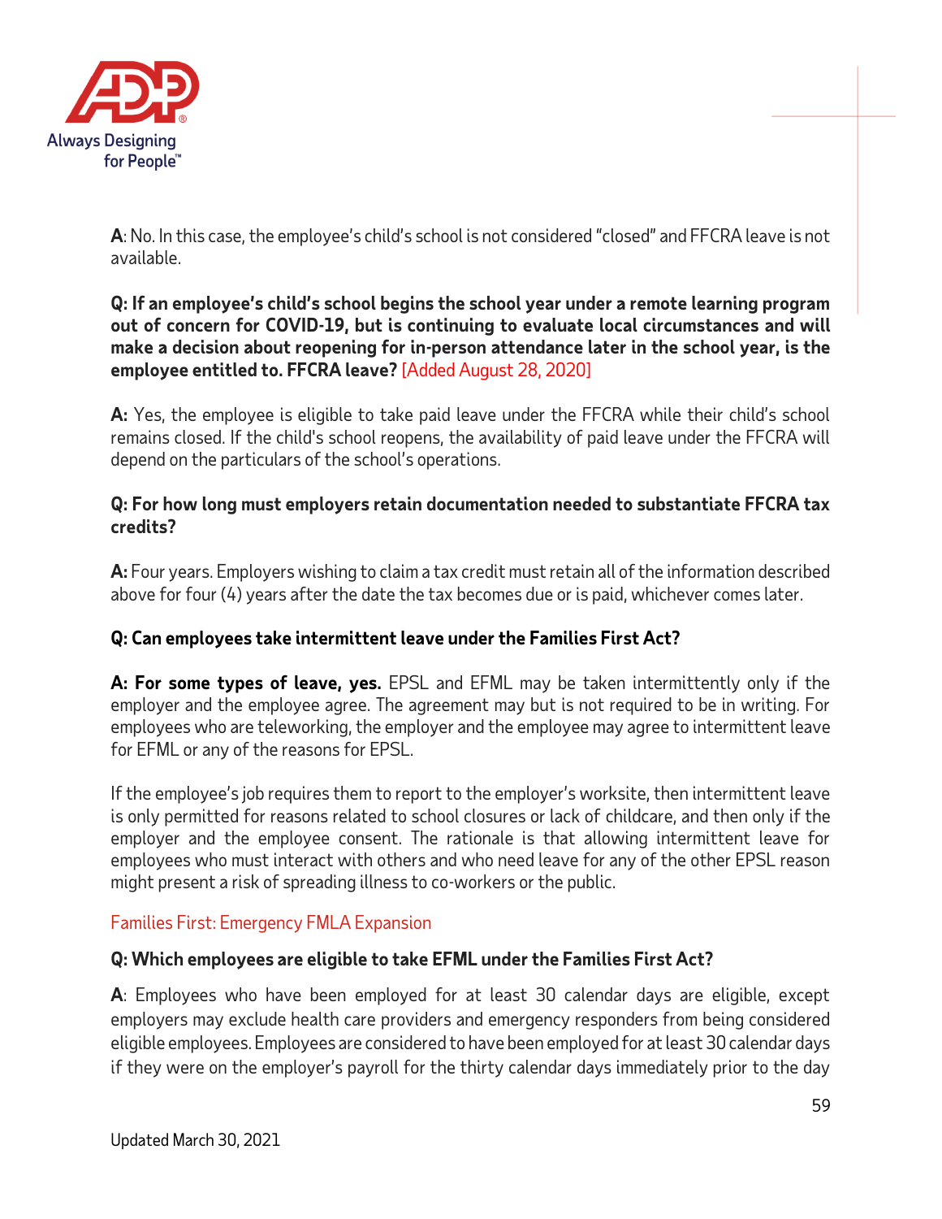**A**: No. In this case, the employee's child's school is not considered "closed" and FFCRA leave is not available.

**Q: If an employee's child's school begins the school year under a remote learning program out of concern for COVID-19, but is continuing to evaluate local circumstances and will make a decision about reopening for in-person attendance later in the school year, is the employee entitled to. FFCRA leave?** [Added August 28, 2020]

**A:** Yes, the employee is eligible to take paid leave under the FFCRA while their child's school remains closed. If the child's school reopens, the availability of paid leave under the FFCRA will depend on the particulars of the school's operations.

**Q: For how long must employers retain documentation needed to substantiate FFCRA tax credits?**

**A:** Four years. Employers wishing to claim a tax credit must retain all of the information described above for four (4) years after the date the tax becomes due or is paid, whichever comes later.

**Q: Can employees take intermittent leave under the Families First Act?**

**A: For some types of leave, yes.** EPSL and EFML may be taken intermittently only if the employer and the employee agree. The agreement may but is not required to be in writing. For employees who are teleworking, the employer and the employee may agree to intermittent leave for EFML or any of the reasons for EPSL.

If the employee's job requires them to report to the employer's worksite, then intermittent leave is only permitted for reasons related to school closures or lack of childcare, and then only if the employer and the employee consent. The rationale is that allowing intermittent leave for employees who must interact with others and who need leave for any of the other EPSL reason might present a risk of spreading illness to co-workers or the public.

## Families First: Emergency FMLA Expansion

**Q: Which employees are eligible to take EFML under the Families First Act?**

**A**: Employees who have been employed for at least 30 calendar days are eligible, except employers may exclude health care providers and emergency responders from being considered eligible employees. Employees are considered to have been employed for at least 30 calendar days if they were on the employer's payroll for the thirty calendar days immediately prior to the day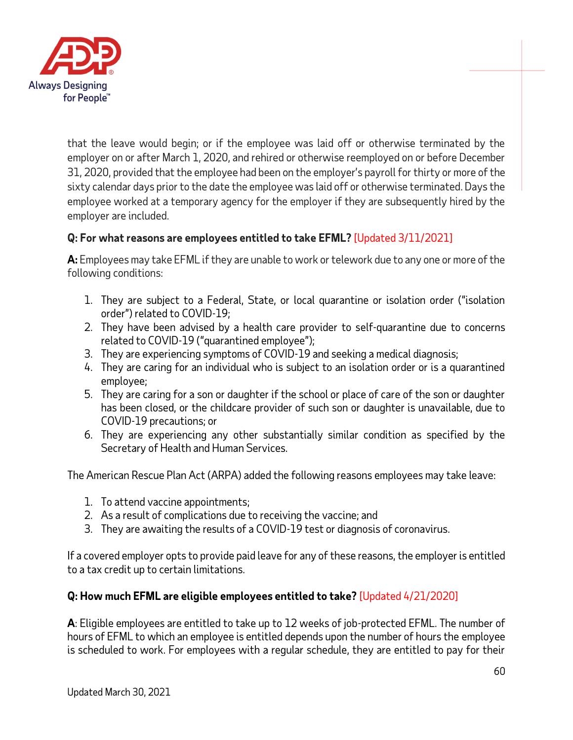that the leave would begin; or if the employee was laid off or otherwise terminated by the employer on or after March 1, 2020, and rehired or otherwise reemployed on or before December 31, 2020, provided that the employee had been on the employer's payroll for thirty or more of the sixty calendar days prior to the date the employee was laid off or otherwise terminated. Days the employee worked at a temporary agency for the employer if they are subsequently hired by the employer are included.

**Q: For what reasons are employees entitled to take EFML?** [Updated 3/11/2021]

**A:** Employees may take EFML if they are unable to work or telework due to any one or more of the following conditions:

1. They are subject to a Federal, State, or local quarantine or isolation order ("isolation order") related to COVID-19;
2. They have been advised by a health care provider to self-quarantine due to concerns related to COVID-19 ("quarantined employee");
3. They are experiencing symptoms of COVID-19 and seeking a medical diagnosis;
4. They are caring for an individual who is subject to an isolation order or is a quarantined employee;
5. They are caring for a son or daughter if the school or place of care of the son or daughter has been closed, or the childcare provider of such son or daughter is unavailable, due to COVID-19 precautions; or
6. They are experiencing any other substantially similar condition as specified by the Secretary of Health and Human Services.

The American Rescue Plan Act (ARPA) added the following reasons employees may take leave:

1. To attend vaccine appointments;
2. As a result of complications due to receiving the vaccine; and
3. They are awaiting the results of a COVID-19 test or diagnosis of coronavirus.

If a covered employer opts to provide paid leave for any of these reasons, the employer is entitled to a tax credit up to certain limitations.

**Q: How much EFML are eligible employees entitled to take?** [Updated 4/21/2020]

**A**: Eligible employees are entitled to take up to 12 weeks of job-protected EFML. The number of hours of EFML to which an employee is entitled depends upon the number of hours the employee is scheduled to work. For employees with a regular schedule, they are entitled to pay for their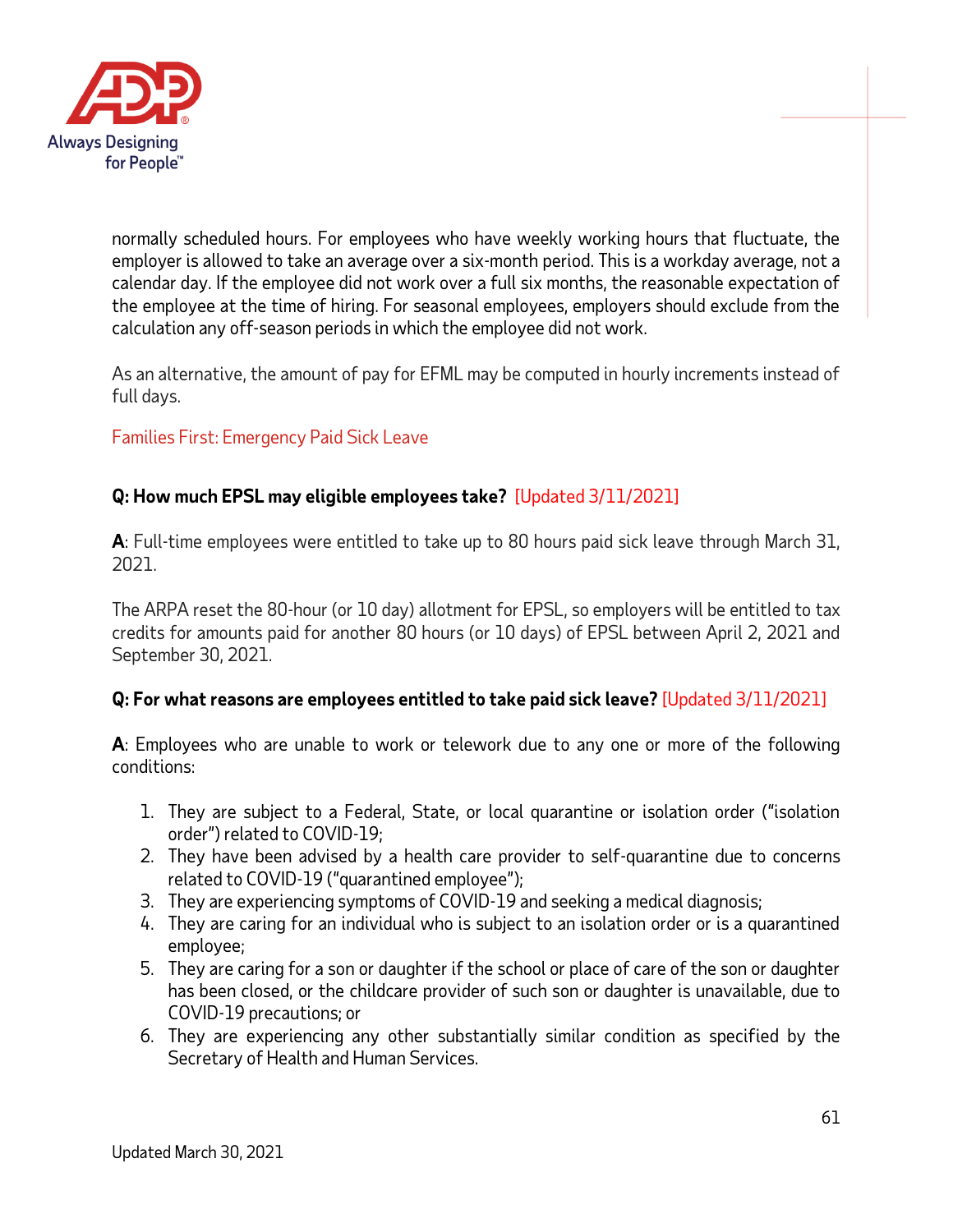normally scheduled hours. For employees who have weekly working hours that fluctuate, the employer is allowed to take an average over a six-month period. This is a workday average, not a calendar day. If the employee did not work over a full six months, the reasonable expectation of the employee at the time of hiring. For seasonal employees, employers should exclude from the calculation any off-season periods in which the employee did not work.

As an alternative, the amount of pay for EFML may be computed in hourly increments instead of full days.

## Families First: Emergency Paid Sick Leave

**Q: How much EPSL may eligible employees take?** [Updated 3/11/2021]

**A**: Full-time employees were entitled to take up to 80 hours paid sick leave through March 31, 2021.

The ARPA reset the 80-hour (or 10 day) allotment for EPSL, so employers will be entitled to tax credits for amounts paid for another 80 hours (or 10 days) of EPSL between April 2, 2021 and September 30, 2021.

**Q: For what reasons are employees entitled to take paid sick leave?** [Updated 3/11/2021]

**A**: Employees who are unable to work or telework due to any one or more of the following conditions:

1. They are subject to a Federal, State, or local quarantine or isolation order ("isolation order") related to COVID-19;
2. They have been advised by a health care provider to self-quarantine due to concerns related to COVID-19 ("quarantined employee");
3. They are experiencing symptoms of COVID-19 and seeking a medical diagnosis;
4. They are caring for an individual who is subject to an isolation order or is a quarantined employee;
5. They are caring for a son or daughter if the school or place of care of the son or daughter has been closed, or the childcare provider of such son or daughter is unavailable, due to COVID-19 precautions; or
6. They are experiencing any other substantially similar condition as specified by the Secretary of Health and Human Services.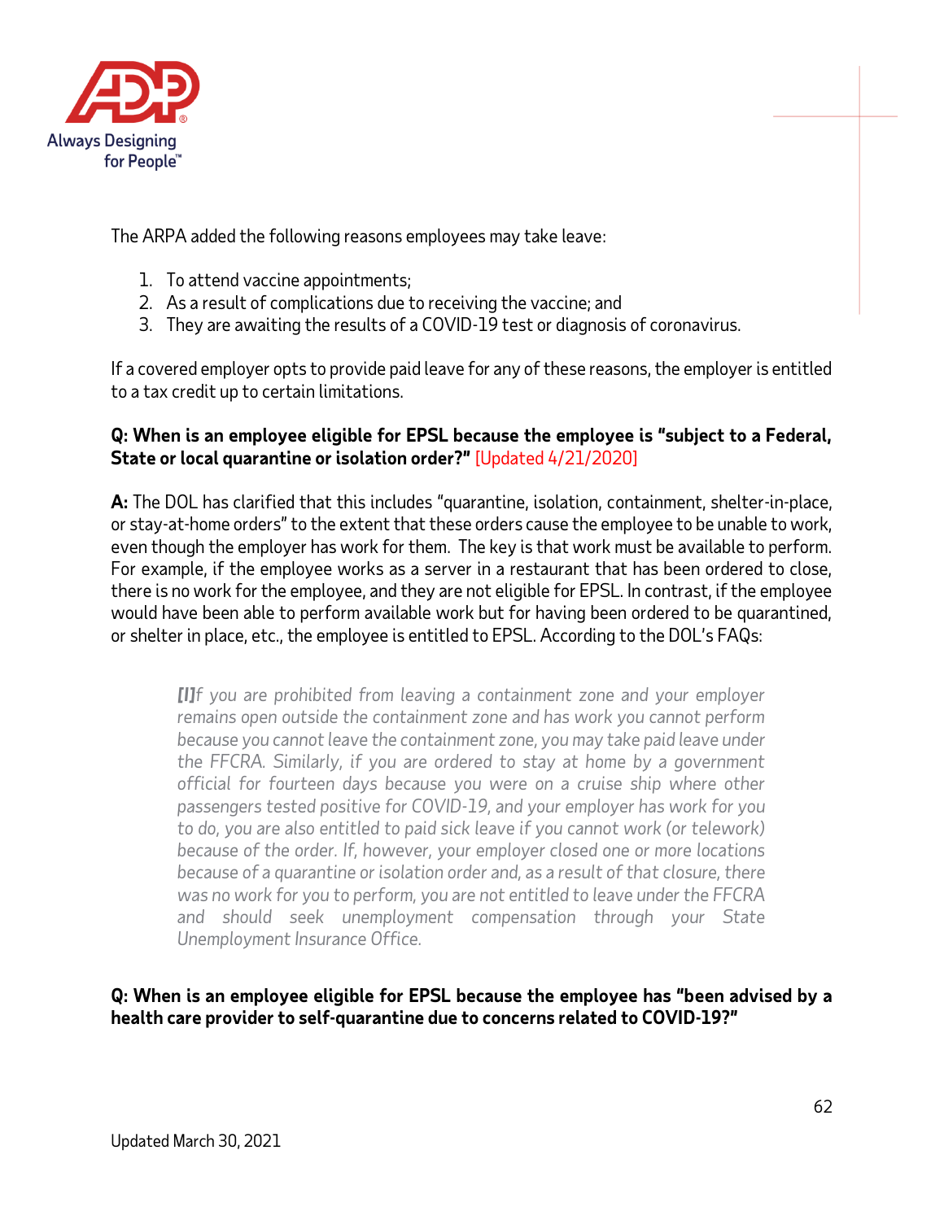The ARPA added the following reasons employees may take leave:

1. To attend vaccine appointments;
2. As a result of complications due to receiving the vaccine; and
3. They are awaiting the results of a COVID-19 test or diagnosis of coronavirus.

If a covered employer opts to provide paid leave for any of these reasons, the employer is entitled to a tax credit up to certain limitations.

**Q: When is an employee eligible for EPSL because the employee is "subject to a Federal, State or local quarantine or isolation order?"** [Updated 4/21/2020]

**A:** The DOL has clarified that this includes "quarantine, isolation, containment, shelter-in-place, or stay-at-home orders" to the extent that these orders cause the employee to be unable to work, even though the employer has work for them. The key is that work must be available to perform. For example, if the employee works as a server in a restaurant that has been ordered to close, there is no work for the employee, and they are not eligible for EPSL. In contrast, if the employee would have been able to perform available work but for having been ordered to be quarantined, or shelter in place, etc., the employee is entitled to EPSL. According to the DOL's FAQs:

> *[I]f you are prohibited from leaving a containment zone and your employer remains open outside the containment zone and has work you cannot perform because you cannot leave the containment zone, you may take paid leave under the FFCRA. Similarly, if you are ordered to stay at home by a government official for fourteen days because you were on a cruise ship where other passengers tested positive for COVID-19, and your employer has work for you to do, you are also entitled to paid sick leave if you cannot work (or telework) because of the order. If, however, your employer closed one or more locations because of a quarantine or isolation order and, as a result of that closure, there was no work for you to perform, you are not entitled to leave under the FFCRA and should seek unemployment compensation through your State Unemployment Insurance Office.*

**Q: When is an employee eligible for EPSL because the employee has "been advised by a health care provider to self-quarantine due to concerns related to COVID-19?"**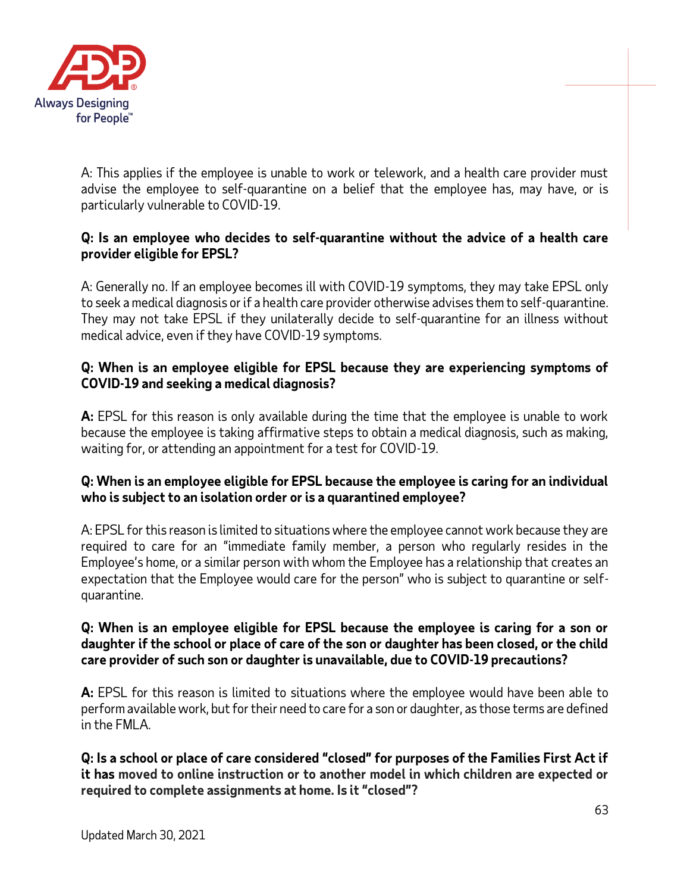A: This applies if the employee is unable to work or telework, and a health care provider must advise the employee to self-quarantine on a belief that the employee has, may have, or is particularly vulnerable to COVID-19.

**Q: Is an employee who decides to self-quarantine without the advice of a health care provider eligible for EPSL?**

A: Generally no. If an employee becomes ill with COVID-19 symptoms, they may take EPSL only to seek a medical diagnosis or if a health care provider otherwise advises them to self-quarantine. They may not take EPSL if they unilaterally decide to self-quarantine for an illness without medical advice, even if they have COVID-19 symptoms.

**Q: When is an employee eligible for EPSL because they are experiencing symptoms of COVID-19 and seeking a medical diagnosis?**

**A:** EPSL for this reason is only available during the time that the employee is unable to work because the employee is taking affirmative steps to obtain a medical diagnosis, such as making, waiting for, or attending an appointment for a test for COVID-19.

**Q: When is an employee eligible for EPSL because the employee is caring for an individual who is subject to an isolation order or is a quarantined employee?**

A: EPSL for this reason is limited to situations where the employee cannot work because they are required to care for an "immediate family member, a person who regularly resides in the Employee's home, or a similar person with whom the Employee has a relationship that creates an expectation that the Employee would care for the person" who is subject to quarantine or self-quarantine.

**Q: When is an employee eligible for EPSL because the employee is caring for a son or daughter if the school or place of care of the son or daughter has been closed, or the child care provider of such son or daughter is unavailable, due to COVID-19 precautions?**

**A:** EPSL for this reason is limited to situations where the employee would have been able to perform available work, but for their need to care for a son or daughter, as those terms are defined in the FMLA.

**Q: Is a school or place of care considered "closed" for purposes of the Families First Act if it has moved to online instruction or to another model in which children are expected or required to complete assignments at home. Is it "closed"?**

Updated March 30, 2021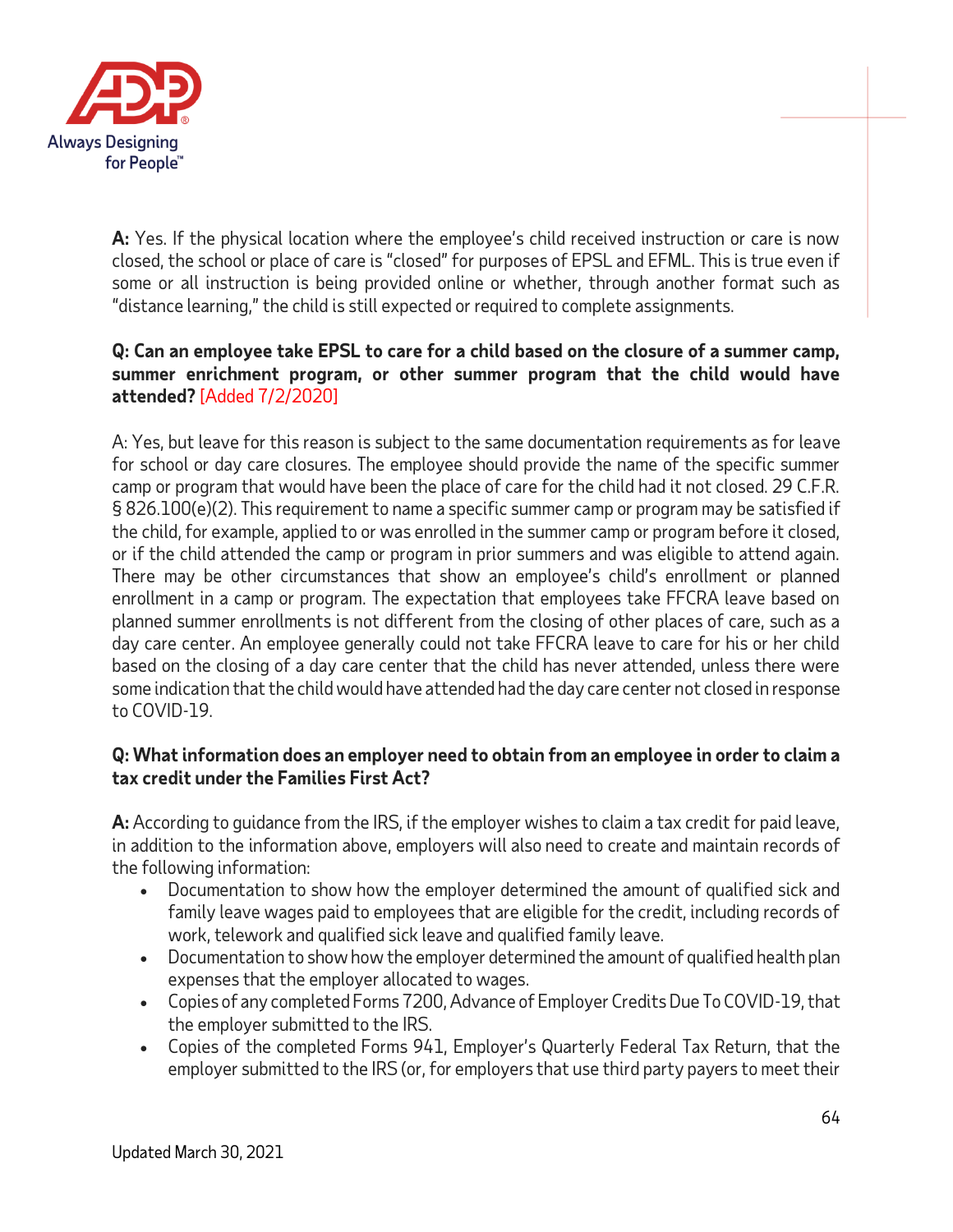**A:** Yes. If the physical location where the employee's child received instruction or care is now closed, the school or place of care is "closed" for purposes of EPSL and EFML. This is true even if some or all instruction is being provided online or whether, through another format such as "distance learning," the child is still expected or required to complete assignments.

**Q: Can an employee take EPSL to care for a child based on the closure of a summer camp, summer enrichment program, or other summer program that the child would have attended?** [Added 7/2/2020]

A: Yes, but leave for this reason is subject to the same documentation requirements as for leave for school or day care closures. The employee should provide the name of the specific summer camp or program that would have been the place of care for the child had it not closed. 29 C.F.R. § 826.100(e)(2). This requirement to name a specific summer camp or program may be satisfied if the child, for example, applied to or was enrolled in the summer camp or program before it closed, or if the child attended the camp or program in prior summers and was eligible to attend again. There may be other circumstances that show an employee's child's enrollment or planned enrollment in a camp or program. The expectation that employees take FFCRA leave based on planned summer enrollments is not different from the closing of other places of care, such as a day care center. An employee generally could not take FFCRA leave to care for his or her child based on the closing of a day care center that the child has never attended, unless there were some indication that the child would have attended had the day care center not closed in response to COVID-19.

**Q: What information does an employer need to obtain from an employee in order to claim a tax credit under the Families First Act?**

**A:** According to guidance from the IRS, if the employer wishes to claim a tax credit for paid leave, in addition to the information above, employers will also need to create and maintain records of the following information:

- Documentation to show how the employer determined the amount of qualified sick and family leave wages paid to employees that are eligible for the credit, including records of work, telework and qualified sick leave and qualified family leave.
- Documentation to show how the employer determined the amount of qualified health plan expenses that the employer allocated to wages.
- Copies of any completed Forms 7200, Advance of Employer Credits Due To COVID-19, that the employer submitted to the IRS.
- Copies of the completed Forms 941, Employer's Quarterly Federal Tax Return, that the employer submitted to the IRS (or, for employers that use third party payers to meet their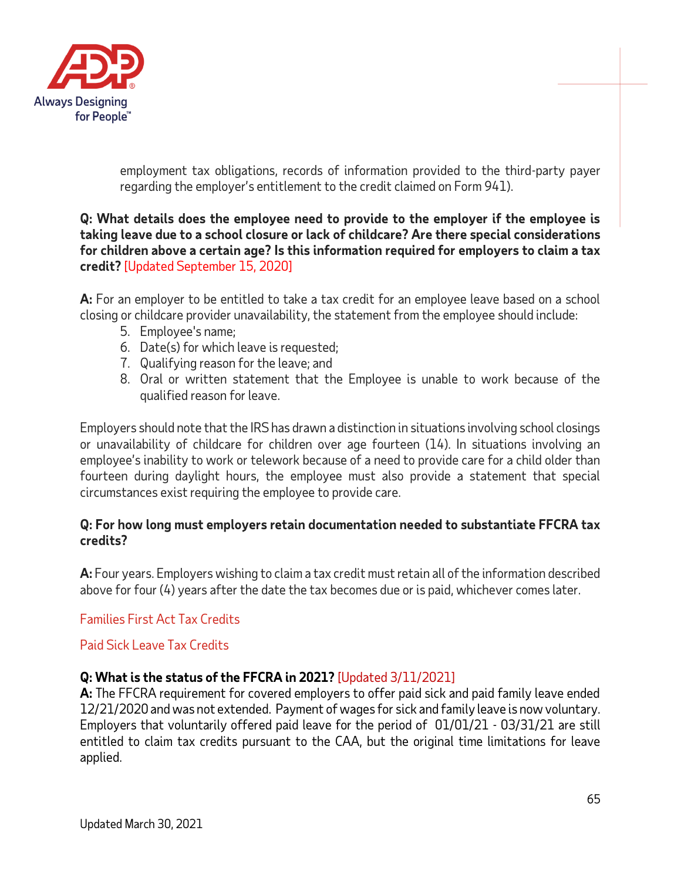employment tax obligations, records of information provided to the third-party payer regarding the employer's entitlement to the credit claimed on Form 941).

**Q: What details does the employee need to provide to the employer if the employee is taking leave due to a school closure or lack of childcare? Are there special considerations for children above a certain age? Is this information required for employers to claim a tax credit?** [Updated September 15, 2020]

**A:** For an employer to be entitled to take a tax credit for an employee leave based on a school closing or childcare provider unavailability, the statement from the employee should include:

5. Employee's name;
6. Date(s) for which leave is requested;
7. Qualifying reason for the leave; and
8. Oral or written statement that the Employee is unable to work because of the qualified reason for leave.

Employers should note that the IRS has drawn a distinction in situations involving school closings or unavailability of childcare for children over age fourteen (14). In situations involving an employee's inability to work or telework because of a need to provide care for a child older than fourteen during daylight hours, the employee must also provide a statement that special circumstances exist requiring the employee to provide care.

**Q: For how long must employers retain documentation needed to substantiate FFCRA tax credits?**

**A:** Four years. Employers wishing to claim a tax credit must retain all of the information described above for four (4) years after the date the tax becomes due or is paid, whichever comes later.

Families First Act Tax Credits

Paid Sick Leave Tax Credits

**Q: What is the status of the FFCRA in 2021?** [Updated 3/11/2021]

**A:** The FFCRA requirement for covered employers to offer paid sick and paid family leave ended 12/21/2020 and was not extended. Payment of wages for sick and family leave is now voluntary. Employers that voluntarily offered paid leave for the period of 01/01/21 - 03/31/21 are still entitled to claim tax credits pursuant to the CAA, but the original time limitations for leave applied.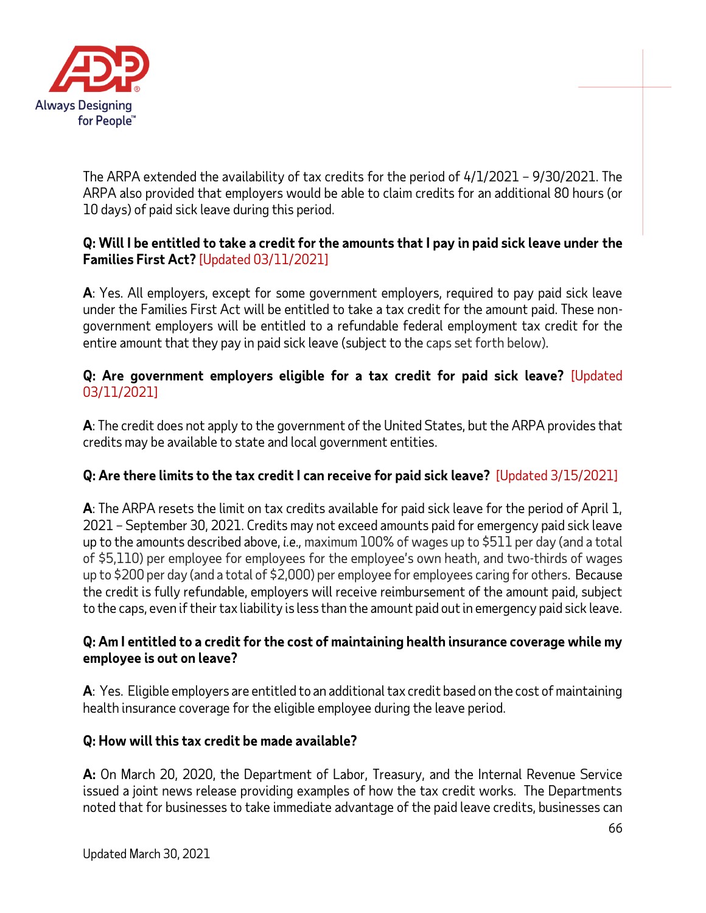The ARPA extended the availability of tax credits for the period of 4/1/2021 – 9/30/2021. The ARPA also provided that employers would be able to claim credits for an additional 80 hours (or 10 days) of paid sick leave during this period.

**Q: Will I be entitled to take a credit for the amounts that I pay in paid sick leave under the Families First Act?** [Updated 03/11/2021]

**A**: Yes. All employers, except for some government employers, required to pay paid sick leave under the Families First Act will be entitled to take a tax credit for the amount paid. These non-government employers will be entitled to a refundable federal employment tax credit for the entire amount that they pay in paid sick leave (subject to the caps set forth below).

**Q: Are government employers eligible for a tax credit for paid sick leave?** [Updated 03/11/2021]

**A**: The credit does not apply to the government of the United States, but the ARPA provides that credits may be available to state and local government entities.

**Q: Are there limits to the tax credit I can receive for paid sick leave?** [Updated 3/15/2021]

**A**: The ARPA resets the limit on tax credits available for paid sick leave for the period of April 1, 2021 – September 30, 2021. Credits may not exceed amounts paid for emergency paid sick leave up to the amounts described above, *i.e.*, maximum 100% of wages up to $511 per day (and a total of $5,110) per employee for employees for the employee's own heath, and two-thirds of wages up to $200 per day (and a total of $2,000) per employee for employees caring for others. Because the credit is fully refundable, employers will receive reimbursement of the amount paid, subject to the caps, even if their tax liability is less than the amount paid out in emergency paid sick leave.

**Q: Am I entitled to a credit for the cost of maintaining health insurance coverage while my employee is out on leave?**

**A**: Yes. Eligible employers are entitled to an additional tax credit based on the cost of maintaining health insurance coverage for the eligible employee during the leave period.

**Q: How will this tax credit be made available?**

**A:** On March 20, 2020, the Department of Labor, Treasury, and the Internal Revenue Service issued a joint news release providing examples of how the tax credit works. The Departments noted that for businesses to take immediate advantage of the paid leave credits, businesses can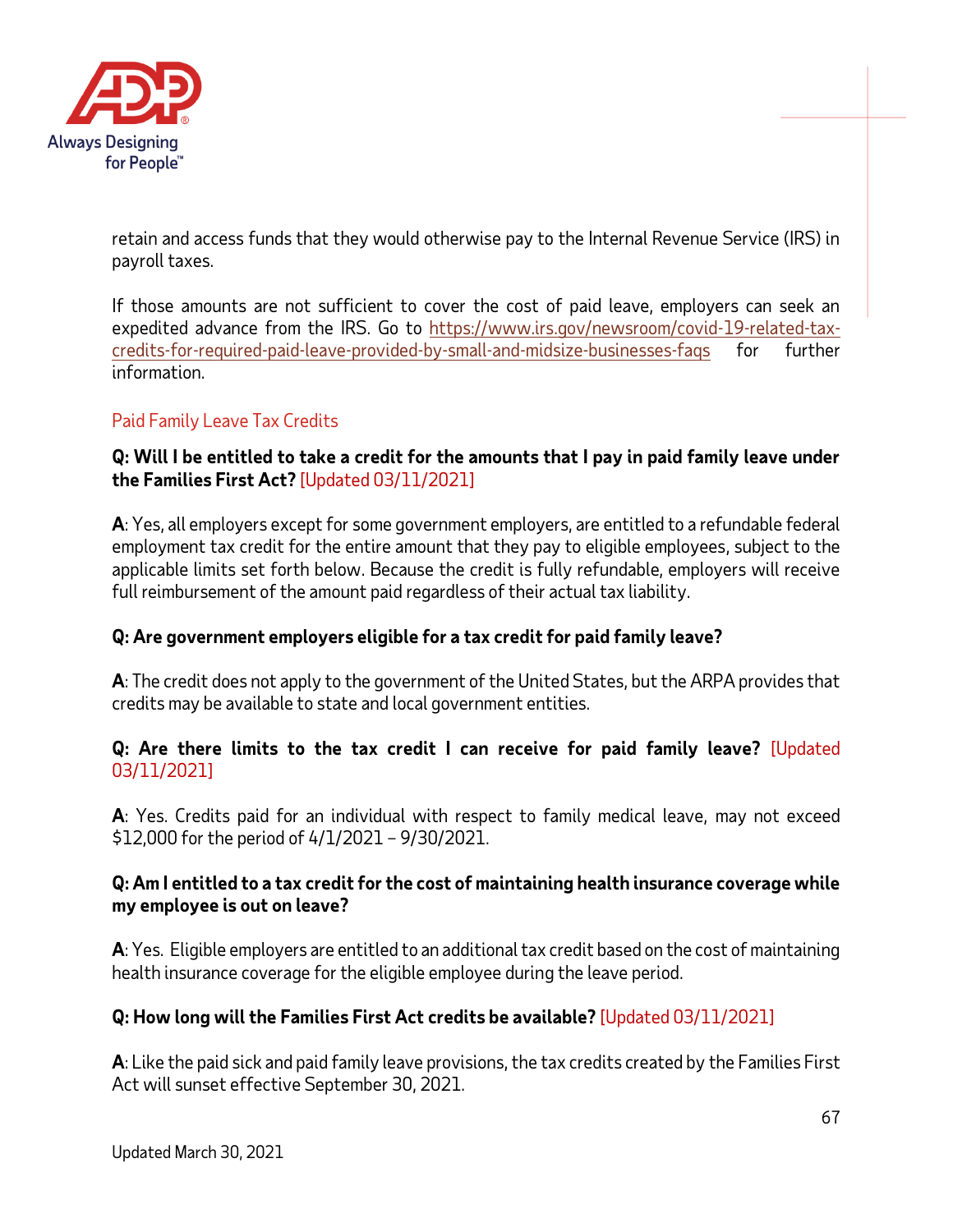retain and access funds that they would otherwise pay to the Internal Revenue Service (IRS) in payroll taxes.

If those amounts are not sufficient to cover the cost of paid leave, employers can seek an expedited advance from the IRS. Go to https://www.irs.gov/newsroom/covid-19-related-tax-credits-for-required-paid-leave-provided-by-small-and-midsize-businesses-faqs for further information.

## Paid Family Leave Tax Credits

**Q: Will I be entitled to take a credit for the amounts that I pay in paid family leave under the Families First Act?** [Updated 03/11/2021]

**A**: Yes, all employers except for some government employers, are entitled to a refundable federal employment tax credit for the entire amount that they pay to eligible employees, subject to the applicable limits set forth below. Because the credit is fully refundable, employers will receive full reimbursement of the amount paid regardless of their actual tax liability.

**Q: Are government employers eligible for a tax credit for paid family leave?**

**A**: The credit does not apply to the government of the United States, but the ARPA provides that credits may be available to state and local government entities.

**Q: Are there limits to the tax credit I can receive for paid family leave?** [Updated 03/11/2021]

**A**: Yes. Credits paid for an individual with respect to family medical leave, may not exceed $12,000 for the period of 4/1/2021 – 9/30/2021.

**Q: Am I entitled to a tax credit for the cost of maintaining health insurance coverage while my employee is out on leave?**

**A**: Yes. Eligible employers are entitled to an additional tax credit based on the cost of maintaining health insurance coverage for the eligible employee during the leave period.

**Q: How long will the Families First Act credits be available?** [Updated 03/11/2021]

**A**: Like the paid sick and paid family leave provisions, the tax credits created by the Families First Act will sunset effective September 30, 2021.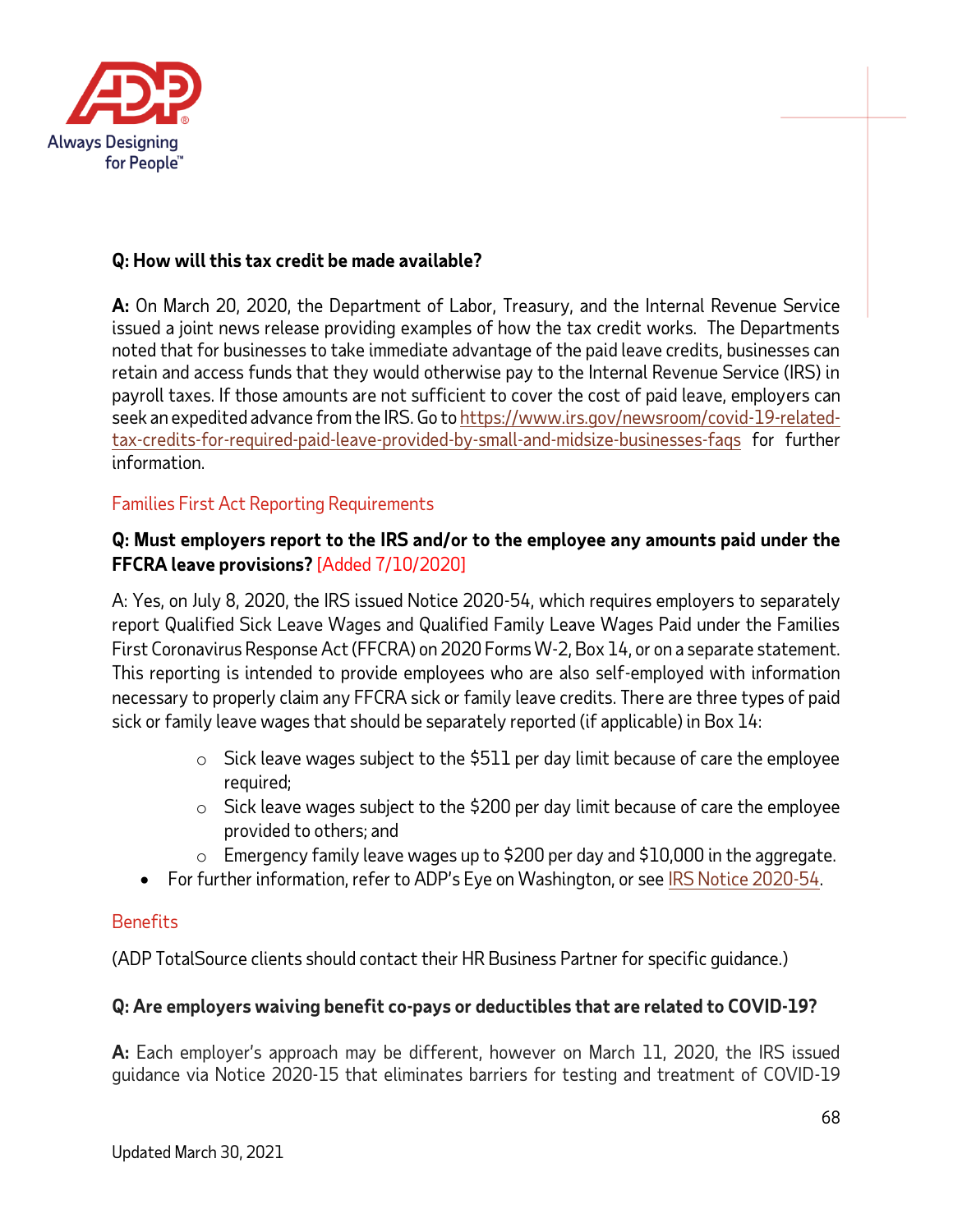**Q: How will this tax credit be made available?**

**A:** On March 20, 2020, the Department of Labor, Treasury, and the Internal Revenue Service issued a joint news release providing examples of how the tax credit works. The Departments noted that for businesses to take immediate advantage of the paid leave credits, businesses can retain and access funds that they would otherwise pay to the Internal Revenue Service (IRS) in payroll taxes. If those amounts are not sufficient to cover the cost of paid leave, employers can seek an expedited advance from the IRS. Go to https://www.irs.gov/newsroom/covid-19-related-tax-credits-for-required-paid-leave-provided-by-small-and-midsize-businesses-faqs for further information.

## Families First Act Reporting Requirements

**Q: Must employers report to the IRS and/or to the employee any amounts paid under the FFCRA leave provisions?** [Added 7/10/2020]

A: Yes, on July 8, 2020, the IRS issued Notice 2020-54, which requires employers to separately report Qualified Sick Leave Wages and Qualified Family Leave Wages Paid under the Families First Coronavirus Response Act (FFCRA) on 2020 Forms W-2, Box 14, or on a separate statement. This reporting is intended to provide employees who are also self-employed with information necessary to properly claim any FFCRA sick or family leave credits. There are three types of paid sick or family leave wages that should be separately reported (if applicable) in Box 14:

- Sick leave wages subject to the $511 per day limit because of care the employee required;
- Sick leave wages subject to the $200 per day limit because of care the employee provided to others; and
- Emergency family leave wages up to $200 per day and $10,000 in the aggregate.

- For further information, refer to ADP's Eye on Washington, or see IRS Notice 2020-54.

## Benefits

(ADP TotalSource clients should contact their HR Business Partner for specific guidance.)

**Q: Are employers waiving benefit co-pays or deductibles that are related to COVID-19?**

**A:** Each employer's approach may be different, however on March 11, 2020, the IRS issued guidance via Notice 2020-15 that eliminates barriers for testing and treatment of COVID-19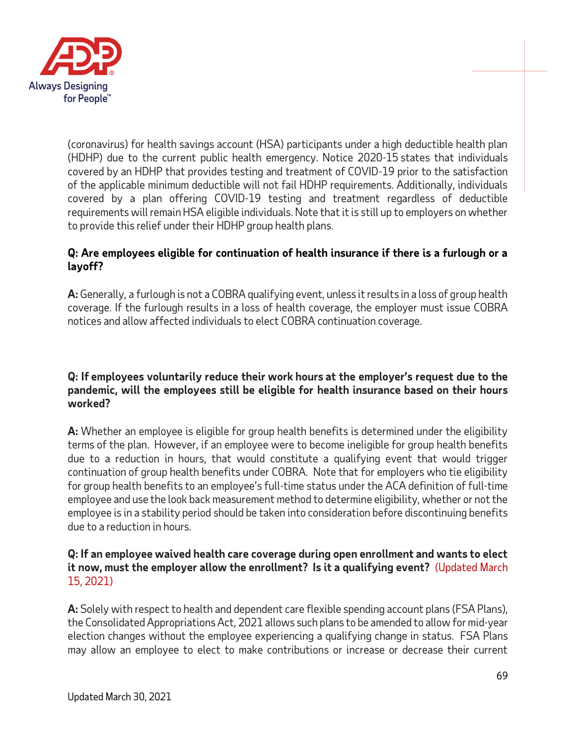(coronavirus) for health savings account (HSA) participants under a high deductible health plan (HDHP) due to the current public health emergency. Notice 2020-15 states that individuals covered by an HDHP that provides testing and treatment of COVID-19 prior to the satisfaction of the applicable minimum deductible will not fail HDHP requirements. Additionally, individuals covered by a plan offering COVID-19 testing and treatment regardless of deductible requirements will remain HSA eligible individuals. Note that it is still up to employers on whether to provide this relief under their HDHP group health plans.

**Q: Are employees eligible for continuation of health insurance if there is a furlough or a layoff?**

**A:** Generally, a furlough is not a COBRA qualifying event, unless it results in a loss of group health coverage. If the furlough results in a loss of health coverage, the employer must issue COBRA notices and allow affected individuals to elect COBRA continuation coverage.

**Q: If employees voluntarily reduce their work hours at the employer's request due to the pandemic, will the employees still be eligible for health insurance based on their hours worked?**

**A:** Whether an employee is eligible for group health benefits is determined under the eligibility terms of the plan. However, if an employee were to become ineligible for group health benefits due to a reduction in hours, that would constitute a qualifying event that would trigger continuation of group health benefits under COBRA. Note that for employers who tie eligibility for group health benefits to an employee's full-time status under the ACA definition of full-time employee and use the look back measurement method to determine eligibility, whether or not the employee is in a stability period should be taken into consideration before discontinuing benefits due to a reduction in hours.

**Q: If an employee waived health care coverage during open enrollment and wants to elect it now, must the employer allow the enrollment? Is it a qualifying event?** (Updated March 15, 2021)

**A:** Solely with respect to health and dependent care flexible spending account plans (FSA Plans), the Consolidated Appropriations Act, 2021 allows such plans to be amended to allow for mid-year election changes without the employee experiencing a qualifying change in status. FSA Plans may allow an employee to elect to make contributions or increase or decrease their current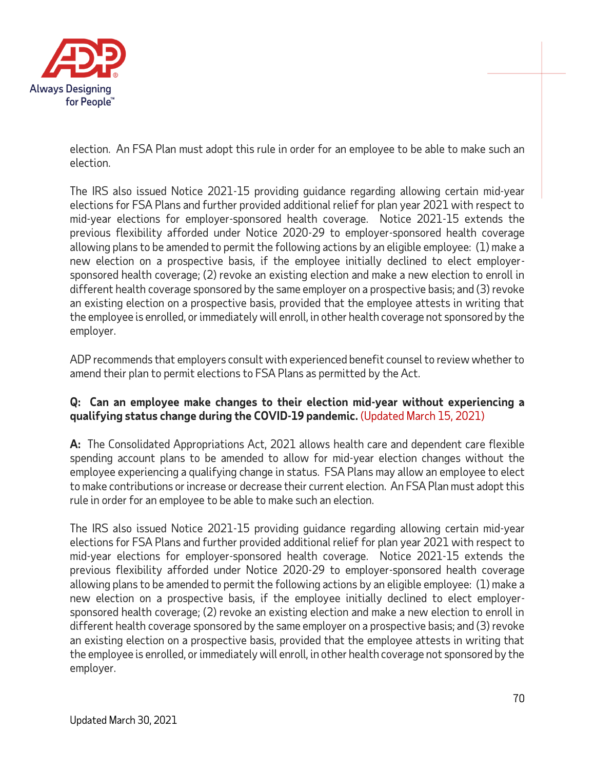election. An FSA Plan must adopt this rule in order for an employee to be able to make such an election.

The IRS also issued Notice 2021-15 providing guidance regarding allowing certain mid-year elections for FSA Plans and further provided additional relief for plan year 2021 with respect to mid-year elections for employer-sponsored health coverage. Notice 2021-15 extends the previous flexibility afforded under Notice 2020-29 to employer-sponsored health coverage allowing plans to be amended to permit the following actions by an eligible employee: (1) make a new election on a prospective basis, if the employee initially declined to elect employer-sponsored health coverage; (2) revoke an existing election and make a new election to enroll in different health coverage sponsored by the same employer on a prospective basis; and (3) revoke an existing election on a prospective basis, provided that the employee attests in writing that the employee is enrolled, or immediately will enroll, in other health coverage not sponsored by the employer.

ADP recommends that employers consult with experienced benefit counsel to review whether to amend their plan to permit elections to FSA Plans as permitted by the Act.

**Q: Can an employee make changes to their election mid-year without experiencing a qualifying status change during the COVID-19 pandemic.** (Updated March 15, 2021)

**A:** The Consolidated Appropriations Act, 2021 allows health care and dependent care flexible spending account plans to be amended to allow for mid-year election changes without the employee experiencing a qualifying change in status. FSA Plans may allow an employee to elect to make contributions or increase or decrease their current election. An FSA Plan must adopt this rule in order for an employee to be able to make such an election.

The IRS also issued Notice 2021-15 providing guidance regarding allowing certain mid-year elections for FSA Plans and further provided additional relief for plan year 2021 with respect to mid-year elections for employer-sponsored health coverage. Notice 2021-15 extends the previous flexibility afforded under Notice 2020-29 to employer-sponsored health coverage allowing plans to be amended to permit the following actions by an eligible employee: (1) make a new election on a prospective basis, if the employee initially declined to elect employer-sponsored health coverage; (2) revoke an existing election and make a new election to enroll in different health coverage sponsored by the same employer on a prospective basis; and (3) revoke an existing election on a prospective basis, provided that the employee attests in writing that the employee is enrolled, or immediately will enroll, in other health coverage not sponsored by the employer.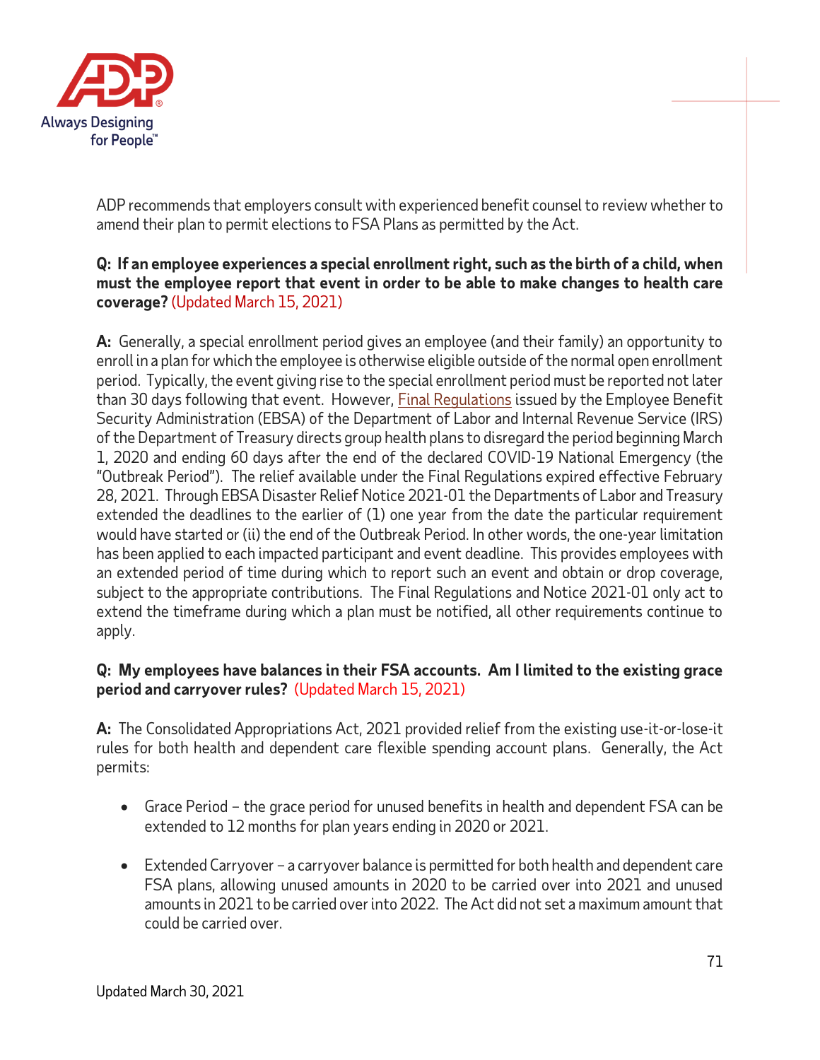ADP recommends that employers consult with experienced benefit counsel to review whether to amend their plan to permit elections to FSA Plans as permitted by the Act.

**Q: If an employee experiences a special enrollment right, such as the birth of a child, when must the employee report that event in order to be able to make changes to health care coverage?** (Updated March 15, 2021)

**A:** Generally, a special enrollment period gives an employee (and their family) an opportunity to enroll in a plan for which the employee is otherwise eligible outside of the normal open enrollment period. Typically, the event giving rise to the special enrollment period must be reported not later than 30 days following that event. However, Final Regulations issued by the Employee Benefit Security Administration (EBSA) of the Department of Labor and Internal Revenue Service (IRS) of the Department of Treasury directs group health plans to disregard the period beginning March 1, 2020 and ending 60 days after the end of the declared COVID-19 National Emergency (the "Outbreak Period"). The relief available under the Final Regulations expired effective February 28, 2021. Through EBSA Disaster Relief Notice 2021-01 the Departments of Labor and Treasury extended the deadlines to the earlier of (1) one year from the date the particular requirement would have started or (ii) the end of the Outbreak Period. In other words, the one-year limitation has been applied to each impacted participant and event deadline. This provides employees with an extended period of time during which to report such an event and obtain or drop coverage, subject to the appropriate contributions. The Final Regulations and Notice 2021-01 only act to extend the timeframe during which a plan must be notified, all other requirements continue to apply.

**Q: My employees have balances in their FSA accounts. Am I limited to the existing grace period and carryover rules?** (Updated March 15, 2021)

**A:** The Consolidated Appropriations Act, 2021 provided relief from the existing use-it-or-lose-it rules for both health and dependent care flexible spending account plans. Generally, the Act permits:

- Grace Period – the grace period for unused benefits in health and dependent FSA can be extended to 12 months for plan years ending in 2020 or 2021.
- Extended Carryover – a carryover balance is permitted for both health and dependent care FSA plans, allowing unused amounts in 2020 to be carried over into 2021 and unused amounts in 2021 to be carried over into 2022. The Act did not set a maximum amount that could be carried over.

Updated March 30, 2021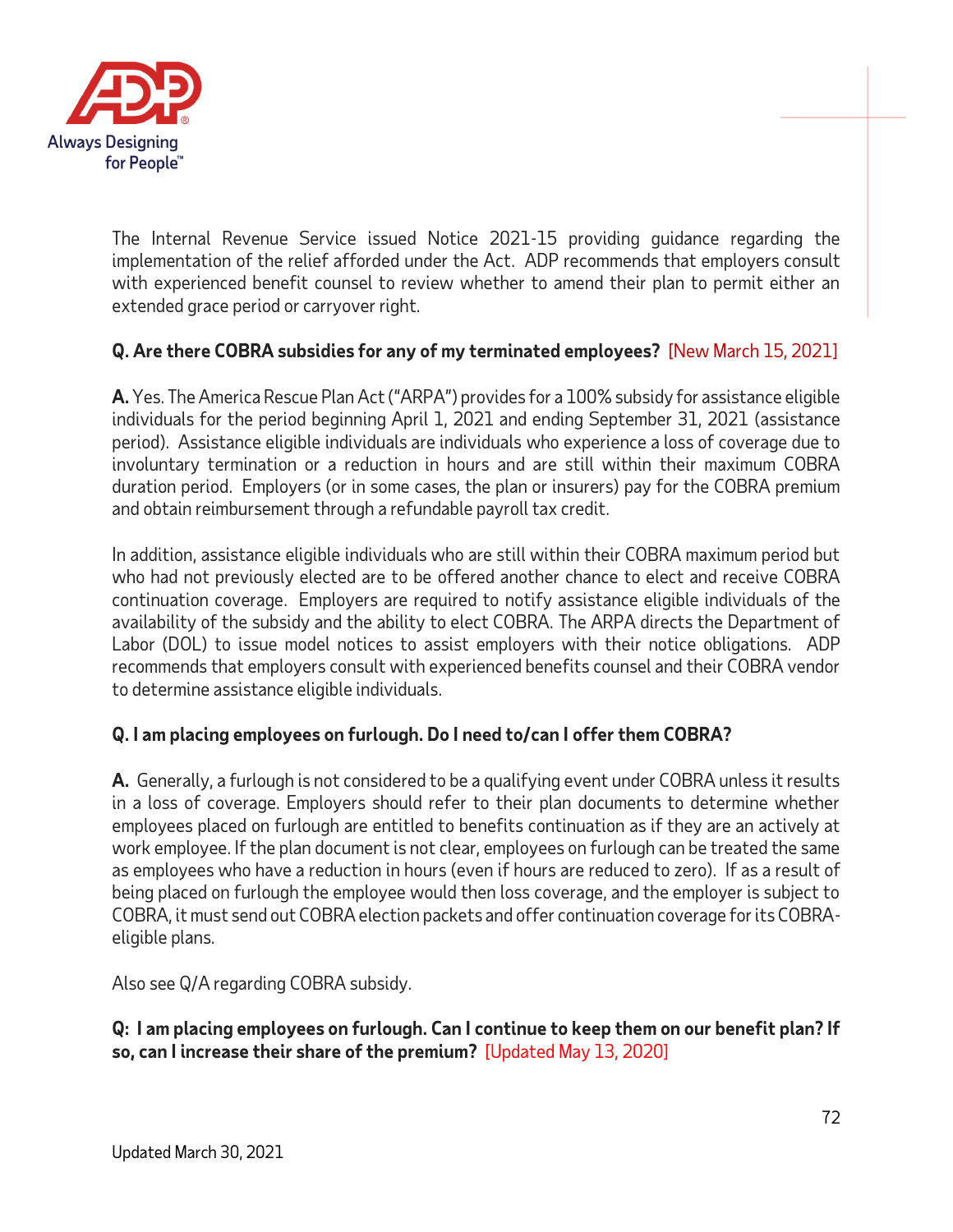The Internal Revenue Service issued Notice 2021-15 providing guidance regarding the implementation of the relief afforded under the Act. ADP recommends that employers consult with experienced benefit counsel to review whether to amend their plan to permit either an extended grace period or carryover right.

**Q. Are there COBRA subsidies for any of my terminated employees?** [New March 15, 2021]

**A.** Yes. The America Rescue Plan Act ("ARPA") provides for a 100% subsidy for assistance eligible individuals for the period beginning April 1, 2021 and ending September 31, 2021 (assistance period). Assistance eligible individuals are individuals who experience a loss of coverage due to involuntary termination or a reduction in hours and are still within their maximum COBRA duration period. Employers (or in some cases, the plan or insurers) pay for the COBRA premium and obtain reimbursement through a refundable payroll tax credit.

In addition, assistance eligible individuals who are still within their COBRA maximum period but who had not previously elected are to be offered another chance to elect and receive COBRA continuation coverage. Employers are required to notify assistance eligible individuals of the availability of the subsidy and the ability to elect COBRA. The ARPA directs the Department of Labor (DOL) to issue model notices to assist employers with their notice obligations. ADP recommends that employers consult with experienced benefits counsel and their COBRA vendor to determine assistance eligible individuals.

**Q. I am placing employees on furlough. Do I need to/can I offer them COBRA?**

**A.** Generally, a furlough is not considered to be a qualifying event under COBRA unless it results in a loss of coverage. Employers should refer to their plan documents to determine whether employees placed on furlough are entitled to benefits continuation as if they are an actively at work employee. If the plan document is not clear, employees on furlough can be treated the same as employees who have a reduction in hours (even if hours are reduced to zero). If as a result of being placed on furlough the employee would then loss coverage, and the employer is subject to COBRA, it must send out COBRA election packets and offer continuation coverage for its COBRA-eligible plans.

Also see Q/A regarding COBRA subsidy.

**Q: I am placing employees on furlough. Can I continue to keep them on our benefit plan? If so, can I increase their share of the premium?** [Updated May 13, 2020]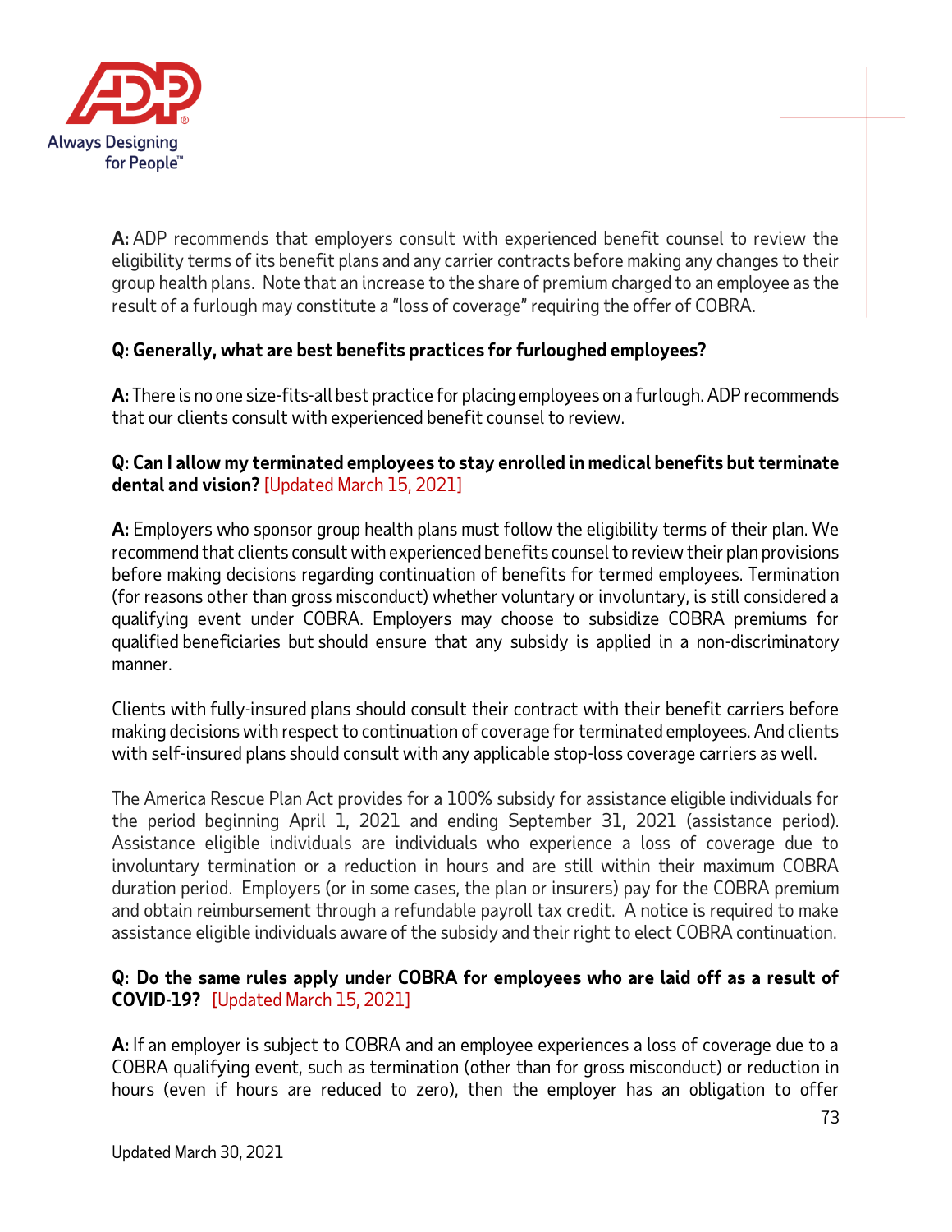**A:** ADP recommends that employers consult with experienced benefit counsel to review the eligibility terms of its benefit plans and any carrier contracts before making any changes to their group health plans. Note that an increase to the share of premium charged to an employee as the result of a furlough may constitute a "loss of coverage" requiring the offer of COBRA.

**Q: Generally, what are best benefits practices for furloughed employees?**

**A:** There is no one size-fits-all best practice for placing employees on a furlough. ADP recommends that our clients consult with experienced benefit counsel to review.

**Q: Can I allow my terminated employees to stay enrolled in medical benefits but terminate dental and vision?** [Updated March 15, 2021]

**A:** Employers who sponsor group health plans must follow the eligibility terms of their plan. We recommend that clients consult with experienced benefits counsel to review their plan provisions before making decisions regarding continuation of benefits for termed employees. Termination (for reasons other than gross misconduct) whether voluntary or involuntary, is still considered a qualifying event under COBRA. Employers may choose to subsidize COBRA premiums for qualified beneficiaries but should ensure that any subsidy is applied in a non-discriminatory manner.

Clients with fully-insured plans should consult their contract with their benefit carriers before making decisions with respect to continuation of coverage for terminated employees. And clients with self-insured plans should consult with any applicable stop-loss coverage carriers as well.

The America Rescue Plan Act provides for a 100% subsidy for assistance eligible individuals for the period beginning April 1, 2021 and ending September 31, 2021 (assistance period). Assistance eligible individuals are individuals who experience a loss of coverage due to involuntary termination or a reduction in hours and are still within their maximum COBRA duration period. Employers (or in some cases, the plan or insurers) pay for the COBRA premium and obtain reimbursement through a refundable payroll tax credit. A notice is required to make assistance eligible individuals aware of the subsidy and their right to elect COBRA continuation.

**Q: Do the same rules apply under COBRA for employees who are laid off as a result of COVID-19?** [Updated March 15, 2021]

**A:** If an employer is subject to COBRA and an employee experiences a loss of coverage due to a COBRA qualifying event, such as termination (other than for gross misconduct) or reduction in hours (even if hours are reduced to zero), then the employer has an obligation to offer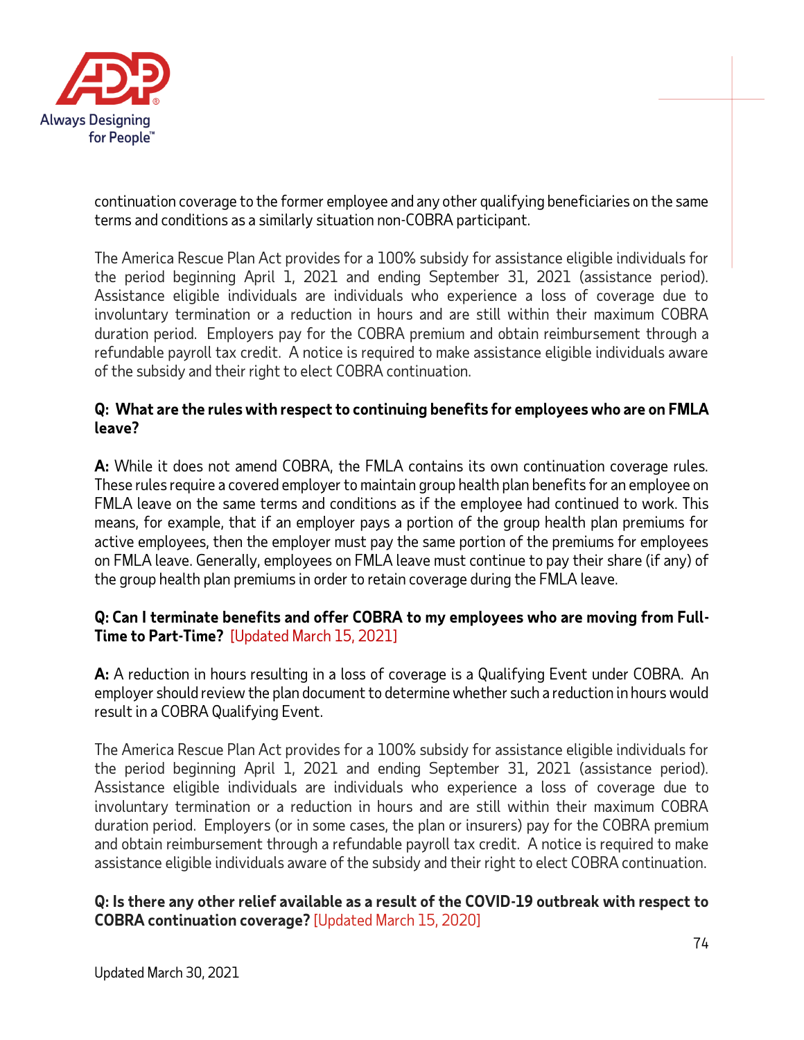continuation coverage to the former employee and any other qualifying beneficiaries on the same terms and conditions as a similarly situation non-COBRA participant.

The America Rescue Plan Act provides for a 100% subsidy for assistance eligible individuals for the period beginning April 1, 2021 and ending September 31, 2021 (assistance period). Assistance eligible individuals are individuals who experience a loss of coverage due to involuntary termination or a reduction in hours and are still within their maximum COBRA duration period. Employers pay for the COBRA premium and obtain reimbursement through a refundable payroll tax credit. A notice is required to make assistance eligible individuals aware of the subsidy and their right to elect COBRA continuation.

**Q: What are the rules with respect to continuing benefits for employees who are on FMLA leave?**

**A:** While it does not amend COBRA, the FMLA contains its own continuation coverage rules. These rules require a covered employer to maintain group health plan benefits for an employee on FMLA leave on the same terms and conditions as if the employee had continued to work. This means, for example, that if an employer pays a portion of the group health plan premiums for active employees, then the employer must pay the same portion of the premiums for employees on FMLA leave. Generally, employees on FMLA leave must continue to pay their share (if any) of the group health plan premiums in order to retain coverage during the FMLA leave.

**Q: Can I terminate benefits and offer COBRA to my employees who are moving from Full-Time to Part-Time?** [Updated March 15, 2021]

**A:** A reduction in hours resulting in a loss of coverage is a Qualifying Event under COBRA. An employer should review the plan document to determine whether such a reduction in hours would result in a COBRA Qualifying Event.

The America Rescue Plan Act provides for a 100% subsidy for assistance eligible individuals for the period beginning April 1, 2021 and ending September 31, 2021 (assistance period). Assistance eligible individuals are individuals who experience a loss of coverage due to involuntary termination or a reduction in hours and are still within their maximum COBRA duration period. Employers (or in some cases, the plan or insurers) pay for the COBRA premium and obtain reimbursement through a refundable payroll tax credit. A notice is required to make assistance eligible individuals aware of the subsidy and their right to elect COBRA continuation.

**Q: Is there any other relief available as a result of the COVID-19 outbreak with respect to COBRA continuation coverage?** [Updated March 15, 2020]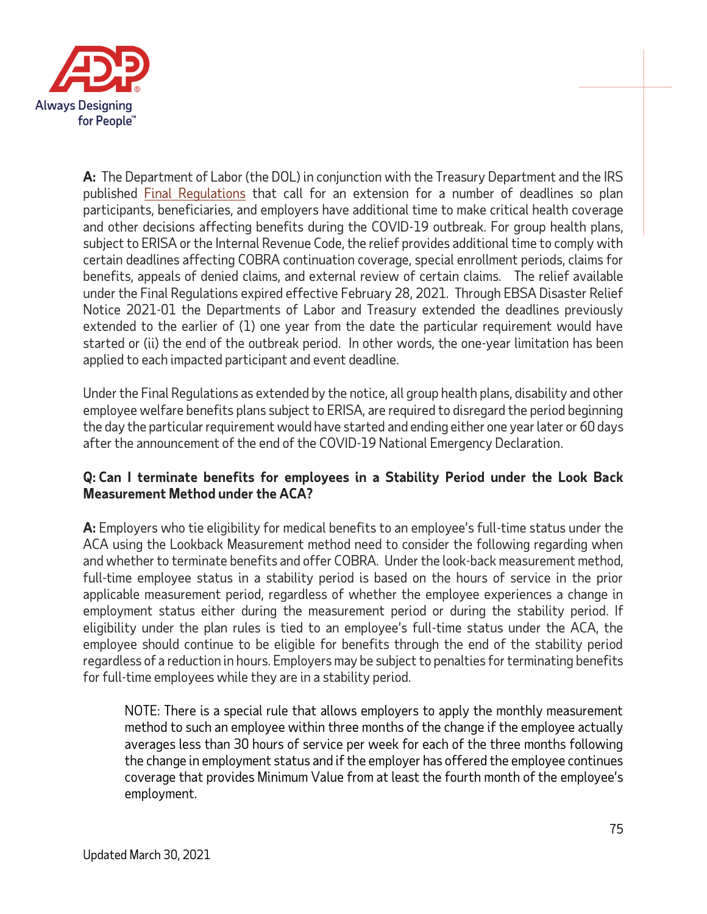**A:** The Department of Labor (the DOL) in conjunction with the Treasury Department and the IRS published Final Regulations that call for an extension for a number of deadlines so plan participants, beneficiaries, and employers have additional time to make critical health coverage and other decisions affecting benefits during the COVID-19 outbreak. For group health plans, subject to ERISA or the Internal Revenue Code, the relief provides additional time to comply with certain deadlines affecting COBRA continuation coverage, special enrollment periods, claims for benefits, appeals of denied claims, and external review of certain claims. The relief available under the Final Regulations expired effective February 28, 2021. Through EBSA Disaster Relief Notice 2021-01 the Departments of Labor and Treasury extended the deadlines previously extended to the earlier of (1) one year from the date the particular requirement would have started or (ii) the end of the outbreak period. In other words, the one-year limitation has been applied to each impacted participant and event deadline.

Under the Final Regulations as extended by the notice, all group health plans, disability and other employee welfare benefits plans subject to ERISA, are required to disregard the period beginning the day the particular requirement would have started and ending either one year later or 60 days after the announcement of the end of the COVID-19 National Emergency Declaration.

**Q: Can I terminate benefits for employees in a Stability Period under the Look Back Measurement Method under the ACA?**

**A:** Employers who tie eligibility for medical benefits to an employee's full-time status under the ACA using the Lookback Measurement method need to consider the following regarding when and whether to terminate benefits and offer COBRA. Under the look-back measurement method, full-time employee status in a stability period is based on the hours of service in the prior applicable measurement period, regardless of whether the employee experiences a change in employment status either during the measurement period or during the stability period. If eligibility under the plan rules is tied to an employee's full-time status under the ACA, the employee should continue to be eligible for benefits through the end of the stability period regardless of a reduction in hours. Employers may be subject to penalties for terminating benefits for full-time employees while they are in a stability period.

> NOTE: There is a special rule that allows employers to apply the monthly measurement method to such an employee within three months of the change if the employee actually averages less than 30 hours of service per week for each of the three months following the change in employment status and if the employer has offered the employee continues coverage that provides Minimum Value from at least the fourth month of the employee's employment.

Updated March 30, 2021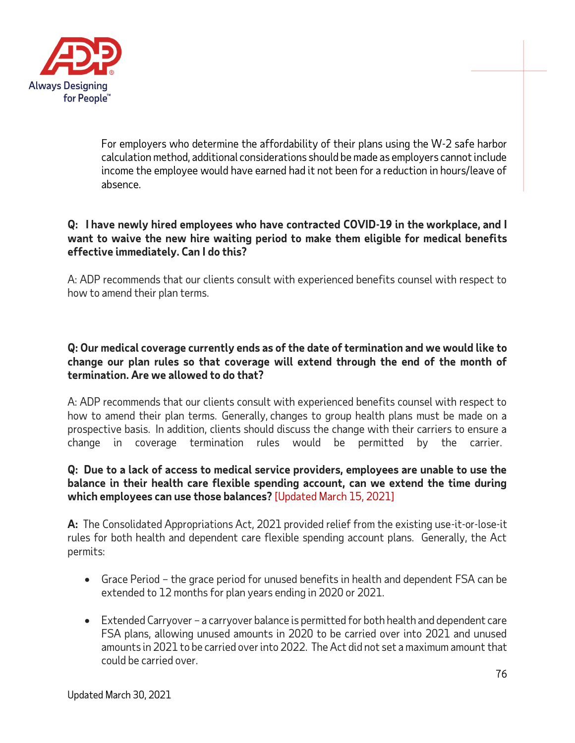For employers who determine the affordability of their plans using the W-2 safe harbor calculation method, additional considerations should be made as employers cannot include income the employee would have earned had it not been for a reduction in hours/leave of absence.

**Q: I have newly hired employees who have contracted COVID-19 in the workplace, and I want to waive the new hire waiting period to make them eligible for medical benefits effective immediately. Can I do this?**

A: ADP recommends that our clients consult with experienced benefits counsel with respect to how to amend their plan terms.

**Q: Our medical coverage currently ends as of the date of termination and we would like to change our plan rules so that coverage will extend through the end of the month of termination. Are we allowed to do that?**

A: ADP recommends that our clients consult with experienced benefits counsel with respect to how to amend their plan terms. Generally, changes to group health plans must be made on a prospective basis. In addition, clients should discuss the change with their carriers to ensure a change in coverage termination rules would be permitted by the carrier.

**Q: Due to a lack of access to medical service providers, employees are unable to use the balance in their health care flexible spending account, can we extend the time during which employees can use those balances?** [Updated March 15, 2021]

**A:** The Consolidated Appropriations Act, 2021 provided relief from the existing use-it-or-lose-it rules for both health and dependent care flexible spending account plans. Generally, the Act permits:

- Grace Period – the grace period for unused benefits in health and dependent FSA can be extended to 12 months for plan years ending in 2020 or 2021.
- Extended Carryover – a carryover balance is permitted for both health and dependent care FSA plans, allowing unused amounts in 2020 to be carried over into 2021 and unused amounts in 2021 to be carried over into 2022. The Act did not set a maximum amount that could be carried over.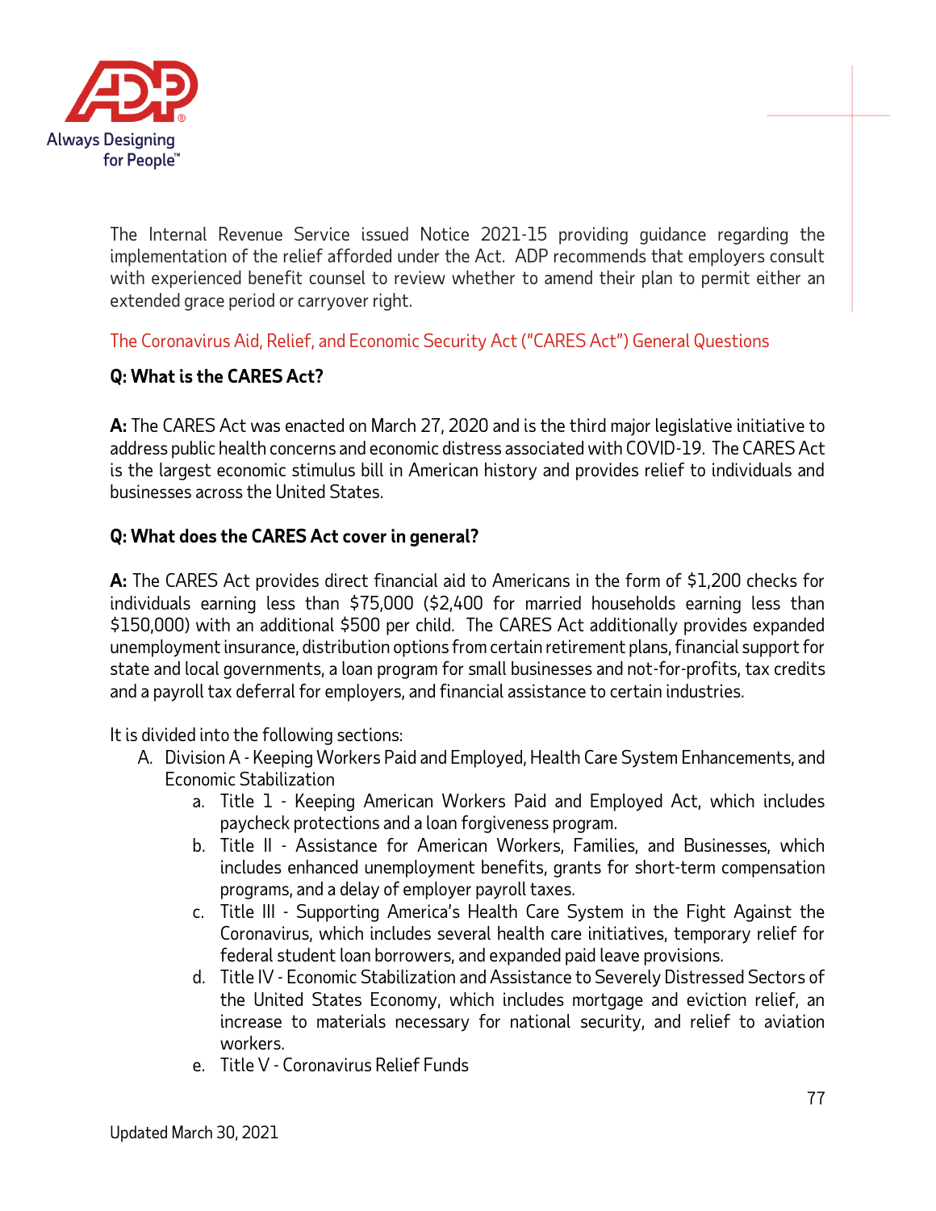The Internal Revenue Service issued Notice 2021-15 providing guidance regarding the implementation of the relief afforded under the Act. ADP recommends that employers consult with experienced benefit counsel to review whether to amend their plan to permit either an extended grace period or carryover right.

## The Coronavirus Aid, Relief, and Economic Security Act ("CARES Act") General Questions

**Q: What is the CARES Act?**

**A:** The CARES Act was enacted on March 27, 2020 and is the third major legislative initiative to address public health concerns and economic distress associated with COVID-19. The CARES Act is the largest economic stimulus bill in American history and provides relief to individuals and businesses across the United States.

**Q: What does the CARES Act cover in general?**

**A:** The CARES Act provides direct financial aid to Americans in the form of $1,200 checks for individuals earning less than $75,000 ($2,400 for married households earning less than $150,000) with an additional $500 per child. The CARES Act additionally provides expanded unemployment insurance, distribution options from certain retirement plans, financial support for state and local governments, a loan program for small businesses and not-for-profits, tax credits and a payroll tax deferral for employers, and financial assistance to certain industries.

It is divided into the following sections:

A. Division A - Keeping Workers Paid and Employed, Health Care System Enhancements, and Economic Stabilization
    a. Title 1 - Keeping American Workers Paid and Employed Act, which includes paycheck protections and a loan forgiveness program.
    b. Title II - Assistance for American Workers, Families, and Businesses, which includes enhanced unemployment benefits, grants for short-term compensation programs, and a delay of employer payroll taxes.
    c. Title III - Supporting America's Health Care System in the Fight Against the Coronavirus, which includes several health care initiatives, temporary relief for federal student loan borrowers, and expanded paid leave provisions.
    d. Title IV - Economic Stabilization and Assistance to Severely Distressed Sectors of the United States Economy, which includes mortgage and eviction relief, an increase to materials necessary for national security, and relief to aviation workers.
    e. Title V - Coronavirus Relief Funds

Updated March 30, 2021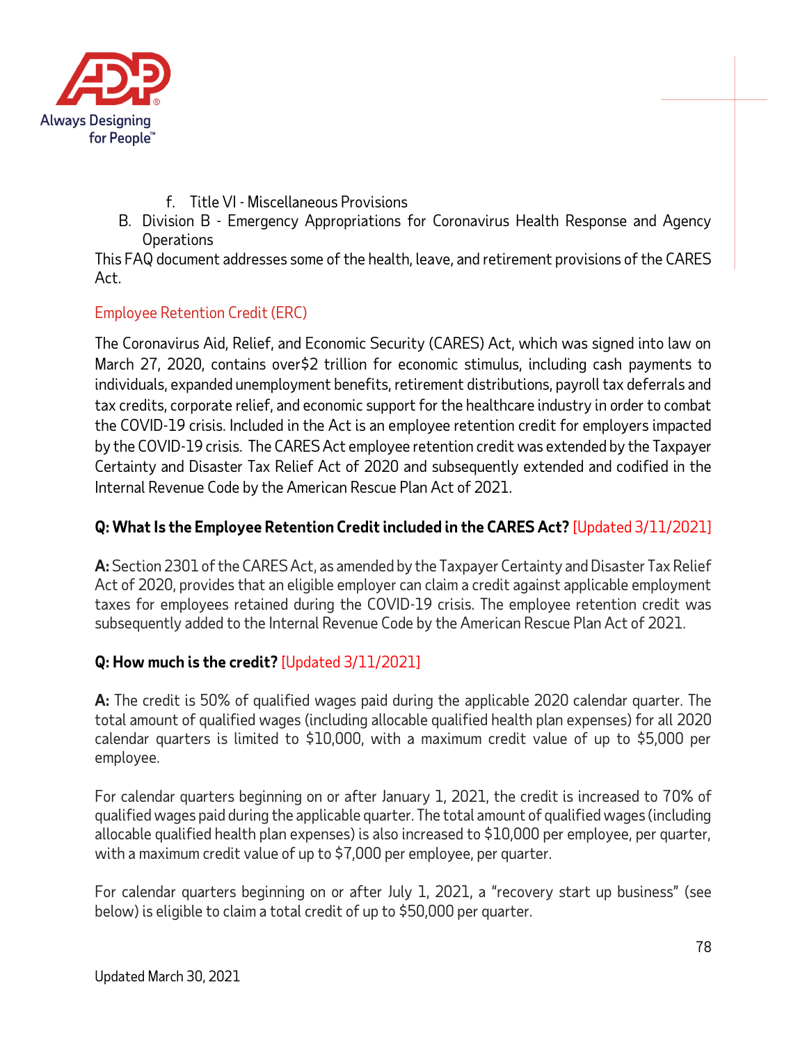f. Title VI - Miscellaneous Provisions

B. Division B - Emergency Appropriations for Coronavirus Health Response and Agency Operations

This FAQ document addresses some of the health, leave, and retirement provisions of the CARES Act.

## Employee Retention Credit (ERC)

The Coronavirus Aid, Relief, and Economic Security (CARES) Act, which was signed into law on March 27, 2020, contains over$2 trillion for economic stimulus, including cash payments to individuals, expanded unemployment benefits, retirement distributions, payroll tax deferrals and tax credits, corporate relief, and economic support for the healthcare industry in order to combat the COVID-19 crisis. Included in the Act is an employee retention credit for employers impacted by the COVID-19 crisis. The CARES Act employee retention credit was extended by the Taxpayer Certainty and Disaster Tax Relief Act of 2020 and subsequently extended and codified in the Internal Revenue Code by the American Rescue Plan Act of 2021.

**Q: What Is the Employee Retention Credit included in the CARES Act?** [Updated 3/11/2021]

**A:** Section 2301 of the CARES Act, as amended by the Taxpayer Certainty and Disaster Tax Relief Act of 2020, provides that an eligible employer can claim a credit against applicable employment taxes for employees retained during the COVID-19 crisis. The employee retention credit was subsequently added to the Internal Revenue Code by the American Rescue Plan Act of 2021.

**Q: How much is the credit?** [Updated 3/11/2021]

**A:** The credit is 50% of qualified wages paid during the applicable 2020 calendar quarter. The total amount of qualified wages (including allocable qualified health plan expenses) for all 2020 calendar quarters is limited to $10,000, with a maximum credit value of up to $5,000 per employee.

For calendar quarters beginning on or after January 1, 2021, the credit is increased to 70% of qualified wages paid during the applicable quarter. The total amount of qualified wages (including allocable qualified health plan expenses) is also increased to $10,000 per employee, per quarter, with a maximum credit value of up to $7,000 per employee, per quarter.

For calendar quarters beginning on or after July 1, 2021, a "recovery start up business" (see below) is eligible to claim a total credit of up to $50,000 per quarter.

Updated March 30, 2021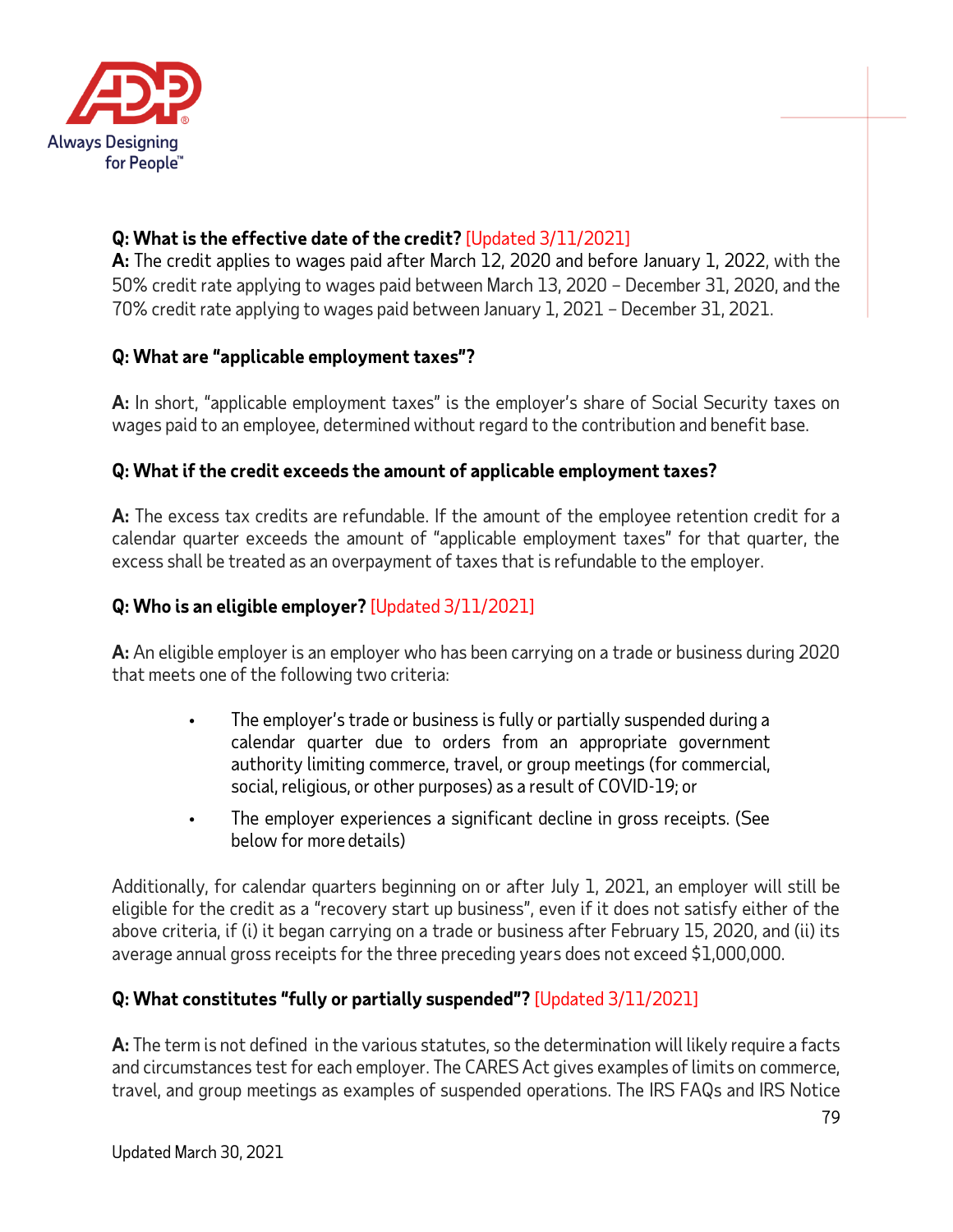**Q: What is the effective date of the credit?** [Updated 3/11/2021]
**A:** The credit applies to wages paid after March 12, 2020 and before January 1, 2022, with the 50% credit rate applying to wages paid between March 13, 2020 – December 31, 2020, and the 70% credit rate applying to wages paid between January 1, 2021 – December 31, 2021.

**Q: What are "applicable employment taxes"?**

**A:** In short, "applicable employment taxes" is the employer's share of Social Security taxes on wages paid to an employee, determined without regard to the contribution and benefit base.

**Q: What if the credit exceeds the amount of applicable employment taxes?**

**A:** The excess tax credits are refundable. If the amount of the employee retention credit for a calendar quarter exceeds the amount of "applicable employment taxes" for that quarter, the excess shall be treated as an overpayment of taxes that is refundable to the employer.

**Q: Who is an eligible employer?** [Updated 3/11/2021]

**A:** An eligible employer is an employer who has been carrying on a trade or business during 2020 that meets one of the following two criteria:

- The employer's trade or business is fully or partially suspended during a calendar quarter due to orders from an appropriate government authority limiting commerce, travel, or group meetings (for commercial, social, religious, or other purposes) as a result of COVID-19; or
- The employer experiences a significant decline in gross receipts. (See below for more details)

Additionally, for calendar quarters beginning on or after July 1, 2021, an employer will still be eligible for the credit as a "recovery start up business", even if it does not satisfy either of the above criteria, if (i) it began carrying on a trade or business after February 15, 2020, and (ii) its average annual gross receipts for the three preceding years does not exceed $1,000,000.

**Q: What constitutes "fully or partially suspended"?** [Updated 3/11/2021]

**A:** The term is not defined in the various statutes, so the determination will likely require a facts and circumstances test for each employer. The CARES Act gives examples of limits on commerce, travel, and group meetings as examples of suspended operations. The IRS FAQs and IRS Notice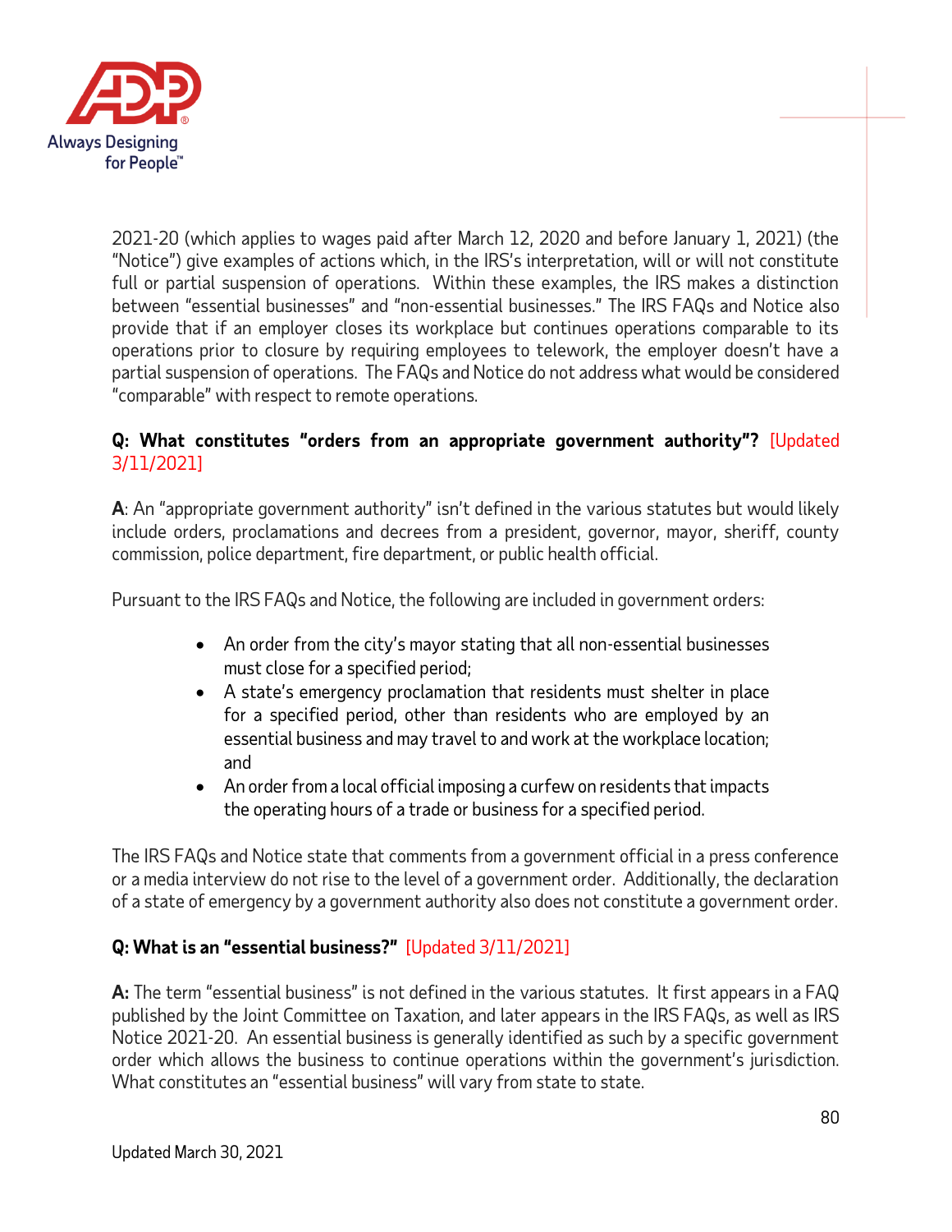2021-20 (which applies to wages paid after March 12, 2020 and before January 1, 2021) (the "Notice") give examples of actions which, in the IRS's interpretation, will or will not constitute full or partial suspension of operations. Within these examples, the IRS makes a distinction between "essential businesses" and "non-essential businesses." The IRS FAQs and Notice also provide that if an employer closes its workplace but continues operations comparable to its operations prior to closure by requiring employees to telework, the employer doesn't have a partial suspension of operations. The FAQs and Notice do not address what would be considered "comparable" with respect to remote operations.

**Q: What constitutes "orders from an appropriate government authority"?** [Updated 3/11/2021]

**A**: An "appropriate government authority" isn't defined in the various statutes but would likely include orders, proclamations and decrees from a president, governor, mayor, sheriff, county commission, police department, fire department, or public health official.

Pursuant to the IRS FAQs and Notice, the following are included in government orders:

- An order from the city's mayor stating that all non-essential businesses must close for a specified period;
- A state's emergency proclamation that residents must shelter in place for a specified period, other than residents who are employed by an essential business and may travel to and work at the workplace location; and
- An order from a local official imposing a curfew on residents that impacts the operating hours of a trade or business for a specified period.

The IRS FAQs and Notice state that comments from a government official in a press conference or a media interview do not rise to the level of a government order. Additionally, the declaration of a state of emergency by a government authority also does not constitute a government order.

**Q: What is an "essential business?"** [Updated 3/11/2021]

**A:** The term "essential business" is not defined in the various statutes. It first appears in a FAQ published by the Joint Committee on Taxation, and later appears in the IRS FAQs, as well as IRS Notice 2021-20. An essential business is generally identified as such by a specific government order which allows the business to continue operations within the government's jurisdiction. What constitutes an "essential business" will vary from state to state.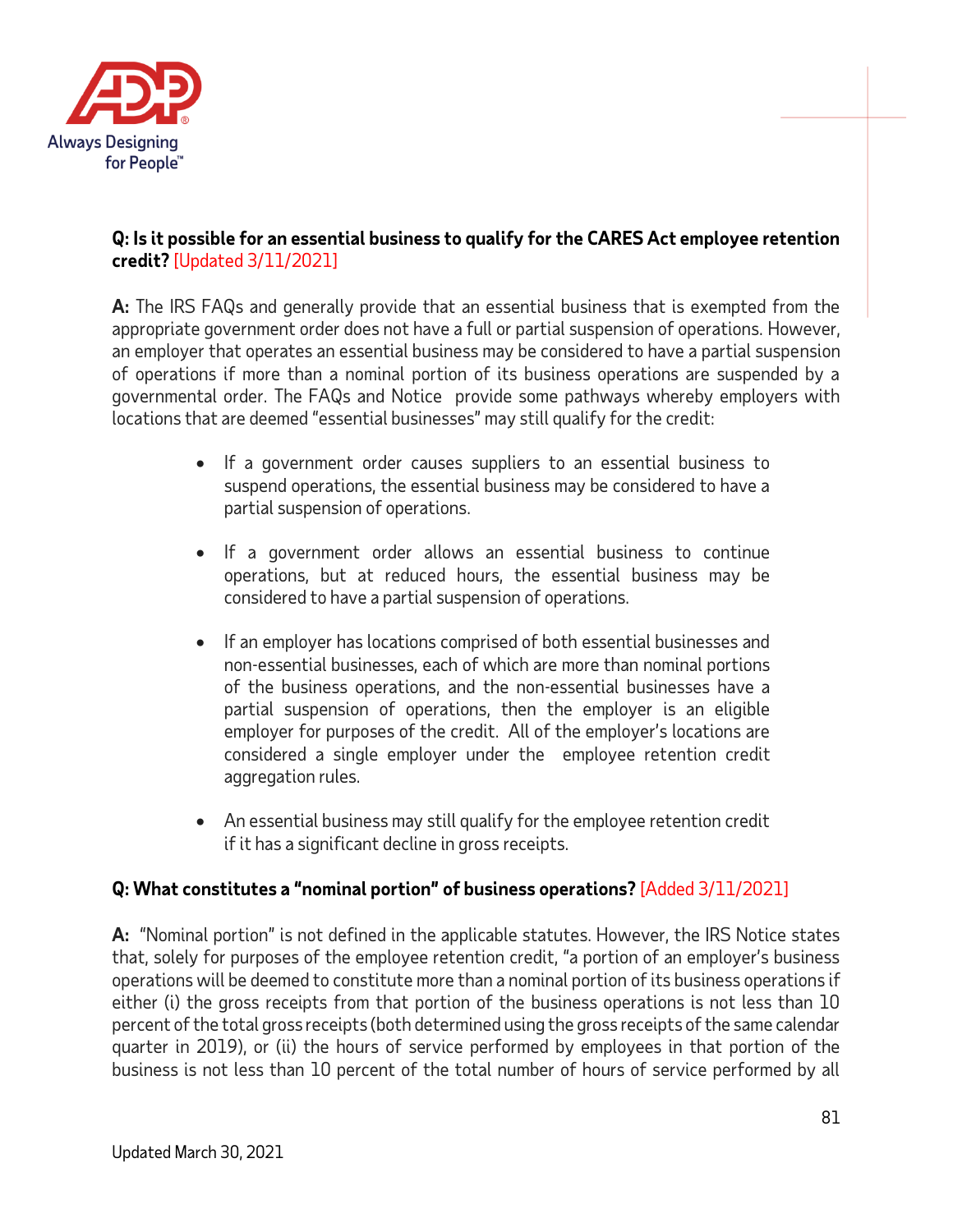**Q: Is it possible for an essential business to qualify for the CARES Act employee retention credit?** [Updated 3/11/2021]

**A:** The IRS FAQs and generally provide that an essential business that is exempted from the appropriate government order does not have a full or partial suspension of operations. However, an employer that operates an essential business may be considered to have a partial suspension of operations if more than a nominal portion of its business operations are suspended by a governmental order. The FAQs and Notice provide some pathways whereby employers with locations that are deemed "essential businesses" may still qualify for the credit:

- If a government order causes suppliers to an essential business to suspend operations, the essential business may be considered to have a partial suspension of operations.
- If a government order allows an essential business to continue operations, but at reduced hours, the essential business may be considered to have a partial suspension of operations.
- If an employer has locations comprised of both essential businesses and non-essential businesses, each of which are more than nominal portions of the business operations, and the non-essential businesses have a partial suspension of operations, then the employer is an eligible employer for purposes of the credit. All of the employer's locations are considered a single employer under the employee retention credit aggregation rules.
- An essential business may still qualify for the employee retention credit if it has a significant decline in gross receipts.

**Q: What constitutes a "nominal portion" of business operations?** [Added 3/11/2021]

**A:** "Nominal portion" is not defined in the applicable statutes. However, the IRS Notice states that, solely for purposes of the employee retention credit, "a portion of an employer's business operations will be deemed to constitute more than a nominal portion of its business operations if either (i) the gross receipts from that portion of the business operations is not less than 10 percent of the total gross receipts (both determined using the gross receipts of the same calendar quarter in 2019), or (ii) the hours of service performed by employees in that portion of the business is not less than 10 percent of the total number of hours of service performed by all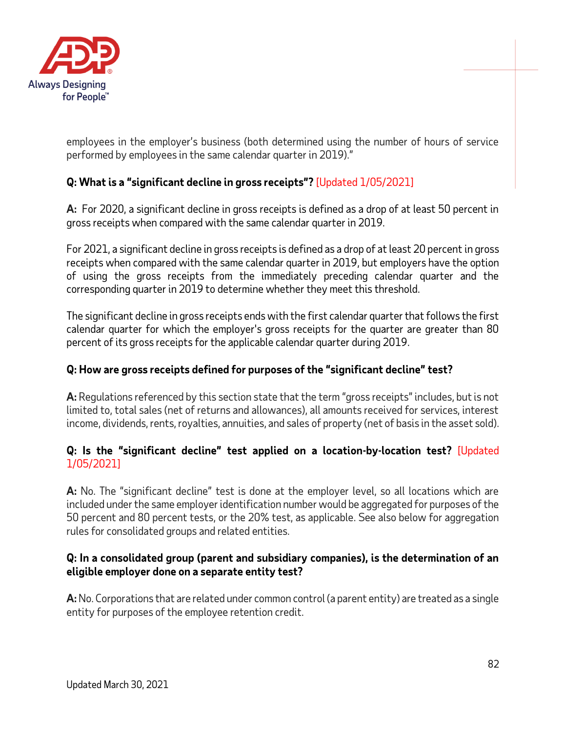employees in the employer's business (both determined using the number of hours of service performed by employees in the same calendar quarter in 2019)."

**Q: What is a "significant decline in gross receipts"?** [Updated 1/05/2021]

**A:** For 2020, a significant decline in gross receipts is defined as a drop of at least 50 percent in gross receipts when compared with the same calendar quarter in 2019.

For 2021, a significant decline in gross receipts is defined as a drop of at least 20 percent in gross receipts when compared with the same calendar quarter in 2019, but employers have the option of using the gross receipts from the immediately preceding calendar quarter and the corresponding quarter in 2019 to determine whether they meet this threshold.

The significant decline in gross receipts ends with the first calendar quarter that follows the first calendar quarter for which the employer's gross receipts for the quarter are greater than 80 percent of its gross receipts for the applicable calendar quarter during 2019.

**Q: How are gross receipts defined for purposes of the "significant decline" test?**

**A:** Regulations referenced by this section state that the term "gross receipts" includes, but is not limited to, total sales (net of returns and allowances), all amounts received for services, interest income, dividends, rents, royalties, annuities, and sales of property (net of basis in the asset sold).

**Q: Is the "significant decline" test applied on a location-by-location test?** [Updated 1/05/2021]

**A:** No. The "significant decline" test is done at the employer level, so all locations which are included under the same employer identification number would be aggregated for purposes of the 50 percent and 80 percent tests, or the 20% test, as applicable. See also below for aggregation rules for consolidated groups and related entities.

**Q: In a consolidated group (parent and subsidiary companies), is the determination of an eligible employer done on a separate entity test?**

**A:** No. Corporations that are related under common control (a parent entity) are treated as a single entity for purposes of the employee retention credit.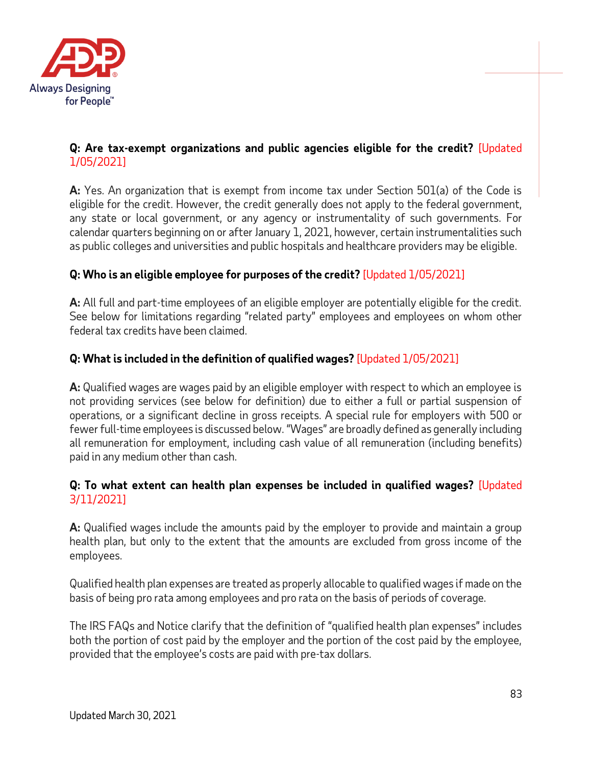**Q: Are tax-exempt organizations and public agencies eligible for the credit?** [Updated 1/05/2021]

**A:** Yes. An organization that is exempt from income tax under Section 501(a) of the Code is eligible for the credit. However, the credit generally does not apply to the federal government, any state or local government, or any agency or instrumentality of such governments. For calendar quarters beginning on or after January 1, 2021, however, certain instrumentalities such as public colleges and universities and public hospitals and healthcare providers may be eligible.

**Q: Who is an eligible employee for purposes of the credit?** [Updated 1/05/2021]

**A:** All full and part-time employees of an eligible employer are potentially eligible for the credit. See below for limitations regarding "related party" employees and employees on whom other federal tax credits have been claimed.

**Q: What is included in the definition of qualified wages?** [Updated 1/05/2021]

**A:** Qualified wages are wages paid by an eligible employer with respect to which an employee is not providing services (see below for definition) due to either a full or partial suspension of operations, or a significant decline in gross receipts. A special rule for employers with 500 or fewer full-time employees is discussed below. "Wages" are broadly defined as generally including all remuneration for employment, including cash value of all remuneration (including benefits) paid in any medium other than cash.

**Q: To what extent can health plan expenses be included in qualified wages?** [Updated 3/11/2021]

**A:** Qualified wages include the amounts paid by the employer to provide and maintain a group health plan, but only to the extent that the amounts are excluded from gross income of the employees.

Qualified health plan expenses are treated as properly allocable to qualified wages if made on the basis of being pro rata among employees and pro rata on the basis of periods of coverage.

The IRS FAQs and Notice clarify that the definition of "qualified health plan expenses" includes both the portion of cost paid by the employer and the portion of the cost paid by the employee, provided that the employee's costs are paid with pre-tax dollars.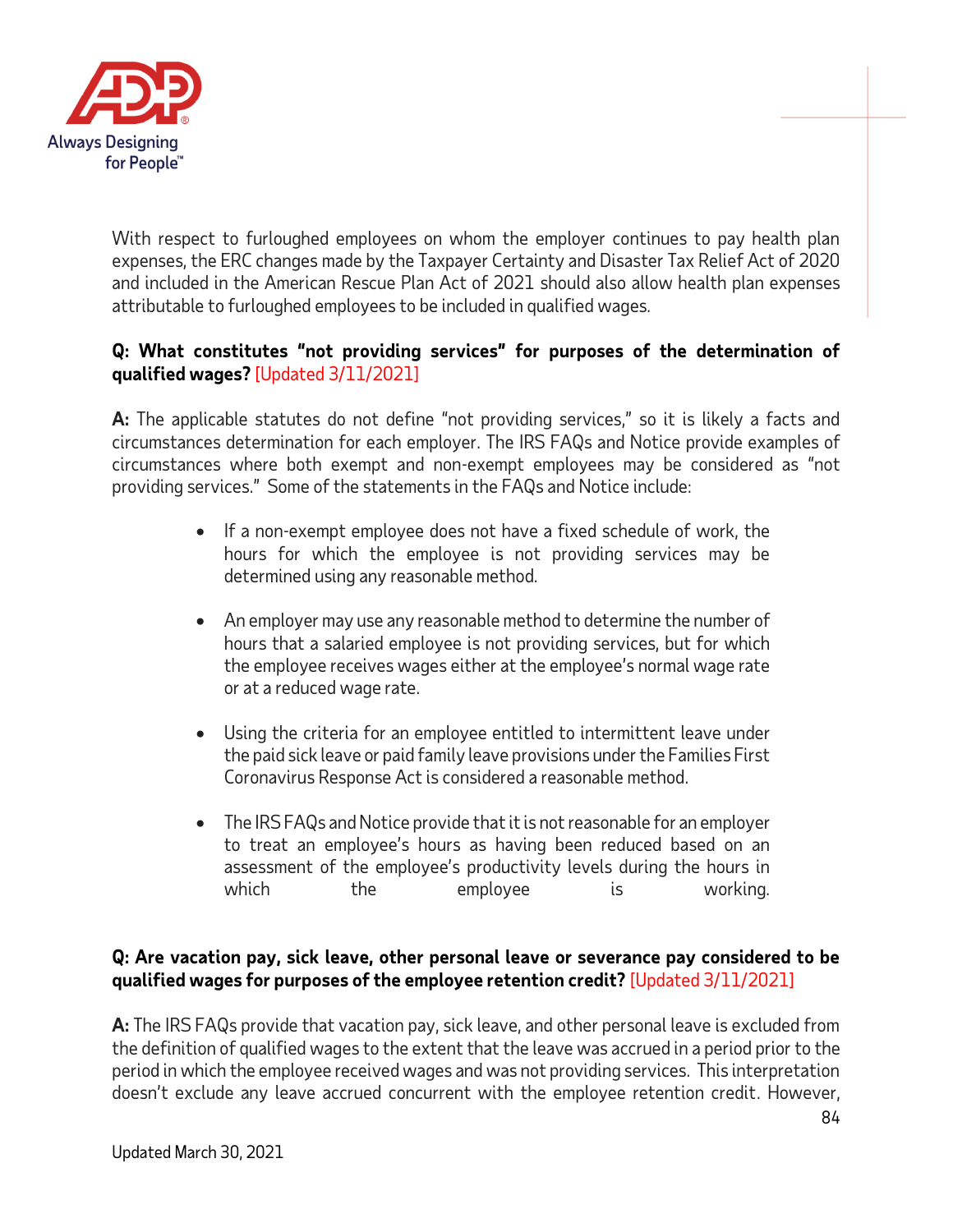With respect to furloughed employees on whom the employer continues to pay health plan expenses, the ERC changes made by the Taxpayer Certainty and Disaster Tax Relief Act of 2020 and included in the American Rescue Plan Act of 2021 should also allow health plan expenses attributable to furloughed employees to be included in qualified wages.

**Q: What constitutes "not providing services" for purposes of the determination of qualified wages?** [Updated 3/11/2021]

**A:** The applicable statutes do not define "not providing services," so it is likely a facts and circumstances determination for each employer. The IRS FAQs and Notice provide examples of circumstances where both exempt and non-exempt employees may be considered as "not providing services." Some of the statements in the FAQs and Notice include:

- If a non-exempt employee does not have a fixed schedule of work, the hours for which the employee is not providing services may be determined using any reasonable method.
- An employer may use any reasonable method to determine the number of hours that a salaried employee is not providing services, but for which the employee receives wages either at the employee's normal wage rate or at a reduced wage rate.
- Using the criteria for an employee entitled to intermittent leave under the paid sick leave or paid family leave provisions under the Families First Coronavirus Response Act is considered a reasonable method.
- The IRS FAQs and Notice provide that it is not reasonable for an employer to treat an employee's hours as having been reduced based on an assessment of the employee's productivity levels during the hours in which the employee is working.

**Q: Are vacation pay, sick leave, other personal leave or severance pay considered to be qualified wages for purposes of the employee retention credit?** [Updated 3/11/2021]

**A:** The IRS FAQs provide that vacation pay, sick leave, and other personal leave is excluded from the definition of qualified wages to the extent that the leave was accrued in a period prior to the period in which the employee received wages and was not providing services. This interpretation doesn't exclude any leave accrued concurrent with the employee retention credit. However,

Updated March 30, 2021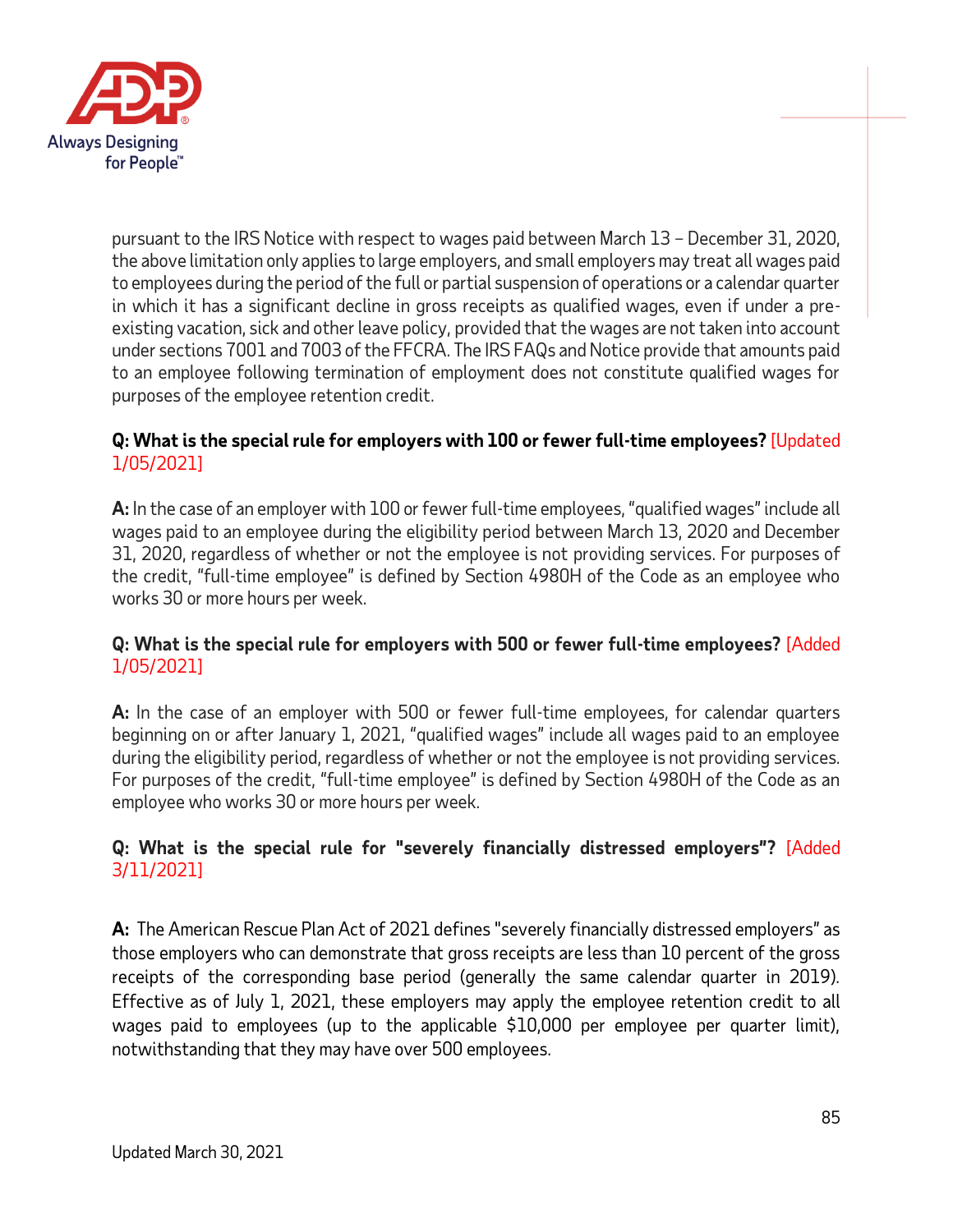pursuant to the IRS Notice with respect to wages paid between March 13 – December 31, 2020, the above limitation only applies to large employers, and small employers may treat all wages paid to employees during the period of the full or partial suspension of operations or a calendar quarter in which it has a significant decline in gross receipts as qualified wages, even if under a pre-existing vacation, sick and other leave policy, provided that the wages are not taken into account under sections 7001 and 7003 of the FFCRA. The IRS FAQs and Notice provide that amounts paid to an employee following termination of employment does not constitute qualified wages for purposes of the employee retention credit.

**Q: What is the special rule for employers with 100 or fewer full-time employees?** [Updated 1/05/2021]

**A:** In the case of an employer with 100 or fewer full-time employees, "qualified wages" include all wages paid to an employee during the eligibility period between March 13, 2020 and December 31, 2020, regardless of whether or not the employee is not providing services. For purposes of the credit, "full-time employee" is defined by Section 4980H of the Code as an employee who works 30 or more hours per week.

**Q: What is the special rule for employers with 500 or fewer full-time employees?** [Added 1/05/2021]

**A:** In the case of an employer with 500 or fewer full-time employees, for calendar quarters beginning on or after January 1, 2021, "qualified wages" include all wages paid to an employee during the eligibility period, regardless of whether or not the employee is not providing services. For purposes of the credit, "full-time employee" is defined by Section 4980H of the Code as an employee who works 30 or more hours per week.

**Q: What is the special rule for "severely financially distressed employers"?** [Added 3/11/2021]

**A:** The American Rescue Plan Act of 2021 defines "severely financially distressed employers" as those employers who can demonstrate that gross receipts are less than 10 percent of the gross receipts of the corresponding base period (generally the same calendar quarter in 2019). Effective as of July 1, 2021, these employers may apply the employee retention credit to all wages paid to employees (up to the applicable $10,000 per employee per quarter limit), notwithstanding that they may have over 500 employees.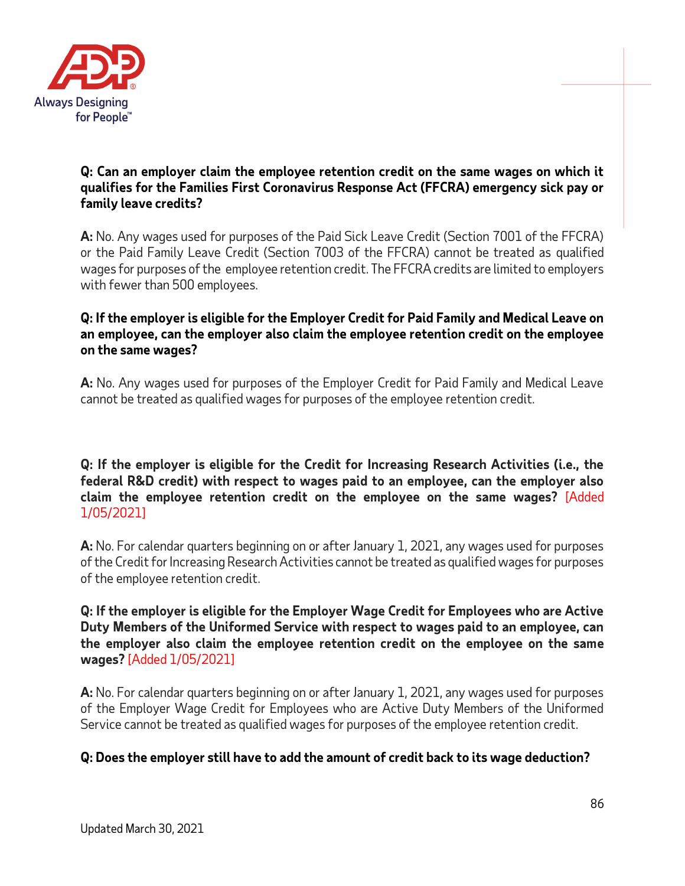**Q: Can an employer claim the employee retention credit on the same wages on which it qualifies for the Families First Coronavirus Response Act (FFCRA) emergency sick pay or family leave credits?**

**A:** No. Any wages used for purposes of the Paid Sick Leave Credit (Section 7001 of the FFCRA) or the Paid Family Leave Credit (Section 7003 of the FFCRA) cannot be treated as qualified wages for purposes of the employee retention credit. The FFCRA credits are limited to employers with fewer than 500 employees.

**Q: If the employer is eligible for the Employer Credit for Paid Family and Medical Leave on an employee, can the employer also claim the employee retention credit on the employee on the same wages?**

**A:** No. Any wages used for purposes of the Employer Credit for Paid Family and Medical Leave cannot be treated as qualified wages for purposes of the employee retention credit.

**Q: If the employer is eligible for the Credit for Increasing Research Activities (i.e., the federal R&D credit) with respect to wages paid to an employee, can the employer also claim the employee retention credit on the employee on the same wages?** [Added 1/05/2021]

**A:** No. For calendar quarters beginning on or after January 1, 2021, any wages used for purposes of the Credit for Increasing Research Activities cannot be treated as qualified wages for purposes of the employee retention credit.

**Q: If the employer is eligible for the Employer Wage Credit for Employees who are Active Duty Members of the Uniformed Service with respect to wages paid to an employee, can the employer also claim the employee retention credit on the employee on the same wages?** [Added 1/05/2021]

**A:** No. For calendar quarters beginning on or after January 1, 2021, any wages used for purposes of the Employer Wage Credit for Employees who are Active Duty Members of the Uniformed Service cannot be treated as qualified wages for purposes of the employee retention credit.

**Q: Does the employer still have to add the amount of credit back to its wage deduction?**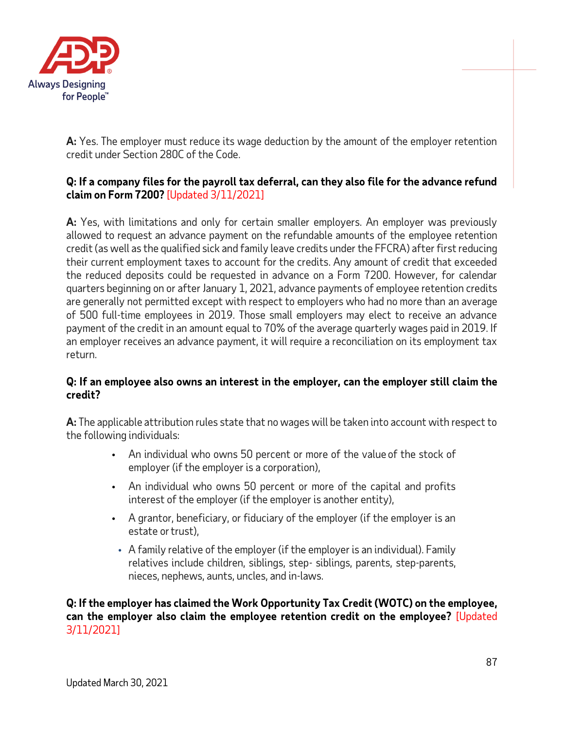**A:** Yes. The employer must reduce its wage deduction by the amount of the employer retention credit under Section 280C of the Code.

**Q: If a company files for the payroll tax deferral, can they also file for the advance refund claim on Form 7200?** [Updated 3/11/2021]

**A:** Yes, with limitations and only for certain smaller employers. An employer was previously allowed to request an advance payment on the refundable amounts of the employee retention credit (as well as the qualified sick and family leave credits under the FFCRA) after first reducing their current employment taxes to account for the credits. Any amount of credit that exceeded the reduced deposits could be requested in advance on a Form 7200. However, for calendar quarters beginning on or after January 1, 2021, advance payments of employee retention credits are generally not permitted except with respect to employers who had no more than an average of 500 full-time employees in 2019. Those small employers may elect to receive an advance payment of the credit in an amount equal to 70% of the average quarterly wages paid in 2019. If an employer receives an advance payment, it will require a reconciliation on its employment tax return.

**Q: If an employee also owns an interest in the employer, can the employer still claim the credit?**

**A:** The applicable attribution rules state that no wages will be taken into account with respect to the following individuals:

- An individual who owns 50 percent or more of the value of the stock of employer (if the employer is a corporation),
- An individual who owns 50 percent or more of the capital and profits interest of the employer (if the employer is another entity),
- A grantor, beneficiary, or fiduciary of the employer (if the employer is an estate or trust),
- A family relative of the employer (if the employer is an individual). Family relatives include children, siblings, step- siblings, parents, step-parents, nieces, nephews, aunts, uncles, and in-laws.

**Q: If the employer has claimed the Work Opportunity Tax Credit (WOTC) on the employee, can the employer also claim the employee retention credit on the employee?** [Updated 3/11/2021]

Updated March 30, 2021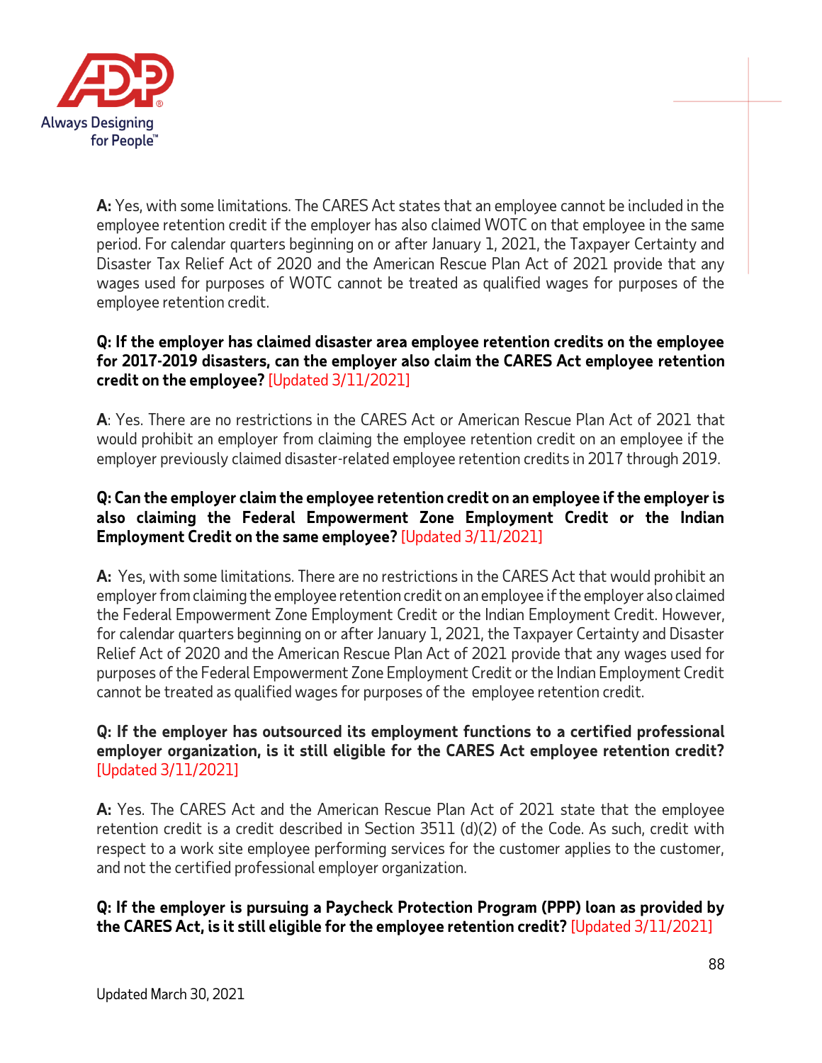**A:** Yes, with some limitations. The CARES Act states that an employee cannot be included in the employee retention credit if the employer has also claimed WOTC on that employee in the same period. For calendar quarters beginning on or after January 1, 2021, the Taxpayer Certainty and Disaster Tax Relief Act of 2020 and the American Rescue Plan Act of 2021 provide that any wages used for purposes of WOTC cannot be treated as qualified wages for purposes of the employee retention credit.

**Q: If the employer has claimed disaster area employee retention credits on the employee for 2017-2019 disasters, can the employer also claim the CARES Act employee retention credit on the employee?** [Updated 3/11/2021]

**A**: Yes. There are no restrictions in the CARES Act or American Rescue Plan Act of 2021 that would prohibit an employer from claiming the employee retention credit on an employee if the employer previously claimed disaster-related employee retention credits in 2017 through 2019.

**Q: Can the employer claim the employee retention credit on an employee if the employer is also claiming the Federal Empowerment Zone Employment Credit or the Indian Employment Credit on the same employee?** [Updated 3/11/2021]

**A:** Yes, with some limitations. There are no restrictions in the CARES Act that would prohibit an employer from claiming the employee retention credit on an employee if the employer also claimed the Federal Empowerment Zone Employment Credit or the Indian Employment Credit. However, for calendar quarters beginning on or after January 1, 2021, the Taxpayer Certainty and Disaster Relief Act of 2020 and the American Rescue Plan Act of 2021 provide that any wages used for purposes of the Federal Empowerment Zone Employment Credit or the Indian Employment Credit cannot be treated as qualified wages for purposes of the employee retention credit.

**Q: If the employer has outsourced its employment functions to a certified professional employer organization, is it still eligible for the CARES Act employee retention credit?** [Updated 3/11/2021]

**A:** Yes. The CARES Act and the American Rescue Plan Act of 2021 state that the employee retention credit is a credit described in Section 3511 (d)(2) of the Code. As such, credit with respect to a work site employee performing services for the customer applies to the customer, and not the certified professional employer organization.

**Q: If the employer is pursuing a Paycheck Protection Program (PPP) loan as provided by the CARES Act, is it still eligible for the employee retention credit?** [Updated 3/11/2021]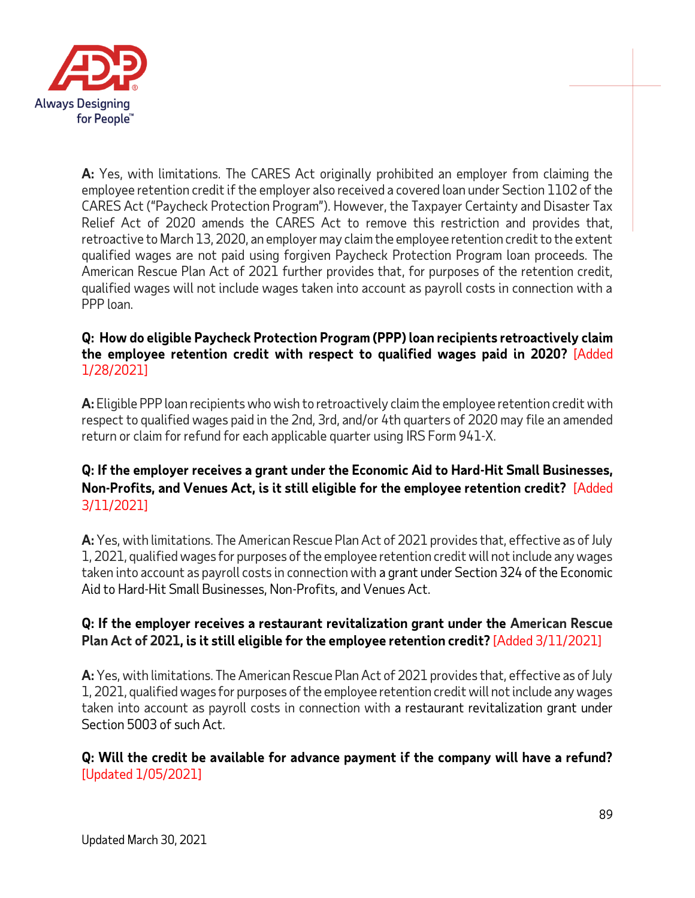**A:** Yes, with limitations. The CARES Act originally prohibited an employer from claiming the employee retention credit if the employer also received a covered loan under Section 1102 of the CARES Act ("Paycheck Protection Program"). However, the Taxpayer Certainty and Disaster Tax Relief Act of 2020 amends the CARES Act to remove this restriction and provides that, retroactive to March 13, 2020, an employer may claim the employee retention credit to the extent qualified wages are not paid using forgiven Paycheck Protection Program loan proceeds. The American Rescue Plan Act of 2021 further provides that, for purposes of the retention credit, qualified wages will not include wages taken into account as payroll costs in connection with a PPP loan.

**Q: How do eligible Paycheck Protection Program (PPP) loan recipients retroactively claim the employee retention credit with respect to qualified wages paid in 2020?** [Added 1/28/2021]

**A:** Eligible PPP loan recipients who wish to retroactively claim the employee retention credit with respect to qualified wages paid in the 2nd, 3rd, and/or 4th quarters of 2020 may file an amended return or claim for refund for each applicable quarter using IRS Form 941-X.

**Q: If the employer receives a grant under the Economic Aid to Hard-Hit Small Businesses, Non-Profits, and Venues Act, is it still eligible for the employee retention credit?** [Added 3/11/2021]

**A:** Yes, with limitations. The American Rescue Plan Act of 2021 provides that, effective as of July 1, 2021, qualified wages for purposes of the employee retention credit will not include any wages taken into account as payroll costs in connection with a grant under Section 324 of the Economic Aid to Hard-Hit Small Businesses, Non-Profits, and Venues Act.

**Q: If the employer receives a restaurant revitalization grant under the American Rescue Plan Act of 2021, is it still eligible for the employee retention credit?** [Added 3/11/2021]

**A:** Yes, with limitations. The American Rescue Plan Act of 2021 provides that, effective as of July 1, 2021, qualified wages for purposes of the employee retention credit will not include any wages taken into account as payroll costs in connection with a restaurant revitalization grant under Section 5003 of such Act.

**Q: Will the credit be available for advance payment if the company will have a refund?** [Updated 1/05/2021]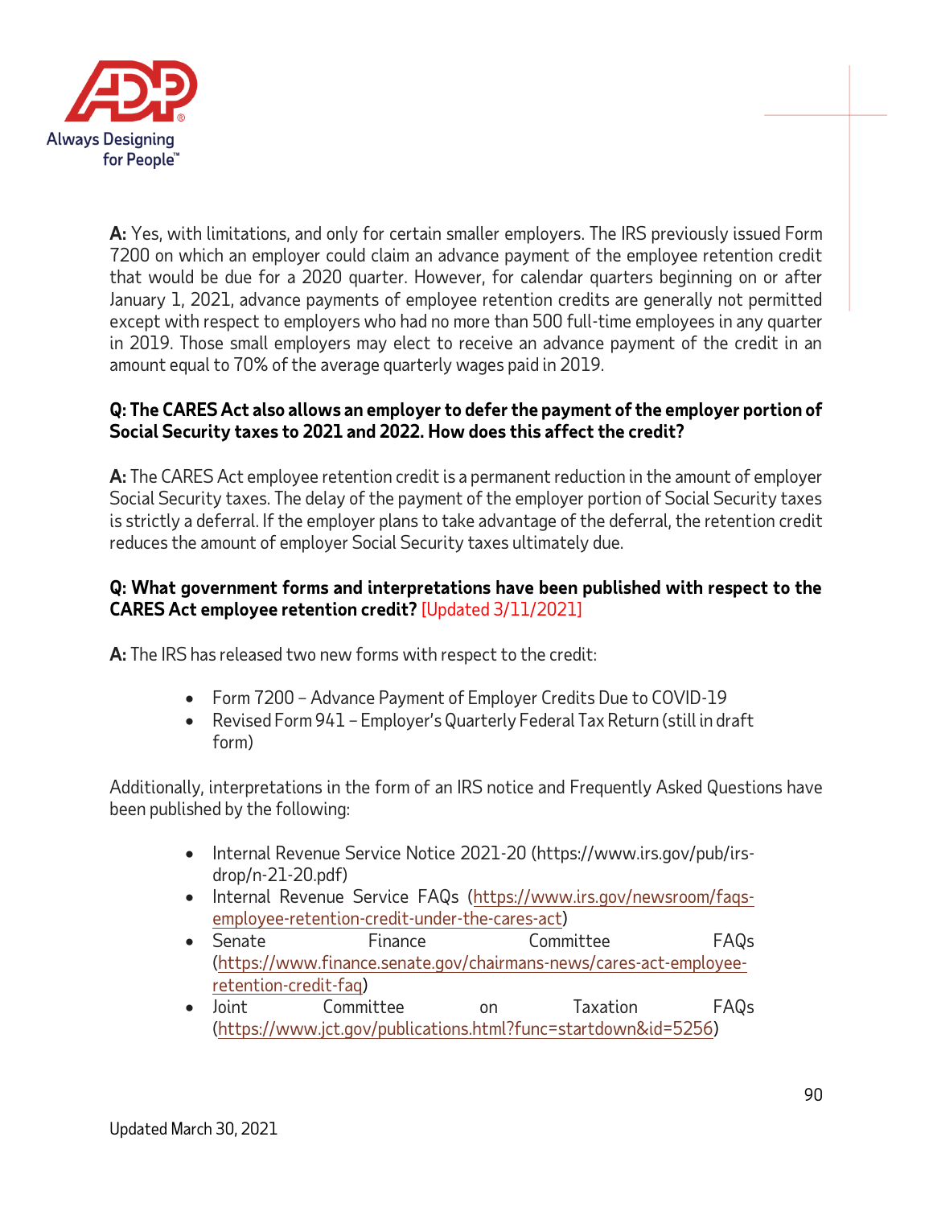**A:** Yes, with limitations, and only for certain smaller employers. The IRS previously issued Form 7200 on which an employer could claim an advance payment of the employee retention credit that would be due for a 2020 quarter. However, for calendar quarters beginning on or after January 1, 2021, advance payments of employee retention credits are generally not permitted except with respect to employers who had no more than 500 full-time employees in any quarter in 2019. Those small employers may elect to receive an advance payment of the credit in an amount equal to 70% of the average quarterly wages paid in 2019.

**Q: The CARES Act also allows an employer to defer the payment of the employer portion of Social Security taxes to 2021 and 2022. How does this affect the credit?**

**A:** The CARES Act employee retention credit is a permanent reduction in the amount of employer Social Security taxes. The delay of the payment of the employer portion of Social Security taxes is strictly a deferral. If the employer plans to take advantage of the deferral, the retention credit reduces the amount of employer Social Security taxes ultimately due.

**Q: What government forms and interpretations have been published with respect to the CARES Act employee retention credit?** [Updated 3/11/2021]

**A:** The IRS has released two new forms with respect to the credit:

- Form 7200 – Advance Payment of Employer Credits Due to COVID-19
- Revised Form 941 – Employer's Quarterly Federal Tax Return (still in draft form)

Additionally, interpretations in the form of an IRS notice and Frequently Asked Questions have been published by the following:

- Internal Revenue Service Notice 2021-20 (https://www.irs.gov/pub/irs-drop/n-21-20.pdf)
- Internal Revenue Service FAQs (https://www.irs.gov/newsroom/faqs-employee-retention-credit-under-the-cares-act)
- Senate Finance Committee FAQs (https://www.finance.senate.gov/chairmans-news/cares-act-employee-retention-credit-faq)
- Joint Committee on Taxation FAQs (https://www.jct.gov/publications.html?func=startdown&id=5256)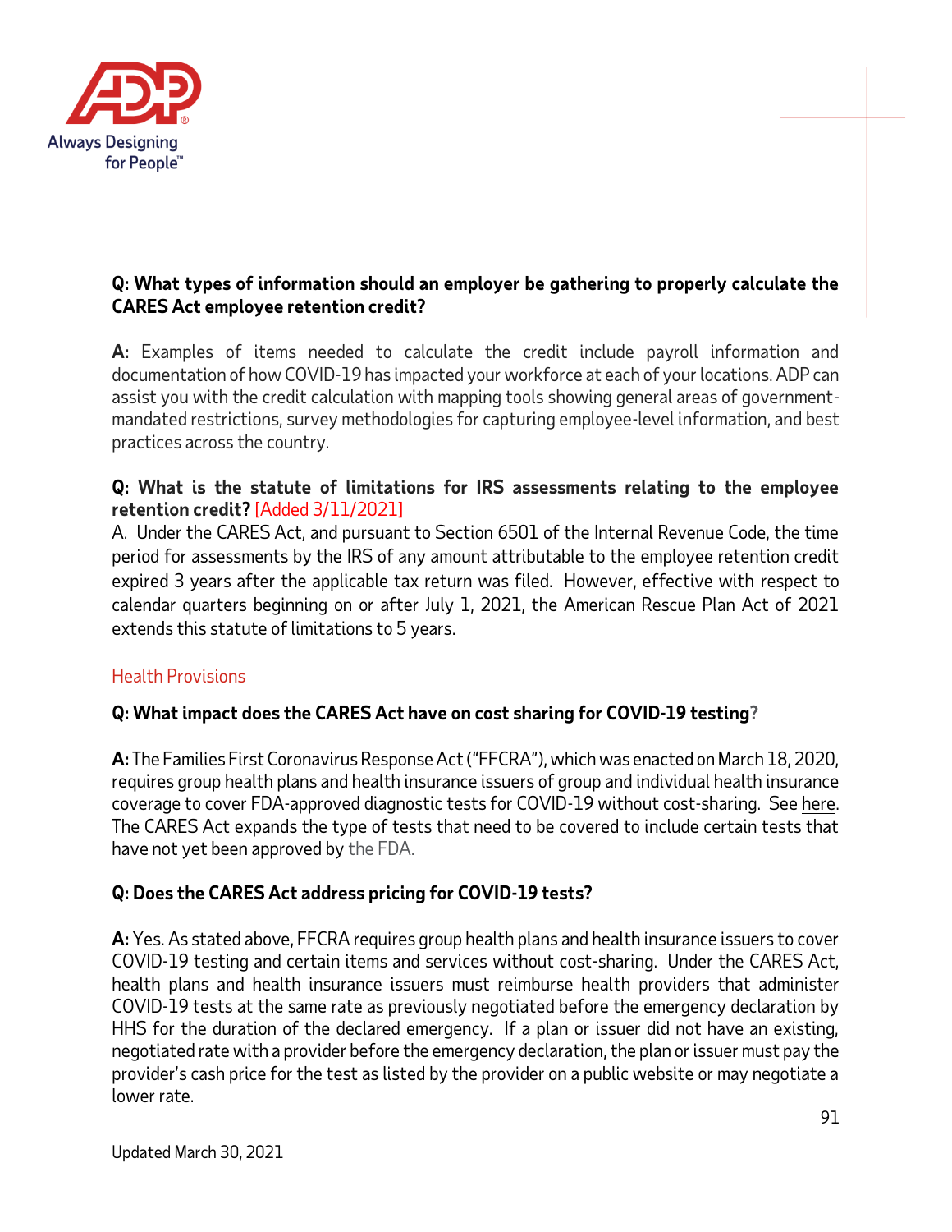**Q: What types of information should an employer be gathering to properly calculate the CARES Act employee retention credit?**

**A:** Examples of items needed to calculate the credit include payroll information and documentation of how COVID-19 has impacted your workforce at each of your locations. ADP can assist you with the credit calculation with mapping tools showing general areas of government-mandated restrictions, survey methodologies for capturing employee-level information, and best practices across the country.

**Q: What is the statute of limitations for IRS assessments relating to the employee retention credit?** [Added 3/11/2021]

A. Under the CARES Act, and pursuant to Section 6501 of the Internal Revenue Code, the time period for assessments by the IRS of any amount attributable to the employee retention credit expired 3 years after the applicable tax return was filed. However, effective with respect to calendar quarters beginning on or after July 1, 2021, the American Rescue Plan Act of 2021 extends this statute of limitations to 5 years.

## Health Provisions

**Q: What impact does the CARES Act have on cost sharing for COVID-19 testing?**

**A:** The Families First Coronavirus Response Act ("FFCRA"), which was enacted on March 18, 2020, requires group health plans and health insurance issuers of group and individual health insurance coverage to cover FDA-approved diagnostic tests for COVID-19 without cost-sharing. See here. The CARES Act expands the type of tests that need to be covered to include certain tests that have not yet been approved by the FDA.

**Q: Does the CARES Act address pricing for COVID-19 tests?**

**A:** Yes. As stated above, FFCRA requires group health plans and health insurance issuers to cover COVID-19 testing and certain items and services without cost-sharing. Under the CARES Act, health plans and health insurance issuers must reimburse health providers that administer COVID-19 tests at the same rate as previously negotiated before the emergency declaration by HHS for the duration of the declared emergency. If a plan or issuer did not have an existing, negotiated rate with a provider before the emergency declaration, the plan or issuer must pay the provider's cash price for the test as listed by the provider on a public website or may negotiate a lower rate.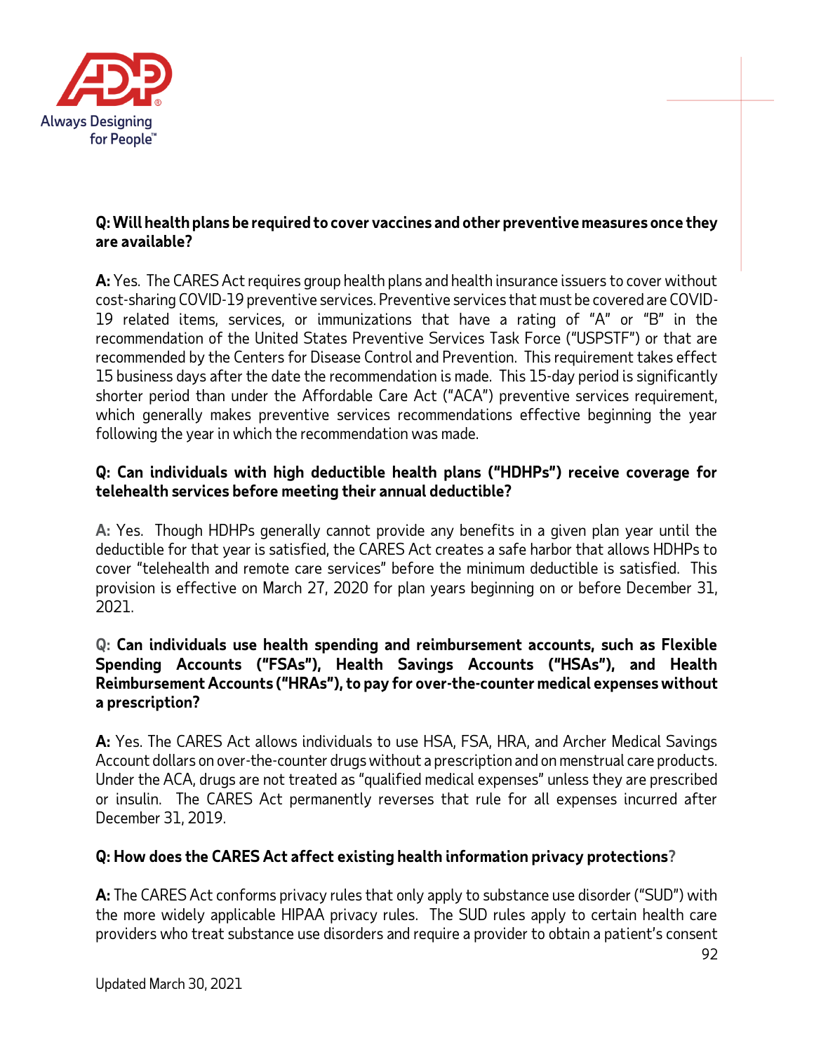**Q: Will health plans be required to cover vaccines and other preventive measures once they are available?**

**A:** Yes. The CARES Act requires group health plans and health insurance issuers to cover without cost-sharing COVID-19 preventive services. Preventive services that must be covered are COVID-19 related items, services, or immunizations that have a rating of "A" or "B" in the recommendation of the United States Preventive Services Task Force ("USPSTF") or that are recommended by the Centers for Disease Control and Prevention. This requirement takes effect 15 business days after the date the recommendation is made. This 15-day period is significantly shorter period than under the Affordable Care Act ("ACA") preventive services requirement, which generally makes preventive services recommendations effective beginning the year following the year in which the recommendation was made.

**Q: Can individuals with high deductible health plans ("HDHPs") receive coverage for telehealth services before meeting their annual deductible?**

**A:** Yes. Though HDHPs generally cannot provide any benefits in a given plan year until the deductible for that year is satisfied, the CARES Act creates a safe harbor that allows HDHPs to cover "telehealth and remote care services" before the minimum deductible is satisfied. This provision is effective on March 27, 2020 for plan years beginning on or before December 31, 2021.

**Q: Can individuals use health spending and reimbursement accounts, such as Flexible Spending Accounts ("FSAs"), Health Savings Accounts ("HSAs"), and Health Reimbursement Accounts ("HRAs"), to pay for over-the-counter medical expenses without a prescription?**

**A:** Yes. The CARES Act allows individuals to use HSA, FSA, HRA, and Archer Medical Savings Account dollars on over-the-counter drugs without a prescription and on menstrual care products. Under the ACA, drugs are not treated as "qualified medical expenses" unless they are prescribed or insulin. The CARES Act permanently reverses that rule for all expenses incurred after December 31, 2019.

**Q: How does the CARES Act affect existing health information privacy protections?**

**A:** The CARES Act conforms privacy rules that only apply to substance use disorder ("SUD") with the more widely applicable HIPAA privacy rules. The SUD rules apply to certain health care providers who treat substance use disorders and require a provider to obtain a patient's consent

Updated March 30, 2021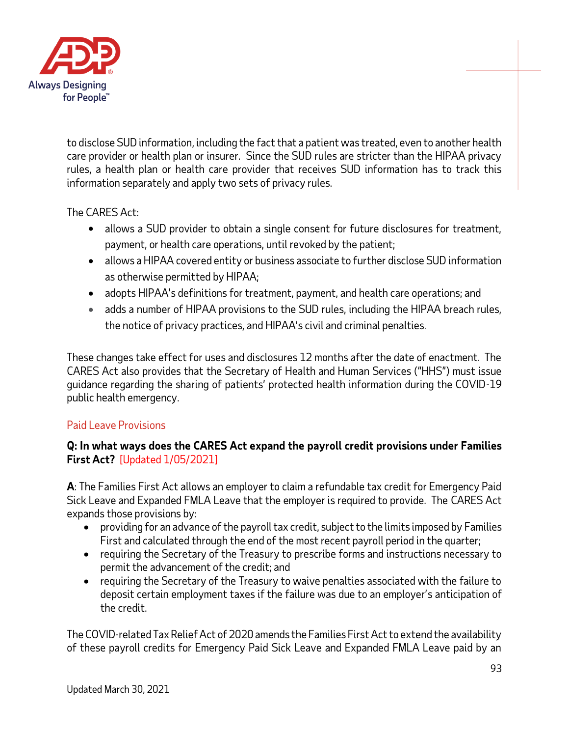to disclose SUD information, including the fact that a patient was treated, even to another health care provider or health plan or insurer. Since the SUD rules are stricter than the HIPAA privacy rules, a health plan or health care provider that receives SUD information has to track this information separately and apply two sets of privacy rules.

The CARES Act:

- allows a SUD provider to obtain a single consent for future disclosures for treatment, payment, or health care operations, until revoked by the patient;
- allows a HIPAA covered entity or business associate to further disclose SUD information as otherwise permitted by HIPAA;
- adopts HIPAA's definitions for treatment, payment, and health care operations; and
- adds a number of HIPAA provisions to the SUD rules, including the HIPAA breach rules, the notice of privacy practices, and HIPAA's civil and criminal penalties.

These changes take effect for uses and disclosures 12 months after the date of enactment. The CARES Act also provides that the Secretary of Health and Human Services ("HHS") must issue guidance regarding the sharing of patients' protected health information during the COVID-19 public health emergency.

## Paid Leave Provisions

**Q: In what ways does the CARES Act expand the payroll credit provisions under Families First Act?** [Updated 1/05/2021]

**A**: The Families First Act allows an employer to claim a refundable tax credit for Emergency Paid Sick Leave and Expanded FMLA Leave that the employer is required to provide. The CARES Act expands those provisions by:

- providing for an advance of the payroll tax credit, subject to the limits imposed by Families First and calculated through the end of the most recent payroll period in the quarter;
- requiring the Secretary of the Treasury to prescribe forms and instructions necessary to permit the advancement of the credit; and
- requiring the Secretary of the Treasury to waive penalties associated with the failure to deposit certain employment taxes if the failure was due to an employer's anticipation of the credit.

The COVID-related Tax Relief Act of 2020 amends the Families First Act to extend the availability of these payroll credits for Emergency Paid Sick Leave and Expanded FMLA Leave paid by an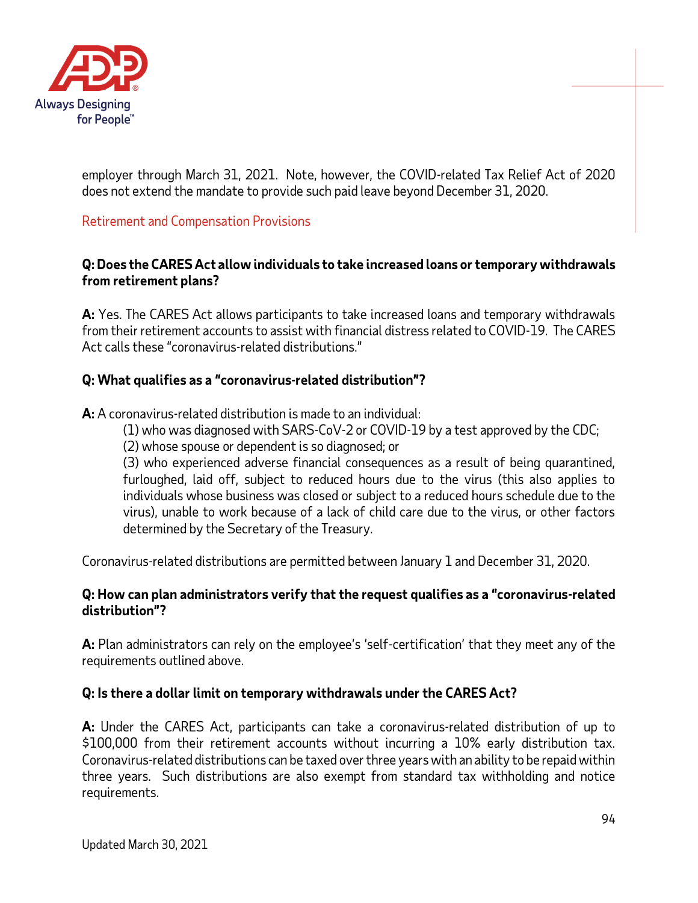employer through March 31, 2021. Note, however, the COVID-related Tax Relief Act of 2020 does not extend the mandate to provide such paid leave beyond December 31, 2020.

## Retirement and Compensation Provisions

**Q: Does the CARES Act allow individuals to take increased loans or temporary withdrawals from retirement plans?**

**A:** Yes. The CARES Act allows participants to take increased loans and temporary withdrawals from their retirement accounts to assist with financial distress related to COVID-19. The CARES Act calls these "coronavirus-related distributions."

**Q: What qualifies as a "coronavirus-related distribution"?**

**A:** A coronavirus-related distribution is made to an individual:

(1) who was diagnosed with SARS-CoV-2 or COVID-19 by a test approved by the CDC;
(2) whose spouse or dependent is so diagnosed; or
(3) who experienced adverse financial consequences as a result of being quarantined, furloughed, laid off, subject to reduced hours due to the virus (this also applies to individuals whose business was closed or subject to a reduced hours schedule due to the virus), unable to work because of a lack of child care due to the virus, or other factors determined by the Secretary of the Treasury.

Coronavirus-related distributions are permitted between January 1 and December 31, 2020.

**Q: How can plan administrators verify that the request qualifies as a "coronavirus-related distribution"?**

**A:** Plan administrators can rely on the employee's 'self-certification' that they meet any of the requirements outlined above.

**Q: Is there a dollar limit on temporary withdrawals under the CARES Act?**

**A:** Under the CARES Act, participants can take a coronavirus-related distribution of up to $100,000 from their retirement accounts without incurring a 10% early distribution tax. Coronavirus-related distributions can be taxed over three years with an ability to be repaid within three years. Such distributions are also exempt from standard tax withholding and notice requirements.

Updated March 30, 2021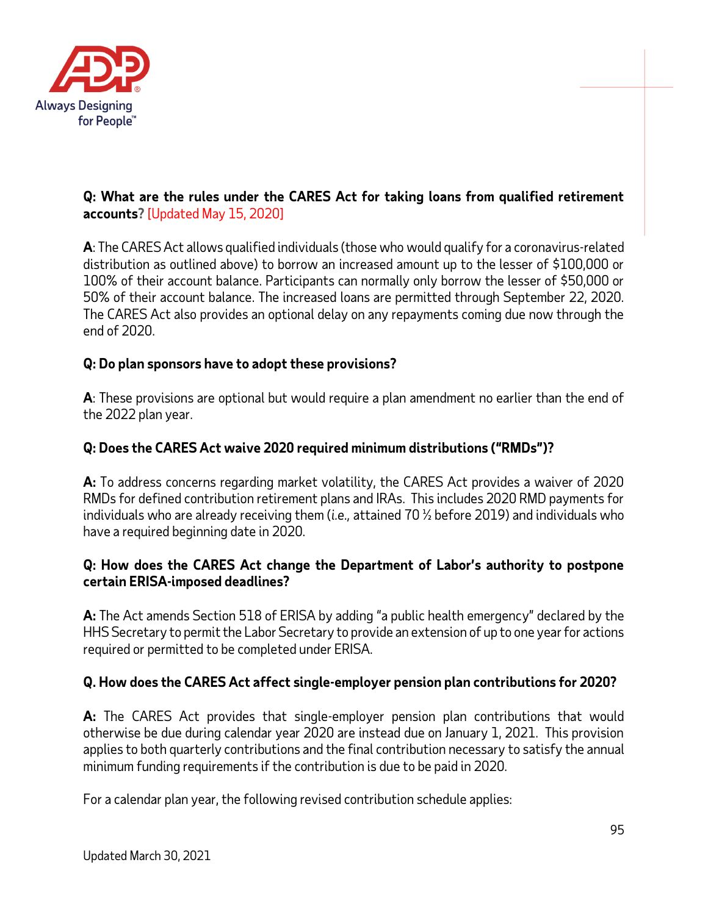**Q: What are the rules under the CARES Act for taking loans from qualified retirement accounts?** [Updated May 15, 2020]

**A**: The CARES Act allows qualified individuals (those who would qualify for a coronavirus-related distribution as outlined above) to borrow an increased amount up to the lesser of $100,000 or 100% of their account balance. Participants can normally only borrow the lesser of $50,000 or 50% of their account balance. The increased loans are permitted through September 22, 2020. The CARES Act also provides an optional delay on any repayments coming due now through the end of 2020.

**Q: Do plan sponsors have to adopt these provisions?**

**A**: These provisions are optional but would require a plan amendment no earlier than the end of the 2022 plan year.

**Q: Does the CARES Act waive 2020 required minimum distributions ("RMDs")?**

**A:** To address concerns regarding market volatility, the CARES Act provides a waiver of 2020 RMDs for defined contribution retirement plans and IRAs. This includes 2020 RMD payments for individuals who are already receiving them (i.e., attained 70 ½ before 2019) and individuals who have a required beginning date in 2020.

**Q: How does the CARES Act change the Department of Labor's authority to postpone certain ERISA-imposed deadlines?**

**A:** The Act amends Section 518 of ERISA by adding "a public health emergency" declared by the HHS Secretary to permit the Labor Secretary to provide an extension of up to one year for actions required or permitted to be completed under ERISA.

**Q. How does the CARES Act affect single-employer pension plan contributions for 2020?**

**A:** The CARES Act provides that single-employer pension plan contributions that would otherwise be due during calendar year 2020 are instead due on January 1, 2021. This provision applies to both quarterly contributions and the final contribution necessary to satisfy the annual minimum funding requirements if the contribution is due to be paid in 2020.

For a calendar plan year, the following revised contribution schedule applies: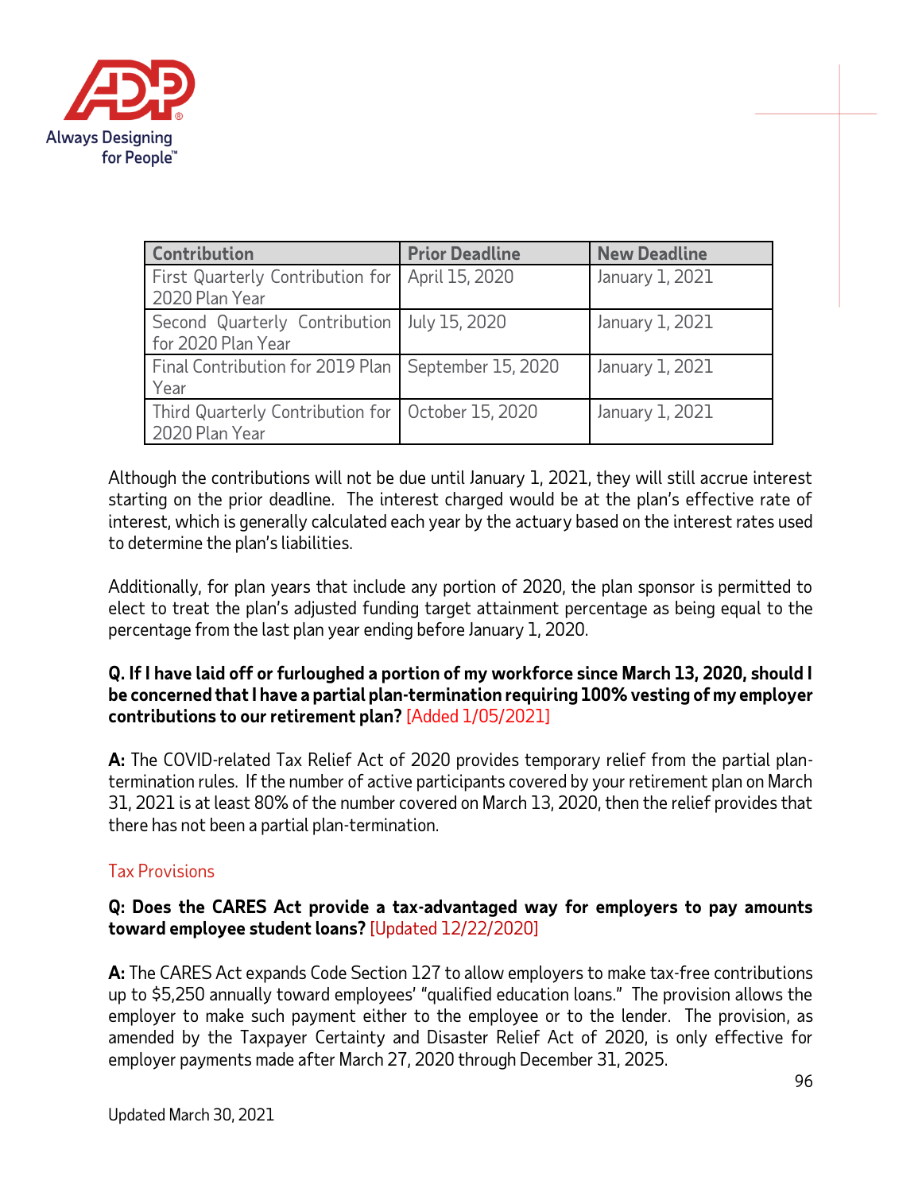| Contribution | Prior Deadline | New Deadline |
|---|---|---|
| First Quarterly Contribution for 2020 Plan Year | April 15, 2020 | January 1, 2021 |
| Second Quarterly Contribution for 2020 Plan Year | July 15, 2020 | January 1, 2021 |
| Final Contribution for 2019 Plan Year | September 15, 2020 | January 1, 2021 |
| Third Quarterly Contribution for 2020 Plan Year | October 15, 2020 | January 1, 2021 |

Although the contributions will not be due until January 1, 2021, they will still accrue interest starting on the prior deadline. The interest charged would be at the plan's effective rate of interest, which is generally calculated each year by the actuary based on the interest rates used to determine the plan's liabilities.

Additionally, for plan years that include any portion of 2020, the plan sponsor is permitted to elect to treat the plan's adjusted funding target attainment percentage as being equal to the percentage from the last plan year ending before January 1, 2020.

**Q. If I have laid off or furloughed a portion of my workforce since March 13, 2020, should I be concerned that I have a partial plan-termination requiring 100% vesting of my employer contributions to our retirement plan?** [Added 1/05/2021]

**A:** The COVID-related Tax Relief Act of 2020 provides temporary relief from the partial plan-termination rules. If the number of active participants covered by your retirement plan on March 31, 2021 is at least 80% of the number covered on March 13, 2020, then the relief provides that there has not been a partial plan-termination.

## Tax Provisions

**Q: Does the CARES Act provide a tax-advantaged way for employers to pay amounts toward employee student loans?** [Updated 12/22/2020]

**A:** The CARES Act expands Code Section 127 to allow employers to make tax-free contributions up to $5,250 annually toward employees' "qualified education loans." The provision allows the employer to make such payment either to the employee or to the lender. The provision, as amended by the Taxpayer Certainty and Disaster Relief Act of 2020, is only effective for employer payments made after March 27, 2020 through December 31, 2025.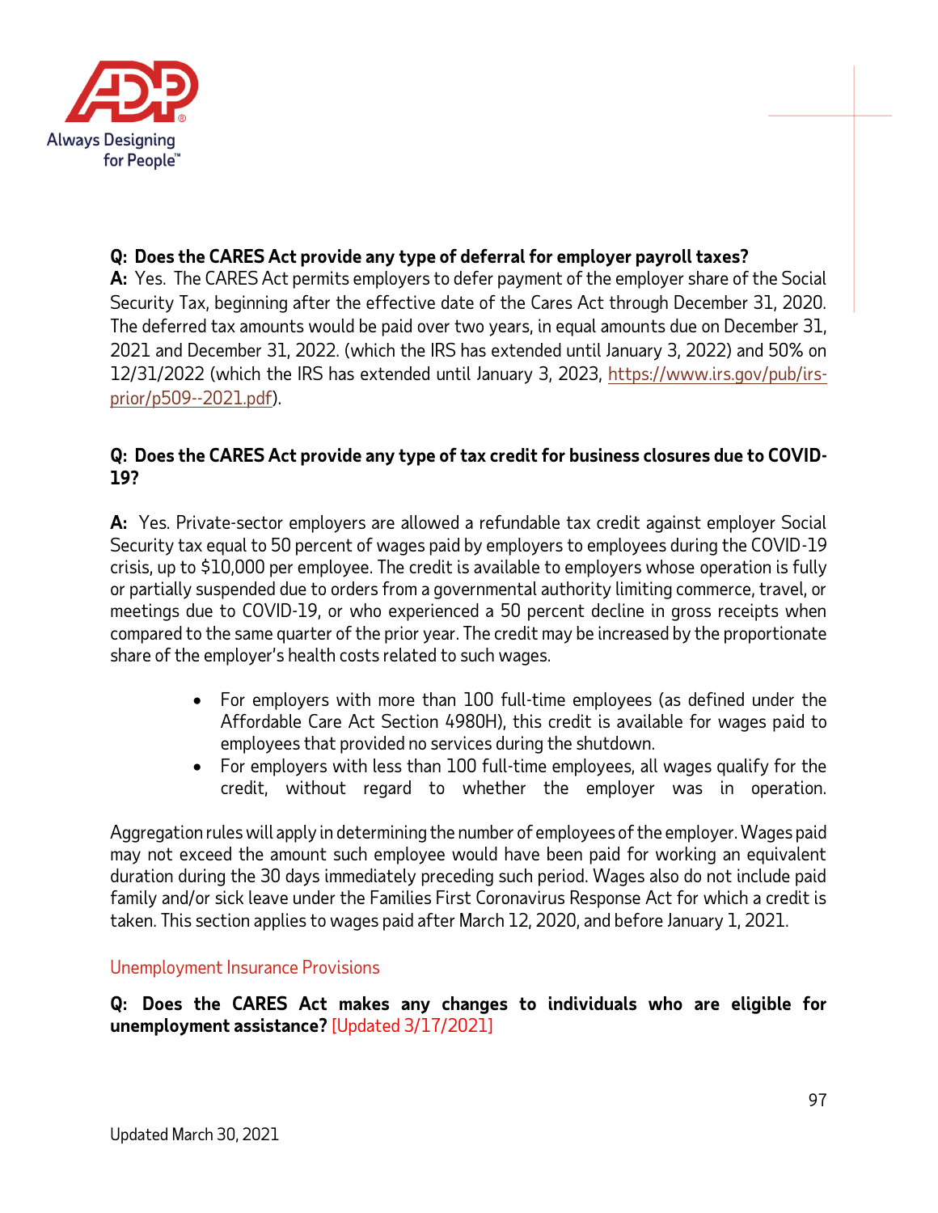**Q: Does the CARES Act provide any type of deferral for employer payroll taxes?**
**A:** Yes. The CARES Act permits employers to defer payment of the employer share of the Social Security Tax, beginning after the effective date of the Cares Act through December 31, 2020. The deferred tax amounts would be paid over two years, in equal amounts due on December 31, 2021 and December 31, 2022. (which the IRS has extended until January 3, 2022) and 50% on 12/31/2022 (which the IRS has extended until January 3, 2023, https://www.irs.gov/pub/irs-prior/p509--2021.pdf).

**Q: Does the CARES Act provide any type of tax credit for business closures due to COVID-19?**

**A:** Yes. Private-sector employers are allowed a refundable tax credit against employer Social Security tax equal to 50 percent of wages paid by employers to employees during the COVID-19 crisis, up to $10,000 per employee. The credit is available to employers whose operation is fully or partially suspended due to orders from a governmental authority limiting commerce, travel, or meetings due to COVID-19, or who experienced a 50 percent decline in gross receipts when compared to the same quarter of the prior year. The credit may be increased by the proportionate share of the employer's health costs related to such wages.

- For employers with more than 100 full-time employees (as defined under the Affordable Care Act Section 4980H), this credit is available for wages paid to employees that provided no services during the shutdown.
- For employers with less than 100 full-time employees, all wages qualify for the credit, without regard to whether the employer was in operation.

Aggregation rules will apply in determining the number of employees of the employer. Wages paid may not exceed the amount such employee would have been paid for working an equivalent duration during the 30 days immediately preceding such period. Wages also do not include paid family and/or sick leave under the Families First Coronavirus Response Act for which a credit is taken. This section applies to wages paid after March 12, 2020, and before January 1, 2021.

## Unemployment Insurance Provisions

**Q: Does the CARES Act makes any changes to individuals who are eligible for unemployment assistance?** [Updated 3/17/2021]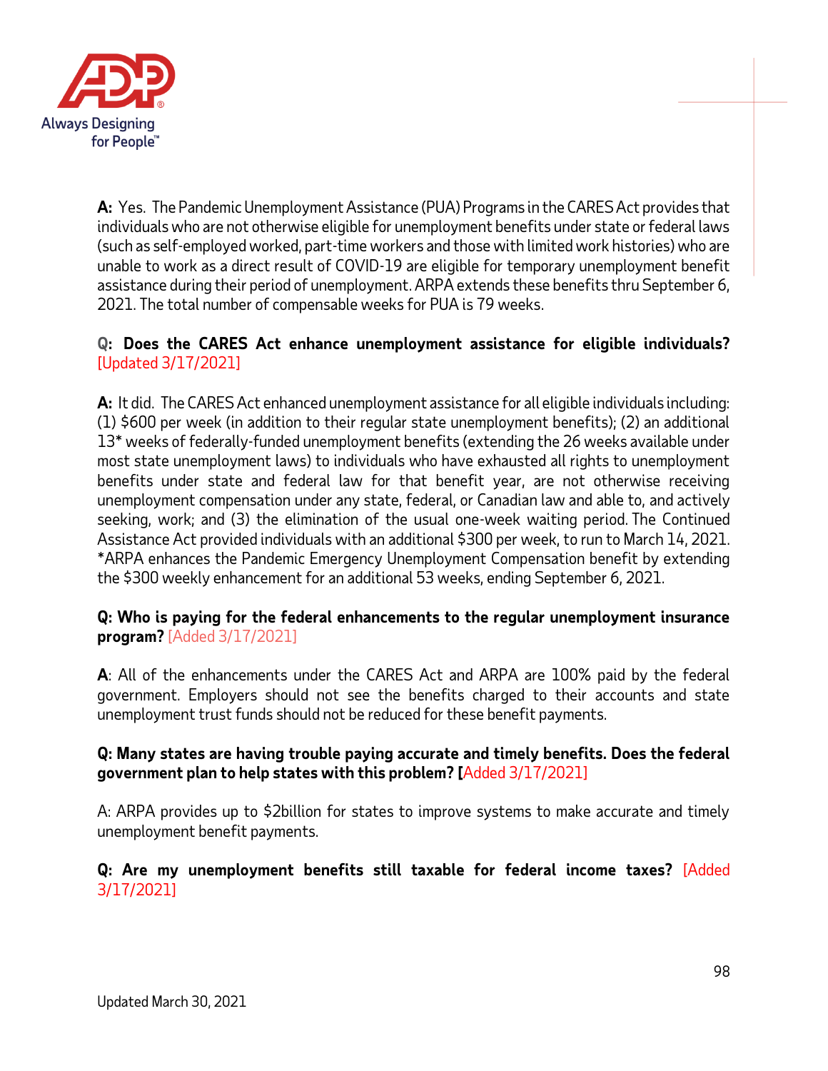**A:** Yes. The Pandemic Unemployment Assistance (PUA) Programs in the CARES Act provides that individuals who are not otherwise eligible for unemployment benefits under state or federal laws (such as self-employed worked, part-time workers and those with limited work histories) who are unable to work as a direct result of COVID-19 are eligible for temporary unemployment benefit assistance during their period of unemployment. ARPA extends these benefits thru September 6, 2021. The total number of compensable weeks for PUA is 79 weeks.

**Q: Does the CARES Act enhance unemployment assistance for eligible individuals?** [Updated 3/17/2021]

**A:** It did. The CARES Act enhanced unemployment assistance for all eligible individuals including: (1) $600 per week (in addition to their regular state unemployment benefits); (2) an additional 13* weeks of federally-funded unemployment benefits (extending the 26 weeks available under most state unemployment laws) to individuals who have exhausted all rights to unemployment benefits under state and federal law for that benefit year, are not otherwise receiving unemployment compensation under any state, federal, or Canadian law and able to, and actively seeking, work; and (3) the elimination of the usual one-week waiting period. The Continued Assistance Act provided individuals with an additional $300 per week, to run to March 14, 2021. *ARPA enhances the Pandemic Emergency Unemployment Compensation benefit by extending the $300 weekly enhancement for an additional 53 weeks, ending September 6, 2021.

**Q: Who is paying for the federal enhancements to the regular unemployment insurance program?** [Added 3/17/2021]

**A**: All of the enhancements under the CARES Act and ARPA are 100% paid by the federal government. Employers should not see the benefits charged to their accounts and state unemployment trust funds should not be reduced for these benefit payments.

**Q: Many states are having trouble paying accurate and timely benefits. Does the federal government plan to help states with this problem? [**Added 3/17/2021]

A: ARPA provides up to $2billion for states to improve systems to make accurate and timely unemployment benefit payments.

**Q: Are my unemployment benefits still taxable for federal income taxes?** [Added 3/17/2021]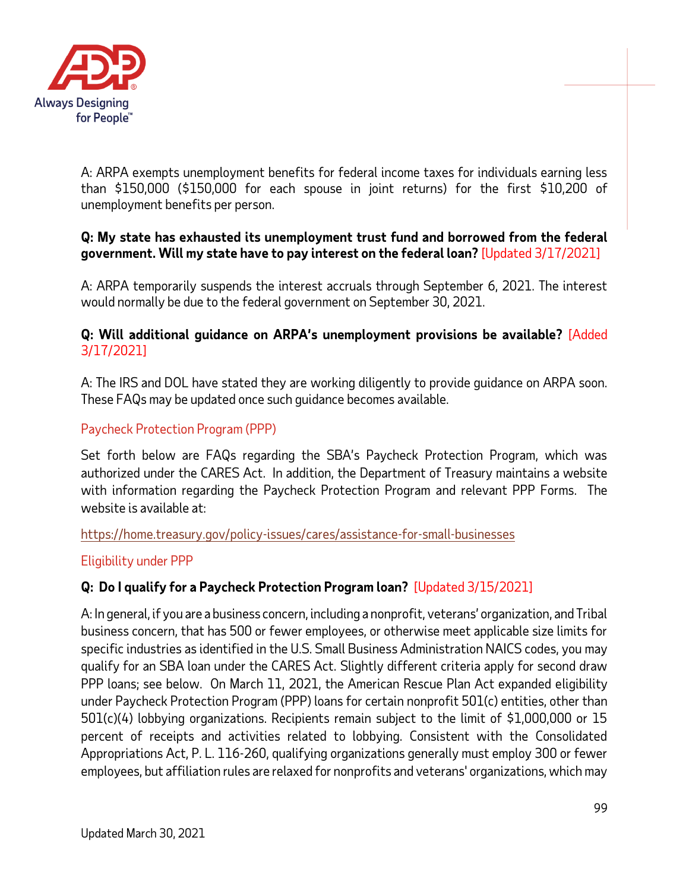A: ARPA exempts unemployment benefits for federal income taxes for individuals earning less than $150,000 ($150,000 for each spouse in joint returns) for the first $10,200 of unemployment benefits per person.

**Q: My state has exhausted its unemployment trust fund and borrowed from the federal government. Will my state have to pay interest on the federal loan?** [Updated 3/17/2021]

A: ARPA temporarily suspends the interest accruals through September 6, 2021. The interest would normally be due to the federal government on September 30, 2021.

**Q: Will additional guidance on ARPA's unemployment provisions be available?** [Added 3/17/2021]

A: The IRS and DOL have stated they are working diligently to provide guidance on ARPA soon. These FAQs may be updated once such guidance becomes available.

## Paycheck Protection Program (PPP)

Set forth below are FAQs regarding the SBA's Paycheck Protection Program, which was authorized under the CARES Act. In addition, the Department of Treasury maintains a website with information regarding the Paycheck Protection Program and relevant PPP Forms. The website is available at:

https://home.treasury.gov/policy-issues/cares/assistance-for-small-businesses

### Eligibility under PPP

**Q: Do I qualify for a Paycheck Protection Program loan?** [Updated 3/15/2021]

A: In general, if you are a business concern, including a nonprofit, veterans' organization, and Tribal business concern, that has 500 or fewer employees, or otherwise meet applicable size limits for specific industries as identified in the U.S. Small Business Administration NAICS codes, you may qualify for an SBA loan under the CARES Act. Slightly different criteria apply for second draw PPP loans; see below. On March 11, 2021, the American Rescue Plan Act expanded eligibility under Paycheck Protection Program (PPP) loans for certain nonprofit 501(c) entities, other than 501(c)(4) lobbying organizations. Recipients remain subject to the limit of $1,000,000 or 15 percent of receipts and activities related to lobbying. Consistent with the Consolidated Appropriations Act, P. L. 116-260, qualifying organizations generally must employ 300 or fewer employees, but affiliation rules are relaxed for nonprofits and veterans' organizations, which may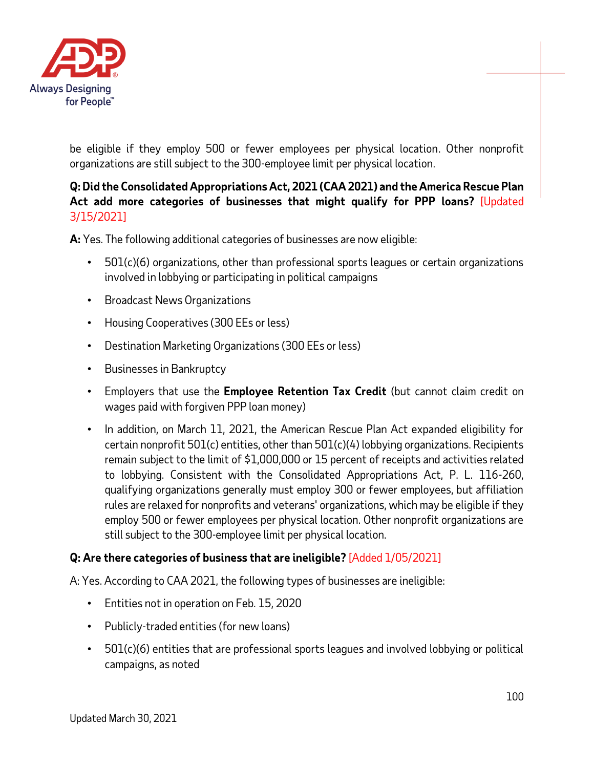be eligible if they employ 500 or fewer employees per physical location. Other nonprofit organizations are still subject to the 300-employee limit per physical location.

**Q: Did the Consolidated Appropriations Act, 2021 (CAA 2021) and the America Rescue Plan Act add more categories of businesses that might qualify for PPP loans?** [Updated 3/15/2021]

**A:** Yes. The following additional categories of businesses are now eligible:

- 501(c)(6) organizations, other than professional sports leagues or certain organizations involved in lobbying or participating in political campaigns
- Broadcast News Organizations
- Housing Cooperatives (300 EEs or less)
- Destination Marketing Organizations (300 EEs or less)
- Businesses in Bankruptcy
- Employers that use the **Employee Retention Tax Credit** (but cannot claim credit on wages paid with forgiven PPP loan money)
- In addition, on March 11, 2021, the American Rescue Plan Act expanded eligibility for certain nonprofit 501(c) entities, other than 501(c)(4) lobbying organizations. Recipients remain subject to the limit of $1,000,000 or 15 percent of receipts and activities related to lobbying. Consistent with the Consolidated Appropriations Act, P. L. 116-260, qualifying organizations generally must employ 300 or fewer employees, but affiliation rules are relaxed for nonprofits and veterans' organizations, which may be eligible if they employ 500 or fewer employees per physical location. Other nonprofit organizations are still subject to the 300-employee limit per physical location.

**Q: Are there categories of business that are ineligible?** [Added 1/05/2021]

A: Yes. According to CAA 2021, the following types of businesses are ineligible:

- Entities not in operation on Feb. 15, 2020
- Publicly-traded entities (for new loans)
- 501(c)(6) entities that are professional sports leagues and involved lobbying or political campaigns, as noted

Updated March 30, 2021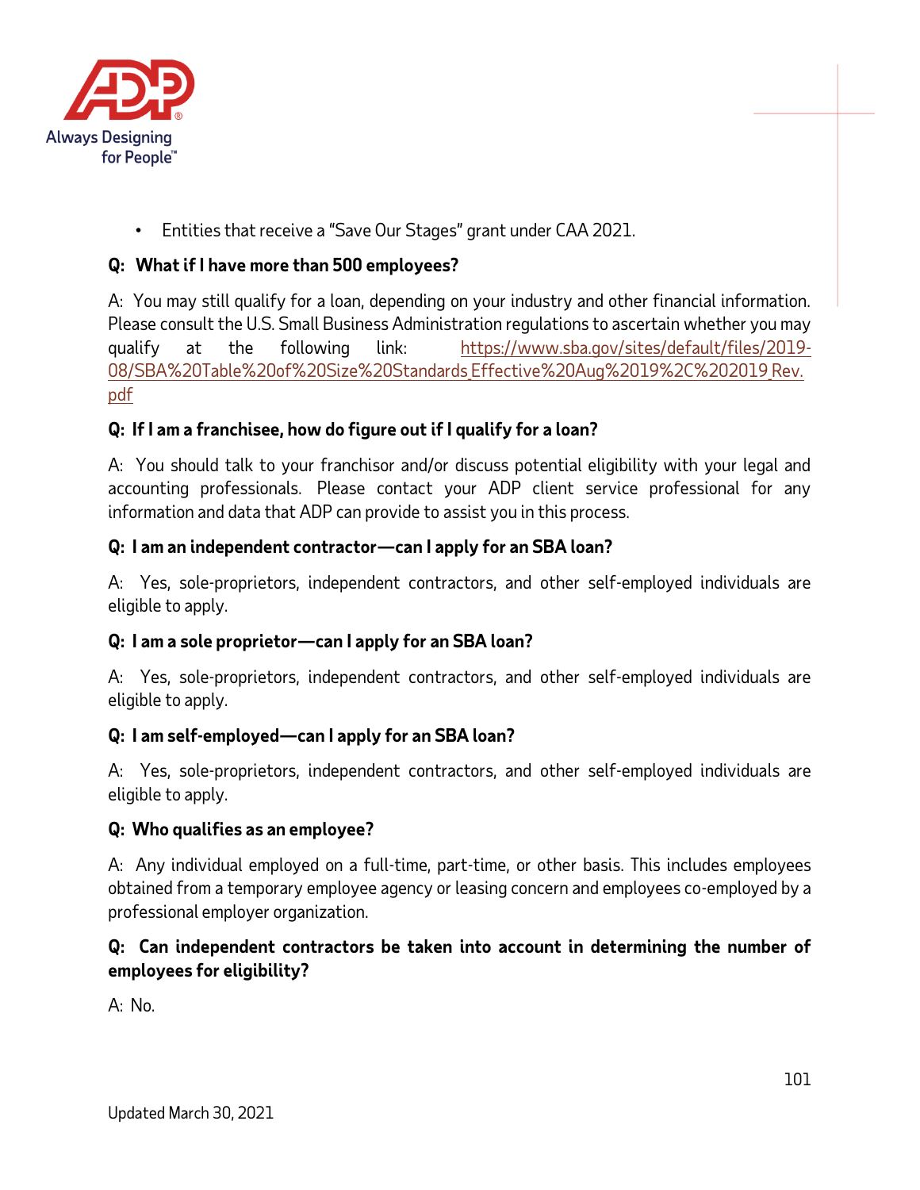- Entities that receive a "Save Our Stages" grant under CAA 2021.

**Q: What if I have more than 500 employees?**

A: You may still qualify for a loan, depending on your industry and other financial information. Please consult the U.S. Small Business Administration regulations to ascertain whether you may qualify at the following link: https://www.sba.gov/sites/default/files/2019-08/SBA%20Table%20of%20Size%20Standards_Effective%20Aug%2019%2C%202019_Rev.pdf

**Q: If I am a franchisee, how do figure out if I qualify for a loan?**

A: You should talk to your franchisor and/or discuss potential eligibility with your legal and accounting professionals. Please contact your ADP client service professional for any information and data that ADP can provide to assist you in this process.

**Q: I am an independent contractor—can I apply for an SBA loan?**

A: Yes, sole-proprietors, independent contractors, and other self-employed individuals are eligible to apply.

**Q: I am a sole proprietor—can I apply for an SBA loan?**

A: Yes, sole-proprietors, independent contractors, and other self-employed individuals are eligible to apply.

**Q: I am self-employed—can I apply for an SBA loan?**

A: Yes, sole-proprietors, independent contractors, and other self-employed individuals are eligible to apply.

**Q: Who qualifies as an employee?**

A: Any individual employed on a full-time, part-time, or other basis. This includes employees obtained from a temporary employee agency or leasing concern and employees co-employed by a professional employer organization.

**Q: Can independent contractors be taken into account in determining the number of employees for eligibility?**

A: No.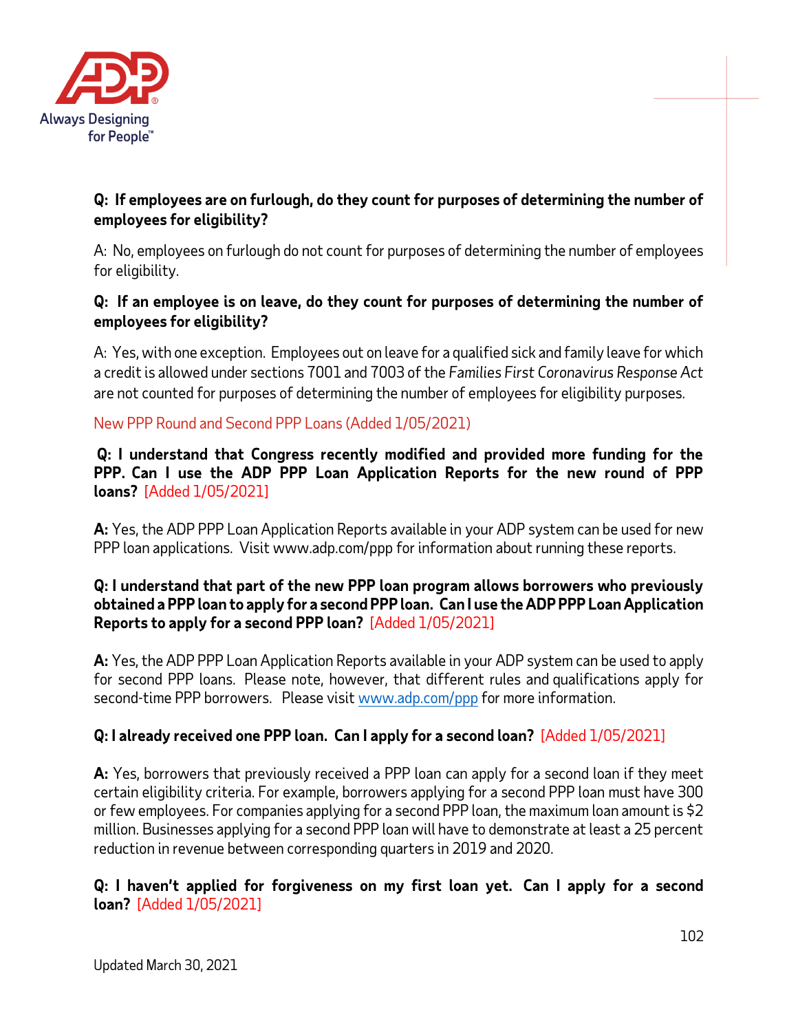**Q: If employees are on furlough, do they count for purposes of determining the number of employees for eligibility?**

A: No, employees on furlough do not count for purposes of determining the number of employees for eligibility.

**Q: If an employee is on leave, do they count for purposes of determining the number of employees for eligibility?**

A: Yes, with one exception. Employees out on leave for a qualified sick and family leave for which a credit is allowed under sections 7001 and 7003 of the *Families First Coronavirus Response Act* are not counted for purposes of determining the number of employees for eligibility purposes.

## New PPP Round and Second PPP Loans (Added 1/05/2021)

**Q: I understand that Congress recently modified and provided more funding for the PPP. Can I use the ADP PPP Loan Application Reports for the new round of PPP loans?** [Added 1/05/2021]

**A:** Yes, the ADP PPP Loan Application Reports available in your ADP system can be used for new PPP loan applications. Visit www.adp.com/ppp for information about running these reports.

**Q: I understand that part of the new PPP loan program allows borrowers who previously obtained a PPP loan to apply for a second PPP loan. Can I use the ADP PPP Loan Application Reports to apply for a second PPP loan?** [Added 1/05/2021]

**A:** Yes, the ADP PPP Loan Application Reports available in your ADP system can be used to apply for second PPP loans. Please note, however, that different rules and qualifications apply for second-time PPP borrowers. Please visit www.adp.com/ppp for more information.

**Q: I already received one PPP loan. Can I apply for a second loan?** [Added 1/05/2021]

**A:** Yes, borrowers that previously received a PPP loan can apply for a second loan if they meet certain eligibility criteria. For example, borrowers applying for a second PPP loan must have 300 or few employees. For companies applying for a second PPP loan, the maximum loan amount is $2 million. Businesses applying for a second PPP loan will have to demonstrate at least a 25 percent reduction in revenue between corresponding quarters in 2019 and 2020.

**Q: I haven't applied for forgiveness on my first loan yet. Can I apply for a second loan?** [Added 1/05/2021]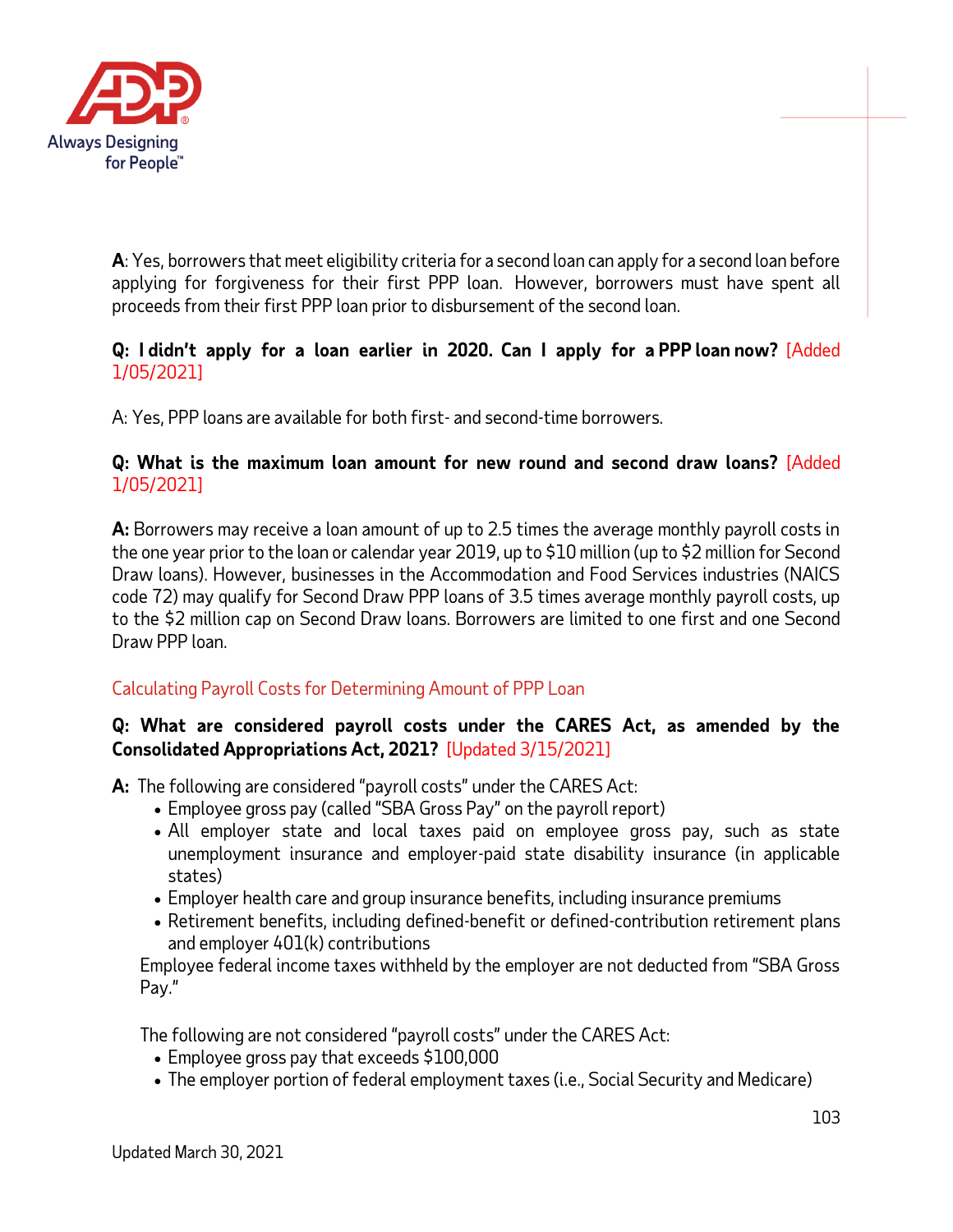**A**: Yes, borrowers that meet eligibility criteria for a second loan can apply for a second loan before applying for forgiveness for their first PPP loan. However, borrowers must have spent all proceeds from their first PPP loan prior to disbursement of the second loan.

**Q: I didn't apply for a loan earlier in 2020. Can I apply for a PPP loan now?** [Added 1/05/2021]

A: Yes, PPP loans are available for both first- and second-time borrowers.

**Q: What is the maximum loan amount for new round and second draw loans?** [Added 1/05/2021]

**A:** Borrowers may receive a loan amount of up to 2.5 times the average monthly payroll costs in the one year prior to the loan or calendar year 2019, up to $10 million (up to $2 million for Second Draw loans). However, businesses in the Accommodation and Food Services industries (NAICS code 72) may qualify for Second Draw PPP loans of 3.5 times average monthly payroll costs, up to the $2 million cap on Second Draw loans. Borrowers are limited to one first and one Second Draw PPP loan.

### Calculating Payroll Costs for Determining Amount of PPP Loan

**Q: What are considered payroll costs under the CARES Act, as amended by the Consolidated Appropriations Act, 2021?** [Updated 3/15/2021]

**A:** The following are considered "payroll costs" under the CARES Act:

- Employee gross pay (called "SBA Gross Pay" on the payroll report)
- All employer state and local taxes paid on employee gross pay, such as state unemployment insurance and employer-paid state disability insurance (in applicable states)
- Employer health care and group insurance benefits, including insurance premiums
- Retirement benefits, including defined-benefit or defined-contribution retirement plans and employer 401(k) contributions

Employee federal income taxes withheld by the employer are not deducted from "SBA Gross Pay."

The following are not considered "payroll costs" under the CARES Act:

- Employee gross pay that exceeds $100,000
- The employer portion of federal employment taxes (i.e., Social Security and Medicare)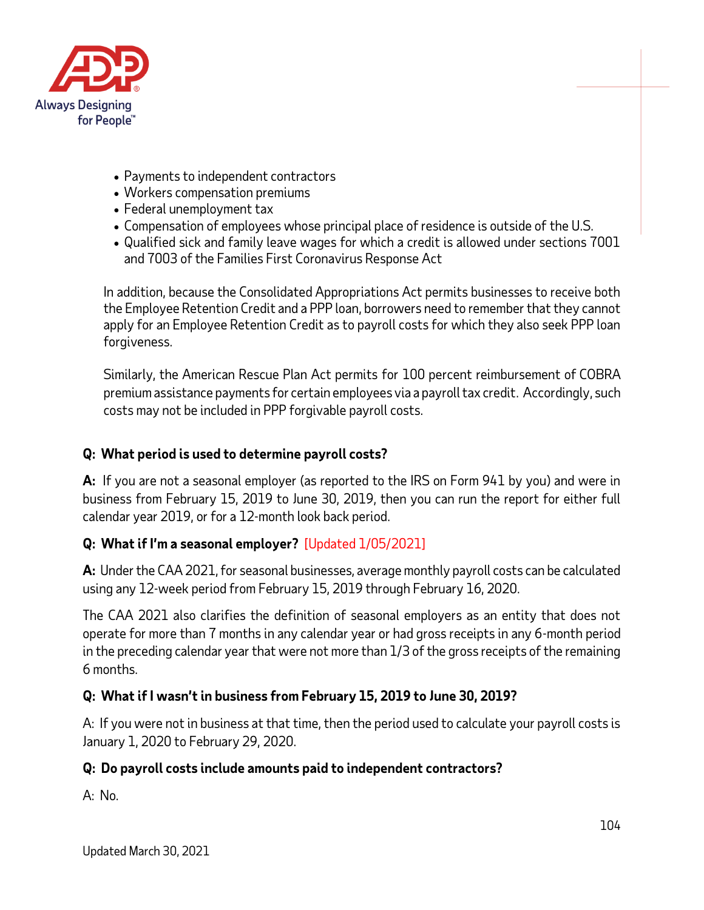- Payments to independent contractors
- Workers compensation premiums
- Federal unemployment tax
- Compensation of employees whose principal place of residence is outside of the U.S.
- Qualified sick and family leave wages for which a credit is allowed under sections 7001 and 7003 of the Families First Coronavirus Response Act

In addition, because the Consolidated Appropriations Act permits businesses to receive both the Employee Retention Credit and a PPP loan, borrowers need to remember that they cannot apply for an Employee Retention Credit as to payroll costs for which they also seek PPP loan forgiveness.

Similarly, the American Rescue Plan Act permits for 100 percent reimbursement of COBRA premium assistance payments for certain employees via a payroll tax credit. Accordingly, such costs may not be included in PPP forgivable payroll costs.

**Q: What period is used to determine payroll costs?**

**A:** If you are not a seasonal employer (as reported to the IRS on Form 941 by you) and were in business from February 15, 2019 to June 30, 2019, then you can run the report for either full calendar year 2019, or for a 12-month look back period.

**Q: What if I'm a seasonal employer?** [Updated 1/05/2021]

**A:** Under the CAA 2021, for seasonal businesses, average monthly payroll costs can be calculated using any 12-week period from February 15, 2019 through February 16, 2020.

The CAA 2021 also clarifies the definition of seasonal employers as an entity that does not operate for more than 7 months in any calendar year or had gross receipts in any 6-month period in the preceding calendar year that were not more than 1/3 of the gross receipts of the remaining 6 months.

**Q: What if I wasn't in business from February 15, 2019 to June 30, 2019?**

A: If you were not in business at that time, then the period used to calculate your payroll costs is January 1, 2020 to February 29, 2020.

**Q: Do payroll costs include amounts paid to independent contractors?**

A: No.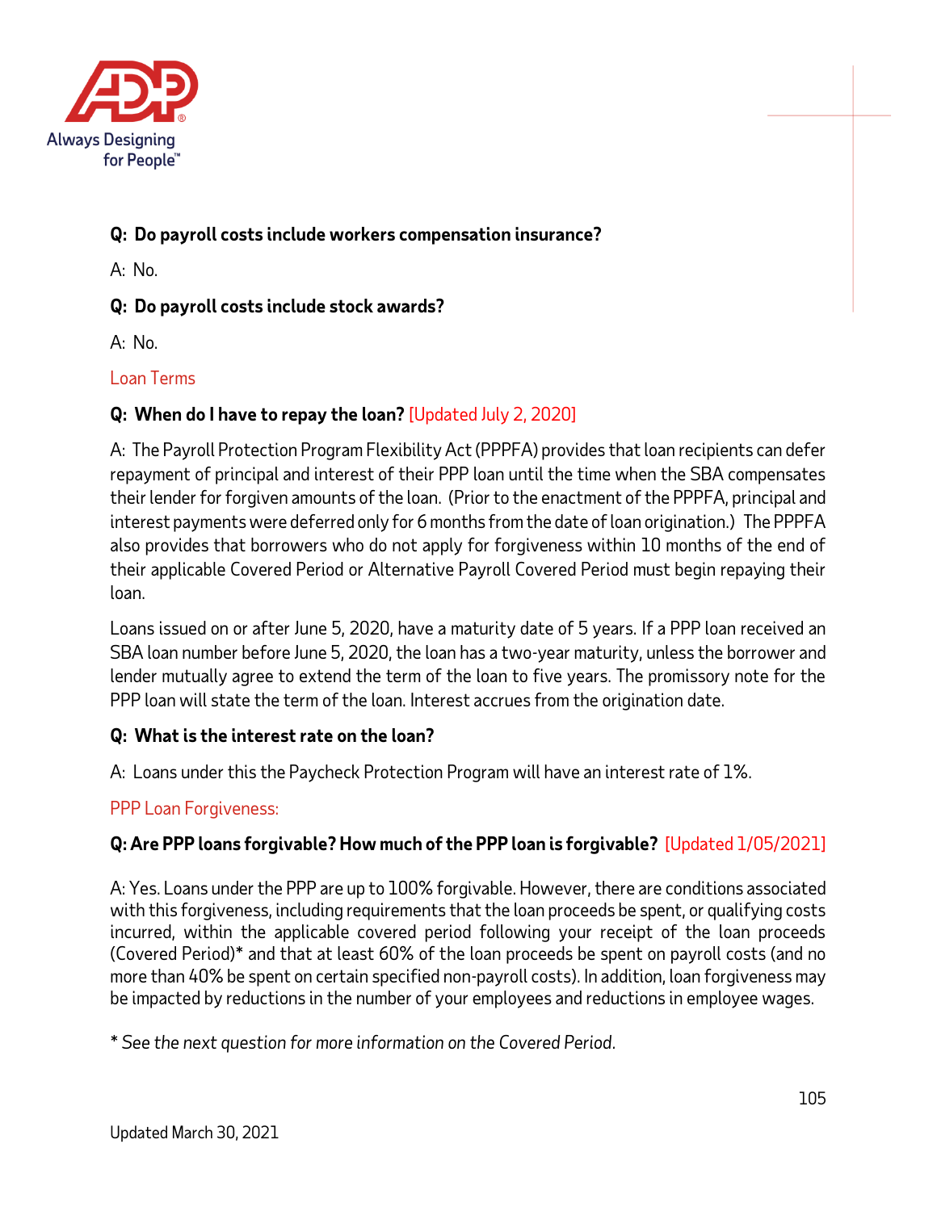**Q: Do payroll costs include workers compensation insurance?**

A: No.

**Q: Do payroll costs include stock awards?**

A: No.

## Loan Terms

**Q: When do I have to repay the loan?** [Updated July 2, 2020]

A: The Payroll Protection Program Flexibility Act (PPPFA) provides that loan recipients can defer repayment of principal and interest of their PPP loan until the time when the SBA compensates their lender for forgiven amounts of the loan. (Prior to the enactment of the PPPFA, principal and interest payments were deferred only for 6 months from the date of loan origination.) The PPPFA also provides that borrowers who do not apply for forgiveness within 10 months of the end of their applicable Covered Period or Alternative Payroll Covered Period must begin repaying their loan.

Loans issued on or after June 5, 2020, have a maturity date of 5 years. If a PPP loan received an SBA loan number before June 5, 2020, the loan has a two-year maturity, unless the borrower and lender mutually agree to extend the term of the loan to five years. The promissory note for the PPP loan will state the term of the loan. Interest accrues from the origination date.

**Q: What is the interest rate on the loan?**

A: Loans under this the Paycheck Protection Program will have an interest rate of 1%.

## PPP Loan Forgiveness:

**Q: Are PPP loans forgivable? How much of the PPP loan is forgivable?** [Updated 1/05/2021]

A: Yes. Loans under the PPP are up to 100% forgivable. However, there are conditions associated with this forgiveness, including requirements that the loan proceeds be spent, or qualifying costs incurred, within the applicable covered period following your receipt of the loan proceeds (Covered Period)* and that at least 60% of the loan proceeds be spent on payroll costs (and no more than 40% be spent on certain specified non-payroll costs). In addition, loan forgiveness may be impacted by reductions in the number of your employees and reductions in employee wages.

*\* See the next question for more information on the Covered Period.*

Updated March 30, 2021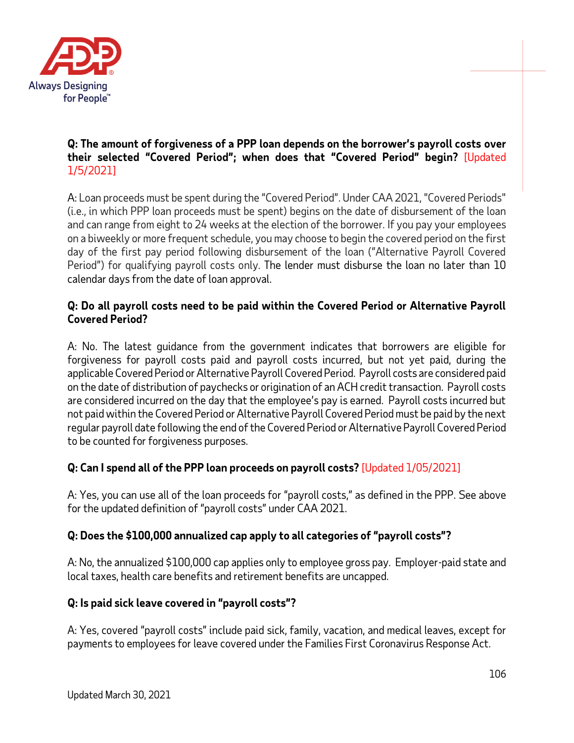**Q: The amount of forgiveness of a PPP loan depends on the borrower's payroll costs over their selected "Covered Period"; when does that "Covered Period" begin?** [Updated 1/5/2021]

A: Loan proceeds must be spent during the "Covered Period". Under CAA 2021, "Covered Periods" (i.e., in which PPP loan proceeds must be spent) begins on the date of disbursement of the loan and can range from eight to 24 weeks at the election of the borrower. If you pay your employees on a biweekly or more frequent schedule, you may choose to begin the covered period on the first day of the first pay period following disbursement of the loan ("Alternative Payroll Covered Period") for qualifying payroll costs only. The lender must disburse the loan no later than 10 calendar days from the date of loan approval.

**Q: Do all payroll costs need to be paid within the Covered Period or Alternative Payroll Covered Period?**

A: No. The latest guidance from the government indicates that borrowers are eligible for forgiveness for payroll costs paid and payroll costs incurred, but not yet paid, during the applicable Covered Period or Alternative Payroll Covered Period. Payroll costs are considered paid on the date of distribution of paychecks or origination of an ACH credit transaction. Payroll costs are considered incurred on the day that the employee's pay is earned. Payroll costs incurred but not paid within the Covered Period or Alternative Payroll Covered Period must be paid by the next regular payroll date following the end of the Covered Period or Alternative Payroll Covered Period to be counted for forgiveness purposes.

**Q: Can I spend all of the PPP loan proceeds on payroll costs?** [Updated 1/05/2021]

A: Yes, you can use all of the loan proceeds for "payroll costs," as defined in the PPP. See above for the updated definition of "payroll costs" under CAA 2021.

**Q: Does the $100,000 annualized cap apply to all categories of "payroll costs"?**

A: No, the annualized $100,000 cap applies only to employee gross pay. Employer-paid state and local taxes, health care benefits and retirement benefits are uncapped.

**Q: Is paid sick leave covered in "payroll costs"?**

A: Yes, covered "payroll costs" include paid sick, family, vacation, and medical leaves, except for payments to employees for leave covered under the Families First Coronavirus Response Act.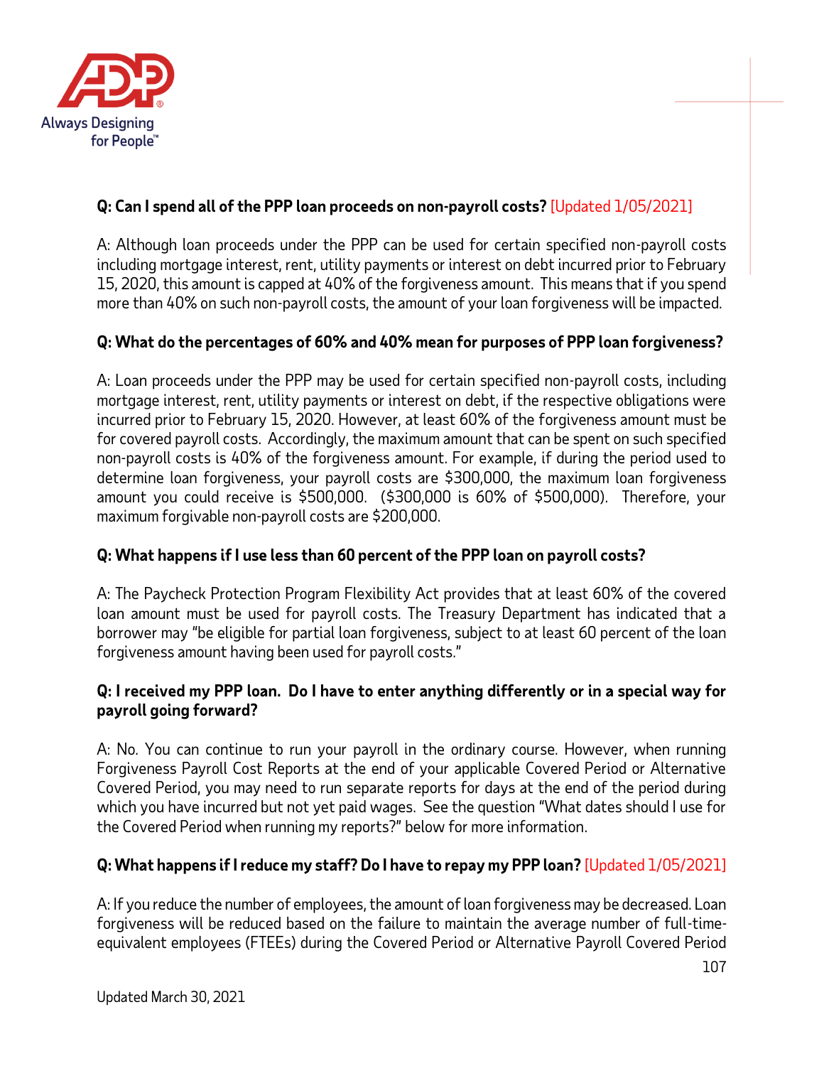**Q: Can I spend all of the PPP loan proceeds on non-payroll costs?** [Updated 1/05/2021]

A: Although loan proceeds under the PPP can be used for certain specified non-payroll costs including mortgage interest, rent, utility payments or interest on debt incurred prior to February 15, 2020, this amount is capped at 40% of the forgiveness amount. This means that if you spend more than 40% on such non-payroll costs, the amount of your loan forgiveness will be impacted.

**Q: What do the percentages of 60% and 40% mean for purposes of PPP loan forgiveness?**

A: Loan proceeds under the PPP may be used for certain specified non-payroll costs, including mortgage interest, rent, utility payments or interest on debt, if the respective obligations were incurred prior to February 15, 2020. However, at least 60% of the forgiveness amount must be for covered payroll costs. Accordingly, the maximum amount that can be spent on such specified non-payroll costs is 40% of the forgiveness amount. For example, if during the period used to determine loan forgiveness, your payroll costs are $300,000, the maximum loan forgiveness amount you could receive is $500,000. ($300,000 is 60% of $500,000). Therefore, your maximum forgivable non-payroll costs are $200,000.

**Q: What happens if I use less than 60 percent of the PPP loan on payroll costs?**

A: The Paycheck Protection Program Flexibility Act provides that at least 60% of the covered loan amount must be used for payroll costs. The Treasury Department has indicated that a borrower may "be eligible for partial loan forgiveness, subject to at least 60 percent of the loan forgiveness amount having been used for payroll costs."

**Q: I received my PPP loan. Do I have to enter anything differently or in a special way for payroll going forward?**

A: No. You can continue to run your payroll in the ordinary course. However, when running Forgiveness Payroll Cost Reports at the end of your applicable Covered Period or Alternative Covered Period, you may need to run separate reports for days at the end of the period during which you have incurred but not yet paid wages. See the question "What dates should I use for the Covered Period when running my reports?" below for more information.

**Q: What happens if I reduce my staff? Do I have to repay my PPP loan?** [Updated 1/05/2021]

A: If you reduce the number of employees, the amount of loan forgiveness may be decreased. Loan forgiveness will be reduced based on the failure to maintain the average number of full-time-equivalent employees (FTEEs) during the Covered Period or Alternative Payroll Covered Period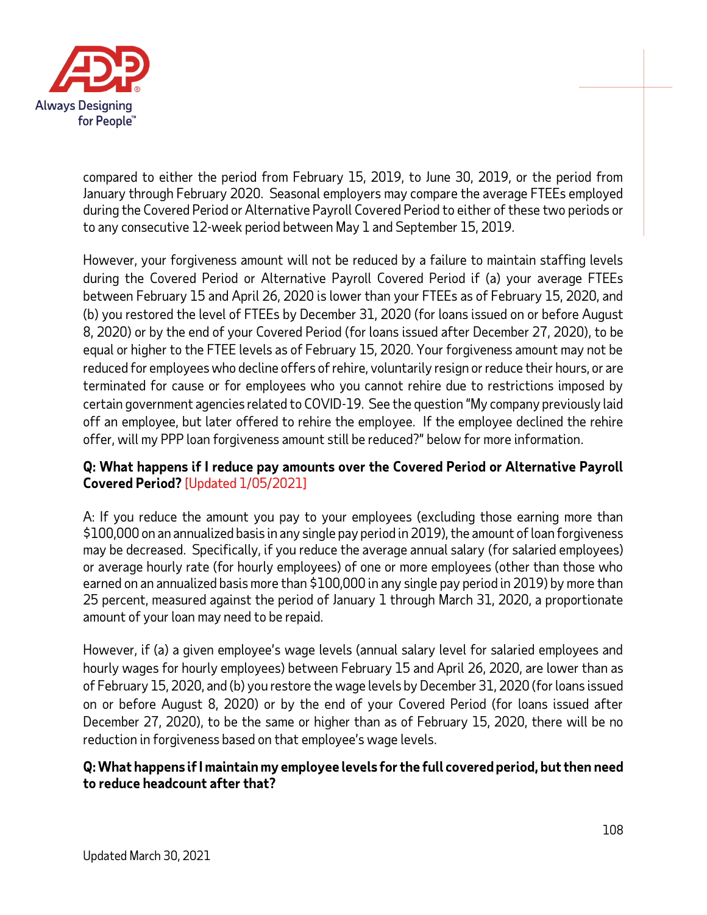compared to either the period from February 15, 2019, to June 30, 2019, or the period from January through February 2020. Seasonal employers may compare the average FTEEs employed during the Covered Period or Alternative Payroll Covered Period to either of these two periods or to any consecutive 12-week period between May 1 and September 15, 2019.

However, your forgiveness amount will not be reduced by a failure to maintain staffing levels during the Covered Period or Alternative Payroll Covered Period if (a) your average FTEEs between February 15 and April 26, 2020 is lower than your FTEEs as of February 15, 2020, and (b) you restored the level of FTEEs by December 31, 2020 (for loans issued on or before August 8, 2020) or by the end of your Covered Period (for loans issued after December 27, 2020), to be equal or higher to the FTEE levels as of February 15, 2020. Your forgiveness amount may not be reduced for employees who decline offers of rehire, voluntarily resign or reduce their hours, or are terminated for cause or for employees who you cannot rehire due to restrictions imposed by certain government agencies related to COVID-19. See the question "My company previously laid off an employee, but later offered to rehire the employee. If the employee declined the rehire offer, will my PPP loan forgiveness amount still be reduced?" below for more information.

**Q: What happens if I reduce pay amounts over the Covered Period or Alternative Payroll Covered Period?** [Updated 1/05/2021]

A: If you reduce the amount you pay to your employees (excluding those earning more than $100,000 on an annualized basis in any single pay period in 2019), the amount of loan forgiveness may be decreased. Specifically, if you reduce the average annual salary (for salaried employees) or average hourly rate (for hourly employees) of one or more employees (other than those who earned on an annualized basis more than $100,000 in any single pay period in 2019) by more than 25 percent, measured against the period of January 1 through March 31, 2020, a proportionate amount of your loan may need to be repaid.

However, if (a) a given employee's wage levels (annual salary level for salaried employees and hourly wages for hourly employees) between February 15 and April 26, 2020, are lower than as of February 15, 2020, and (b) you restore the wage levels by December 31, 2020 (for loans issued on or before August 8, 2020) or by the end of your Covered Period (for loans issued after December 27, 2020), to be the same or higher than as of February 15, 2020, there will be no reduction in forgiveness based on that employee's wage levels.

**Q: What happens if I maintain my employee levels for the full covered period, but then need to reduce headcount after that?**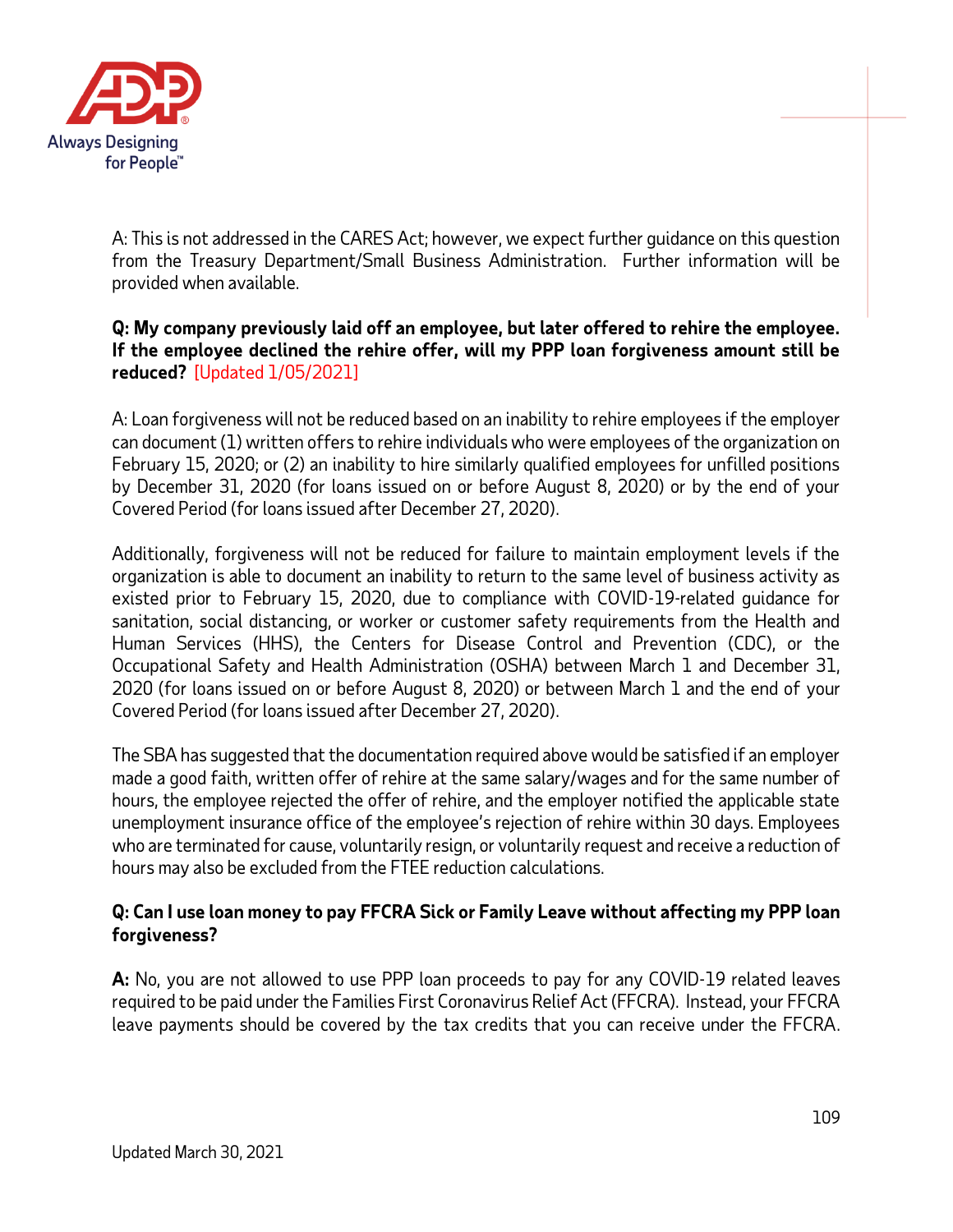A: This is not addressed in the CARES Act; however, we expect further guidance on this question from the Treasury Department/Small Business Administration. Further information will be provided when available.

**Q: My company previously laid off an employee, but later offered to rehire the employee. If the employee declined the rehire offer, will my PPP loan forgiveness amount still be reduced?** [Updated 1/05/2021]

A: Loan forgiveness will not be reduced based on an inability to rehire employees if the employer can document (1) written offers to rehire individuals who were employees of the organization on February 15, 2020; or (2) an inability to hire similarly qualified employees for unfilled positions by December 31, 2020 (for loans issued on or before August 8, 2020) or by the end of your Covered Period (for loans issued after December 27, 2020).

Additionally, forgiveness will not be reduced for failure to maintain employment levels if the organization is able to document an inability to return to the same level of business activity as existed prior to February 15, 2020, due to compliance with COVID-19-related guidance for sanitation, social distancing, or worker or customer safety requirements from the Health and Human Services (HHS), the Centers for Disease Control and Prevention (CDC), or the Occupational Safety and Health Administration (OSHA) between March 1 and December 31, 2020 (for loans issued on or before August 8, 2020) or between March 1 and the end of your Covered Period (for loans issued after December 27, 2020).

The SBA has suggested that the documentation required above would be satisfied if an employer made a good faith, written offer of rehire at the same salary/wages and for the same number of hours, the employee rejected the offer of rehire, and the employer notified the applicable state unemployment insurance office of the employee's rejection of rehire within 30 days. Employees who are terminated for cause, voluntarily resign, or voluntarily request and receive a reduction of hours may also be excluded from the FTEE reduction calculations.

**Q: Can I use loan money to pay FFCRA Sick or Family Leave without affecting my PPP loan forgiveness?**

**A:** No, you are not allowed to use PPP loan proceeds to pay for any COVID-19 related leaves required to be paid under the Families First Coronavirus Relief Act (FFCRA). Instead, your FFCRA leave payments should be covered by the tax credits that you can receive under the FFCRA.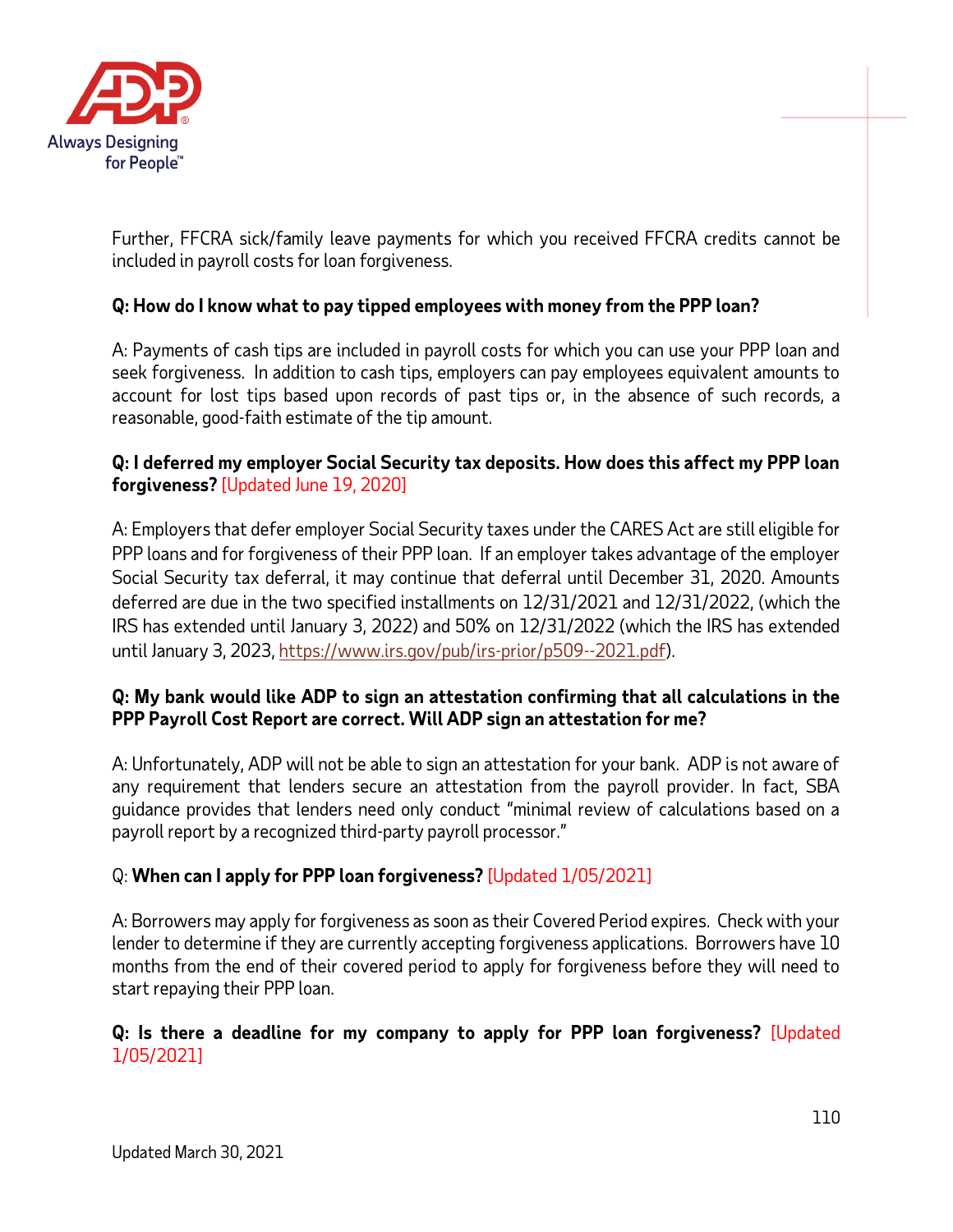Further, FFCRA sick/family leave payments for which you received FFCRA credits cannot be included in payroll costs for loan forgiveness.

**Q: How do I know what to pay tipped employees with money from the PPP loan?**

A: Payments of cash tips are included in payroll costs for which you can use your PPP loan and seek forgiveness. In addition to cash tips, employers can pay employees equivalent amounts to account for lost tips based upon records of past tips or, in the absence of such records, a reasonable, good-faith estimate of the tip amount.

**Q: I deferred my employer Social Security tax deposits. How does this affect my PPP loan forgiveness?** [Updated June 19, 2020]

A: Employers that defer employer Social Security taxes under the CARES Act are still eligible for PPP loans and for forgiveness of their PPP loan. If an employer takes advantage of the employer Social Security tax deferral, it may continue that deferral until December 31, 2020. Amounts deferred are due in the two specified installments on 12/31/2021 and 12/31/2022, (which the IRS has extended until January 3, 2022) and 50% on 12/31/2022 (which the IRS has extended until January 3, 2023, https://www.irs.gov/pub/irs-prior/p509--2021.pdf).

**Q: My bank would like ADP to sign an attestation confirming that all calculations in the PPP Payroll Cost Report are correct. Will ADP sign an attestation for me?**

A: Unfortunately, ADP will not be able to sign an attestation for your bank. ADP is not aware of any requirement that lenders secure an attestation from the payroll provider. In fact, SBA guidance provides that lenders need only conduct "minimal review of calculations based on a payroll report by a recognized third-party payroll processor."

Q: **When can I apply for PPP loan forgiveness?** [Updated 1/05/2021]

A: Borrowers may apply for forgiveness as soon as their Covered Period expires. Check with your lender to determine if they are currently accepting forgiveness applications. Borrowers have 10 months from the end of their covered period to apply for forgiveness before they will need to start repaying their PPP loan.

**Q: Is there a deadline for my company to apply for PPP loan forgiveness?** [Updated 1/05/2021]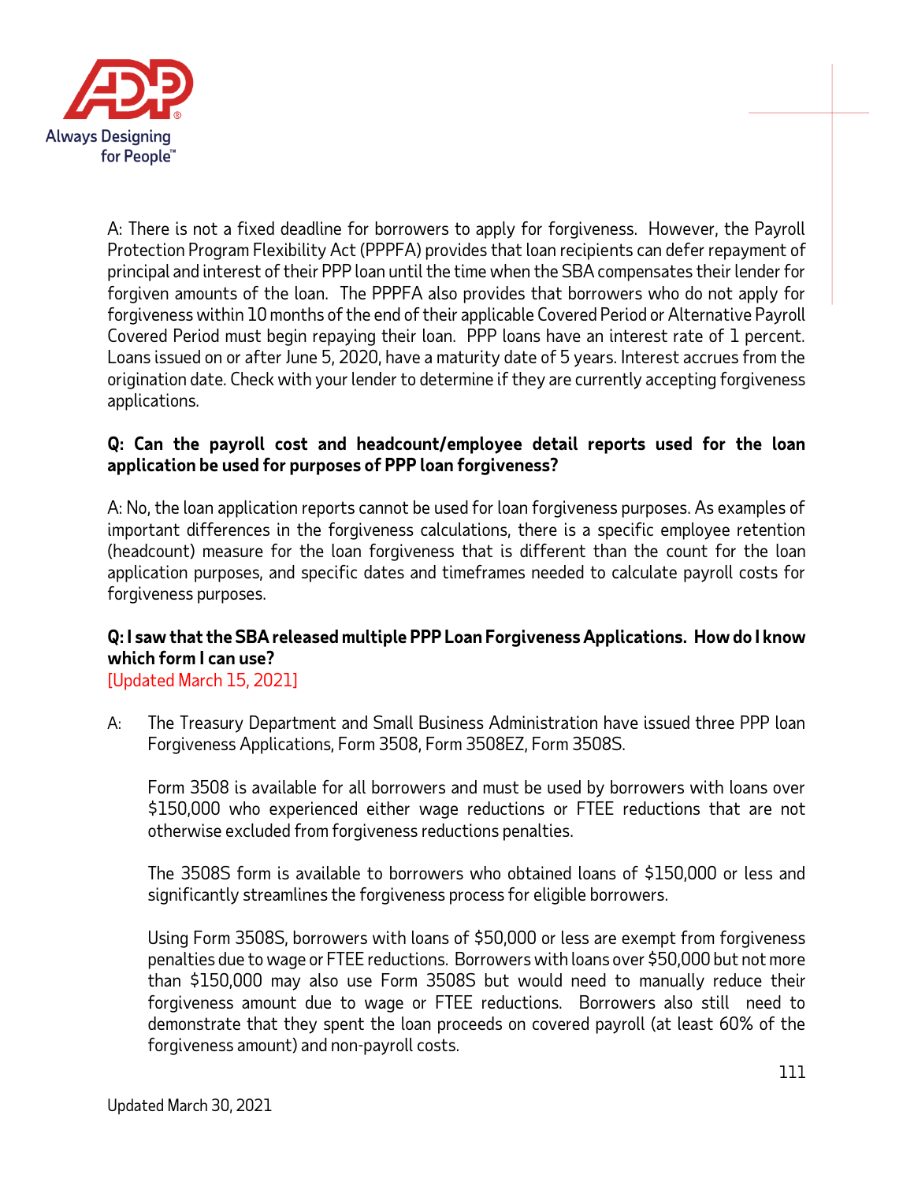A: There is not a fixed deadline for borrowers to apply for forgiveness. However, the Payroll Protection Program Flexibility Act (PPPFA) provides that loan recipients can defer repayment of principal and interest of their PPP loan until the time when the SBA compensates their lender for forgiven amounts of the loan. The PPPFA also provides that borrowers who do not apply for forgiveness within 10 months of the end of their applicable Covered Period or Alternative Payroll Covered Period must begin repaying their loan. PPP loans have an interest rate of 1 percent. Loans issued on or after June 5, 2020, have a maturity date of 5 years. Interest accrues from the origination date. Check with your lender to determine if they are currently accepting forgiveness applications.

**Q: Can the payroll cost and headcount/employee detail reports used for the loan application be used for purposes of PPP loan forgiveness?**

A: No, the loan application reports cannot be used for loan forgiveness purposes. As examples of important differences in the forgiveness calculations, there is a specific employee retention (headcount) measure for the loan forgiveness that is different than the count for the loan application purposes, and specific dates and timeframes needed to calculate payroll costs for forgiveness purposes.

**Q: I saw that the SBA released multiple PPP Loan Forgiveness Applications. How do I know which form I can use?**
[Updated March 15, 2021]

A: The Treasury Department and Small Business Administration have issued three PPP loan Forgiveness Applications, Form 3508, Form 3508EZ, Form 3508S.

Form 3508 is available for all borrowers and must be used by borrowers with loans over $150,000 who experienced either wage reductions or FTEE reductions that are not otherwise excluded from forgiveness reductions penalties.

The 3508S form is available to borrowers who obtained loans of $150,000 or less and significantly streamlines the forgiveness process for eligible borrowers.

Using Form 3508S, borrowers with loans of $50,000 or less are exempt from forgiveness penalties due to wage or FTEE reductions. Borrowers with loans over $50,000 but not more than $150,000 may also use Form 3508S but would need to manually reduce their forgiveness amount due to wage or FTEE reductions. Borrowers also still need to demonstrate that they spent the loan proceeds on covered payroll (at least 60% of the forgiveness amount) and non-payroll costs.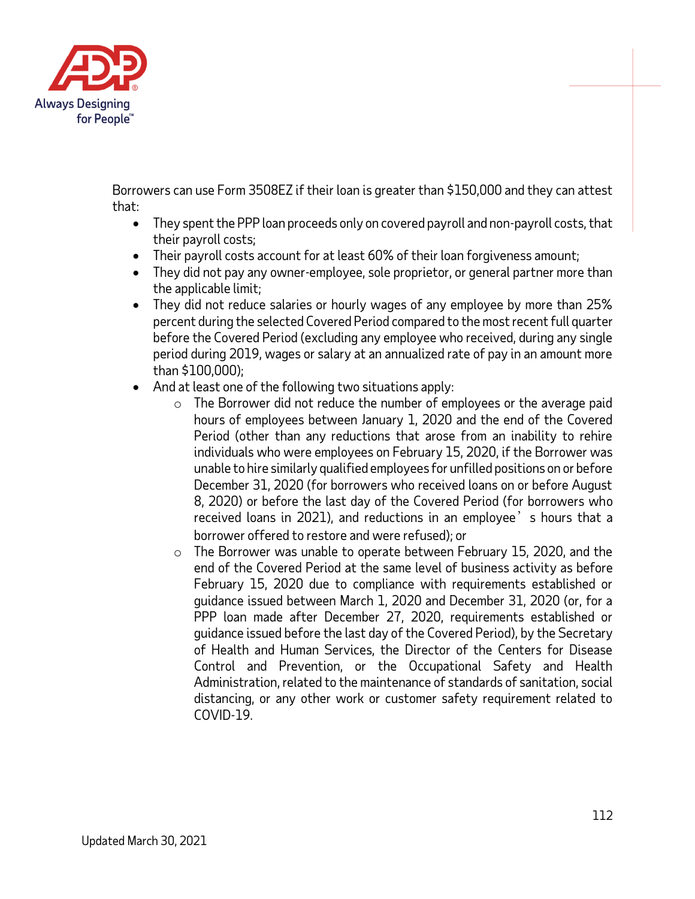Borrowers can use Form 3508EZ if their loan is greater than $150,000 and they can attest that:

- They spent the PPP loan proceeds only on covered payroll and non-payroll costs, that their payroll costs;
- Their payroll costs account for at least 60% of their loan forgiveness amount;
- They did not pay any owner-employee, sole proprietor, or general partner more than the applicable limit;
- They did not reduce salaries or hourly wages of any employee by more than 25% percent during the selected Covered Period compared to the most recent full quarter before the Covered Period (excluding any employee who received, during any single period during 2019, wages or salary at an annualized rate of pay in an amount more than $100,000);
- And at least one of the following two situations apply:
  - The Borrower did not reduce the number of employees or the average paid hours of employees between January 1, 2020 and the end of the Covered Period (other than any reductions that arose from an inability to rehire individuals who were employees on February 15, 2020, if the Borrower was unable to hire similarly qualified employees for unfilled positions on or before December 31, 2020 (for borrowers who received loans on or before August 8, 2020) or before the last day of the Covered Period (for borrowers who received loans in 2021), and reductions in an employee's hours that a borrower offered to restore and were refused); or
  - The Borrower was unable to operate between February 15, 2020, and the end of the Covered Period at the same level of business activity as before February 15, 2020 due to compliance with requirements established or guidance issued between March 1, 2020 and December 31, 2020 (or, for a PPP loan made after December 27, 2020, requirements established or guidance issued before the last day of the Covered Period), by the Secretary of Health and Human Services, the Director of the Centers for Disease Control and Prevention, or the Occupational Safety and Health Administration, related to the maintenance of standards of sanitation, social distancing, or any other work or customer safety requirement related to COVID-19.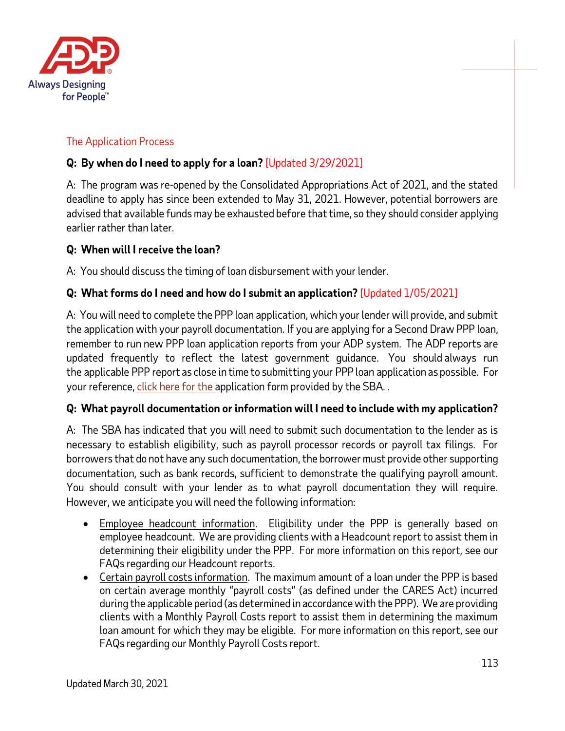## The Application Process

**Q: By when do I need to apply for a loan?** [Updated 3/29/2021]

A: The program was re-opened by the Consolidated Appropriations Act of 2021, and the stated deadline to apply has since been extended to May 31, 2021. However, potential borrowers are advised that available funds may be exhausted before that time, so they should consider applying earlier rather than later.

**Q: When will I receive the loan?**

A: You should discuss the timing of loan disbursement with your lender.

**Q: What forms do I need and how do I submit an application?** [Updated 1/05/2021]

A: You will need to complete the PPP loan application, which your lender will provide, and submit the application with your payroll documentation. If you are applying for a Second Draw PPP loan, remember to run new PPP loan application reports from your ADP system. The ADP reports are updated frequently to reflect the latest government guidance. You should always run the applicable PPP report as close in time to submitting your PPP loan application as possible. For your reference, click here for the application form provided by the SBA. .

**Q: What payroll documentation or information will I need to include with my application?**

A: The SBA has indicated that you will need to submit such documentation to the lender as is necessary to establish eligibility, such as payroll processor records or payroll tax filings. For borrowers that do not have any such documentation, the borrower must provide other supporting documentation, such as bank records, sufficient to demonstrate the qualifying payroll amount. You should consult with your lender as to what payroll documentation they will require. However, we anticipate you will need the following information:

- Employee headcount information. Eligibility under the PPP is generally based on employee headcount. We are providing clients with a Headcount report to assist them in determining their eligibility under the PPP. For more information on this report, see our FAQs regarding our Headcount reports.
- Certain payroll costs information. The maximum amount of a loan under the PPP is based on certain average monthly "payroll costs" (as defined under the CARES Act) incurred during the applicable period (as determined in accordance with the PPP). We are providing clients with a Monthly Payroll Costs report to assist them in determining the maximum loan amount for which they may be eligible. For more information on this report, see our FAQs regarding our Monthly Payroll Costs report.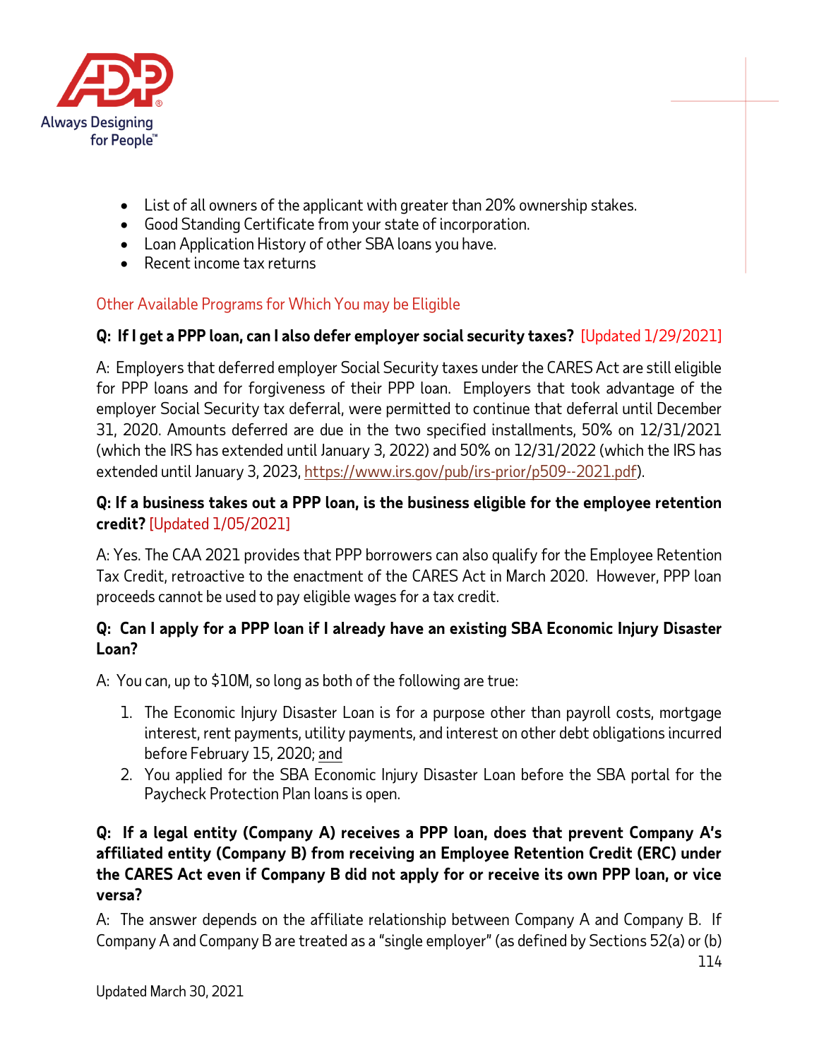- List of all owners of the applicant with greater than 20% ownership stakes.
- Good Standing Certificate from your state of incorporation.
- Loan Application History of other SBA loans you have.
- Recent income tax returns

## Other Available Programs for Which You may be Eligible

**Q: If I get a PPP loan, can I also defer employer social security taxes?** [Updated 1/29/2021]

A: Employers that deferred employer Social Security taxes under the CARES Act are still eligible for PPP loans and for forgiveness of their PPP loan. Employers that took advantage of the employer Social Security tax deferral, were permitted to continue that deferral until December 31, 2020. Amounts deferred are due in the two specified installments, 50% on 12/31/2021 (which the IRS has extended until January 3, 2022) and 50% on 12/31/2022 (which the IRS has extended until January 3, 2023, https://www.irs.gov/pub/irs-prior/p509--2021.pdf).

**Q: If a business takes out a PPP loan, is the business eligible for the employee retention credit?** [Updated 1/05/2021]

A: Yes. The CAA 2021 provides that PPP borrowers can also qualify for the Employee Retention Tax Credit, retroactive to the enactment of the CARES Act in March 2020. However, PPP loan proceeds cannot be used to pay eligible wages for a tax credit.

**Q: Can I apply for a PPP loan if I already have an existing SBA Economic Injury Disaster Loan?**

A: You can, up to $10M, so long as both of the following are true:

1. The Economic Injury Disaster Loan is for a purpose other than payroll costs, mortgage interest, rent payments, utility payments, and interest on other debt obligations incurred before February 15, 2020; and
2. You applied for the SBA Economic Injury Disaster Loan before the SBA portal for the Paycheck Protection Plan loans is open.

**Q: If a legal entity (Company A) receives a PPP loan, does that prevent Company A's affiliated entity (Company B) from receiving an Employee Retention Credit (ERC) under the CARES Act even if Company B did not apply for or receive its own PPP loan, or vice versa?**

A: The answer depends on the affiliate relationship between Company A and Company B. If Company A and Company B are treated as a "single employer" (as defined by Sections 52(a) or (b)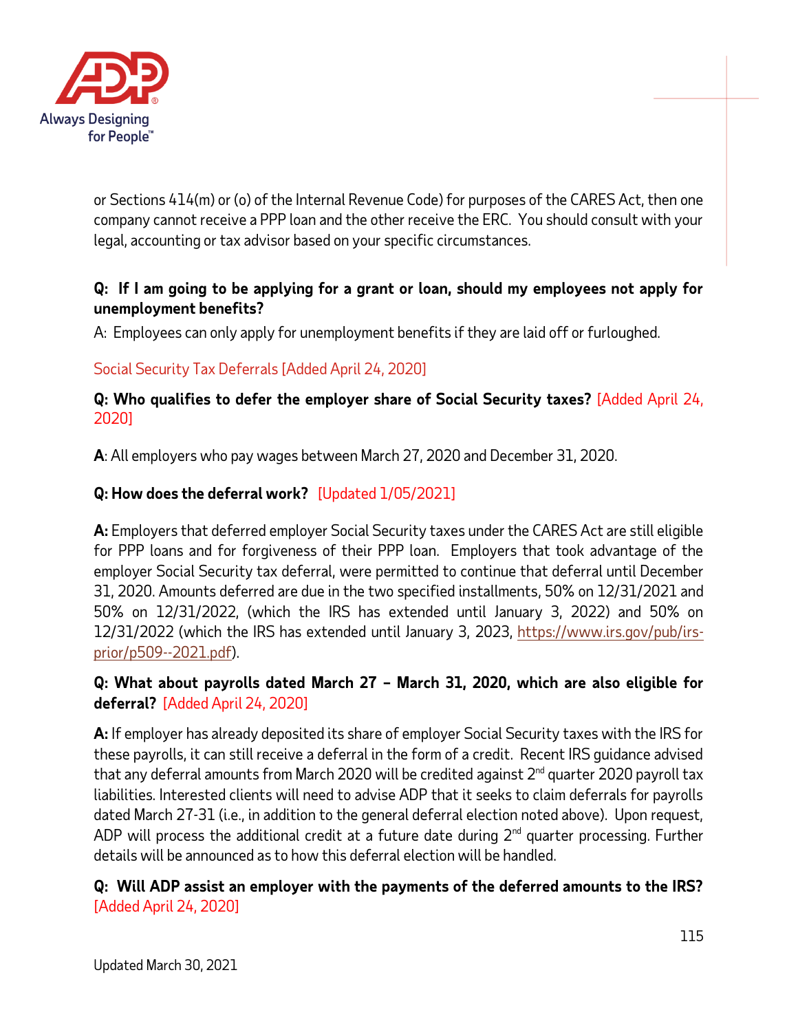or Sections 414(m) or (o) of the Internal Revenue Code) for purposes of the CARES Act, then one company cannot receive a PPP loan and the other receive the ERC. You should consult with your legal, accounting or tax advisor based on your specific circumstances.

**Q: If I am going to be applying for a grant or loan, should my employees not apply for unemployment benefits?**

A: Employees can only apply for unemployment benefits if they are laid off or furloughed.

## Social Security Tax Deferrals [Added April 24, 2020]

**Q: Who qualifies to defer the employer share of Social Security taxes?** [Added April 24, 2020]

**A**: All employers who pay wages between March 27, 2020 and December 31, 2020.

**Q: How does the deferral work?** [Updated 1/05/2021]

**A:** Employers that deferred employer Social Security taxes under the CARES Act are still eligible for PPP loans and for forgiveness of their PPP loan. Employers that took advantage of the employer Social Security tax deferral, were permitted to continue that deferral until December 31, 2020. Amounts deferred are due in the two specified installments, 50% on 12/31/2021 and 50% on 12/31/2022, (which the IRS has extended until January 3, 2022) and 50% on 12/31/2022 (which the IRS has extended until January 3, 2023, https://www.irs.gov/pub/irs-prior/p509--2021.pdf).

**Q: What about payrolls dated March 27 – March 31, 2020, which are also eligible for deferral?** [Added April 24, 2020]

**A:** If employer has already deposited its share of employer Social Security taxes with the IRS for these payrolls, it can still receive a deferral in the form of a credit. Recent IRS guidance advised that any deferral amounts from March 2020 will be credited against 2nd quarter 2020 payroll tax liabilities. Interested clients will need to advise ADP that it seeks to claim deferrals for payrolls dated March 27-31 (i.e., in addition to the general deferral election noted above). Upon request, ADP will process the additional credit at a future date during 2nd quarter processing. Further details will be announced as to how this deferral election will be handled.

**Q: Will ADP assist an employer with the payments of the deferred amounts to the IRS?** [Added April 24, 2020]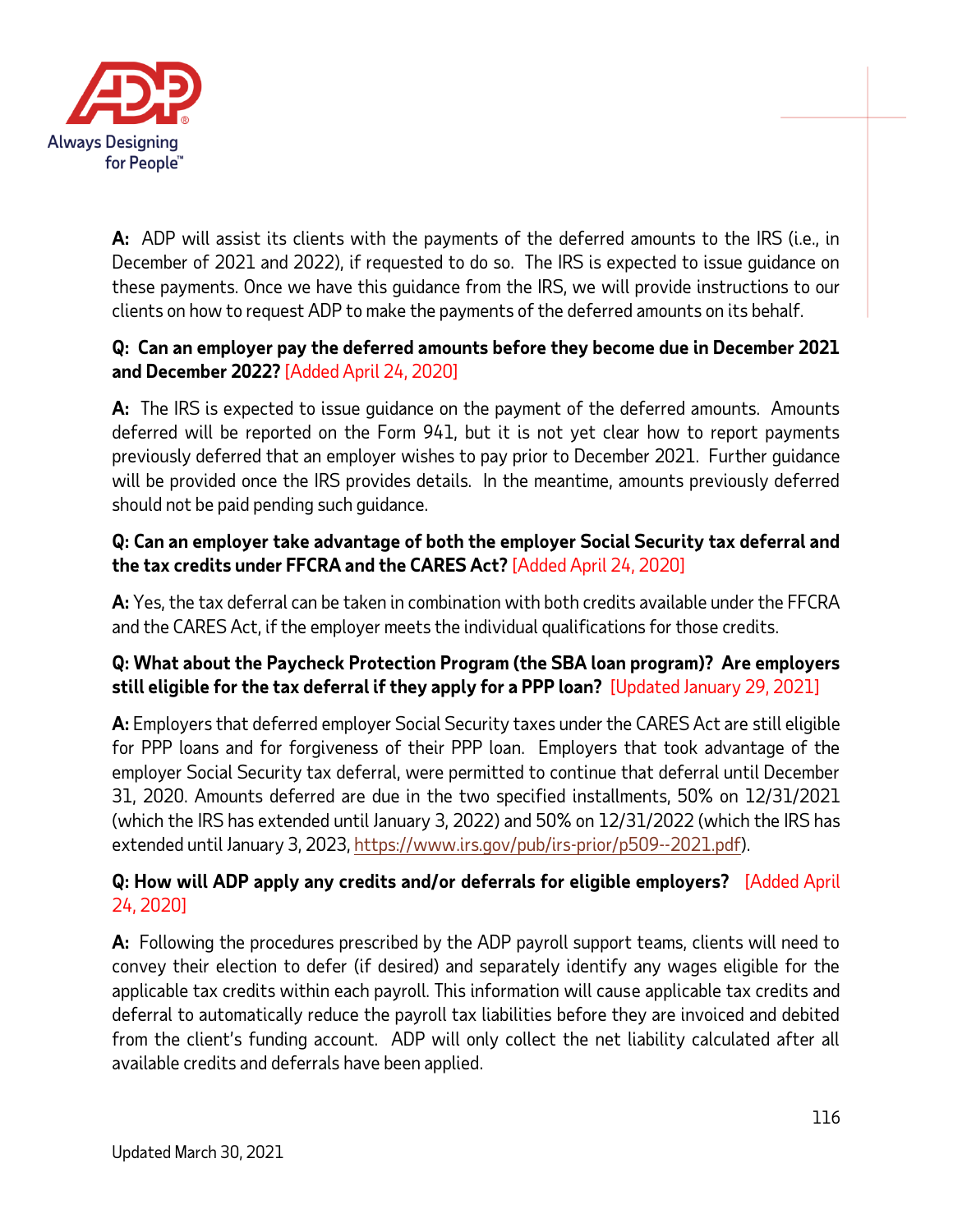**A:** ADP will assist its clients with the payments of the deferred amounts to the IRS (i.e., in December of 2021 and 2022), if requested to do so. The IRS is expected to issue guidance on these payments. Once we have this guidance from the IRS, we will provide instructions to our clients on how to request ADP to make the payments of the deferred amounts on its behalf.

**Q: Can an employer pay the deferred amounts before they become due in December 2021 and December 2022?** [Added April 24, 2020]

**A:** The IRS is expected to issue guidance on the payment of the deferred amounts. Amounts deferred will be reported on the Form 941, but it is not yet clear how to report payments previously deferred that an employer wishes to pay prior to December 2021. Further guidance will be provided once the IRS provides details. In the meantime, amounts previously deferred should not be paid pending such guidance.

**Q: Can an employer take advantage of both the employer Social Security tax deferral and the tax credits under FFCRA and the CARES Act?** [Added April 24, 2020]

**A:** Yes, the tax deferral can be taken in combination with both credits available under the FFCRA and the CARES Act, if the employer meets the individual qualifications for those credits.

**Q: What about the Paycheck Protection Program (the SBA loan program)? Are employers still eligible for the tax deferral if they apply for a PPP loan?** [Updated January 29, 2021]

**A:** Employers that deferred employer Social Security taxes under the CARES Act are still eligible for PPP loans and for forgiveness of their PPP loan. Employers that took advantage of the employer Social Security tax deferral, were permitted to continue that deferral until December 31, 2020. Amounts deferred are due in the two specified installments, 50% on 12/31/2021 (which the IRS has extended until January 3, 2022) and 50% on 12/31/2022 (which the IRS has extended until January 3, 2023, https://www.irs.gov/pub/irs-prior/p509--2021.pdf).

**Q: How will ADP apply any credits and/or deferrals for eligible employers?** [Added April 24, 2020]

**A:** Following the procedures prescribed by the ADP payroll support teams, clients will need to convey their election to defer (if desired) and separately identify any wages eligible for the applicable tax credits within each payroll. This information will cause applicable tax credits and deferral to automatically reduce the payroll tax liabilities before they are invoiced and debited from the client's funding account. ADP will only collect the net liability calculated after all available credits and deferrals have been applied.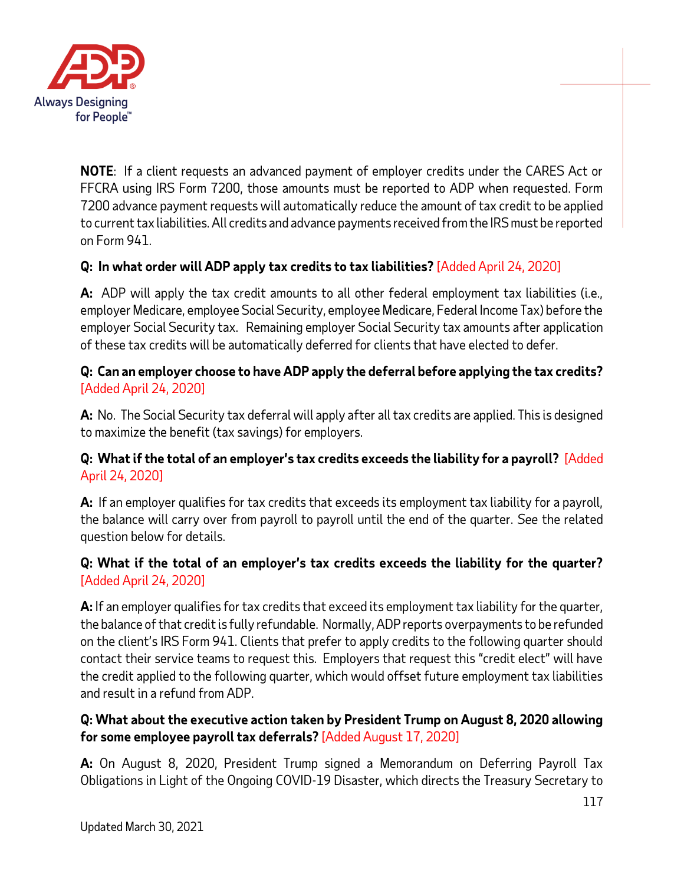**NOTE**: If a client requests an advanced payment of employer credits under the CARES Act or FFCRA using IRS Form 7200, those amounts must be reported to ADP when requested. Form 7200 advance payment requests will automatically reduce the amount of tax credit to be applied to current tax liabilities. All credits and advance payments received from the IRS must be reported on Form 941.

**Q: In what order will ADP apply tax credits to tax liabilities?** [Added April 24, 2020]

**A:** ADP will apply the tax credit amounts to all other federal employment tax liabilities (i.e., employer Medicare, employee Social Security, employee Medicare, Federal Income Tax) before the employer Social Security tax. Remaining employer Social Security tax amounts after application of these tax credits will be automatically deferred for clients that have elected to defer.

**Q: Can an employer choose to have ADP apply the deferral before applying the tax credits?** [Added April 24, 2020]

**A:** No. The Social Security tax deferral will apply after all tax credits are applied. This is designed to maximize the benefit (tax savings) for employers.

**Q: What if the total of an employer's tax credits exceeds the liability for a payroll?** [Added April 24, 2020]

**A:** If an employer qualifies for tax credits that exceeds its employment tax liability for a payroll, the balance will carry over from payroll to payroll until the end of the quarter. See the related question below for details.

**Q: What if the total of an employer's tax credits exceeds the liability for the quarter?** [Added April 24, 2020]

**A:** If an employer qualifies for tax credits that exceed its employment tax liability for the quarter, the balance of that credit is fully refundable. Normally, ADP reports overpayments to be refunded on the client's IRS Form 941. Clients that prefer to apply credits to the following quarter should contact their service teams to request this. Employers that request this "credit elect" will have the credit applied to the following quarter, which would offset future employment tax liabilities and result in a refund from ADP.

**Q: What about the executive action taken by President Trump on August 8, 2020 allowing for some employee payroll tax deferrals?** [Added August 17, 2020]

**A:** On August 8, 2020, President Trump signed a Memorandum on Deferring Payroll Tax Obligations in Light of the Ongoing COVID-19 Disaster, which directs the Treasury Secretary to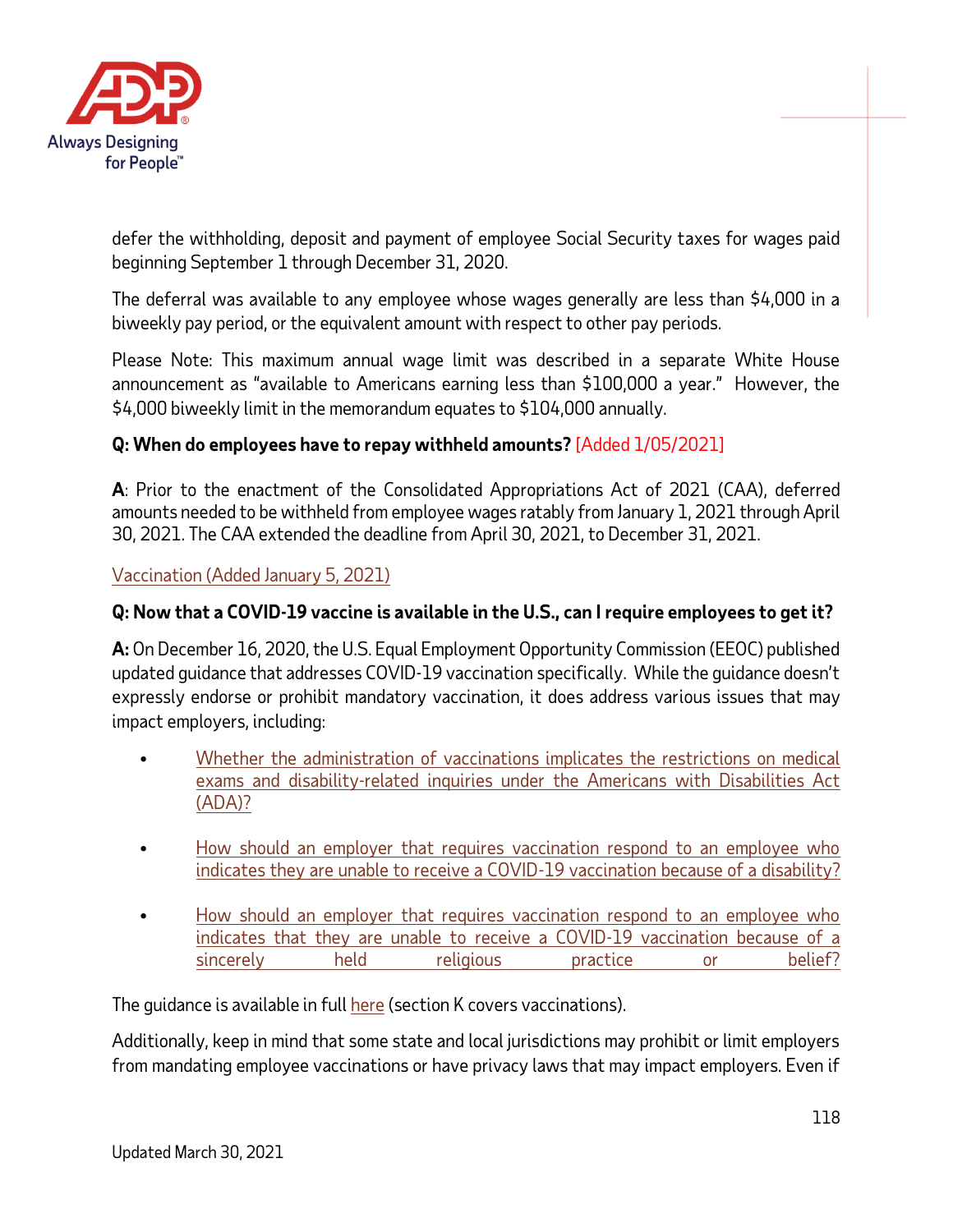defer the withholding, deposit and payment of employee Social Security taxes for wages paid beginning September 1 through December 31, 2020.

The deferral was available to any employee whose wages generally are less than $4,000 in a biweekly pay period, or the equivalent amount with respect to other pay periods.

Please Note: This maximum annual wage limit was described in a separate White House announcement as "available to Americans earning less than $100,000 a year." However, the $4,000 biweekly limit in the memorandum equates to $104,000 annually.

**Q: When do employees have to repay withheld amounts?** [Added 1/05/2021]

**A**: Prior to the enactment of the Consolidated Appropriations Act of 2021 (CAA), deferred amounts needed to be withheld from employee wages ratably from January 1, 2021 through April 30, 2021. The CAA extended the deadline from April 30, 2021, to December 31, 2021.

Vaccination (Added January 5, 2021)

**Q: Now that a COVID-19 vaccine is available in the U.S., can I require employees to get it?**

**A:** On December 16, 2020, the U.S. Equal Employment Opportunity Commission (EEOC) published updated guidance that addresses COVID-19 vaccination specifically. While the guidance doesn't expressly endorse or prohibit mandatory vaccination, it does address various issues that may impact employers, including:

- Whether the administration of vaccinations implicates the restrictions on medical exams and disability-related inquiries under the Americans with Disabilities Act (ADA)?
- How should an employer that requires vaccination respond to an employee who indicates they are unable to receive a COVID-19 vaccination because of a disability?
- How should an employer that requires vaccination respond to an employee who indicates that they are unable to receive a COVID-19 vaccination because of a sincerely held religious practice or belief?

The guidance is available in full here (section K covers vaccinations).

Additionally, keep in mind that some state and local jurisdictions may prohibit or limit employers from mandating employee vaccinations or have privacy laws that may impact employers. Even if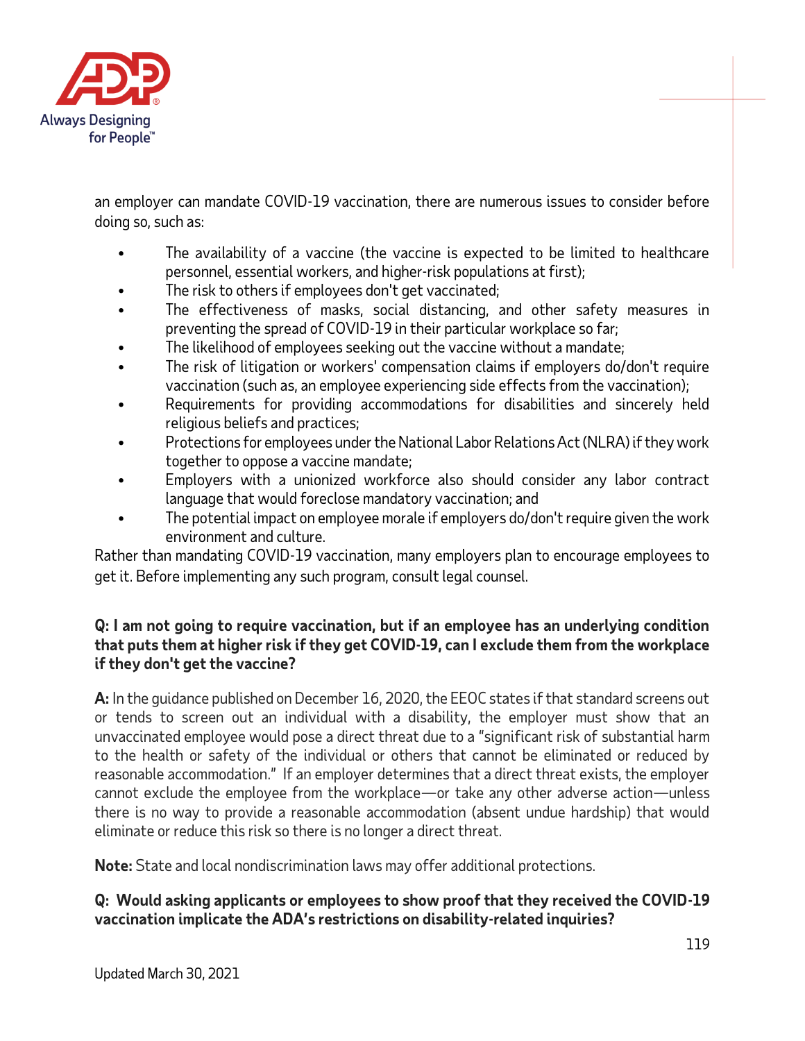an employer can mandate COVID-19 vaccination, there are numerous issues to consider before doing so, such as:

- The availability of a vaccine (the vaccine is expected to be limited to healthcare personnel, essential workers, and higher-risk populations at first);
- The risk to others if employees don't get vaccinated;
- The effectiveness of masks, social distancing, and other safety measures in preventing the spread of COVID-19 in their particular workplace so far;
- The likelihood of employees seeking out the vaccine without a mandate;
- The risk of litigation or workers' compensation claims if employers do/don't require vaccination (such as, an employee experiencing side effects from the vaccination);
- Requirements for providing accommodations for disabilities and sincerely held religious beliefs and practices;
- Protections for employees under the National Labor Relations Act (NLRA) if they work together to oppose a vaccine mandate;
- Employers with a unionized workforce also should consider any labor contract language that would foreclose mandatory vaccination; and
- The potential impact on employee morale if employers do/don't require given the work environment and culture.

Rather than mandating COVID-19 vaccination, many employers plan to encourage employees to get it. Before implementing any such program, consult legal counsel.

**Q: I am not going to require vaccination, but if an employee has an underlying condition that puts them at higher risk if they get COVID-19, can I exclude them from the workplace if they don't get the vaccine?**

**A:** In the guidance published on December 16, 2020, the EEOC states if that standard screens out or tends to screen out an individual with a disability, the employer must show that an unvaccinated employee would pose a direct threat due to a "significant risk of substantial harm to the health or safety of the individual or others that cannot be eliminated or reduced by reasonable accommodation." If an employer determines that a direct threat exists, the employer cannot exclude the employee from the workplace—or take any other adverse action—unless there is no way to provide a reasonable accommodation (absent undue hardship) that would eliminate or reduce this risk so there is no longer a direct threat.

**Note:** State and local nondiscrimination laws may offer additional protections.

**Q: Would asking applicants or employees to show proof that they received the COVID-19 vaccination implicate the ADA's restrictions on disability-related inquiries?**

Updated March 30, 2021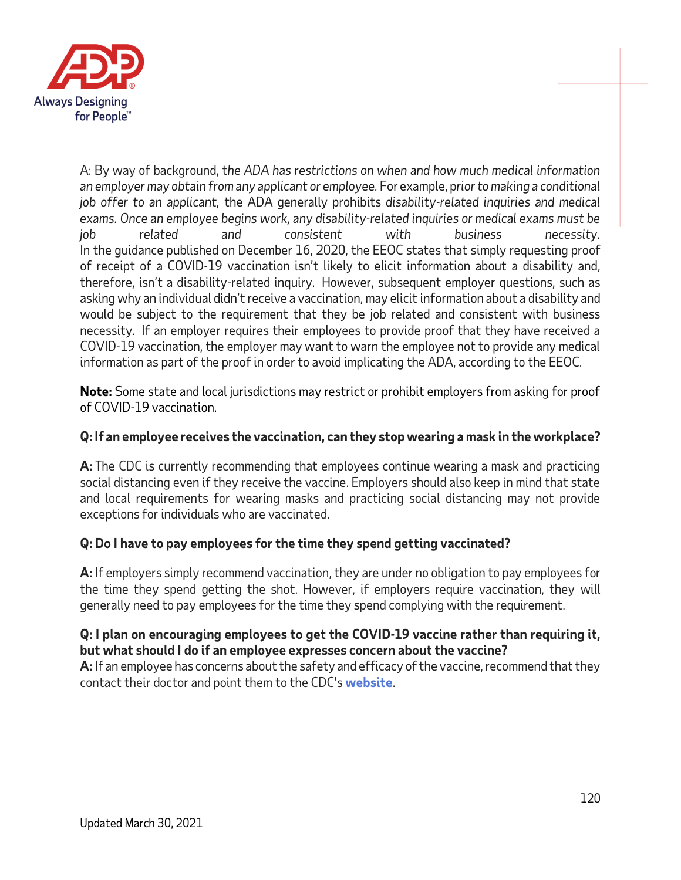A: By way of background, t*he ADA has restrictions on when and how much medical information an employer may obtain from any applicant or employee.* For example, pr*ior to making a conditional job offer to an applicant,* the ADA generally prohibits *disability-related inquiries and medical exams. Once an employee begins work, any disability-related inquiries or medical exams must be job related and consistent with business necessity.* In the guidance published on December 16, 2020, the EEOC states that simply requesting proof of receipt of a COVID-19 vaccination isn't likely to elicit information about a disability and, therefore, isn't a disability-related inquiry. However, subsequent employer questions, such as asking why an individual didn't receive a vaccination, may elicit information about a disability and would be subject to the requirement that they be job related and consistent with business necessity. If an employer requires their employees to provide proof that they have received a COVID-19 vaccination, the employer may want to warn the employee not to provide any medical information as part of the proof in order to avoid implicating the ADA, according to the EEOC.

**Note:** Some state and local jurisdictions may restrict or prohibit employers from asking for proof of COVID-19 vaccination.

**Q: If an employee receives the vaccination, can they stop wearing a mask in the workplace?**

**A:** The CDC is currently recommending that employees continue wearing a mask and practicing social distancing even if they receive the vaccine. Employers should also keep in mind that state and local requirements for wearing masks and practicing social distancing may not provide exceptions for individuals who are vaccinated.

**Q: Do I have to pay employees for the time they spend getting vaccinated?**

**A:** If employers simply recommend vaccination, they are under no obligation to pay employees for the time they spend getting the shot. However, if employers require vaccination, they will generally need to pay employees for the time they spend complying with the requirement.

**Q: I plan on encouraging employees to get the COVID-19 vaccine rather than requiring it, but what should I do if an employee expresses concern about the vaccine?**

**A:** If an employee has concerns about the safety and efficacy of the vaccine, recommend that they contact their doctor and point them to the CDC's **website**.

Updated March 30, 2021